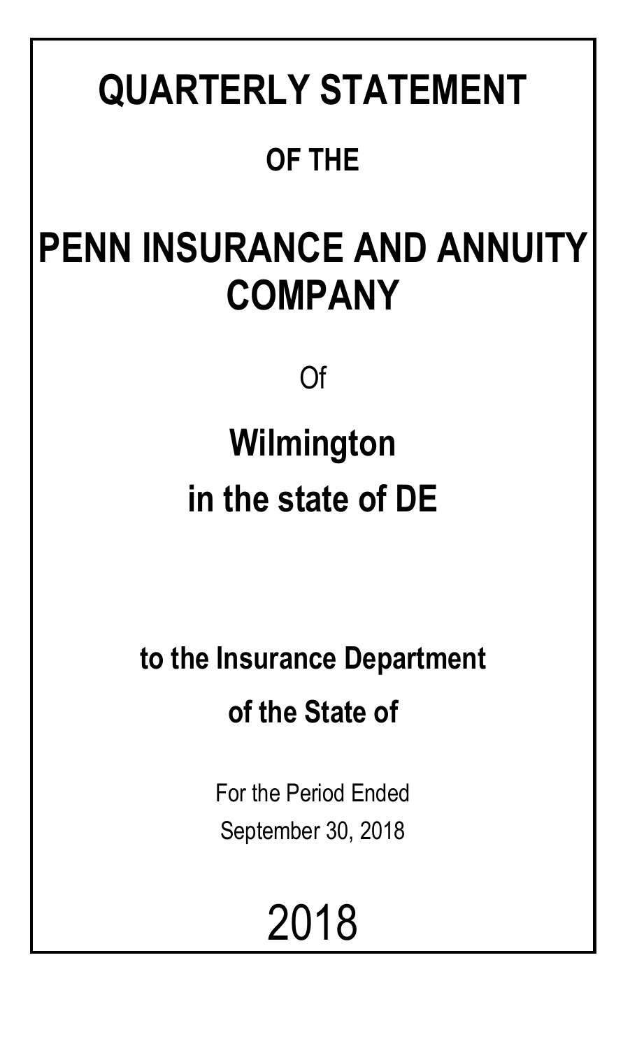# QUARTERLY STATEMENT

## OF THE

# PENN INSURANCE AND ANNUITY COMPANY

Of

## Wilmington

## in the state of DE

**to the Insurance Department**

**of the State of**

For the Period Ended

September 30, 2018

2018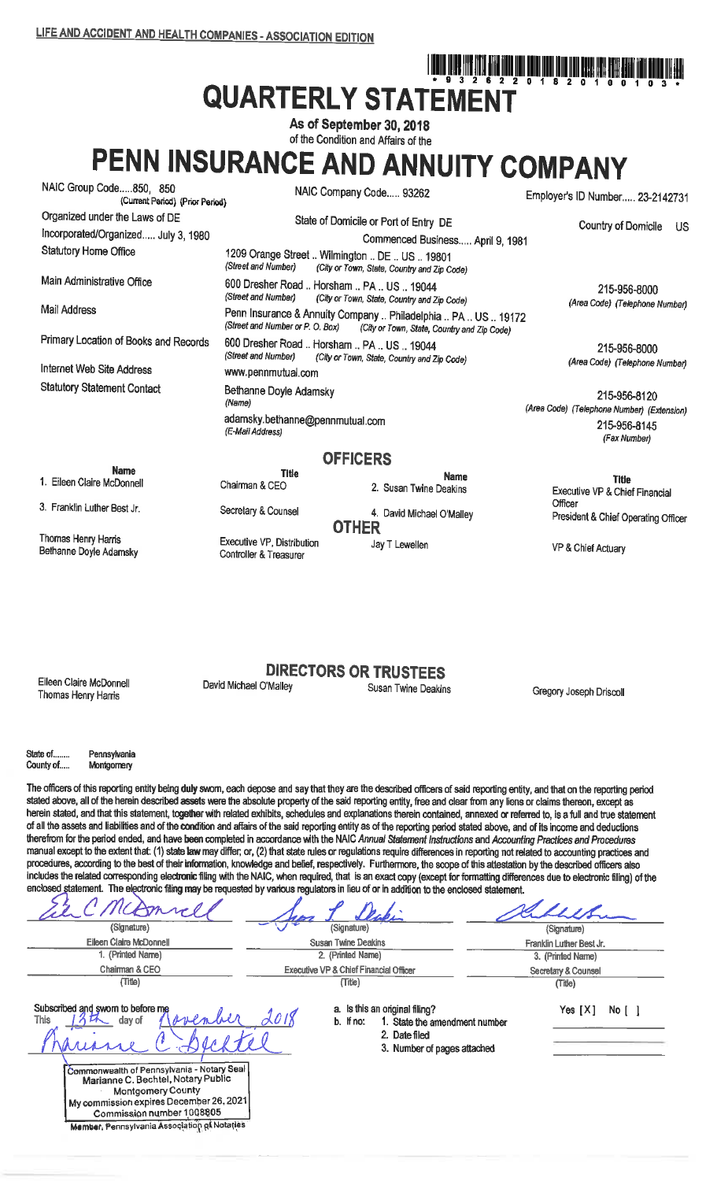LIFE AND ACCIDENT AND HEALTH COMPANIES - ASSOCIATION EDITION

\* 9 3 2 6 2 2 0 1 8 2 0 1 0 0 1 0 3 \*

# QUARTERLY STATEMENT

**As of September 30, 2018**

of the Condition and Affairs of the

# PENN INSURANCE AND ANNUITY COMPANY

NAIC Group Code.....850, 850 (Current Period) (Prior Period) | NAIC Company Code..... 93262 | Employer's ID Number..... 23-2142731

Organized under the Laws of DE | State of Domicile or Port of Entry DE | Country of Domicile US

Incorporated/Organized..... July 3, 1980 | Commenced Business..... April 9, 1981

| | | |
|---|---|---|
| Statutory Home Office | 1209 Orange Street .. Wilmington .. DE .. US .. 19801<br>(Street and Number) (City or Town, State, Country and Zip Code) | |
| Main Administrative Office | 600 Dresher Road .. Horsham .. PA .. US .. 19044<br>(Street and Number) (City or Town, State, Country and Zip Code) | 215-956-8000<br>(Area Code) (Telephone Number) |
| Mail Address | Penn Insurance & Annuity Company .. Philadelphia .. PA .. US .. 19172<br>(Street and Number or P. O. Box) (City or Town, State, Country and Zip Code) | |
| Primary Location of Books and Records | 600 Dresher Road .. Horsham .. PA .. US .. 19044<br>(Street and Number) (City or Town, State, Country and Zip Code) | 215-956-8000<br>(Area Code) (Telephone Number) |
| Internet Web Site Address | www.pennmutual.com | |
| Statutory Statement Contact | Bethanne Doyle Adamsky<br>(Name) | 215-956-8120<br>(Area Code) (Telephone Number) (Extension) |
| | adamsky.bethanne@pennmutual.com<br>(E-Mail Address) | 215-956-8145<br>(Fax Number) |

## OFFICERS

| Name | Title | Name | Title |
|---|---|---|---|
| 1. Eileen Claire McDonnell | Chairman & CEO | 2. Susan Twine Deakins | Executive VP & Chief Financial Officer |
| 3. Franklin Luther Best Jr. | Secretary & Counsel | 4. David Michael O'Malley | President & Chief Operating Officer |

**OTHER**

| | | | |
|---|---|---|---|
| Thomas Henry Harris | Executive VP, Distribution | Jay T Lewellen | VP & Chief Actuary |
| Bethanne Doyle Adamsky | Controller & Treasurer | | |

## DIRECTORS OR TRUSTEES

| | | | |
|---|---|---|---|
| Eileen Claire McDonnell | David Michael O'Malley | Susan Twine Deakins | Gregory Joseph Driscoll |
| Thomas Henry Harris | | | |

State of........ Pennsylvania
County of..... Montgomery

The officers of this reporting entity being duly sworn, each depose and say that they are the described officers of said reporting entity, and that on the reporting period stated above, all of the herein described assets were the absolute property of the said reporting entity, free and clear from any liens or claims thereon, except as herein stated, and that this statement, together with related exhibits, schedules and explanations therein contained, annexed or referred to, is a full and true statement of all the assets and liabilities and of the condition and affairs of the said reporting entity as of the reporting period stated above, and of its income and deductions therefrom for the period ended, and have been completed in accordance with the NAIC *Annual Statement Instructions* and *Accounting Practices and Procedures* manual except to the extent that: (1) state law may differ; or, (2) that state rules or regulations require differences in reporting not related to accounting practices and procedures, according to the best of their information, knowledge and belief, respectively. Furthermore, the scope of this attestation by the described officers also includes the related corresponding electronic filing with the NAIC, when required, that is an exact copy (except for formatting differences due to electronic filing) of the enclosed statement. The electronic filing may be requested by various regulators in lieu of or in addition to the enclosed statement.

| | | |
|---|---|---|
| (Signature) | (Signature) | (Signature) |
| Eileen Claire McDonnell | Susan Twine Deakins | Franklin Luther Best Jr. |
| 1. (Printed Name) | 2. (Printed Name) | 3. (Printed Name) |
| Chairman & CEO | Executive VP & Chief Financial Officer | Secretary & Counsel |
| (Title) | (Title) | (Title) |

Subscribed and sworn to before me
This 13th day of November 2018

Marianne C. Bechtel

Commonwealth of Pennsylvania - Notary Seal
Marianne C. Bechtel, Notary Public
Montgomery County
My commission expires December 26, 2021
Commission number 1008805
Member, Pennsylvania Association of Notaries

a. Is this an original filing? Yes [X] No [ ]
b. If no: 1. State the amendment number
2. Date filed
3. Number of pages attached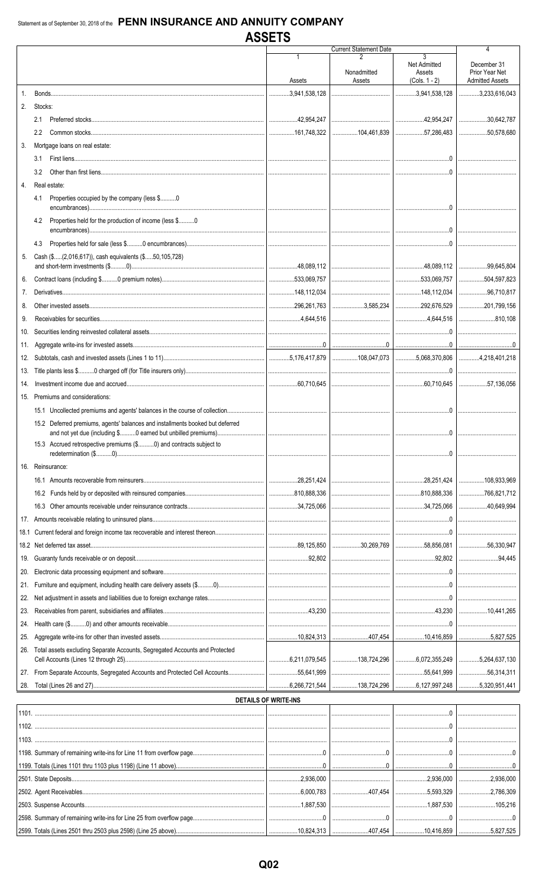Statement as of September 30, 2018 of the **PENN INSURANCE AND ANNUITY COMPANY**

# ASSETS

| | | Current Statement Date | | | 4 |
|---|---|---|---|---|---|
| | | 1<br>Assets | 2<br>Nonadmitted Assets | 3<br>Net Admitted Assets (Cols. 1 - 2) | December 31 Prior Year Net Admitted Assets |
| 1. | Bonds | 3,941,538,128 | | 3,941,538,128 | 3,233,616,043 |
| 2. | Stocks: | | | | |
| | 2.1 Preferred stocks | 42,954,247 | | 42,954,247 | 30,642,787 |
| | 2.2 Common stocks | 161,748,322 | 104,461,839 | 57,286,483 | 50,578,680 |
| 3. | Mortgage loans on real estate: | | | | |
| | 3.1 First liens | | | 0 | |
| | 3.2 Other than first liens | | | 0 | |
| 4. | Real estate: | | | | |
| | 4.1 Properties occupied by the company (less $..........0 encumbrances) | | | 0 | |
| | 4.2 Properties held for the production of income (less $..........0 encumbrances) | | | 0 | |
| | 4.3 Properties held for sale (less $..........0 encumbrances) | | | 0 | |
| 5. | Cash ($.....(2,016,617)), cash equivalents ($.....50,105,728) and short-term investments ($..........0) | 48,089,112 | | 48,089,112 | 99,645,804 |
| 6. | Contract loans (including $..........0 premium notes) | 533,069,757 | | 533,069,757 | 504,597,823 |
| 7. | Derivatives | 148,112,034 | | 148,112,034 | 96,710,817 |
| 8. | Other invested assets | 296,261,763 | 3,585,234 | 292,676,529 | 201,799,156 |
| 9. | Receivables for securities | 4,644,516 | | 4,644,516 | 810,108 |
| 10. | Securities lending reinvested collateral assets | | | 0 | |
| 11. | Aggregate write-ins for invested assets | 0 | 0 | 0 | 0 |
| 12. | Subtotals, cash and invested assets (Lines 1 to 11) | 5,176,417,879 | 108,047,073 | 5,068,370,806 | 4,218,401,218 |
| 13. | Title plants less $..........0 charged off (for Title insurers only) | | | 0 | |
| 14. | Investment income due and accrued | 60,710,645 | | 60,710,645 | 57,136,056 |
| 15. | Premiums and considerations: | | | | |
| | 15.1 Uncollected premiums and agents' balances in the course of collection | | | 0 | |
| | 15.2 Deferred premiums, agents' balances and installments booked but deferred and not yet due (including $..........0 earned but unbilled premiums) | | | 0 | |
| | 15.3 Accrued retrospective premiums ($..........0) and contracts subject to redetermination ($..........0) | | | 0 | |
| 16. | Reinsurance: | | | | |
| | 16.1 Amounts recoverable from reinsurers | 28,251,424 | | 28,251,424 | 108,933,969 |
| | 16.2 Funds held by or deposited with reinsured companies | 810,888,336 | | 810,888,336 | 766,821,712 |
| | 16.3 Other amounts receivable under reinsurance contracts | 34,725,066 | | 34,725,066 | 40,649,994 |
| 17. | Amounts receivable relating to uninsured plans | | | 0 | |
| 18.1 | Current federal and foreign income tax recoverable and interest thereon | | | 0 | |
| 18.2 | Net deferred tax asset | 89,125,850 | 30,269,769 | 58,856,081 | 56,330,947 |
| 19. | Guaranty funds receivable or on deposit | 92,802 | | 92,802 | 94,445 |
| 20. | Electronic data processing equipment and software | | | 0 | |
| 21. | Furniture and equipment, including health care delivery assets ($..........0) | | | 0 | |
| 22. | Net adjustment in assets and liabilities due to foreign exchange rates | | | 0 | |
| 23. | Receivables from parent, subsidiaries and affiliates | 43,230 | | 43,230 | 10,441,265 |
| 24. | Health care ($..........0) and other amounts receivable | | | 0 | |
| 25. | Aggregate write-ins for other than invested assets | 10,824,313 | 407,454 | 10,416,859 | 5,827,525 |
| 26. | Total assets excluding Separate Accounts, Segregated Accounts and Protected Cell Accounts (Lines 12 through 25) | 6,211,079,545 | 138,724,296 | 6,072,355,249 | 5,264,637,130 |
| 27. | From Separate Accounts, Segregated Accounts and Protected Cell Accounts | 55,641,999 | | 55,641,999 | 56,314,311 |
| 28. | Total (Lines 26 and 27) | 6,266,721,544 | 138,724,296 | 6,127,997,248 | 5,320,951,441 |

## DETAILS OF WRITE-INS

| | | | | |
|---|---|---|---|---|
| 1101. | | | 0 | |
| 1102. | | | 0 | |
| 1103. | | | 0 | |
| 1198. Summary of remaining write-ins for Line 11 from overflow page | 0 | 0 | 0 | 0 |
| 1199. Totals (Lines 1101 thru 1103 plus 1198) (Line 11 above) | 0 | 0 | 0 | 0 |
| 2501. State Deposits | 2,936,000 | | 2,936,000 | 2,936,000 |
| 2502. Agent Receivables | 6,000,783 | 407,454 | 5,593,329 | 2,786,309 |
| 2503. Suspense Accounts | 1,887,530 | | 1,887,530 | 105,216 |
| 2598. Summary of remaining write-ins for Line 25 from overflow page | 0 | 0 | 0 | 0 |
| 2599. Totals (Lines 2501 thru 2503 plus 2598) (Line 25 above) | 10,824,313 | 407,454 | 10,416,859 | 5,827,525 |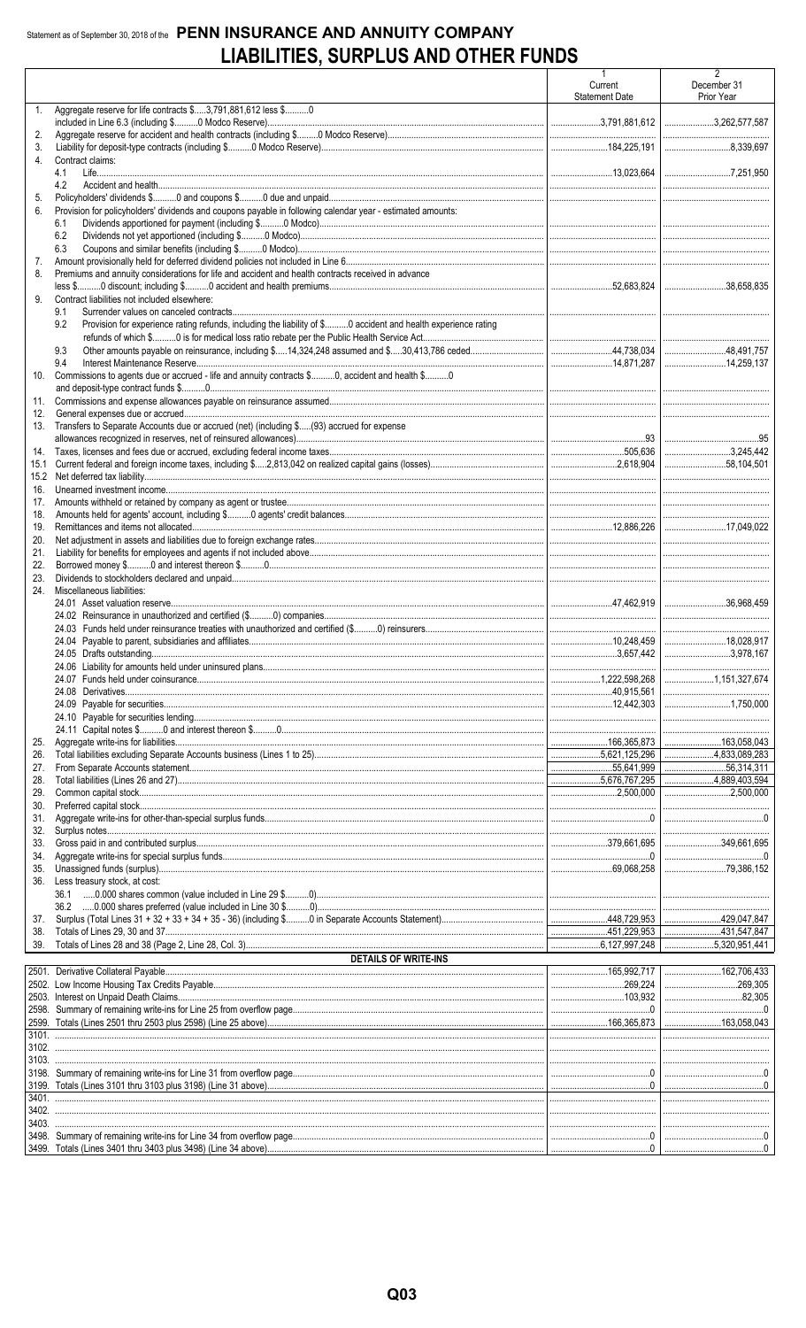Statement as of September 30, 2018 of the **PENN INSURANCE AND ANNUITY COMPANY**

# LIABILITIES, SURPLUS AND OTHER FUNDS

| | | 1 Current Statement Date | 2 December 31 Prior Year |
|---|---|---|---|
| 1. | Aggregate reserve for life contracts $.....3,791,881,612 less $..........0 included in Line 6.3 (including $..........0 Modco Reserve) | 3,791,881,612 | 3,262,577,587 |
| 2. | Aggregate reserve for accident and health contracts (including $..........0 Modco Reserve) | | |
| 3. | Liability for deposit-type contracts (including $..........0 Modco Reserve) | 184,225,191 | 8,339,697 |
| 4. | Contract claims: | | |
| | 4.1 Life | 13,023,664 | 7,251,950 |
| | 4.2 Accident and health | | |
| 5. | Policyholders' dividends $..........0 and coupons $..........0 due and unpaid | | |
| 6. | Provision for policyholders' dividends and coupons payable in following calendar year - estimated amounts: | | |
| | 6.1 Dividends apportioned for payment (including $..........0 Modco) | | |
| | 6.2 Dividends not yet apportioned (including $..........0 Modco) | | |
| | 6.3 Coupons and similar benefits (including $..........0 Modco) | | |
| 7. | Amount provisionally held for deferred dividend policies not included in Line 6 | | |
| 8. | Premiums and annuity considerations for life and accident and health contracts received in advance less $..........0 discount; including $..........0 accident and health premiums | 52,683,824 | 38,658,835 |
| 9. | Contract liabilities not included elsewhere: | | |
| | 9.1 Surrender values on canceled contracts | | |
| | 9.2 Provision for experience rating refunds, including the liability of $..........0 accident and health experience rating refunds of which $..........0 is for medical loss ratio rebate per the Public Health Service Act | | |
| | 9.3 Other amounts payable on reinsurance, including $.....14,324,248 assumed and $.....30,413,786 ceded | 44,738,034 | 48,491,757 |
| | 9.4 Interest Maintenance Reserve | 14,871,287 | 14,259,137 |
| 10. | Commissions to agents due or accrued - life and annuity contracts $..........0, accident and health $..........0 and deposit-type contract funds $..........0 | | |
| 11. | Commissions and expense allowances payable on reinsurance assumed | | |
| 12. | General expenses due or accrued | | |
| 13. | Transfers to Separate Accounts due or accrued (net) (including $.....(93) accrued for expense allowances recognized in reserves, net of reinsured allowances) | 93 | 95 |
| 14. | Taxes, licenses and fees due or accrued, excluding federal income taxes | 505,636 | 3,245,442 |
| 15.1 | Current federal and foreign income taxes, including $.....2,813,042 on realized capital gains (losses) | 2,618,904 | 58,104,501 |
| 15.2 | Net deferred tax liability | | |
| 16. | Unearned investment income | | |
| 17. | Amounts withheld or retained by company as agent or trustee | | |
| 18. | Amounts held for agents' account, including $..........0 agents' credit balances | | |
| 19. | Remittances and items not allocated | 12,886,226 | 17,049,022 |
| 20. | Net adjustment in assets and liabilities due to foreign exchange rates | | |
| 21. | Liability for benefits for employees and agents if not included above | | |
| 22. | Borrowed money $..........0 and interest thereon $..........0 | | |
| 23. | Dividends to stockholders declared and unpaid | | |
| 24. | Miscellaneous liabilities: | | |
| | 24.01 Asset valuation reserve | 47,462,919 | 36,968,459 |
| | 24.02 Reinsurance in unauthorized and certified ($..........0) companies | | |
| | 24.03 Funds held under reinsurance treaties with unauthorized and certified ($..........0) reinsurers | | |
| | 24.04 Payable to parent, subsidiaries and affiliates | 10,248,459 | 18,028,917 |
| | 24.05 Drafts outstanding | 3,657,442 | 3,978,167 |
| | 24.06 Liability for amounts held under uninsured plans | | |
| | 24.07 Funds held under coinsurance | 1,222,598,268 | 1,151,327,674 |
| | 24.08 Derivatives | 40,915,561 | |
| | 24.09 Payable for securities | 12,442,303 | 1,750,000 |
| | 24.10 Payable for securities lending | | |
| | 24.11 Capital notes $..........0 and interest thereon $..........0 | | |
| 25. | Aggregate write-ins for liabilities | 166,365,873 | 163,058,043 |
| 26. | Total liabilities excluding Separate Accounts business (Lines 1 to 25) | 5,621,125,296 | 4,833,089,283 |
| 27. | From Separate Accounts statement | 55,641,999 | 56,314,311 |
| 28. | Total liabilities (Lines 26 and 27) | 5,676,767,295 | 4,889,403,594 |
| 29. | Common capital stock | 2,500,000 | 2,500,000 |
| 30. | Preferred capital stock | | |
| 31. | Aggregate write-ins for other-than-special surplus funds | 0 | 0 |
| 32. | Surplus notes | | |
| 33. | Gross paid in and contributed surplus | 379,661,695 | 349,661,695 |
| 34. | Aggregate write-ins for special surplus funds | 0 | 0 |
| 35. | Unassigned funds (surplus) | 69,068,258 | 79,386,152 |
| 36. | Less treasury stock, at cost: | | |
| | 36.1 .....0.000 shares common (value included in Line 29 $..........0) | | |
| | 36.2 .....0.000 shares preferred (value included in Line 30 $..........0) | | |
| 37. | Surplus (Total Lines 31 + 32 + 33 + 34 + 35 - 36) (including $..........0 in Separate Accounts Statement) | 448,729,953 | 429,047,847 |
| 38. | Totals of Lines 29, 30 and 37 | 451,229,953 | 431,547,847 |
| 39. | Totals of Lines 28 and 38 (Page 2, Line 28, Col. 3) | 6,127,997,248 | 5,320,951,441 |
| | **DETAILS OF WRITE-INS** | | |
| 2501. | Derivative Collateral Payable | 165,992,717 | 162,706,433 |
| 2502. | Low Income Housing Tax Credits Payable | 269,224 | 269,305 |
| 2503. | Interest on Unpaid Death Claims | 103,932 | 82,305 |
| 2598. | Summary of remaining write-ins for Line 25 from overflow page | 0 | 0 |
| 2599. | Totals (Lines 2501 thru 2503 plus 2598) (Line 25 above) | 166,365,873 | 163,058,043 |
| 3101. | | | |
| 3102. | | | |
| 3103. | | | |
| 3198. | Summary of remaining write-ins for Line 31 from overflow page | 0 | 0 |
| 3199. | Totals (Lines 3101 thru 3103 plus 3198) (Line 31 above) | 0 | 0 |
| 3401. | | | |
| 3402. | | | |
| 3403. | | | |
| 3498. | Summary of remaining write-ins for Line 34 from overflow page | 0 | 0 |
| 3499. | Totals (Lines 3401 thru 3403 plus 3498) (Line 34 above) | 0 | 0 |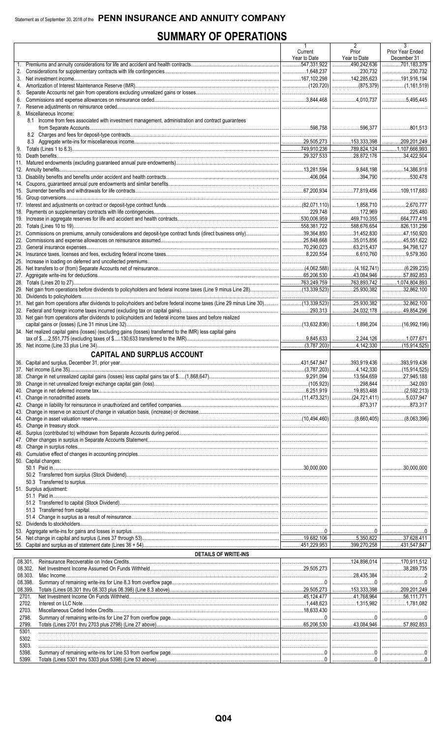Statement as of September 30, 2018 of the **PENN INSURANCE AND ANNUITY COMPANY**

# SUMMARY OF OPERATIONS

| | 1 Current Year to Date | 2 Prior Year to Date | 3 Prior Year Ended December 31 |
|---|---|---|---|
| 1. Premiums and annuity considerations for life and accident and health contracts | 547,331,922 | 490,242,636 | 701,183,379 |
| 2. Considerations for supplementary contracts with life contingencies | 1,648,237 | 230,732 | 230,732 |
| 3. Net investment income | 167,102,298 | 142,285,623 | 191,916,194 |
| 4. Amortization of Interest Maintenance Reserve (IMR) | (120,720) | (875,379) | (1,161,519) |
| 5. Separate Accounts net gain from operations excluding unrealized gains or losses | | | |
| 6. Commissions and expense allowances on reinsurance ceded | 3,844,468 | 4,010,737 | 5,495,445 |
| 7. Reserve adjustments on reinsurance ceded | | | |
| 8. Miscellaneous Income: | | | |
| 8.1 Income from fees associated with investment management, administration and contract guarantees from Separate Accounts | 598,758 | 596,377 | 801,513 |
| 8.2 Charges and fees for deposit-type contracts | | | |
| 8.3 Aggregate write-ins for miscellaneous income | 29,505,273 | 153,333,398 | 209,201,249 |
| 9. Totals (Lines 1 to 8.3) | 749,910,236 | 789,824,124 | 1,107,666,993 |
| 10. Death benefits | 29,327,533 | 28,872,176 | 34,422,504 |
| 11. Matured endowments (excluding guaranteed annual pure endowments) | | | |
| 12. Annuity benefits | 13,281,594 | 9,848,198 | 14,386,918 |
| 13. Disability benefits and benefits under accident and health contracts | 406,064 | 394,790 | 530,478 |
| 14. Coupons, guaranteed annual pure endowments and similar benefits | | | |
| 15. Surrender benefits and withdrawals for life contracts | 67,200,934 | 77,819,456 | 109,117,683 |
| 16. Group conversions | | | |
| 17. Interest and adjustments on contract or deposit-type contract funds | (82,071,110) | 1,858,710 | 2,670,777 |
| 18. Payments on supplementary contracts with life contingencies | 229,748 | 172,969 | 225,480 |
| 19. Increase in aggregate reserves for life and accident and health contracts | 530,006,959 | 469,710,355 | 664,777,416 |
| 20. Totals (Lines 10 to 19) | 558,381,722 | 588,676,654 | 826,131,256 |
| 21. Commissions on premiums, annuity considerations and deposit-type contract funds (direct business only) | 39,364,850 | 31,452,830 | 47,150,920 |
| 22. Commissions and expense allowances on reinsurance assumed | 25,848,668 | 35,015,856 | 45,551,622 |
| 23. General insurance expenses | 70,290,023 | 63,215,437 | 94,798,127 |
| 24. Insurance taxes, licenses and fees, excluding federal income taxes | 8,220,554 | 6,610,760 | 9,579,350 |
| 25. Increase in loading on deferred and uncollected premiums | | | |
| 26. Net transfers to or (from) Separate Accounts net of reinsurance | (4,062,588) | (4,162,741) | (6,299,235) |
| 27. Aggregate write-ins for deductions | 65,206,530 | 43,084,946 | 57,892,853 |
| 28. Totals (Lines 20 to 27) | 763,249,759 | 763,893,742 | 1,074,804,893 |
| 29. Net gain from operations before dividends to policyholders and federal income taxes (Line 9 minus Line 28) | (13,339,523) | 25,930,382 | 32,862,100 |
| 30. Dividends to policyholders | | | |
| 31. Net gain from operations after dividends to policyholders and before federal income taxes (Line 29 minus Line 30) | (13,339,523) | 25,930,382 | 32,862,100 |
| 32. Federal and foreign income taxes incurred (excluding tax on capital gains) | 293,313 | 24,032,178 | 49,854,296 |
| 33. Net gain from operations after dividends to policyholders and federal income taxes and before realized capital gains or (losses) (Line 31 minus Line 32) | (13,632,836) | 1,898,204 | (16,992,196) |
| 34. Net realized capital gains (losses) (excluding gains (losses) transferred to the IMR) less capital gains tax of $.....2,551,775 (excluding taxes of $.....130,633 transferred to the IMR) | 9,845,633 | 2,244,126 | 1,077,671 |
| 35. Net income (Line 33 plus Line 34) | (3,787,203) | 4,142,330 | (15,914,525) |
| **CAPITAL AND SURPLUS ACCOUNT** | | | |
| 36. Capital and surplus, December 31, prior year | 431,547,847 | 393,919,436 | 393,919,436 |
| 37. Net income (Line 35) | (3,787,203) | 4,142,330 | (15,914,525) |
| 38. Change in net unrealized capital gains (losses) less capital gains tax of $.....(1,868,647) | 9,291,094 | 13,564,659 | 27,945,188 |
| 39. Change in net unrealized foreign exchange capital gain (loss) | (105,923) | 298,844 | 342,093 |
| 40. Change in net deferred income tax | 6,251,919 | 19,853,488 | (2,592,213) |
| 41. Change in nonadmitted assets | (11,473,321) | (24,721,411) | 5,037,947 |
| 42. Change in liability for reinsurance in unauthorized and certified companies | | 873,317 | 873,317 |
| 43. Change in reserve on account of change in valuation basis, (increase) or decrease | | | |
| 44. Change in asset valuation reserve | (10,494,460) | (8,660,405) | (8,063,396) |
| 45. Change in treasury stock | | | |
| 46. Surplus (contributed to) withdrawn from Separate Accounts during period | | | |
| 47. Other changes in surplus in Separate Accounts Statement | | | |
| 48. Change in surplus notes | | | |
| 49. Cumulative effect of changes in accounting principles | | | |
| 50. Capital changes: | | | |
| 50.1 Paid in | 30,000,000 | | 30,000,000 |
| 50.2 Transferred from surplus (Stock Dividend) | | | |
| 50.3 Transferred to surplus | | | |
| 51. Surplus adjustment: | | | |
| 51.1 Paid in | | | |
| 51.2 Transferred to capital (Stock Dividend) | | | |
| 51.3 Transferred from capital | | | |
| 51.4 Change in surplus as a result of reinsurance | | | |
| 52. Dividends to stockholders | | | |
| 53. Aggregate write-ins for gains and losses in surplus | 0 | 0 | 0 |
| 54. Net change in capital and surplus (Lines 37 through 53) | 19,682,106 | 5,350,822 | 37,628,411 |
| 55. Capital and surplus as of statement date (Lines 36 + 54) | 451,229,953 | 399,270,258 | 431,547,847 |
| **DETAILS OF WRITE-INS** | | | |
| 08.301. Reinsurance Recoverable on Index Credits | | 124,898,014 | 170,911,512 |
| 08.302. Net Investment Income Assumed On Funds Withheld | 29,505,273 | | 38,289,735 |
| 08.303. Misc Income | | 28,435,384 | 2 |
| 08.398. Summary of remaining write-ins for Line 8.3 from overflow page | 0 | 0 | 0 |
| 08.399. Totals (Lines 08.301 thru 08.303 plus 08.398) (Line 8.3 above) | 29,505,273 | 153,333,398 | 209,201,249 |
| 2701. Net Investment Income On Funds Withheld | 45,124,477 | 41,768,964 | 56,111,771 |
| 2702. Interest on LLC Note | 1,448,623 | 1,315,982 | 1,781,082 |
| 2703. Miscellaneous Ceded Index Credits | 18,633,430 | | |
| 2798. Summary of remaining write-ins for Line 27 from overflow page | 0 | 0 | 0 |
| 2799. Totals (Lines 2701 thru 2703 plus 2798) (Line 27 above) | 65,206,530 | 43,084,946 | 57,892,853 |
| 5301. | | | |
| 5302. | | | |
| 5303. | | | |
| 5398. Summary of remaining write-ins for Line 53 from overflow page | 0 | 0 | 0 |
| 5399. Totals (Lines 5301 thru 5303 plus 5398) (Line 53 above) | 0 | 0 | 0 |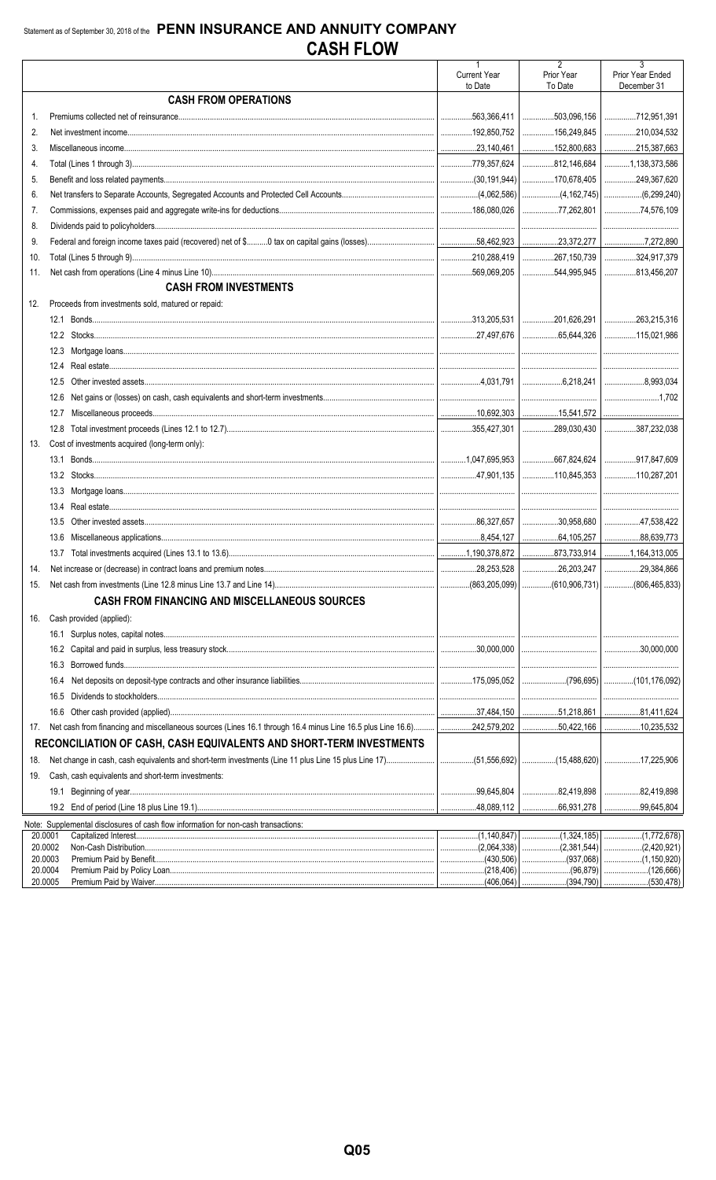Statement as of September 30, 2018 of the **PENN INSURANCE AND ANNUITY COMPANY**

# CASH FLOW

| | | 1<br>Current Year to Date | 2<br>Prior Year To Date | 3<br>Prior Year Ended December 31 |
|---|---|---|---|---|
| | **CASH FROM OPERATIONS** | | | |
| 1. | Premiums collected net of reinsurance | 563,366,411 | 503,096,156 | 712,951,391 |
| 2. | Net investment income | 192,850,752 | 156,249,845 | 210,034,532 |
| 3. | Miscellaneous income | 23,140,461 | 152,800,683 | 215,387,663 |
| 4. | Total (Lines 1 through 3) | 779,357,624 | 812,146,684 | 1,138,373,586 |
| 5. | Benefit and loss related payments | (30,191,944) | 170,678,405 | 249,367,620 |
| 6. | Net transfers to Separate Accounts, Segregated Accounts and Protected Cell Accounts | (4,062,586) | (4,162,745) | (6,299,240) |
| 7. | Commissions, expenses paid and aggregate write-ins for deductions | 186,080,026 | 77,262,801 | 74,576,109 |
| 8. | Dividends paid to policyholders | | | |
| 9. | Federal and foreign income taxes paid (recovered) net of $..........0 tax on capital gains (losses) | 58,462,923 | 23,372,277 | 7,272,890 |
| 10. | Total (Lines 5 through 9) | 210,288,419 | 267,150,739 | 324,917,379 |
| 11. | Net cash from operations (Line 4 minus Line 10) | 569,069,205 | 544,995,945 | 813,456,207 |
| | **CASH FROM INVESTMENTS** | | | |
| 12. | Proceeds from investments sold, matured or repaid: | | | |
| | 12.1 Bonds | 313,205,531 | 201,626,291 | 263,215,316 |
| | 12.2 Stocks | 27,497,676 | 65,644,326 | 115,021,986 |
| | 12.3 Mortgage loans | | | |
| | 12.4 Real estate | | | |
| | 12.5 Other invested assets | 4,031,791 | 6,218,241 | 8,993,034 |
| | 12.6 Net gains or (losses) on cash, cash equivalents and short-term investments | | | 1,702 |
| | 12.7 Miscellaneous proceeds | 10,692,303 | 15,541,572 | |
| | 12.8 Total investment proceeds (Lines 12.1 to 12.7) | 355,427,301 | 289,030,430 | 387,232,038 |
| 13. | Cost of investments acquired (long-term only): | | | |
| | 13.1 Bonds | 1,047,695,953 | 667,824,624 | 917,847,609 |
| | 13.2 Stocks | 47,901,135 | 110,845,353 | 110,287,201 |
| | 13.3 Mortgage loans | | | |
| | 13.4 Real estate | | | |
| | 13.5 Other invested assets | 86,327,657 | 30,958,680 | 47,538,422 |
| | 13.6 Miscellaneous applications | 8,454,127 | 64,105,257 | 88,639,773 |
| | 13.7 Total investments acquired (Lines 13.1 to 13.6) | 1,190,378,872 | 873,733,914 | 1,164,313,005 |
| 14. | Net increase or (decrease) in contract loans and premium notes | 28,253,528 | 26,203,247 | 29,384,866 |
| 15. | Net cash from investments (Line 12.8 minus Line 13.7 and Line 14) | (863,205,099) | (610,906,731) | (806,465,833) |
| | **CASH FROM FINANCING AND MISCELLANEOUS SOURCES** | | | |
| 16. | Cash provided (applied): | | | |
| | 16.1 Surplus notes, capital notes | | | |
| | 16.2 Capital and paid in surplus, less treasury stock | 30,000,000 | | 30,000,000 |
| | 16.3 Borrowed funds | | | |
| | 16.4 Net deposits on deposit-type contracts and other insurance liabilities | 175,095,052 | (796,695) | (101,176,092) |
| | 16.5 Dividends to stockholders | | | |
| | 16.6 Other cash provided (applied) | 37,484,150 | 51,218,861 | 81,411,624 |
| 17. | Net cash from financing and miscellaneous sources (Lines 16.1 through 16.4 minus Line 16.5 plus Line 16.6) | 242,579,202 | 50,422,166 | 10,235,532 |
| | **RECONCILIATION OF CASH, CASH EQUIVALENTS AND SHORT-TERM INVESTMENTS** | | | |
| 18. | Net change in cash, cash equivalents and short-term investments (Line 11 plus Line 15 plus Line 17) | (51,556,692) | (15,488,620) | 17,225,906 |
| 19. | Cash, cash equivalents and short-term investments: | | | |
| | 19.1 Beginning of year | 99,645,804 | 82,419,898 | 82,419,898 |
| | 19.2 End of period (Line 18 plus Line 19.1) | 48,089,112 | 66,931,278 | 99,645,804 |

Note: Supplemental disclosures of cash flow information for non-cash transactions:

| | | | | |
|---|---|---|---|---|
| 20.0001 | Capitalized Interest | (1,140,847) | (1,324,185) | (1,772,678) |
| 20.0002 | Non-Cash Distribution | (2,064,338) | (2,381,544) | (2,420,921) |
| 20.0003 | Premium Paid by Benefit | (430,506) | (937,068) | (1,150,920) |
| 20.0004 | Premium Paid by Policy Loan | (218,406) | (96,879) | (126,666) |
| 20.0005 | Premium Paid by Waiver | (406,064) | (394,790) | (530,478) |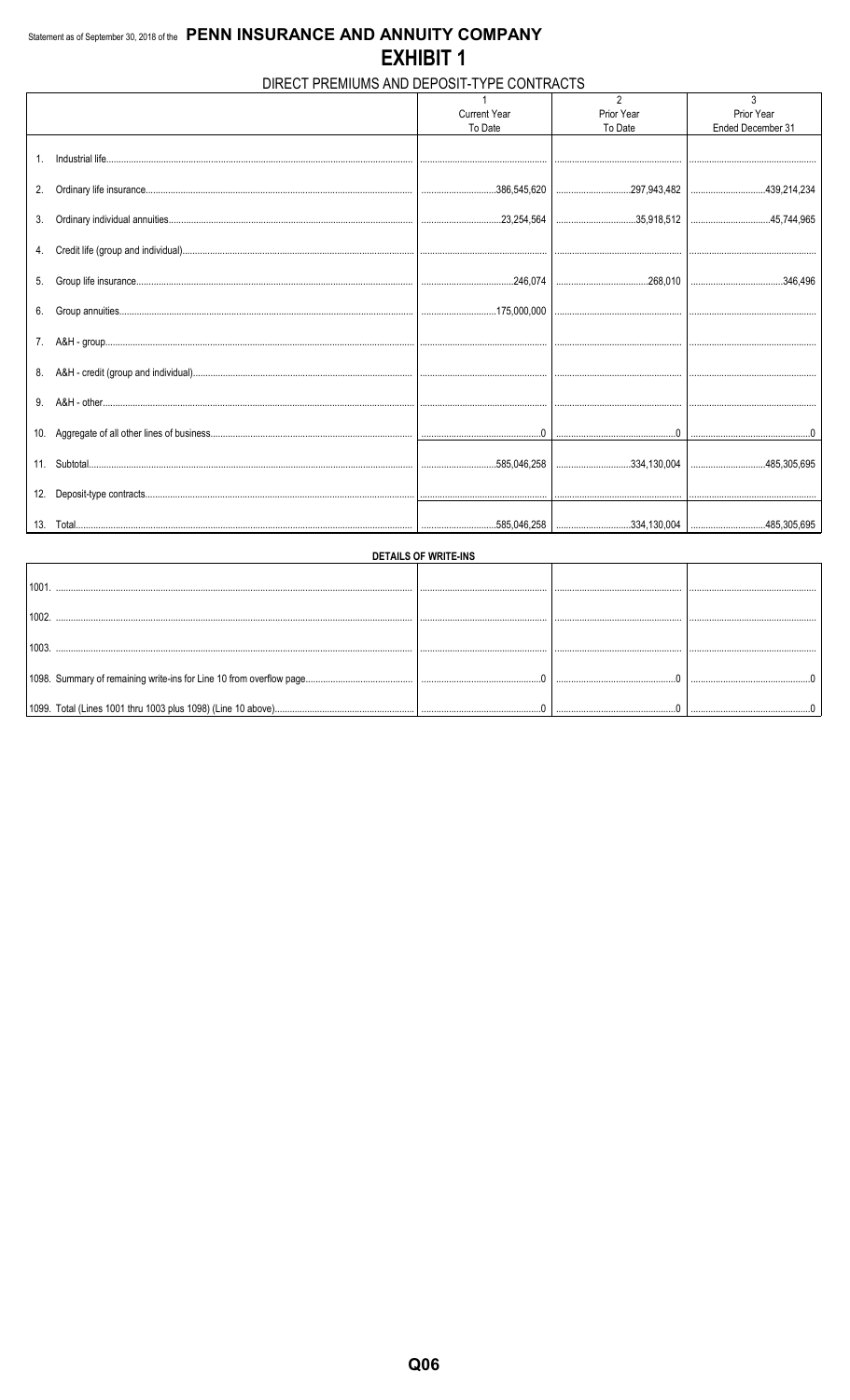Statement as of September 30, 2018 of the **PENN INSURANCE AND ANNUITY COMPANY**

# EXHIBIT 1

## DIRECT PREMIUMS AND DEPOSIT-TYPE CONTRACTS

| | 1<br>Current Year<br>To Date | 2<br>Prior Year<br>To Date | 3<br>Prior Year<br>Ended December 31 |
|---|---|---|---|
| 1. Industrial life | | | |
| 2. Ordinary life insurance | 386,545,620 | 297,943,482 | 439,214,234 |
| 3. Ordinary individual annuities | 23,254,564 | 35,918,512 | 45,744,965 |
| 4. Credit life (group and individual) | | | |
| 5. Group life insurance | 246,074 | 268,010 | 346,496 |
| 6. Group annuities | 175,000,000 | | |
| 7. A&H - group | | | |
| 8. A&H - credit (group and individual) | | | |
| 9. A&H - other | | | |
| 10. Aggregate of all other lines of business | 0 | 0 | 0 |
| 11. Subtotal | 585,046,258 | 334,130,004 | 485,305,695 |
| 12. Deposit-type contracts | | | |
| 13. Total | 585,046,258 | 334,130,004 | 485,305,695 |

**DETAILS OF WRITE-INS**

| | | | |
|---|---|---|---|
| 1001. | | | |
| 1002. | | | |
| 1003. | | | |
| 1098. Summary of remaining write-ins for Line 10 from overflow page | 0 | 0 | 0 |
| 1099. Total (Lines 1001 thru 1003 plus 1098) (Line 10 above) | 0 | 0 | 0 |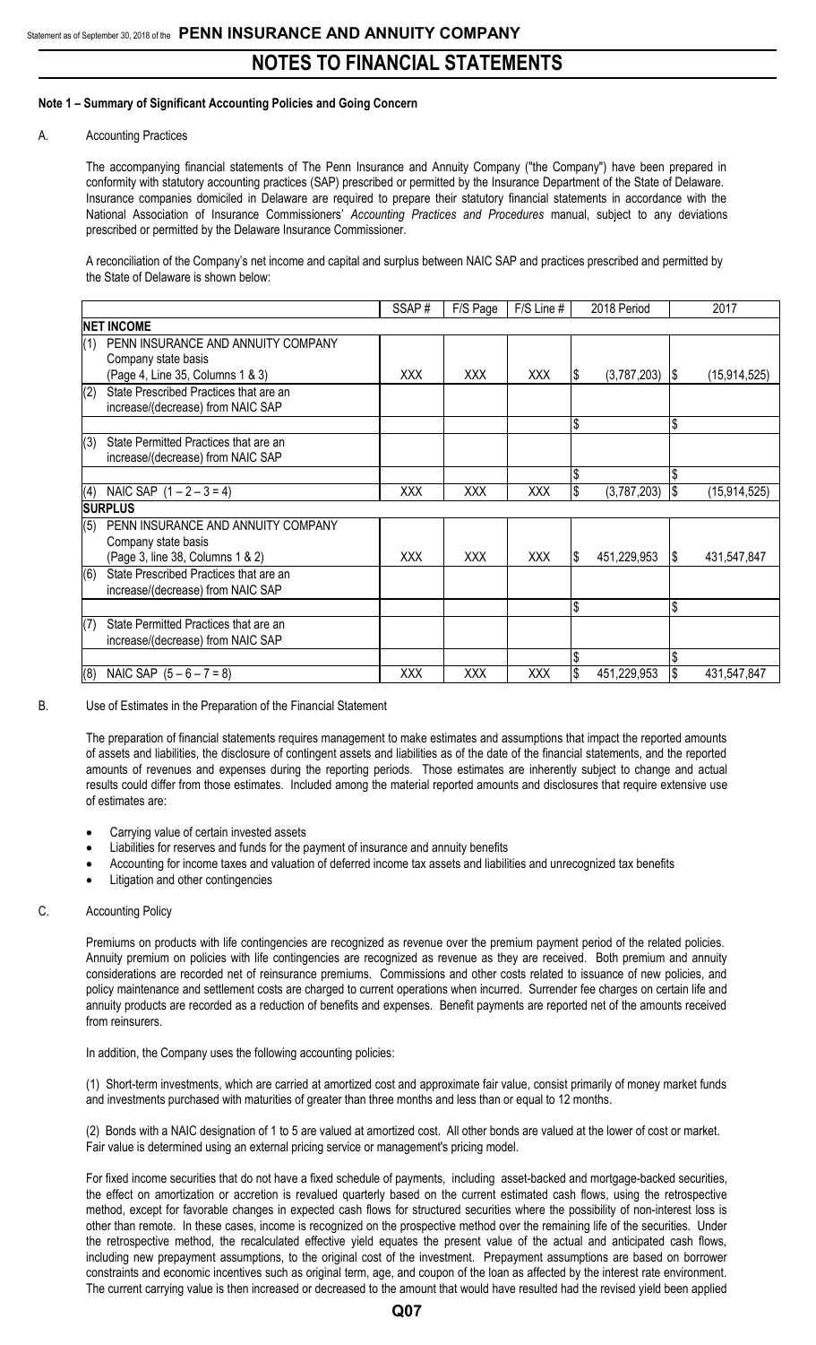# NOTES TO FINANCIAL STATEMENTS

**Note 1 – Summary of Significant Accounting Policies and Going Concern**

A. Accounting Practices

The accompanying financial statements of The Penn Insurance and Annuity Company ("the Company") have been prepared in conformity with statutory accounting practices (SAP) prescribed or permitted by the Insurance Department of the State of Delaware. Insurance companies domiciled in Delaware are required to prepare their statutory financial statements in accordance with the National Association of Insurance Commissioners' *Accounting Practices and Procedures* manual, subject to any deviations prescribed or permitted by the Delaware Insurance Commissioner.

A reconciliation of the Company's net income and capital and surplus between NAIC SAP and practices prescribed and permitted by the State of Delaware is shown below:

| | SSAP # | F/S Page | F/S Line # | 2018 Period | 2017 |
|---|---|---|---|---|---|
| **NET INCOME** | | | | | |
| (1) PENN INSURANCE AND ANNUITY COMPANY Company state basis (Page 4, Line 35, Columns 1 & 3) | XXX | XXX | XXX | $ (3,787,203) | $ (15,914,525) |
| (2) State Prescribed Practices that are an increase/(decrease) from NAIC SAP | | | | | |
| | | | | $ | $ |
| (3) State Permitted Practices that are an increase/(decrease) from NAIC SAP | | | | | |
| | | | | $ | $ |
| (4) NAIC SAP (1 – 2 – 3 = 4) | XXX | XXX | XXX | $ (3,787,203) | $ (15,914,525) |
| **SURPLUS** | | | | | |
| (5) PENN INSURANCE AND ANNUITY COMPANY Company state basis (Page 3, line 38, Columns 1 & 2) | XXX | XXX | XXX | $ 451,229,953 | $ 431,547,847 |
| (6) State Prescribed Practices that are an increase/(decrease) from NAIC SAP | | | | | |
| | | | | $ | $ |
| (7) State Permitted Practices that are an increase/(decrease) from NAIC SAP | | | | | |
| | | | | $ | $ |
| (8) NAIC SAP (5 – 6 – 7 = 8) | XXX | XXX | XXX | $ 451,229,953 | $ 431,547,847 |

B. Use of Estimates in the Preparation of the Financial Statement

The preparation of financial statements requires management to make estimates and assumptions that impact the reported amounts of assets and liabilities, the disclosure of contingent assets and liabilities as of the date of the financial statements, and the reported amounts of revenues and expenses during the reporting periods. Those estimates are inherently subject to change and actual results could differ from those estimates. Included among the material reported amounts and disclosures that require extensive use of estimates are:

- Carrying value of certain invested assets
- Liabilities for reserves and funds for the payment of insurance and annuity benefits
- Accounting for income taxes and valuation of deferred income tax assets and liabilities and unrecognized tax benefits
- Litigation and other contingencies

C. Accounting Policy

Premiums on products with life contingencies are recognized as revenue over the premium payment period of the related policies. Annuity premium on policies with life contingencies are recognized as revenue as they are received. Both premium and annuity considerations are recorded net of reinsurance premiums. Commissions and other costs related to issuance of new policies, and policy maintenance and settlement costs are charged to current operations when incurred. Surrender fee charges on certain life and annuity products are recorded as a reduction of benefits and expenses. Benefit payments are reported net of the amounts received from reinsurers.

In addition, the Company uses the following accounting policies:

(1) Short-term investments, which are carried at amortized cost and approximate fair value, consist primarily of money market funds and investments purchased with maturities of greater than three months and less than or equal to 12 months.

(2) Bonds with a NAIC designation of 1 to 5 are valued at amortized cost. All other bonds are valued at the lower of cost or market. Fair value is determined using an external pricing service or management's pricing model.

For fixed income securities that do not have a fixed schedule of payments, including asset-backed and mortgage-backed securities, the effect on amortization or accretion is revalued quarterly based on the current estimated cash flows, using the retrospective method, except for favorable changes in expected cash flows for structured securities where the possibility of non-interest loss is other than remote. In these cases, income is recognized on the prospective method over the remaining life of the securities. Under the retrospective method, the recalculated effective yield equates the present value of the actual and anticipated cash flows, including new prepayment assumptions, to the original cost of the investment. Prepayment assumptions are based on borrower constraints and economic incentives such as original term, age, and coupon of the loan as affected by the interest rate environment. The current carrying value is then increased or decreased to the amount that would have resulted had the revised yield been applied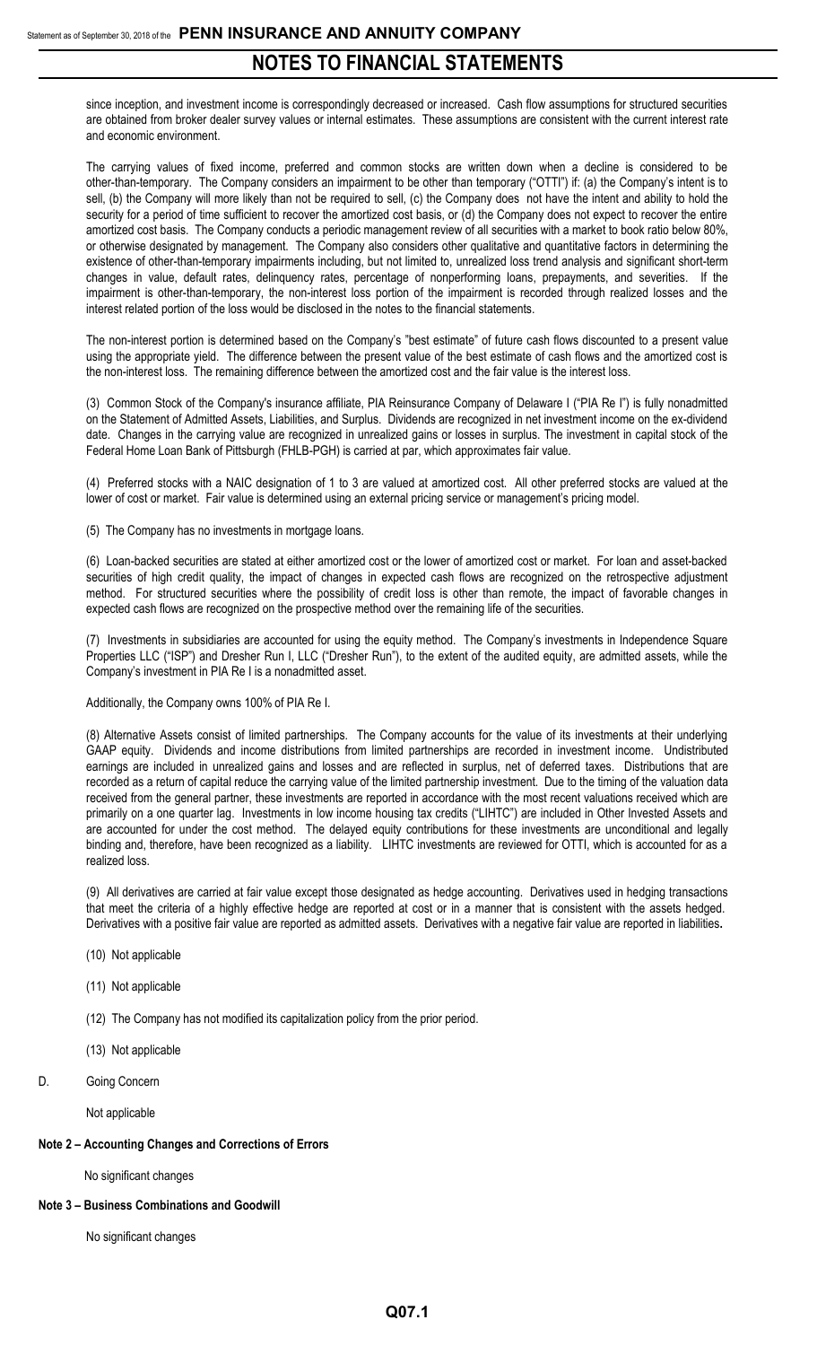since inception, and investment income is correspondingly decreased or increased. Cash flow assumptions for structured securities are obtained from broker dealer survey values or internal estimates. These assumptions are consistent with the current interest rate and economic environment.

The carrying values of fixed income, preferred and common stocks are written down when a decline is considered to be other-than-temporary. The Company considers an impairment to be other than temporary ("OTTI") if: (a) the Company's intent is to sell, (b) the Company will more likely than not be required to sell, (c) the Company does not have the intent and ability to hold the security for a period of time sufficient to recover the amortized cost basis, or (d) the Company does not expect to recover the entire amortized cost basis. The Company conducts a periodic management review of all securities with a market to book ratio below 80%, or otherwise designated by management. The Company also considers other qualitative and quantitative factors in determining the existence of other-than-temporary impairments including, but not limited to, unrealized loss trend analysis and significant short-term changes in value, default rates, delinquency rates, percentage of nonperforming loans, prepayments, and severities. If the impairment is other-than-temporary, the non-interest loss portion of the impairment is recorded through realized losses and the interest related portion of the loss would be disclosed in the notes to the financial statements.

The non-interest portion is determined based on the Company's "best estimate" of future cash flows discounted to a present value using the appropriate yield. The difference between the present value of the best estimate of cash flows and the amortized cost is the non-interest loss. The remaining difference between the amortized cost and the fair value is the interest loss.

(3) Common Stock of the Company's insurance affiliate, PIA Reinsurance Company of Delaware I ("PIA Re I") is fully nonadmitted on the Statement of Admitted Assets, Liabilities, and Surplus. Dividends are recognized in net investment income on the ex-dividend date. Changes in the carrying value are recognized in unrealized gains or losses in surplus. The investment in capital stock of the Federal Home Loan Bank of Pittsburgh (FHLB-PGH) is carried at par, which approximates fair value.

(4) Preferred stocks with a NAIC designation of 1 to 3 are valued at amortized cost. All other preferred stocks are valued at the lower of cost or market. Fair value is determined using an external pricing service or management's pricing model.

(5) The Company has no investments in mortgage loans.

(6) Loan-backed securities are stated at either amortized cost or the lower of amortized cost or market. For loan and asset-backed securities of high credit quality, the impact of changes in expected cash flows are recognized on the retrospective adjustment method. For structured securities where the possibility of credit loss is other than remote, the impact of favorable changes in expected cash flows are recognized on the prospective method over the remaining life of the securities.

(7) Investments in subsidiaries are accounted for using the equity method. The Company's investments in Independence Square Properties LLC ("ISP") and Dresher Run I, LLC ("Dresher Run"), to the extent of the audited equity, are admitted assets, while the Company's investment in PIA Re I is a nonadmitted asset.

Additionally, the Company owns 100% of PIA Re I.

(8) Alternative Assets consist of limited partnerships. The Company accounts for the value of its investments at their underlying GAAP equity. Dividends and income distributions from limited partnerships are recorded in investment income. Undistributed earnings are included in unrealized gains and losses and are reflected in surplus, net of deferred taxes. Distributions that are recorded as a return of capital reduce the carrying value of the limited partnership investment. Due to the timing of the valuation data received from the general partner, these investments are reported in accordance with the most recent valuations received which are primarily on a one quarter lag. Investments in low income housing tax credits ("LIHTC") are included in Other Invested Assets and are accounted for under the cost method. The delayed equity contributions for these investments are unconditional and legally binding and, therefore, have been recognized as a liability. LIHTC investments are reviewed for OTTI, which is accounted for as a realized loss.

(9) All derivatives are carried at fair value except those designated as hedge accounting. Derivatives used in hedging transactions that meet the criteria of a highly effective hedge are reported at cost or in a manner that is consistent with the assets hedged. Derivatives with a positive fair value are reported as admitted assets. Derivatives with a negative fair value are reported in liabilities.

(10) Not applicable

(11) Not applicable

(12) The Company has not modified its capitalization policy from the prior period.

(13) Not applicable

D. Going Concern

Not applicable

**Note 2 – Accounting Changes and Corrections of Errors**

No significant changes

**Note 3 – Business Combinations and Goodwill**

No significant changes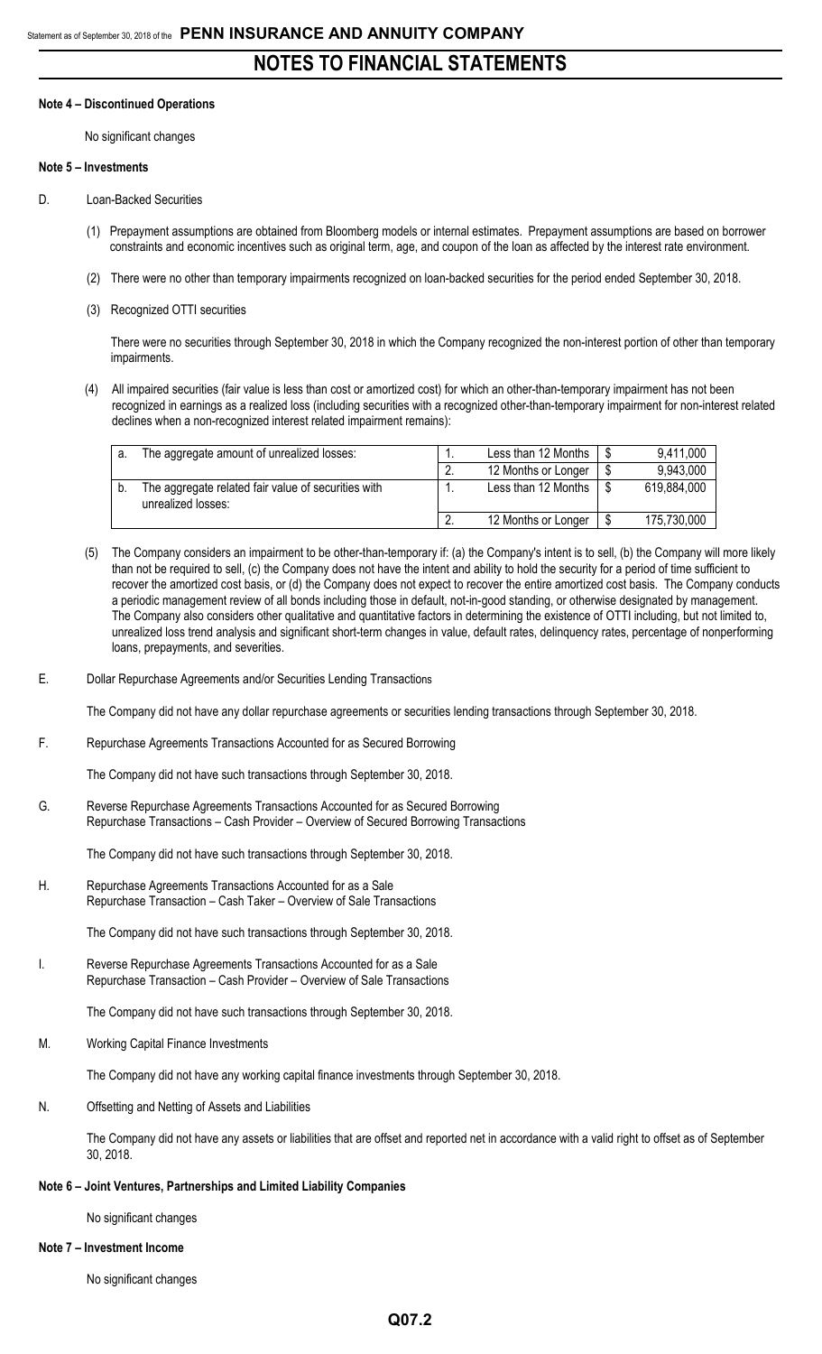# NOTES TO FINANCIAL STATEMENTS

**Note 4 – Discontinued Operations**

No significant changes

**Note 5 – Investments**

D. Loan-Backed Securities

(1) Prepayment assumptions are obtained from Bloomberg models or internal estimates. Prepayment assumptions are based on borrower constraints and economic incentives such as original term, age, and coupon of the loan as affected by the interest rate environment.

(2) There were no other than temporary impairments recognized on loan-backed securities for the period ended September 30, 2018.

(3) Recognized OTTI securities

There were no securities through September 30, 2018 in which the Company recognized the non-interest portion of other than temporary impairments.

(4) All impaired securities (fair value is less than cost or amortized cost) for which an other-than-temporary impairment has not been recognized in earnings as a realized loss (including securities with a recognized other-than-temporary impairment for non-interest related declines when a non-recognized interest related impairment remains):

| | | | | | |
|---|---|---|---|---|---|
| a. | The aggregate amount of unrealized losses: | 1. | Less than 12 Months | $ | 9,411,000 |
| | | 2. | 12 Months or Longer | $ | 9,943,000 |
| b. | The aggregate related fair value of securities with unrealized losses: | 1. | Less than 12 Months | $ | 619,884,000 |
| | | 2. | 12 Months or Longer | $ | 175,730,000 |

(5) The Company considers an impairment to be other-than-temporary if: (a) the Company's intent is to sell, (b) the Company will more likely than not be required to sell, (c) the Company does not have the intent and ability to hold the security for a period of time sufficient to recover the amortized cost basis, or (d) the Company does not expect to recover the entire amortized cost basis. The Company conducts a periodic management review of all bonds including those in default, not-in-good standing, or otherwise designated by management. The Company also considers other qualitative and quantitative factors in determining the existence of OTTI including, but not limited to, unrealized loss trend analysis and significant short-term changes in value, default rates, delinquency rates, percentage of nonperforming loans, prepayments, and severities.

E. Dollar Repurchase Agreements and/or Securities Lending Transactions

The Company did not have any dollar repurchase agreements or securities lending transactions through September 30, 2018.

F. Repurchase Agreements Transactions Accounted for as Secured Borrowing

The Company did not have such transactions through September 30, 2018.

G. Reverse Repurchase Agreements Transactions Accounted for as Secured Borrowing
Repurchase Transactions – Cash Provider – Overview of Secured Borrowing Transactions

The Company did not have such transactions through September 30, 2018.

H. Repurchase Agreements Transactions Accounted for as a Sale
Repurchase Transaction – Cash Taker – Overview of Sale Transactions

The Company did not have such transactions through September 30, 2018.

I. Reverse Repurchase Agreements Transactions Accounted for as a Sale
Repurchase Transaction – Cash Provider – Overview of Sale Transactions

The Company did not have such transactions through September 30, 2018.

M. Working Capital Finance Investments

The Company did not have any working capital finance investments through September 30, 2018.

N. Offsetting and Netting of Assets and Liabilities

The Company did not have any assets or liabilities that are offset and reported net in accordance with a valid right to offset as of September 30, 2018.

**Note 6 – Joint Ventures, Partnerships and Limited Liability Companies**

No significant changes

**Note 7 – Investment Income**

No significant changes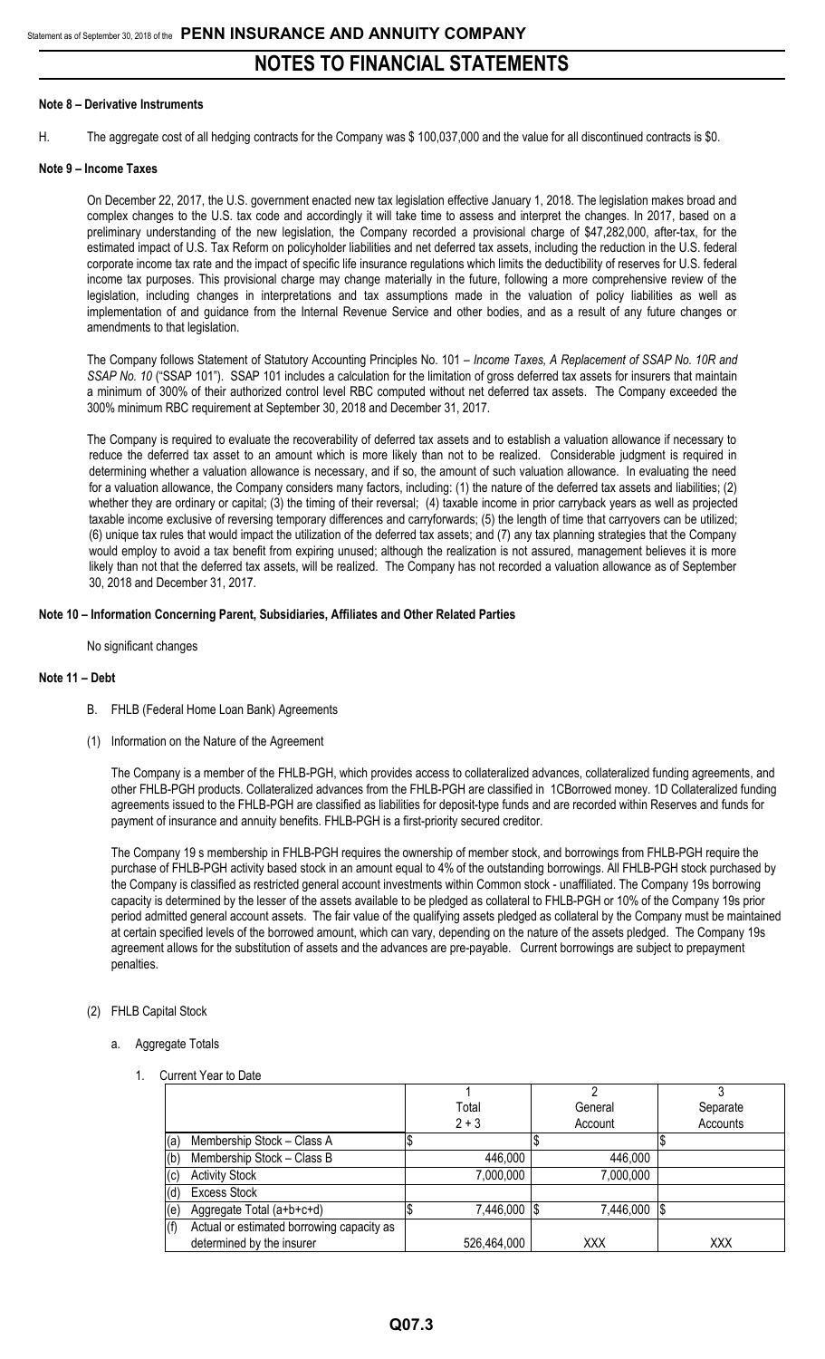**Note 8 – Derivative Instruments**

H. The aggregate cost of all hedging contracts for the Company was $ 100,037,000 and the value for all discontinued contracts is $0.

**Note 9 – Income Taxes**

On December 22, 2017, the U.S. government enacted new tax legislation effective January 1, 2018. The legislation makes broad and complex changes to the U.S. tax code and accordingly it will take time to assess and interpret the changes. In 2017, based on a preliminary understanding of the new legislation, the Company recorded a provisional charge of $47,282,000, after-tax, for the estimated impact of U.S. Tax Reform on policyholder liabilities and net deferred tax assets, including the reduction in the U.S. federal corporate income tax rate and the impact of specific life insurance regulations which limits the deductibility of reserves for U.S. federal income tax purposes. This provisional charge may change materially in the future, following a more comprehensive review of the legislation, including changes in interpretations and tax assumptions made in the valuation of policy liabilities as well as implementation of and guidance from the Internal Revenue Service and other bodies, and as a result of any future changes or amendments to that legislation.

The Company follows Statement of Statutory Accounting Principles No. 101 – *Income Taxes, A Replacement of SSAP No. 10R and SSAP No. 10* ("SSAP 101"). SSAP 101 includes a calculation for the limitation of gross deferred tax assets for insurers that maintain a minimum of 300% of their authorized control level RBC computed without net deferred tax assets. The Company exceeded the 300% minimum RBC requirement at September 30, 2018 and December 31, 2017.

The Company is required to evaluate the recoverability of deferred tax assets and to establish a valuation allowance if necessary to reduce the deferred tax asset to an amount which is more likely than not to be realized. Considerable judgment is required in determining whether a valuation allowance is necessary, and if so, the amount of such valuation allowance. In evaluating the need for a valuation allowance, the Company considers many factors, including: (1) the nature of the deferred tax assets and liabilities; (2) whether they are ordinary or capital; (3) the timing of their reversal; (4) taxable income in prior carryback years as well as projected taxable income exclusive of reversing temporary differences and carryforwards; (5) the length of time that carryovers can be utilized; (6) unique tax rules that would impact the utilization of the deferred tax assets; and (7) any tax planning strategies that the Company would employ to avoid a tax benefit from expiring unused; although the realization is not assured, management believes it is more likely than not that the deferred tax assets, will be realized. The Company has not recorded a valuation allowance as of September 30, 2018 and December 31, 2017.

**Note 10 – Information Concerning Parent, Subsidiaries, Affiliates and Other Related Parties**

No significant changes

**Note 11 – Debt**

B. FHLB (Federal Home Loan Bank) Agreements

(1) Information on the Nature of the Agreement

The Company is a member of the FHLB-PGH, which provides access to collateralized advances, collateralized funding agreements, and other FHLB-PGH products. Collateralized advances from the FHLB-PGH are classified in 1CBorrowed money. 1D Collateralized funding agreements issued to the FHLB-PGH are classified as liabilities for deposit-type funds and are recorded within Reserves and funds for payment of insurance and annuity benefits. FHLB-PGH is a first-priority secured creditor.

The Company 19 s membership in FHLB-PGH requires the ownership of member stock, and borrowings from FHLB-PGH require the purchase of FHLB-PGH activity based stock in an amount equal to 4% of the outstanding borrowings. All FHLB-PGH stock purchased by the Company is classified as restricted general account investments within Common stock - unaffiliated. The Company 19s borrowing capacity is determined by the lesser of the assets available to be pledged as collateral to FHLB-PGH or 10% of the Company 19s prior period admitted general account assets. The fair value of the qualifying assets pledged as collateral by the Company must be maintained at certain specified levels of the borrowed amount, which can vary, depending on the nature of the assets pledged. The Company 19s agreement allows for the substitution of assets and the advances are pre-payable. Current borrowings are subject to prepayment penalties.

(2) FHLB Capital Stock

a. Aggregate Totals

1. Current Year to Date

| | 1<br>Total<br>2 + 3 | 2<br>General<br>Account | 3<br>Separate<br>Accounts |
|---|---|---|---|
| (a) Membership Stock – Class A | $ | $ | $ |
| (b) Membership Stock – Class B | 446,000 | 446,000 | |
| (c) Activity Stock | 7,000,000 | 7,000,000 | |
| (d) Excess Stock | | | |
| (e) Aggregate Total (a+b+c+d) | $ 7,446,000 | $ 7,446,000 | $ |
| (f) Actual or estimated borrowing capacity as determined by the insurer | 526,464,000 | XXX | XXX |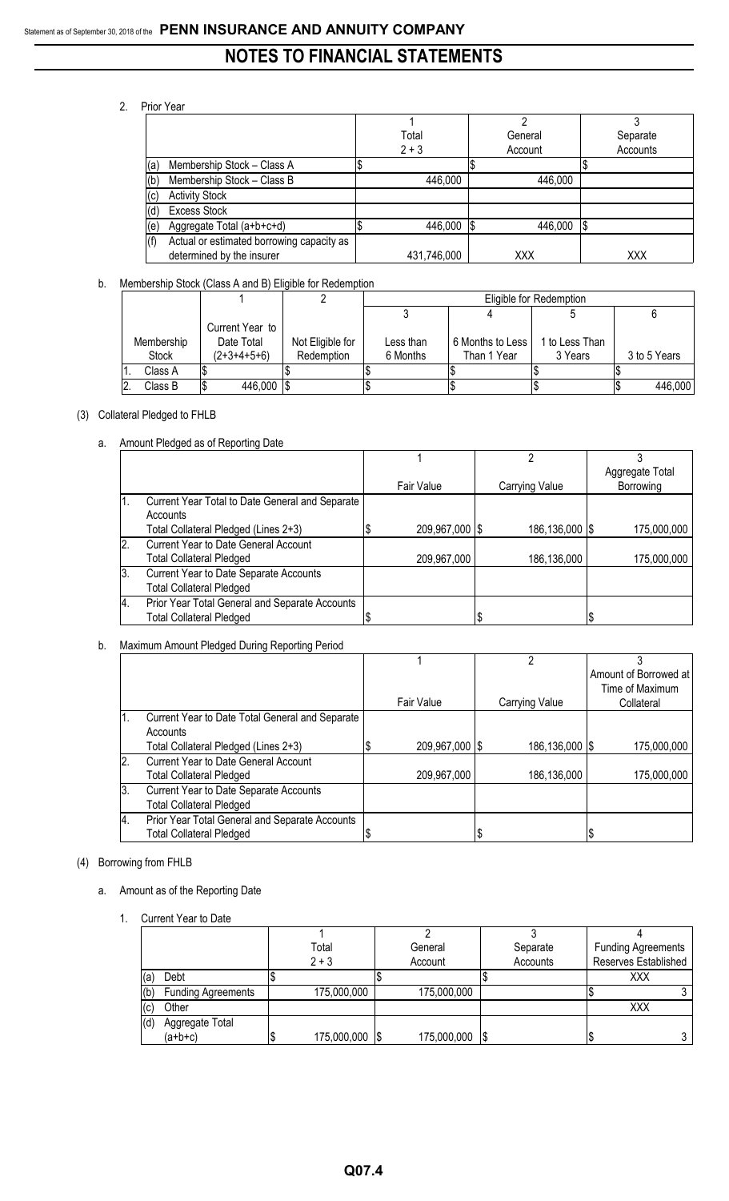2. Prior Year

| | 1<br>Total<br>2 + 3 | 2<br>General<br>Account | 3<br>Separate<br>Accounts |
|---|---|---|---|
| (a) Membership Stock – Class A | $ | $ | $ |
| (b) Membership Stock – Class B | 446,000 | 446,000 | |
| (c) Activity Stock | | | |
| (d) Excess Stock | | | |
| (e) Aggregate Total (a+b+c+d) | $ 446,000 | $ 446,000 | $ |
| (f) Actual or estimated borrowing capacity as determined by the insurer | 431,746,000 | XXX | XXX |

b. Membership Stock (Class A and B) Eligible for Redemption

| | 1 | 2 | Eligible for Redemption | | | |
|---|---|---|---|---|---|---|
| | | | 3 | 4 | 5 | 6 |
| Membership Stock | Current Year to Date Total (2+3+4+5+6) | Not Eligible for Redemption | Less than 6 Months | 6 Months to Less Than 1 Year | 1 to Less Than 3 Years | 3 to 5 Years |
| 1. Class A | $ | $ | $ | $ | $ | $ |
| 2. Class B | $ 446,000 | $ | $ | $ | $ | $ 446,000 |

(3) Collateral Pledged to FHLB

a. Amount Pledged as of Reporting Date

| | 1<br>Fair Value | 2<br>Carrying Value | 3<br>Aggregate Total Borrowing |
|---|---|---|---|
| 1. Current Year Total to Date General and Separate Accounts Total Collateral Pledged (Lines 2+3) | $ 209,967,000 | $ 186,136,000 | $ 175,000,000 |
| 2. Current Year to Date General Account Total Collateral Pledged | 209,967,000 | 186,136,000 | 175,000,000 |
| 3. Current Year to Date Separate Accounts Total Collateral Pledged | | | |
| 4. Prior Year Total General and Separate Accounts Total Collateral Pledged | $ | $ | $ |

b. Maximum Amount Pledged During Reporting Period

| | 1<br>Fair Value | 2<br>Carrying Value | 3<br>Amount of Borrowed at Time of Maximum Collateral |
|---|---|---|---|
| 1. Current Year to Date Total General and Separate Accounts Total Collateral Pledged (Lines 2+3) | $ 209,967,000 | $ 186,136,000 | $ 175,000,000 |
| 2. Current Year to Date General Account Total Collateral Pledged | 209,967,000 | 186,136,000 | 175,000,000 |
| 3. Current Year to Date Separate Accounts Total Collateral Pledged | | | |
| 4. Prior Year Total General and Separate Accounts Total Collateral Pledged | $ | $ | $ |

(4) Borrowing from FHLB

a. Amount as of the Reporting Date

1. Current Year to Date

| | 1<br>Total<br>2 + 3 | 2<br>General<br>Account | 3<br>Separate<br>Accounts | 4<br>Funding Agreements Reserves Established |
|---|---|---|---|---|
| (a) Debt | $ | $ | $ | XXX |
| (b) Funding Agreements | 175,000,000 | 175,000,000 | | $ 3 |
| (c) Other | | | | XXX |
| (d) Aggregate Total (a+b+c) | $ 175,000,000 | $ 175,000,000 | $ | $ 3 |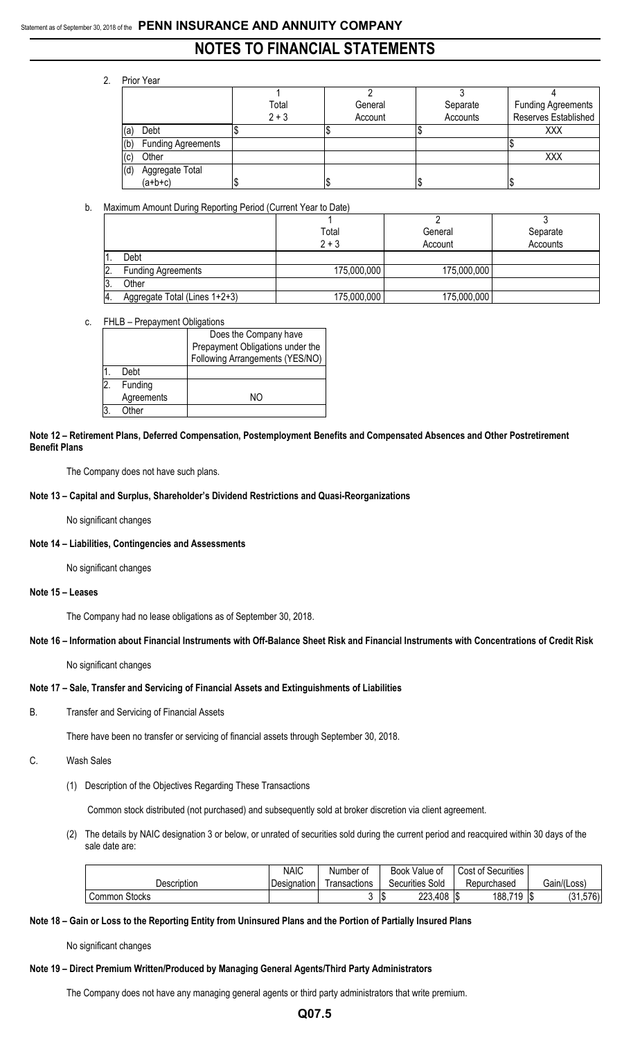2. Prior Year

| | 1 | 2 | 3 | 4 |
|---|---|---|---|---|
| | Total 2 + 3 | General Account | Separate Accounts | Funding Agreements Reserves Established |
| (a) Debt | $ | $ | $ | XXX |
| (b) Funding Agreements | | | | $ |
| (c) Other | | | | XXX |
| (d) Aggregate Total (a+b+c) | $ | $ | $ | $ |

b. Maximum Amount During Reporting Period (Current Year to Date)

| | 1 | 2 | 3 |
|---|---|---|---|
| | Total 2 + 3 | General Account | Separate Accounts |
| 1. Debt | | | |
| 2. Funding Agreements | 175,000,000 | 175,000,000 | |
| 3. Other | | | |
| 4. Aggregate Total (Lines 1+2+3) | 175,000,000 | 175,000,000 | |

c. FHLB – Prepayment Obligations

| | Does the Company have Prepayment Obligations under the Following Arrangements (YES/NO) |
|---|---|
| 1. Debt | |
| 2. Funding Agreements | NO |
| 3. Other | |

**Note 12 – Retirement Plans, Deferred Compensation, Postemployment Benefits and Compensated Absences and Other Postretirement Benefit Plans**

The Company does not have such plans.

**Note 13 – Capital and Surplus, Shareholder's Dividend Restrictions and Quasi-Reorganizations**

No significant changes

**Note 14 – Liabilities, Contingencies and Assessments**

No significant changes

**Note 15 – Leases**

The Company had no lease obligations as of September 30, 2018.

**Note 16 – Information about Financial Instruments with Off-Balance Sheet Risk and Financial Instruments with Concentrations of Credit Risk**

No significant changes

**Note 17 – Sale, Transfer and Servicing of Financial Assets and Extinguishments of Liabilities**

B. Transfer and Servicing of Financial Assets

There have been no transfer or servicing of financial assets through September 30, 2018.

C. Wash Sales

(1) Description of the Objectives Regarding These Transactions

Common stock distributed (not purchased) and subsequently sold at broker discretion via client agreement.

(2) The details by NAIC designation 3 or below, or unrated of securities sold during the current period and reacquired within 30 days of the sale date are:

| Description | NAIC Designation | Number of Transactions | Book Value of Securities Sold | Cost of Securities Repurchased | Gain/(Loss) |
|---|---|---|---|---|---|
| Common Stocks | | 3 | $ 223,408 | $ 188,719 | $ (31,576) |

**Note 18 – Gain or Loss to the Reporting Entity from Uninsured Plans and the Portion of Partially Insured Plans**

No significant changes

**Note 19 – Direct Premium Written/Produced by Managing General Agents/Third Party Administrators**

The Company does not have any managing general agents or third party administrators that write premium.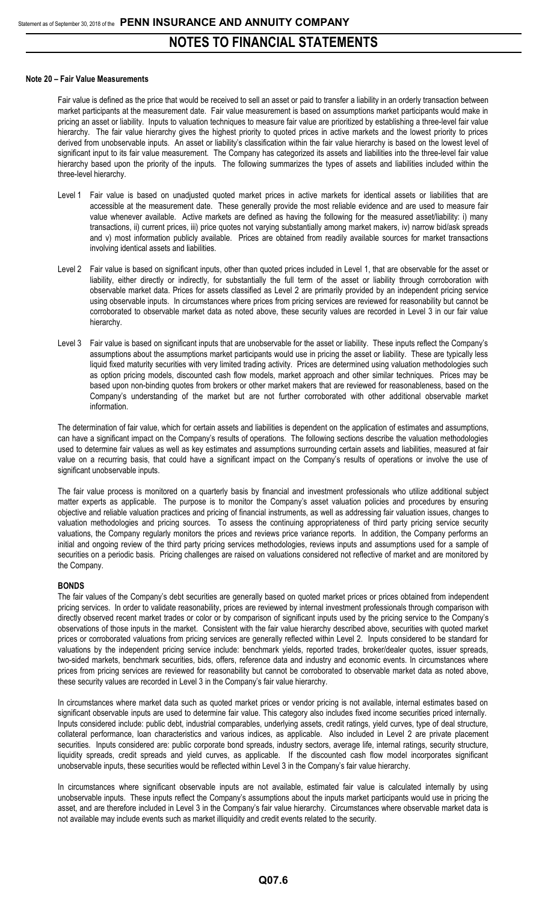#### Note 20 – Fair Value Measurements

Fair value is defined as the price that would be received to sell an asset or paid to transfer a liability in an orderly transaction between market participants at the measurement date. Fair value measurement is based on assumptions market participants would make in pricing an asset or liability. Inputs to valuation techniques to measure fair value are prioritized by establishing a three-level fair value hierarchy. The fair value hierarchy gives the highest priority to quoted prices in active markets and the lowest priority to prices derived from unobservable inputs. An asset or liability's classification within the fair value hierarchy is based on the lowest level of significant input to its fair value measurement. The Company has categorized its assets and liabilities into the three-level fair value hierarchy based upon the priority of the inputs. The following summarizes the types of assets and liabilities included within the three-level hierarchy.

Level 1 Fair value is based on unadjusted quoted market prices in active markets for identical assets or liabilities that are accessible at the measurement date. These generally provide the most reliable evidence and are used to measure fair value whenever available. Active markets are defined as having the following for the measured asset/liability: i) many transactions, ii) current prices, iii) price quotes not varying substantially among market makers, iv) narrow bid/ask spreads and v) most information publicly available. Prices are obtained from readily available sources for market transactions involving identical assets and liabilities.

Level 2 Fair value is based on significant inputs, other than quoted prices included in Level 1, that are observable for the asset or liability, either directly or indirectly, for substantially the full term of the asset or liability through corroboration with observable market data. Prices for assets classified as Level 2 are primarily provided by an independent pricing service using observable inputs. In circumstances where prices from pricing services are reviewed for reasonability but cannot be corroborated to observable market data as noted above, these security values are recorded in Level 3 in our fair value hierarchy.

Level 3 Fair value is based on significant inputs that are unobservable for the asset or liability. These inputs reflect the Company's assumptions about the assumptions market participants would use in pricing the asset or liability. These are typically less liquid fixed maturity securities with very limited trading activity. Prices are determined using valuation methodologies such as option pricing models, discounted cash flow models, market approach and other similar techniques. Prices may be based upon non-binding quotes from brokers or other market makers that are reviewed for reasonableness, based on the Company's understanding of the market but are not further corroborated with other additional observable market information.

The determination of fair value, which for certain assets and liabilities is dependent on the application of estimates and assumptions, can have a significant impact on the Company's results of operations. The following sections describe the valuation methodologies used to determine fair values as well as key estimates and assumptions surrounding certain assets and liabilities, measured at fair value on a recurring basis, that could have a significant impact on the Company's results of operations or involve the use of significant unobservable inputs.

The fair value process is monitored on a quarterly basis by financial and investment professionals who utilize additional subject matter experts as applicable. The purpose is to monitor the Company's asset valuation policies and procedures by ensuring objective and reliable valuation practices and pricing of financial instruments, as well as addressing fair valuation issues, changes to valuation methodologies and pricing sources. To assess the continuing appropriateness of third party pricing service security valuations, the Company regularly monitors the prices and reviews price variance reports. In addition, the Company performs an initial and ongoing review of the third party pricing services methodologies, reviews inputs and assumptions used for a sample of securities on a periodic basis. Pricing challenges are raised on valuations considered not reflective of market and are monitored by the Company.

#### BONDS

The fair values of the Company's debt securities are generally based on quoted market prices or prices obtained from independent pricing services. In order to validate reasonability, prices are reviewed by internal investment professionals through comparison with directly observed recent market trades or color or by comparison of significant inputs used by the pricing service to the Company's observations of those inputs in the market. Consistent with the fair value hierarchy described above, securities with quoted market prices or corroborated valuations from pricing services are generally reflected within Level 2. Inputs considered to be standard for valuations by the independent pricing service include: benchmark yields, reported trades, broker/dealer quotes, issuer spreads, two-sided markets, benchmark securities, bids, offers, reference data and industry and economic events. In circumstances where prices from pricing services are reviewed for reasonability but cannot be corroborated to observable market data as noted above, these security values are recorded in Level 3 in the Company's fair value hierarchy.

In circumstances where market data such as quoted market prices or vendor pricing is not available, internal estimates based on significant observable inputs are used to determine fair value. This category also includes fixed income securities priced internally. Inputs considered include: public debt, industrial comparables, underlying assets, credit ratings, yield curves, type of deal structure, collateral performance, loan characteristics and various indices, as applicable. Also included in Level 2 are private placement securities. Inputs considered are: public corporate bond spreads, industry sectors, average life, internal ratings, security structure, liquidity spreads, credit spreads and yield curves, as applicable. If the discounted cash flow model incorporates significant unobservable inputs, these securities would be reflected within Level 3 in the Company's fair value hierarchy.

In circumstances where significant observable inputs are not available, estimated fair value is calculated internally by using unobservable inputs. These inputs reflect the Company's assumptions about the inputs market participants would use in pricing the asset, and are therefore included in Level 3 in the Company's fair value hierarchy. Circumstances where observable market data is not available may include events such as market illiquidity and credit events related to the security.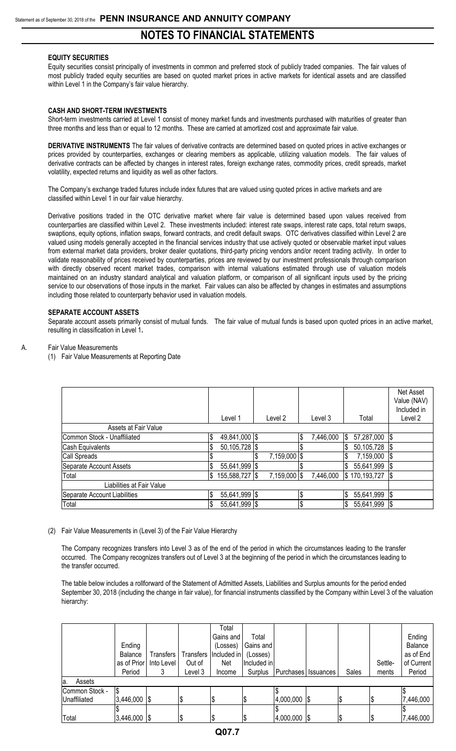**EQUITY SECURITIES**

Equity securities consist principally of investments in common and preferred stock of publicly traded companies. The fair values of most publicly traded equity securities are based on quoted market prices in active markets for identical assets and are classified within Level 1 in the Company's fair value hierarchy.

**CASH AND SHORT-TERM INVESTMENTS**

Short-term investments carried at Level 1 consist of money market funds and investments purchased with maturities of greater than three months and less than or equal to 12 months. These are carried at amortized cost and approximate fair value.

**DERIVATIVE INSTRUMENTS** The fair values of derivative contracts are determined based on quoted prices in active exchanges or prices provided by counterparties, exchanges or clearing members as applicable, utilizing valuation models. The fair values of derivative contracts can be affected by changes in interest rates, foreign exchange rates, commodity prices, credit spreads, market volatility, expected returns and liquidity as well as other factors.

The Company's exchange traded futures include index futures that are valued using quoted prices in active markets and are classified within Level 1 in our fair value hierarchy.

Derivative positions traded in the OTC derivative market where fair value is determined based upon values received from counterparties are classified within Level 2. These investments included: interest rate swaps, interest rate caps, total return swaps, swaptions, equity options, inflation swaps, forward contracts, and credit default swaps. OTC derivatives classified within Level 2 are valued using models generally accepted in the financial services industry that use actively quoted or observable market input values from external market data providers, broker dealer quotations, third-party pricing vendors and/or recent trading activity. In order to validate reasonability of prices received by counterparties, prices are reviewed by our investment professionals through comparison with directly observed recent market trades, comparison with internal valuations estimated through use of valuation models maintained on an industry standard analytical and valuation platform, or comparison of all significant inputs used by the pricing service to our observations of those inputs in the market. Fair values can also be affected by changes in estimates and assumptions including those related to counterparty behavior used in valuation models.

**SEPARATE ACCOUNT ASSETS**

Separate account assets primarily consist of mutual funds. The fair value of mutual funds is based upon quoted prices in an active market, resulting in classification in Level 1.

A. Fair Value Measurements

(1) Fair Value Measurements at Reporting Date

| | Level 1 | Level 2 | Level 3 | Total | Net Asset Value (NAV) Included in Level 2 |
|---|---|---|---|---|---|
| Assets at Fair Value | | | | | |
| Common Stock - Unaffiliated | $ 49,841,000 | $ | $ 7,446,000 | $ 57,287,000 | $ |
| Cash Equivalents | $ 50,105,728 | $ | $ | $ 50,105,728 | $ |
| Call Spreads | $ | $ 7,159,000 | $ | $ 7,159,000 | $ |
| Separate Account Assets | $ 55,641,999 | $ | $ | $ 55,641,999 | $ |
| Total | $ 155,588,727 | $ 7,159,000 | $ 7,446,000 | $ 170,193,727 | $ |
| Liabilities at Fair Value | | | | | |
| Separate Account Liabilities | $ 55,641,999 | $ | $ | $ 55,641,999 | $ |
| Total | $ 55,641,999 | $ | $ | $ 55,641,999 | $ |

(2) Fair Value Measurements in (Level 3) of the Fair Value Hierarchy

The Company recognizes transfers into Level 3 as of the end of the period in which the circumstances leading to the transfer occurred. The Company recognizes transfers out of Level 3 at the beginning of the period in which the circumstances leading to the transfer occurred.

The table below includes a rollforward of the Statement of Admitted Assets, Liabilities and Surplus amounts for the period ended September 30, 2018 (including the change in fair value), for financial instruments classified by the Company within Level 3 of the valuation hierarchy:

| | Ending Balance as of Prior Period | Transfers Into Level 3 | Transfers Out of Level 3 | Total Gains and (Losses) Included in Net Income | Total Gains and (Losses) Included in Surplus | Purchases | Issuances | Sales | Settle-ments | Ending Balance as of End of Current Period |
|---|---|---|---|---|---|---|---|---|---|---|
| a. Assets | | | | | | | | | | |
| Common Stock - Unaffiliated | $ 3,446,000 | $ | $ | $ | $ | $ 4,000,000 | $ | $ | $ | $ 7,446,000 |
| Total | $ 3,446,000 | $ | $ | $ | $ | $ 4,000,000 | $ | $ | $ | $ 7,446,000 |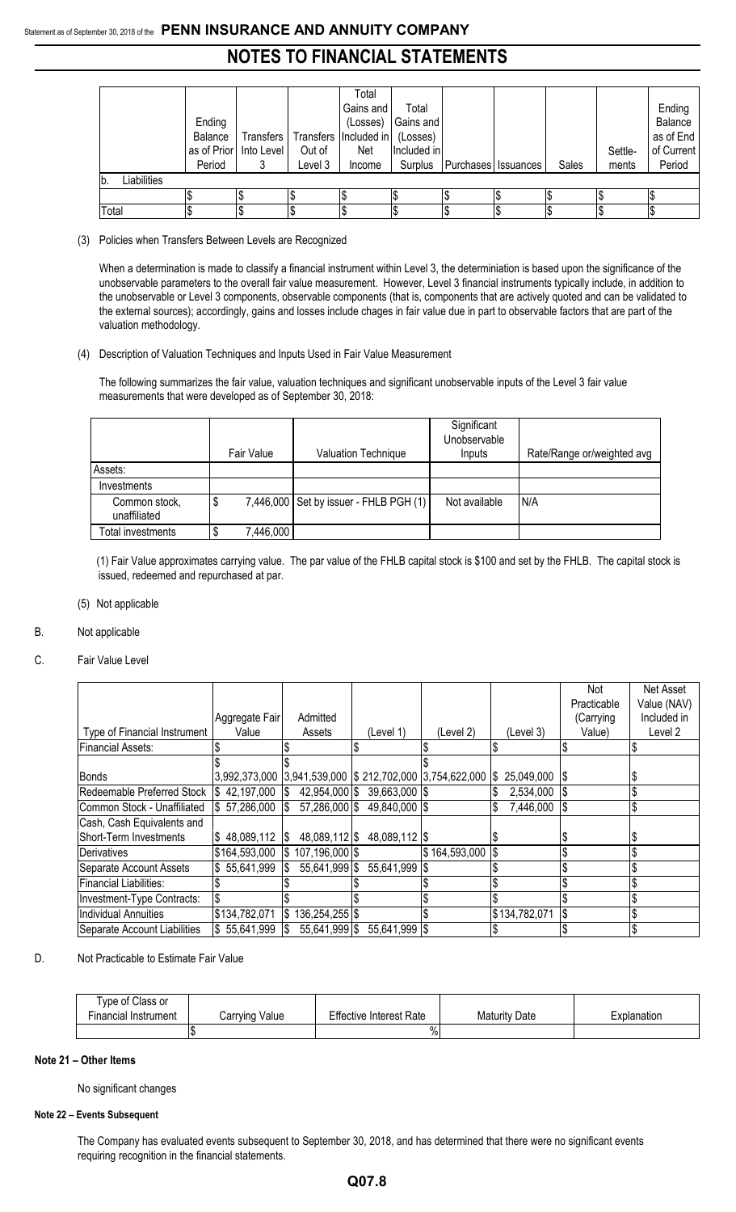| | Ending Balance as of Prior Period | Transfers Into Level 3 | Transfers Out of Level 3 | Total Gains and (Losses) Included in Net Income | Total Gains and (Losses) Included in Surplus | Purchases | Issuances | Sales | Settle-ments | Ending Balance as of End of Current Period |
|---|---|---|---|---|---|---|---|---|---|---|
| b. Liabilities | | | | | | | | | | |
| | $ | $ | $ | $ | $ | $ | $ | $ | $ | $ |
| Total | $ | $ | $ | $ | $ | $ | $ | $ | $ | $ |

(3) Policies when Transfers Between Levels are Recognized

When a determination is made to classify a financial instrument within Level 3, the determiniation is based upon the significance of the unobservable parameters to the overall fair value measurement. However, Level 3 financial instruments typically include, in addition to the unobservable or Level 3 components, observable components (that is, components that are actively quoted and can be validated to the external sources); accordingly, gains and losses include chages in fair value due in part to observable factors that are part of the valuation methodology.

(4) Description of Valuation Techniques and Inputs Used in Fair Value Measurement

The following summarizes the fair value, valuation techniques and significant unobservable inputs of the Level 3 fair value measurements that were developed as of September 30, 2018:

| | Fair Value | Valuation Technique | Significant Unobservable Inputs | Rate/Range or/weighted avg |
|---|---|---|---|---|
| Assets: | | | | |
| Investments | | | | |
| Common stock, unaffiliated | $ 7,446,000 | Set by issuer - FHLB PGH (1) | Not available | N/A |
| Total investments | $ 7,446,000 | | | |

(1) Fair Value approximates carrying value. The par value of the FHLB capital stock is $100 and set by the FHLB. The capital stock is issued, redeemed and repurchased at par.

(5) Not applicable

B. Not applicable

C. Fair Value Level

| Type of Financial Instrument | Aggregate Fair Value | Admitted Assets | (Level 1) | (Level 2) | (Level 3) | Not Practicable (Carrying Value) | Net Asset Value (NAV) Included in Level 2 |
|---|---|---|---|---|---|---|---|
| Financial Assets: | $ | $ | $ | $ | $ | $ | $ |
| Bonds | $ 3,992,373,000 | $ 3,941,539,000 | $ 212,702,000 | $ 3,754,622,000 | $ 25,049,000 | $ | $ |
| Redeemable Preferred Stock | $ 42,197,000 | $ 42,954,000 | $ 39,663,000 | $ | $ 2,534,000 | $ | $ |
| Common Stock - Unaffiliated | $ 57,286,000 | $ 57,286,000 | $ 49,840,000 | $ | $ 7,446,000 | $ | $ |
| Cash, Cash Equivalents and Short-Term Investments | $ 48,089,112 | $ 48,089,112 | $ 48,089,112 | $ | $ | $ | $ |
| Derivatives | $164,593,000 | $ 107,196,000 | $ | $ 164,593,000 | $ | $ | $ |
| Separate Account Assets | $ 55,641,999 | $ 55,641,999 | $ 55,641,999 | $ | $ | $ | $ |
| Financial Liabilities: | $ | $ | $ | $ | $ | $ | $ |
| Investment-Type Contracts: | $ | $ | $ | $ | $ | $ | $ |
| Individual Annuities | $134,782,071 | $ 136,254,255 | $ | $ | $134,782,071 | $ | $ |
| Separate Account Liabilities | $ 55,641,999 | $ 55,641,999 | $ 55,641,999 | $ | $ | $ | $ |

D. Not Practicable to Estimate Fair Value

| Type of Class or Financial Instrument | Carrying Value | Effective Interest Rate | Maturity Date | Explanation |
|---|---|---|---|---|
| | $ | % | | |

**Note 21 – Other Items**

No significant changes

**Note 22 – Events Subsequent**

The Company has evaluated events subsequent to September 30, 2018, and has determined that there were no significant events requiring recognition in the financial statements.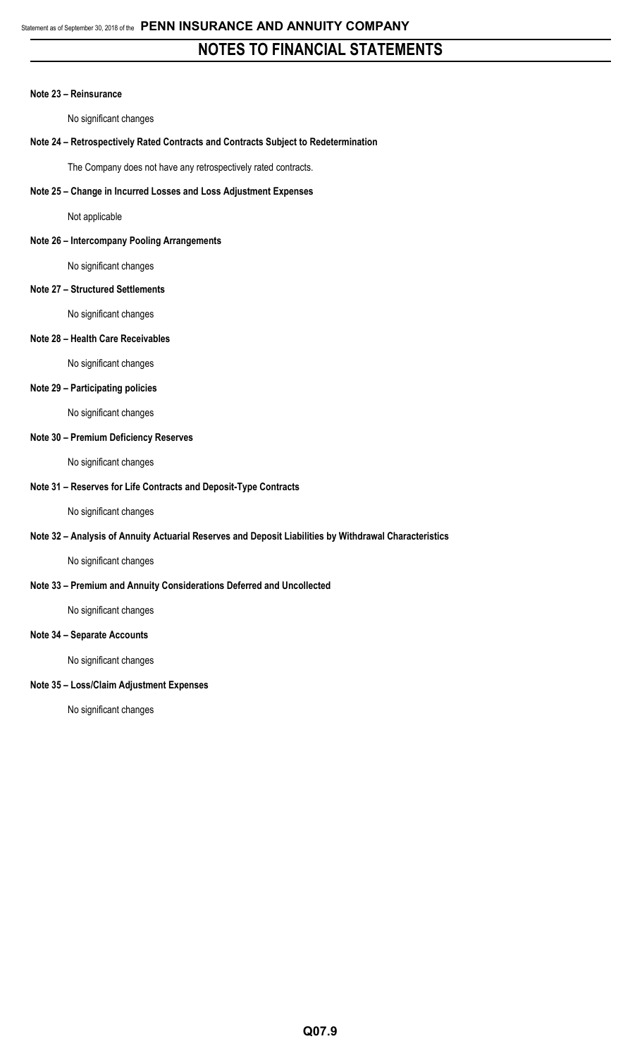# NOTES TO FINANCIAL STATEMENTS

**Note 23 – Reinsurance**

No significant changes

**Note 24 – Retrospectively Rated Contracts and Contracts Subject to Redetermination**

The Company does not have any retrospectively rated contracts.

**Note 25 – Change in Incurred Losses and Loss Adjustment Expenses**

Not applicable

**Note 26 – Intercompany Pooling Arrangements**

No significant changes

**Note 27 – Structured Settlements**

No significant changes

**Note 28 – Health Care Receivables**

No significant changes

**Note 29 – Participating policies**

No significant changes

**Note 30 – Premium Deficiency Reserves**

No significant changes

**Note 31 – Reserves for Life Contracts and Deposit-Type Contracts**

No significant changes

**Note 32 – Analysis of Annuity Actuarial Reserves and Deposit Liabilities by Withdrawal Characteristics**

No significant changes

**Note 33 – Premium and Annuity Considerations Deferred and Uncollected**

No significant changes

**Note 34 – Separate Accounts**

No significant changes

**Note 35 – Loss/Claim Adjustment Expenses**

No significant changes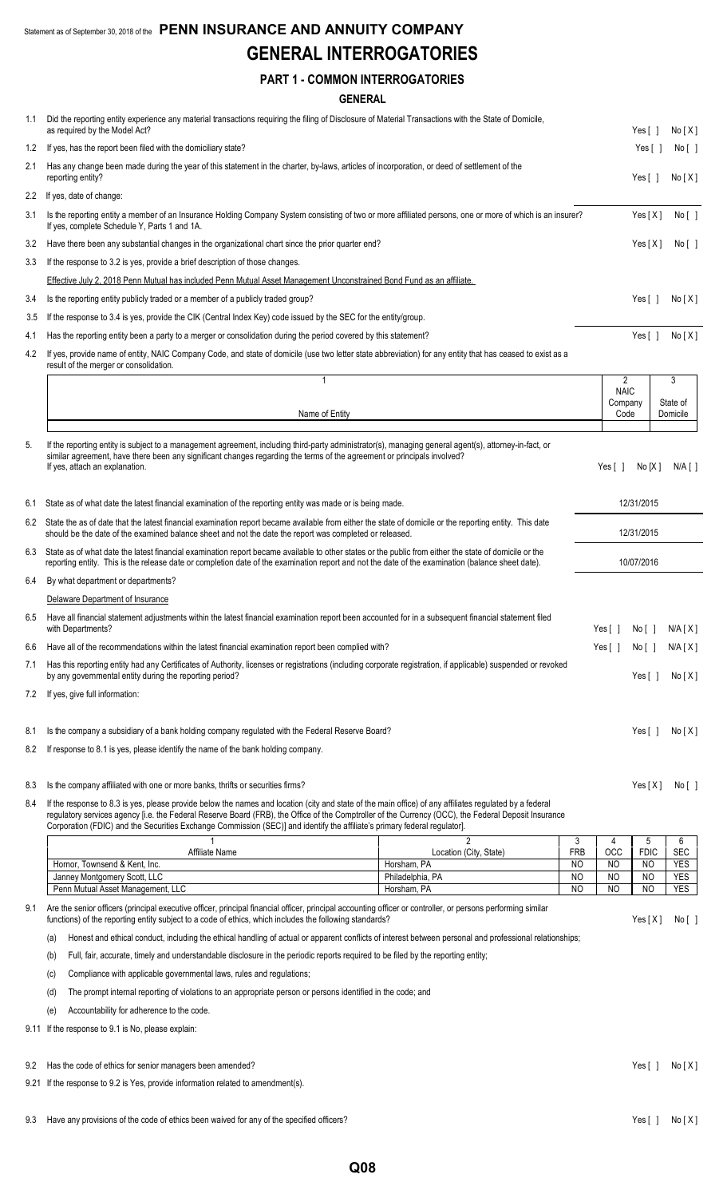Statement as of September 30, 2018 of the **PENN INSURANCE AND ANNUITY COMPANY**

# GENERAL INTERROGATORIES

## PART 1 - COMMON INTERROGATORIES

### GENERAL

1.1 Did the reporting entity experience any material transactions requiring the filing of Disclosure of Material Transactions with the State of Domicile, as required by the Model Act? Yes [ ] No [ X ]

1.2 If yes, has the report been filed with the domiciliary state? Yes [ ] No [ ]

2.1 Has any change been made during the year of this statement in the charter, by-laws, articles of incorporation, or deed of settlement of the reporting entity? Yes [ ] No [ X ]

2.2 If yes, date of change:

3.1 Is the reporting entity a member of an Insurance Holding Company System consisting of two or more affiliated persons, one or more of which is an insurer? If yes, complete Schedule Y, Parts 1 and 1A. Yes [ X ] No [ ]

3.2 Have there been any substantial changes in the organizational chart since the prior quarter end? Yes [ X ] No [ ]

3.3 If the response to 3.2 is yes, provide a brief description of those changes.

Effective July 2, 2018 Penn Mutual has included Penn Mutual Asset Management Unconstrained Bond Fund as an affiliate.

3.4 Is the reporting entity publicly traded or a member of a publicly traded group? Yes [ ] No [ X ]

3.5 If the response to 3.4 is yes, provide the CIK (Central Index Key) code issued by the SEC for the entity/group.

4.1 Has the reporting entity been a party to a merger or consolidation during the period covered by this statement? Yes [ ] No [ X ]

4.2 If yes, provide name of entity, NAIC Company Code, and state of domicile (use two letter state abbreviation) for any entity that has ceased to exist as a result of the merger or consolidation.

| 1<br>Name of Entity | 2<br>NAIC Company Code | 3<br>State of Domicile |
|---|---|---|
| | | |

5. If the reporting entity is subject to a management agreement, including third-party administrator(s), managing general agent(s), attorney-in-fact, or similar agreement, have there been any significant changes regarding the terms of the agreement or principals involved? If yes, attach an explanation. Yes [ ] No [X] N/A [ ]

6.1 State as of what date the latest financial examination of the reporting entity was made or is being made. 12/31/2015

6.2 State the as of date that the latest financial examination report became available from either the state of domicile or the reporting entity. This date should be the date of the examined balance sheet and not the date the report was completed or released. 12/31/2015

6.3 State as of what date the latest financial examination report became available to other states or the public from either the state of domicile or the reporting entity. This is the release date or completion date of the examination report and not the date of the examination (balance sheet date). 10/07/2016

6.4 By what department or departments?

Delaware Department of Insurance

6.5 Have all financial statement adjustments within the latest financial examination report been accounted for in a subsequent financial statement filed with Departments? Yes [ ] No [ ] N/A [ X ]

6.6 Have all of the recommendations within the latest financial examination report been complied with? Yes [ ] No [ ] N/A [ X ]

7.1 Has this reporting entity had any Certificates of Authority, licenses or registrations (including corporate registration, if applicable) suspended or revoked by any governmental entity during the reporting period? Yes [ ] No [ X ]

7.2 If yes, give full information:

8.1 Is the company a subsidiary of a bank holding company regulated with the Federal Reserve Board? Yes [ ] No [ X ]

8.2 If response to 8.1 is yes, please identify the name of the bank holding company.

8.3 Is the company affiliated with one or more banks, thrifts or securities firms? Yes [ X ] No [ ]

8.4 If the response to 8.3 is yes, please provide below the names and location (city and state of the main office) of any affiliates regulated by a federal regulatory services agency [i.e. the Federal Reserve Board (FRB), the Office of the Comptroller of the Currency (OCC), the Federal Deposit Insurance Corporation (FDIC) and the Securities Exchange Commission (SEC)] and identify the affiliate's primary federal regulator].

| 1<br>Affiliate Name | 2<br>Location (City, State) | 3<br>FRB | 4<br>OCC | 5<br>FDIC | 6<br>SEC |
|---|---|---|---|---|---|
| Hornor, Townsend & Kent, Inc. | Horsham, PA | NO | NO | NO | YES |
| Janney Montgomery Scott, LLC | Philadelphia, PA | NO | NO | NO | YES |
| Penn Mutual Asset Management, LLC | Horsham, PA | NO | NO | NO | YES |

9.1 Are the senior officers (principal executive officer, principal financial officer, principal accounting officer or controller, or persons performing similar functions) of the reporting entity subject to a code of ethics, which includes the following standards? Yes [ X ] No [ ]

(a) Honest and ethical conduct, including the ethical handling of actual or apparent conflicts of interest between personal and professional relationships;

(b) Full, fair, accurate, timely and understandable disclosure in the periodic reports required to be filed by the reporting entity;

(c) Compliance with applicable governmental laws, rules and regulations;

(d) The prompt internal reporting of violations to an appropriate person or persons identified in the code; and

(e) Accountability for adherence to the code.

9.11 If the response to 9.1 is No, please explain:

9.2 Has the code of ethics for senior managers been amended? Yes [ ] No [ X ]

9.21 If the response to 9.2 is Yes, provide information related to amendment(s).

9.3 Have any provisions of the code of ethics been waived for any of the specified officers? Yes [ ] No [ X ]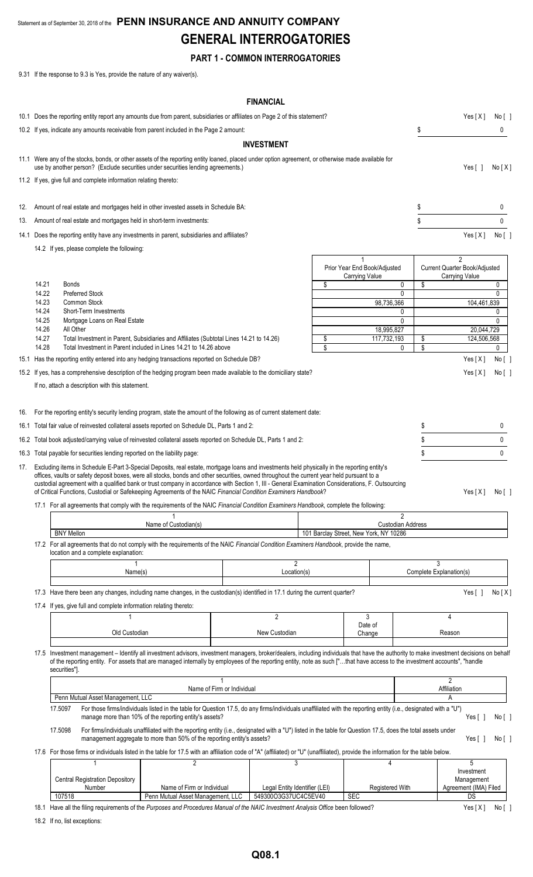Statement as of September 30, 2018 of the **PENN INSURANCE AND ANNUITY COMPANY**

# GENERAL INTERROGATORIES

## PART 1 - COMMON INTERROGATORIES

9.31 If the response to 9.3 is Yes, provide the nature of any waiver(s).

### FINANCIAL

10.1 Does the reporting entity report any amounts due from parent, subsidiaries or affiliates on Page 2 of this statement? Yes [ X ] No [ ]

10.2 If yes, indicate any amounts receivable from parent included in the Page 2 amount: $ 0

### INVESTMENT

11.1 Were any of the stocks, bonds, or other assets of the reporting entity loaned, placed under option agreement, or otherwise made available for use by another person? (Exclude securities under securities lending agreements.) Yes [ ] No [ X ]

11.2 If yes, give full and complete information relating thereto:

12. Amount of real estate and mortgages held in other invested assets in Schedule BA: $ 0

13. Amount of real estate and mortgages held in short-term investments: $ 0

14.1 Does the reporting entity have any investments in parent, subsidiaries and affiliates? Yes [ X ] No [ ]

14.2 If yes, please complete the following:

| | | 1<br>Prior Year End Book/Adjusted Carrying Value | 2<br>Current Quarter Book/Adjusted Carrying Value |
|---|---|---|---|
| 14.21 | Bonds | $ 0 | $ 0 |
| 14.22 | Preferred Stock | 0 | 0 |
| 14.23 | Common Stock | 98,736,366 | 104,461,839 |
| 14.24 | Short-Term Investments | 0 | 0 |
| 14.25 | Mortgage Loans on Real Estate | 0 | 0 |
| 14.26 | All Other | 18,995,827 | 20,044,729 |
| 14.27 | Total Investment in Parent, Subsidiaries and Affiliates (Subtotal Lines 14.21 to 14.26) | $ 117,732,193 | $ 124,506,568 |
| 14.28 | Total Investment in Parent included in Lines 14.21 to 14.26 above | $ 0 | $ 0 |

15.1 Has the reporting entity entered into any hedging transactions reported on Schedule DB? Yes [ X ] No [ ]

15.2 If yes, has a comprehensive description of the hedging program been made available to the domiciliary state? Yes [ X ] No [ ]

If no, attach a description with this statement.

16. For the reporting entity's security lending program, state the amount of the following as of current statement date:

16.1 Total fair value of reinvested collateral assets reported on Schedule DL, Parts 1 and 2: $ 0

16.2 Total book adjusted/carrying value of reinvested collateral assets reported on Schedule DL, Parts 1 and 2: $ 0

16.3 Total payable for securities lending reported on the liability page: $ 0

17. Excluding items in Schedule E-Part 3-Special Deposits, real estate, mortgage loans and investments held physically in the reporting entity's offices, vaults or safety deposit boxes, were all stocks, bonds and other securities, owned throughout the current year held pursuant to a custodial agreement with a qualified bank or trust company in accordance with Section 1, III - General Examination Considerations, F. Outsourcing of Critical Functions, Custodial or Safekeeping Agreements of the NAIC *Financial Condition Examiners Handbook*? Yes [ X ] No [ ]

17.1 For all agreements that comply with the requirements of the NAIC *Financial Condition Examiners Handbook*, complete the following:

| 1<br>Name of Custodian(s) | 2<br>Custodian Address |
|---|---|
| BNY Mellon | 101 Barclay Street, New York, NY 10286 |

17.2 For all agreements that do not comply with the requirements of the NAIC *Financial Condition Examiners Handbook*, provide the name, location and a complete explanation:

| 1<br>Name(s) | 2<br>Location(s) | 3<br>Complete Explanation(s) |
|---|---|---|
| | | |

17.3 Have there been any changes, including name changes, in the custodian(s) identified in 17.1 during the current quarter? Yes [ ] No [ X ]

17.4 If yes, give full and complete information relating thereto:

| 1<br>Old Custodian | 2<br>New Custodian | 3<br>Date of Change | 4<br>Reason |
|---|---|---|---|
| | | | |

17.5 Investment management – Identify all investment advisors, investment managers, broker/dealers, including individuals that have the authority to make investment decisions on behalf of the reporting entity. For assets that are managed internally by employees of the reporting entity, note as such ["...that have access to the investment accounts", "handle securities"].

| 1<br>Name of Firm or Individual | 2<br>Affiliation |
|---|---|
| Penn Mutual Asset Management, LLC | A |

17.5097 For those firms/individuals listed in the table for Question 17.5, do any firms/individuals unaffiliated with the reporting entity (i.e., designated with a "U") manage more than 10% of the reporting entity's assets? Yes [ ] No [ ]

17.5098 For firms/individuals unaffiliated with the reporting entity (i.e., designated with a "U") listed in the table for Question 17.5, does the total assets under management aggregate to more than 50% of the reporting entity's assets? Yes [ ] No [ ]

17.6 For those firms or individuals listed in the table for 17.5 with an affiliation code of "A" (affiliated) or "U" (unaffiliated), provide the information for the table below.

| 1<br>Central Registration Depository Number | 2<br>Name of Firm or Individual | 3<br>Legal Entity Identifier (LEI) | 4<br>Registered With | 5<br>Investment Management Agreement (IMA) Filed |
|---|---|---|---|---|
| 107518 | Penn Mutual Asset Management, LLC | 549300O3G37UC4C5EV40 | SEC | DS |

18.1 Have all the filing requirements of the *Purposes and Procedures Manual of the NAIC Investment Analysis Office* been followed? Yes [ X ] No [ ]

18.2 If no, list exceptions: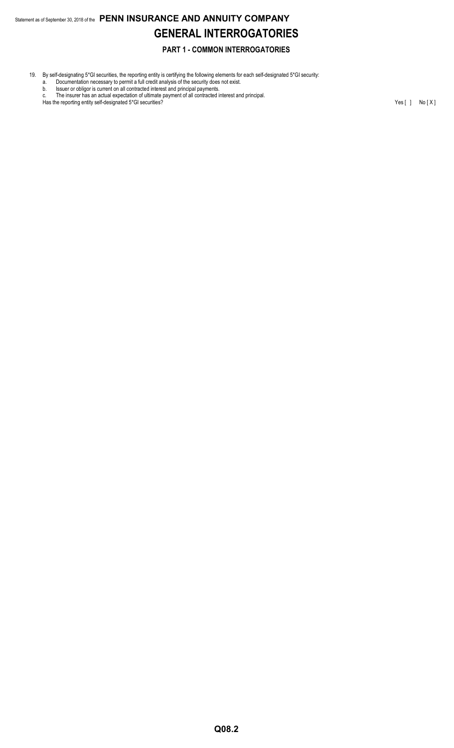# GENERAL INTERROGATORIES

## PART 1 - COMMON INTERROGATORIES

19. By self-designating 5*GI securities, the reporting entity is certifying the following elements for each self-designated 5*GI security:
    a. Documentation necessary to permit a full credit analysis of the security does not exist.
    b. Issuer or obligor is current on all contracted interest and principal payments.
    c. The insurer has an actual expectation of ultimate payment of all contracted interest and principal.

    Has the reporting entity self-designated 5*GI securities? Yes [ ] No [ X ]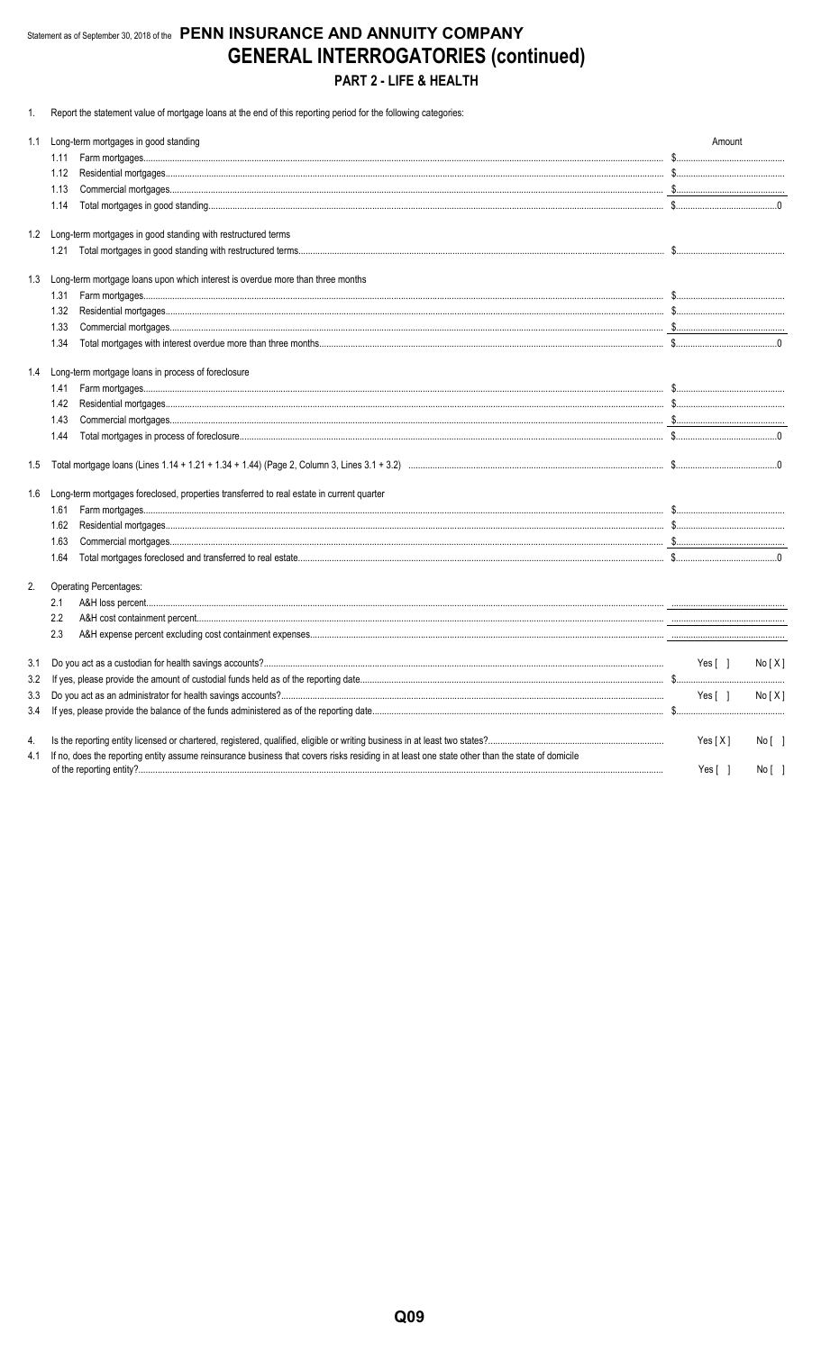Statement as of September 30, 2018 of the **PENN INSURANCE AND ANNUITY COMPANY**

# GENERAL INTERROGATORIES (continued)

## PART 2 - LIFE & HEALTH

1. Report the statement value of mortgage loans at the end of this reporting period for the following categories:

| | | Amount |
|---|---|---|
| 1.1 | Long-term mortgages in good standing | |
| | 1.11 Farm mortgages | $ |
| | 1.12 Residential mortgages | $ |
| | 1.13 Commercial mortgages | $ |
| | 1.14 Total mortgages in good standing | $ 0 |
| 1.2 | Long-term mortgages in good standing with restructured terms | |
| | 1.21 Total mortgages in good standing with restructured terms | $ |
| 1.3 | Long-term mortgage loans upon which interest is overdue more than three months | |
| | 1.31 Farm mortgages | $ |
| | 1.32 Residential mortgages | $ |
| | 1.33 Commercial mortgages | $ |
| | 1.34 Total mortgages with interest overdue more than three months | $ 0 |
| 1.4 | Long-term mortgage loans in process of foreclosure | |
| | 1.41 Farm mortgages | $ |
| | 1.42 Residential mortgages | $ |
| | 1.43 Commercial mortgages | $ |
| | 1.44 Total mortgages in process of foreclosure | $ 0 |
| 1.5 | Total mortgage loans (Lines 1.14 + 1.21 + 1.34 + 1.44) (Page 2, Column 3, Lines 3.1 + 3.2) | $ 0 |
| 1.6 | Long-term mortgages foreclosed, properties transferred to real estate in current quarter | |
| | 1.61 Farm mortgages | $ |
| | 1.62 Residential mortgages | $ |
| | 1.63 Commercial mortgages | $ |
| | 1.64 Total mortgages foreclosed and transferred to real estate | $ 0 |

2. Operating Percentages:

| | |
|---|---|
| 2.1 A&H loss percent | |
| 2.2 A&H cost containment percent | |
| 2.3 A&H expense percent excluding cost containment expenses | |

| | | | |
|---|---|---|---|
| 3.1 | Do you act as a custodian for health savings accounts? | Yes [ ] | No [ X ] |
| 3.2 | If yes, please provide the amount of custodial funds held as of the reporting date | $ | |
| 3.3 | Do you act as an administrator for health savings accounts? | Yes [ ] | No [ X ] |
| 3.4 | If yes, please provide the balance of the funds administered as of the reporting date | $ | |
| 4. | Is the reporting entity licensed or chartered, registered, qualified, eligible or writing business in at least two states? | Yes [ X ] | No [ ] |
| 4.1 | If no, does the reporting entity assume reinsurance business that covers risks residing in at least one state other than the state of domicile of the reporting entity? | Yes [ ] | No [ ] |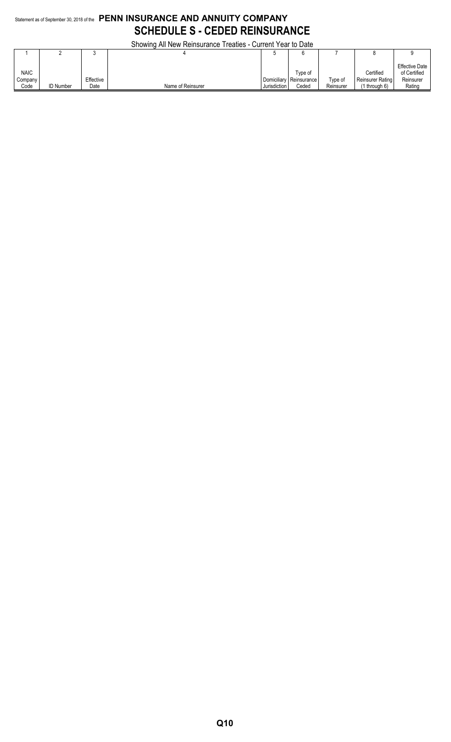Statement as of September 30, 2018 of the **PENN INSURANCE AND ANNUITY COMPANY**

# SCHEDULE S - CEDED REINSURANCE

Showing All New Reinsurance Treaties - Current Year to Date

| 1 | 2 | 3 | 4 | 5 | 6 | 7 | 8 | 9 |
|---|---|---|---|---|---|---|---|---|
| NAIC Company Code | ID Number | Effective Date | Name of Reinsurer | Domiciliary Jurisdiction | Type of Reinsurance Ceded | Type of Reinsurer | Certified Reinsurer Rating (1 through 6) | Effective Date of Certified Reinsurer Rating |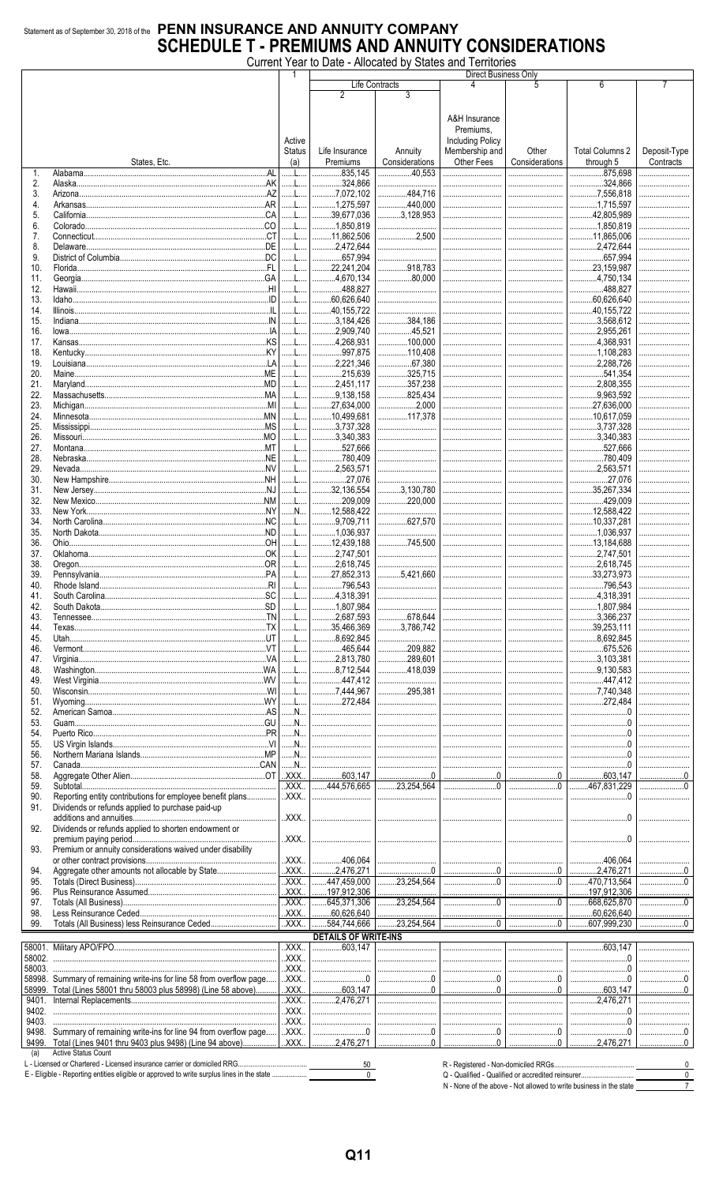Statement as of September 30, 2018 of the **PENN INSURANCE AND ANNUITY COMPANY**

# SCHEDULE T - PREMIUMS AND ANNUITY CONSIDERATIONS

Current Year to Date - Allocated by States and Territories

| | States, Etc. | 1<br>Active Status (a) | Direct Business Only<br>Life Contracts<br>2<br>Life Insurance Premiums | 3<br>Annuity Considerations | 4<br>A&H Insurance Premiums, Including Policy Membership and Other Fees | 5<br>Other Considerations | 6<br>Total Columns 2 through 5 | 7<br>Deposit-Type Contracts |
|---|---|---|---|---|---|---|---|---|
| 1. | Alabama AL | L | 835,145 | 40,553 | | | 875,698 | |
| 2. | Alaska AK | L | 324,866 | | | | 324,866 | |
| 3. | Arizona AZ | L | 7,072,102 | 484,716 | | | 7,556,818 | |
| 4. | Arkansas AR | L | 1,275,597 | 440,000 | | | 1,715,597 | |
| 5. | California CA | L | 39,677,036 | 3,128,953 | | | 42,805,989 | |
| 6. | Colorado CO | L | 1,850,819 | | | | 1,850,819 | |
| 7. | Connecticut CT | L | 11,862,506 | 2,500 | | | 11,865,006 | |
| 8. | Delaware DE | L | 2,472,644 | | | | 2,472,644 | |
| 9. | District of Columbia DC | L | 657,994 | | | | 657,994 | |
| 10. | Florida FL | L | 22,241,204 | 918,783 | | | 23,159,987 | |
| 11. | Georgia GA | L | 4,670,134 | 80,000 | | | 4,750,134 | |
| 12. | Hawaii HI | L | 488,827 | | | | 488,827 | |
| 13. | Idaho ID | L | 60,626,640 | | | | 60,626,640 | |
| 14. | Illinois IL | L | 40,155,722 | | | | 40,155,722 | |
| 15. | Indiana IN | L | 3,184,426 | 384,186 | | | 3,568,612 | |
| 16. | Iowa IA | L | 2,909,740 | 45,521 | | | 2,955,261 | |
| 17. | Kansas KS | L | 4,268,931 | 100,000 | | | 4,368,931 | |
| 18. | Kentucky KY | L | 997,875 | 110,408 | | | 1,108,283 | |
| 19. | Louisiana LA | L | 2,221,346 | 67,380 | | | 2,288,726 | |
| 20. | Maine ME | L | 215,639 | 325,715 | | | 541,354 | |
| 21. | Maryland MD | L | 2,451,117 | 357,238 | | | 2,808,355 | |
| 22. | Massachusetts MA | L | 9,138,158 | 825,434 | | | 9,963,592 | |
| 23. | Michigan MI | L | 27,634,000 | 2,000 | | | 27,636,000 | |
| 24. | Minnesota MN | L | 10,499,681 | 117,378 | | | 10,617,059 | |
| 25. | Mississippi MS | L | 3,737,328 | | | | 3,737,328 | |
| 26. | Missouri MO | L | 3,340,383 | | | | 3,340,383 | |
| 27. | Montana MT | L | 527,666 | | | | 527,666 | |
| 28. | Nebraska NE | L | 780,409 | | | | 780,409 | |
| 29. | Nevada NV | L | 2,563,571 | | | | 2,563,571 | |
| 30. | New Hampshire NH | L | 27,076 | | | | 27,076 | |
| 31. | New Jersey NJ | L | 32,136,554 | 3,130,780 | | | 35,267,334 | |
| 32. | New Mexico NM | L | 209,009 | 220,000 | | | 429,009 | |
| 33. | New York NY | N | 12,588,422 | | | | 12,588,422 | |
| 34. | North Carolina NC | L | 9,709,711 | 627,570 | | | 10,337,281 | |
| 35. | North Dakota ND | L | 1,036,937 | | | | 1,036,937 | |
| 36. | Ohio OH | L | 12,439,188 | 745,500 | | | 13,184,688 | |
| 37. | Oklahoma OK | L | 2,747,501 | | | | 2,747,501 | |
| 38. | Oregon OR | L | 2,618,745 | | | | 2,618,745 | |
| 39. | Pennsylvania PA | L | 27,852,313 | 5,421,660 | | | 33,273,973 | |
| 40. | Rhode Island RI | L | 796,543 | | | | 796,543 | |
| 41. | South Carolina SC | L | 4,318,391 | | | | 4,318,391 | |
| 42. | South Dakota SD | L | 1,807,984 | | | | 1,807,984 | |
| 43. | Tennessee TN | L | 2,687,593 | 678,644 | | | 3,366,237 | |
| 44. | Texas TX | L | 35,466,369 | 3,786,742 | | | 39,253,111 | |
| 45. | Utah UT | L | 8,692,845 | | | | 8,692,845 | |
| 46. | Vermont VT | L | 465,644 | 209,882 | | | 675,526 | |
| 47. | Virginia VA | L | 2,813,780 | 289,601 | | | 3,103,381 | |
| 48. | Washington WA | L | 8,712,544 | 418,039 | | | 9,130,583 | |
| 49. | West Virginia WV | L | 447,412 | | | | 447,412 | |
| 50. | Wisconsin WI | L | 7,444,967 | 295,381 | | | 7,740,348 | |
| 51. | Wyoming WY | L | 272,484 | | | | 272,484 | |
| 52. | American Samoa AS | N | | | | | 0 | |
| 53. | Guam GU | N | | | | | 0 | |
| 54. | Puerto Rico PR | N | | | | | 0 | |
| 55. | US Virgin Islands VI | N | | | | | 0 | |
| 56. | Northern Mariana Islands MP | N | | | | | 0 | |
| 57. | Canada CAN | N | | | | | 0 | |
| 58. | Aggregate Other Alien OT | XXX | 603,147 | 0 | 0 | 0 | 603,147 | 0 |
| 59. | Subtotal | XXX | 444,576,665 | 23,254,564 | 0 | 0 | 467,831,229 | 0 |
| 90. | Reporting entity contributions for employee benefit plans | XXX | | | | | 0 | |
| 91. | Dividends or refunds applied to purchase paid-up additions and annuities | XXX | | | | | 0 | |
| 92. | Dividends or refunds applied to shorten endowment or premium paying period | XXX | | | | | 0 | |
| 93. | Premium or annuity considerations waived under disability or other contract provisions | XXX | 406,064 | | | | 406,064 | |
| 94. | Aggregate other amounts not allocable by State | XXX | 2,476,271 | 0 | 0 | 0 | 2,476,271 | 0 |
| 95. | Totals (Direct Business) | XXX | 447,459,000 | 23,254,564 | 0 | 0 | 470,713,564 | 0 |
| 96. | Plus Reinsurance Assumed | XXX | 197,912,306 | | | | 197,912,306 | |
| 97. | Totals (All Business) | XXX | 645,371,306 | 23,254,564 | 0 | 0 | 668,625,870 | 0 |
| 98. | Less Reinsurance Ceded | XXX | 60,626,640 | | | | 60,626,640 | |
| 99. | Totals (All Business) less Reinsurance Ceded | XXX | 584,744,666 | 23,254,564 | 0 | 0 | 607,999,230 | 0 |
| | **DETAILS OF WRITE-INS** | | | | | | | |
| 58001. | Military APO/FPO | XXX | 603,147 | | | | 603,147 | |
| 58002. | | XXX | | | | | 0 | |
| 58003. | | XXX | | | | | 0 | |
| 58998. | Summary of remaining write-ins for line 58 from overflow page | XXX | 0 | 0 | 0 | 0 | 0 | 0 |
| 58999. | Total (Lines 58001 thru 58003 plus 58998) (Line 58 above) | XXX | 603,147 | 0 | 0 | 0 | 603,147 | 0 |
| 9401. | Internal Replacements | XXX | 2,476,271 | | | | 2,476,271 | |
| 9402. | | XXX | | | | | 0 | |
| 9403. | | XXX | | | | | 0 | |
| 9498. | Summary of remaining write-ins for line 94 from overflow page | XXX | 0 | 0 | 0 | 0 | 0 | 0 |
| 9499. | Total (Lines 9401 thru 9403 plus 9498) (Line 94 above) | XXX | 2,476,271 | 0 | 0 | 0 | 2,476,271 | 0 |

(a) Active Status Count

| | |
|---|---|
| L - Licensed or Chartered - Licensed insurance carrier or domiciled RRG | 50 |
| E - Eligible - Reporting entities eligible or approved to write surplus lines in the state | 0 |
| R - Registered - Non-domiciled RRGs | 0 |
| Q - Qualified - Qualified or accredited reinsurer | 0 |
| N - None of the above - Not allowed to write business in the state | 7 |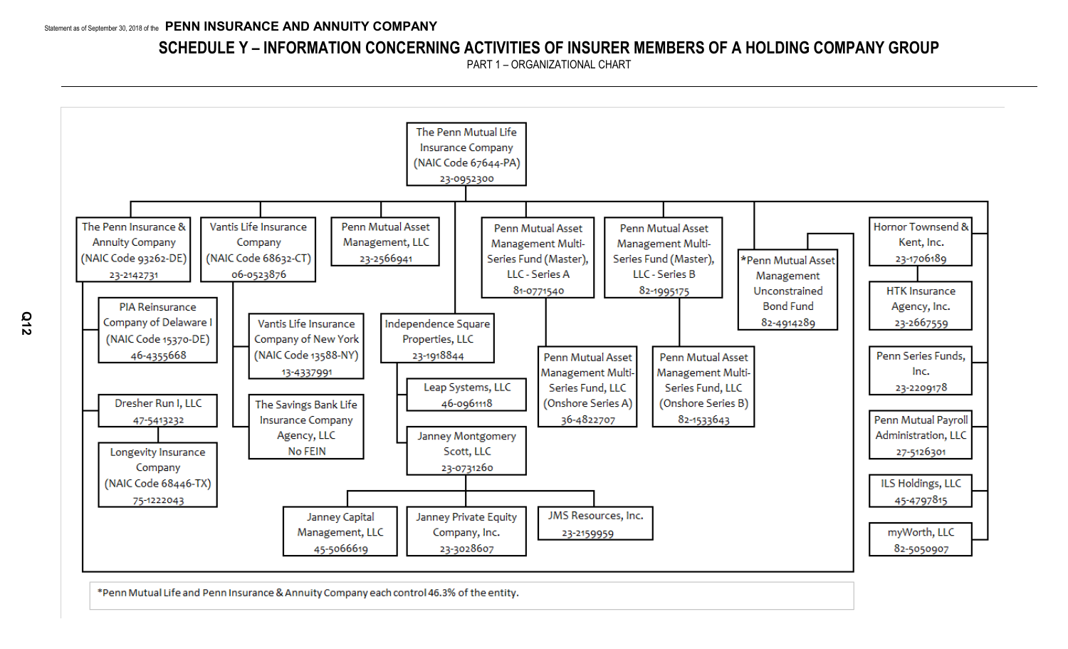# SCHEDULE Y – INFORMATION CONCERNING ACTIVITIES OF INSURER MEMBERS OF A HOLDING COMPANY GROUP

## PART 1 – ORGANIZATIONAL CHART

- The Penn Mutual Life Insurance Company (NAIC Code 67644-PA) 23-0952300
  - The Penn Insurance & Annuity Company (NAIC Code 93262-DE) 23-2142731
    - PIA Reinsurance Company of Delaware I (NAIC Code 15370-DE) 46-4355668
    - Dresher Run I, LLC 47-5413232
    - Longevity Insurance Company (NAIC Code 68446-TX) 75-1222043
  - Vantis Life Insurance Company (NAIC Code 68632-CT) 06-0523876
    - Vantis Life Insurance Company of New York (NAIC Code 13588-NY) 13-4337991
    - The Savings Bank Life Insurance Company Agency, LLC No FEIN
  - Penn Mutual Asset Management, LLC 23-2566941
  - Independence Square Properties, LLC 23-1918844
    - Leap Systems, LLC 46-0961118
    - Janney Montgomery Scott, LLC 23-0731260
      - Janney Capital Management, LLC 45-5066619
      - Janney Private Equity Company, Inc. 23-3028607
      - JMS Resources, Inc. 23-2159959
  - Penn Mutual Asset Management Multi-Series Fund (Master), LLC - Series A 81-0771540
    - Penn Mutual Asset Management Multi-Series Fund, LLC (Onshore Series A) 36-4822707
  - Penn Mutual Asset Management Multi-Series Fund (Master), LLC - Series B 82-1995175
    - Penn Mutual Asset Management Multi-Series Fund, LLC (Onshore Series B) 82-1533643
  - *Penn Mutual Asset Management Unconstrained Bond Fund 82-4914289
  - Hornor Townsend & Kent, Inc. 23-1706189
    - HTK Insurance Agency, Inc. 23-2667559
  - Penn Series Funds, Inc. 23-2209178
  - Penn Mutual Payroll Administration, LLC 27-5126301
  - ILS Holdings, LLC 45-4797815
  - myWorth, LLC 82-5050907

*Penn Mutual Life and Penn Insurance & Annuity Company each control 46.3% of the entity.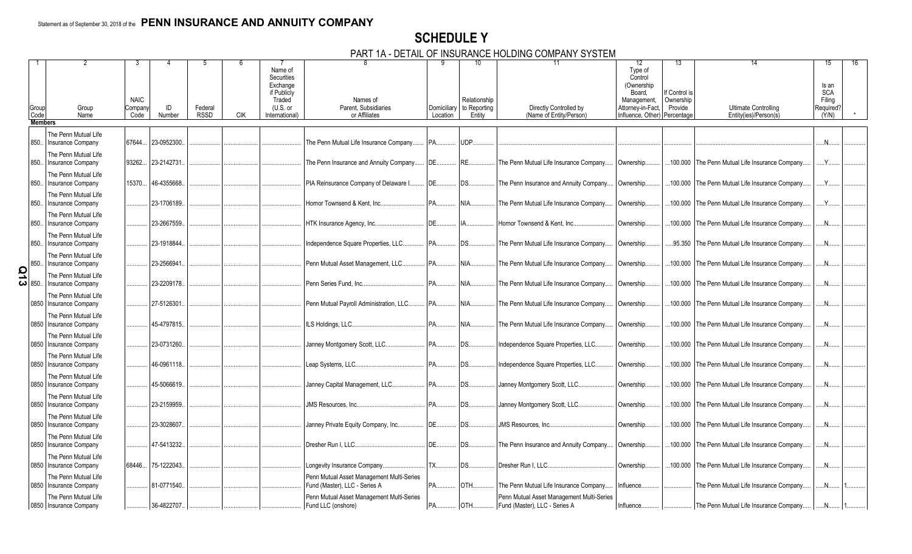Statement as of September 30, 2018 of the **PENN INSURANCE AND ANNUITY COMPANY**

# SCHEDULE Y

## PART 1A - DETAIL OF INSURANCE HOLDING COMPANY SYSTEM

| 1 | 2 | 3 | 4 | 5 | 6 | 7 | 8 | 9 | 10 | 11 | 12 | 13 | 14 | 15 | 16 |
|---|---|---|---|---|---|---|---|---|---|---|---|---|---|---|---|
| Group Code | Group Name | NAIC Company Code | ID Number | Federal RSSD | CIK | Name of Securities Exchange if Publicly Traded (U.S. or International) | Names of Parent, Subsidiaries or Affiliates | Domiciliary Location | Relationship to Reporting Entity | Directly Controlled by (Name of Entity/Person) | Type of Control (Ownership Board, Management, Attorney-in-Fact, Influence, Other) | If Control is Ownership Provide Percentage | Ultimate Controlling Entity(ies)/Person(s) | Is an SCA Filing Required? (Y/N) | * |
| **Members** | | | | | | | | | | | | | | | |
| 850 | The Penn Mutual Life Insurance Company | 67644 | 23-0952300 | | | | The Penn Mutual Life Insurance Company | PA | UDP | | | | | N | |
| 850 | The Penn Mutual Life Insurance Company | 93262 | 23-2142731 | | | | The Penn Insurance and Annuity Company | DE | RE | The Penn Mutual Life Insurance Company | Ownership | 100.000 | The Penn Mutual Life Insurance Company | Y | |
| 850 | The Penn Mutual Life Insurance Company | 15370 | 46-4355668 | | | | PIA Reinsurance Company of Delaware I | DE | DS | The Penn Insurance and Annuity Company | Ownership | 100.000 | The Penn Mutual Life Insurance Company | Y | |
| 850 | The Penn Mutual Life Insurance Company | | 23-1706189 | | | | Hornor Townsend & Kent, Inc. | PA | NIA | The Penn Mutual Life Insurance Company | Ownership | 100.000 | The Penn Mutual Life Insurance Company | Y | |
| 850 | The Penn Mutual Life Insurance Company | | 23-2667559 | | | | HTK Insurance Agency, Inc. | DE | IA | Hornor Townsend & Kent, Inc. | Ownership | 100.000 | The Penn Mutual Life Insurance Company | N | |
| 850 | The Penn Mutual Life Insurance Company | | 23-1918844 | | | | Independence Square Properties, LLC | PA | DS | The Penn Mutual Life Insurance Company | Ownership | 95.350 | The Penn Mutual Life Insurance Company | N | |
| 850 | The Penn Mutual Life Insurance Company | | 23-2566941 | | | | Penn Mutual Asset Management, LLC | PA | NIA | The Penn Mutual Life Insurance Company | Ownership | 100.000 | The Penn Mutual Life Insurance Company | N | |
| 850 | The Penn Mutual Life Insurance Company | | 23-2209178 | | | | Penn Series Fund, Inc. | PA | NIA | The Penn Mutual Life Insurance Company | Ownership | 100.000 | The Penn Mutual Life Insurance Company | N | |
| 0850 | The Penn Mutual Life Insurance Company | | 27-5126301 | | | | Penn Mutual Payroll Administration, LLC | PA | NIA | The Penn Mutual Life Insurance Company | Ownership | 100.000 | The Penn Mutual Life Insurance Company | N | |
| 0850 | The Penn Mutual Life Insurance Company | | 45-4797815 | | | | ILS Holdings, LLC | PA | NIA | The Penn Mutual Life Insurance Company | Ownership | 100.000 | The Penn Mutual Life Insurance Company | N | |
| 0850 | The Penn Mutual Life Insurance Company | | 23-0731260 | | | | Janney Montgomery Scott, LLC | PA | DS | Independence Square Properties, LLC | Ownership | 100.000 | The Penn Mutual Life Insurance Company | N | |
| 0850 | The Penn Mutual Life Insurance Company | | 46-0961118 | | | | Leap Systems, LLC | PA | DS | Independence Square Properties, LLC | Ownership | 100.000 | The Penn Mutual Life Insurance Company | N | |
| 0850 | The Penn Mutual Life Insurance Company | | 45-5066619 | | | | Janney Capital Management, LLC | PA | DS | Janney Montgomery Scott, LLC | Ownership | 100.000 | The Penn Mutual Life Insurance Company | N | |
| 0850 | The Penn Mutual Life Insurance Company | | 23-2159959 | | | | JMS Resources, Inc. | PA | DS | Janney Montgomery Scott, LLC | Ownership | 100.000 | The Penn Mutual Life Insurance Company | N | |
| 0850 | The Penn Mutual Life Insurance Company | | 23-3028607 | | | | Janney Private Equity Company, Inc. | DE | DS | JMS Resources, Inc. | Ownership | 100.000 | The Penn Mutual Life Insurance Company | N | |
| 0850 | The Penn Mutual Life Insurance Company | | 47-5413232 | | | | Dresher Run I, LLC | DE | DS | The Penn Insurance and Annuity Company | Ownership | 100.000 | The Penn Mutual Life Insurance Company | N | |
| 0850 | The Penn Mutual Life Insurance Company | 68446 | 75-1222043 | | | | Longevity Insurance Company | TX | DS | Dresher Run I, LLC | Ownership | 100.000 | The Penn Mutual Life Insurance Company | N | |
| 0850 | The Penn Mutual Life Insurance Company | | 81-0771540 | | | | Penn Mutual Asset Management Multi-Series Fund (Master), LLC - Series A | PA | OTH | The Penn Mutual Life Insurance Company | Influence | | The Penn Mutual Life Insurance Company | N | 1 |
| 0850 | The Penn Mutual Life Insurance Company | | 36-4822707 | | | | Penn Mutual Asset Management Multi-Series Fund LLC (onshore) | PA | OTH | Penn Mutual Asset Management Multi-Series Fund (Master), LLC - Series A | Influence | | The Penn Mutual Life Insurance Company | N | 1 |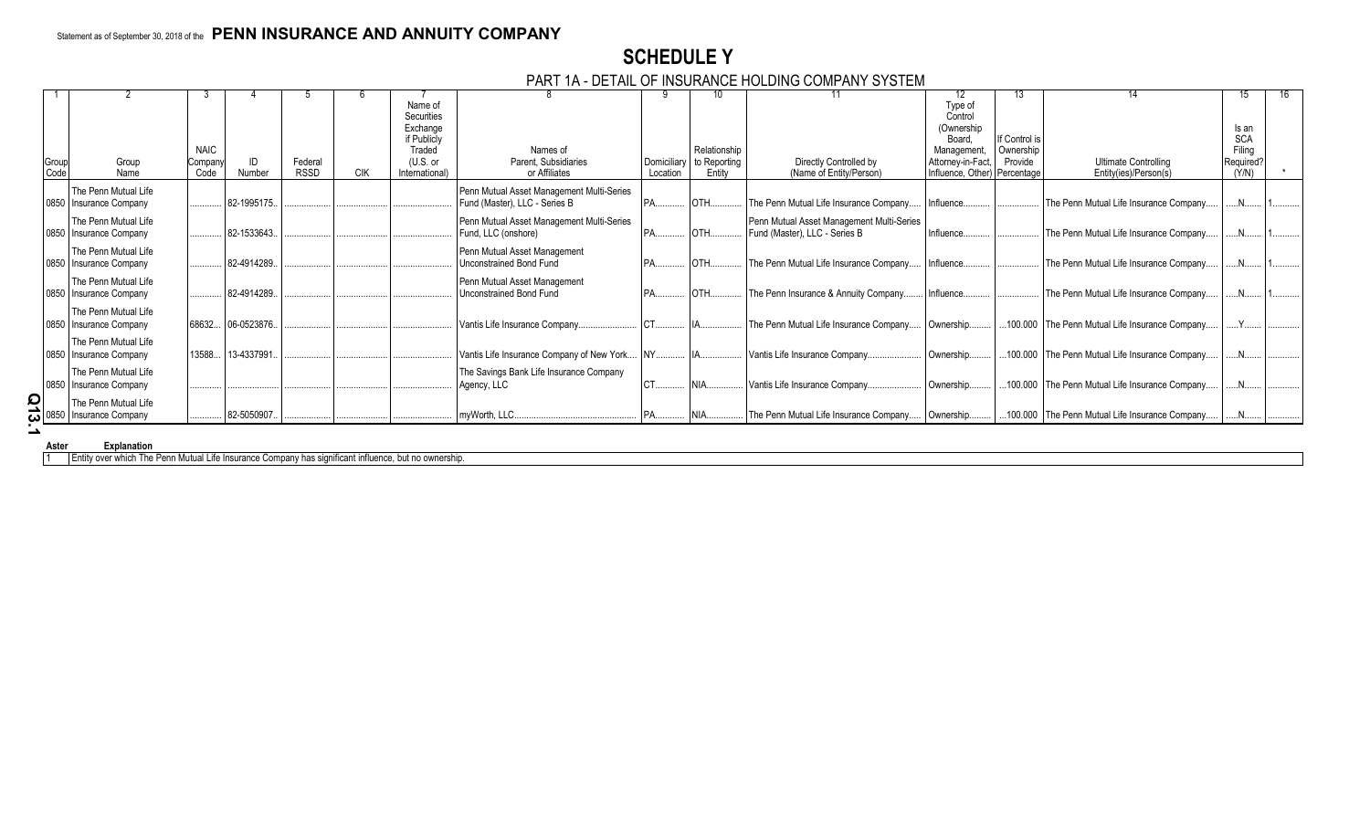Statement as of September 30, 2018 of the **PENN INSURANCE AND ANNUITY COMPANY**

# SCHEDULE Y

## PART 1A - DETAIL OF INSURANCE HOLDING COMPANY SYSTEM

| 1 | 2 | 3 | 4 | 5 | 6 | 7 | 8 | 9 | 10 | 11 | 12 | 13 | 14 | 15 | 16 |
|---|---|---|---|---|---|---|---|---|---|---|---|---|---|---|---|
| Group Code | Group Name | NAIC Company Code | ID Number | Federal RSSD | CIK | Name of Securities Exchange if Publicly Traded (U.S. or International) | Names of Parent, Subsidiaries or Affiliates | Domiciliary Location | Relationship to Reporting Entity | Directly Controlled by (Name of Entity/Person) | Type of Control (Ownership Board, Management, Attorney-in-Fact, Influence, Other) | If Control is Ownership Provide Percentage | Ultimate Controlling Entity(ies)/Person(s) | Is an SCA Filing Required? (Y/N) | * |
| 0850 | The Penn Mutual Life Insurance Company | | 82-1995175 | | | | Penn Mutual Asset Management Multi-Series Fund (Master), LLC - Series B | PA | OTH | The Penn Mutual Life Insurance Company | Influence | | The Penn Mutual Life Insurance Company | N | 1 |
| 0850 | The Penn Mutual Life Insurance Company | | 82-1533643 | | | | Penn Mutual Asset Management Multi-Series Fund, LLC (onshore) | PA | OTH | Penn Mutual Asset Management Multi-Series Fund (Master), LLC - Series B | Influence | | The Penn Mutual Life Insurance Company | N | 1 |
| 0850 | The Penn Mutual Life Insurance Company | | 82-4914289 | | | | Penn Mutual Asset Management Unconstrained Bond Fund | PA | OTH | The Penn Mutual Life Insurance Company | Influence | | The Penn Mutual Life Insurance Company | N | 1 |
| 0850 | The Penn Mutual Life Insurance Company | | 82-4914289 | | | | Penn Mutual Asset Management Unconstrained Bond Fund | PA | OTH | The Penn Insurance & Annuity Company | Influence | | The Penn Mutual Life Insurance Company | N | 1 |
| 0850 | The Penn Mutual Life Insurance Company | 68632 | 06-0523876 | | | | Vantis Life Insurance Company | CT | IA | The Penn Mutual Life Insurance Company | Ownership | 100.000 | The Penn Mutual Life Insurance Company | Y | |
| 0850 | The Penn Mutual Life Insurance Company | 13588 | 13-4337991 | | | | Vantis Life Insurance Company of New York | NY | IA | Vantis Life Insurance Company | Ownership | 100.000 | The Penn Mutual Life Insurance Company | N | |
| 0850 | The Penn Mutual Life Insurance Company | | | | | | The Savings Bank Life Insurance Company Agency, LLC | CT | NIA | Vantis Life Insurance Company | Ownership | 100.000 | The Penn Mutual Life Insurance Company | N | |
| 0850 | The Penn Mutual Life Insurance Company | | 82-5050907 | | | | myWorth, LLC | PA | NIA | The Penn Mutual Life Insurance Company | Ownership | 100.000 | The Penn Mutual Life Insurance Company | N | |

| Aster | Explanation |
|---|---|
| 1 | Entity over which The Penn Mutual Life Insurance Company has significant influence, but no ownership. |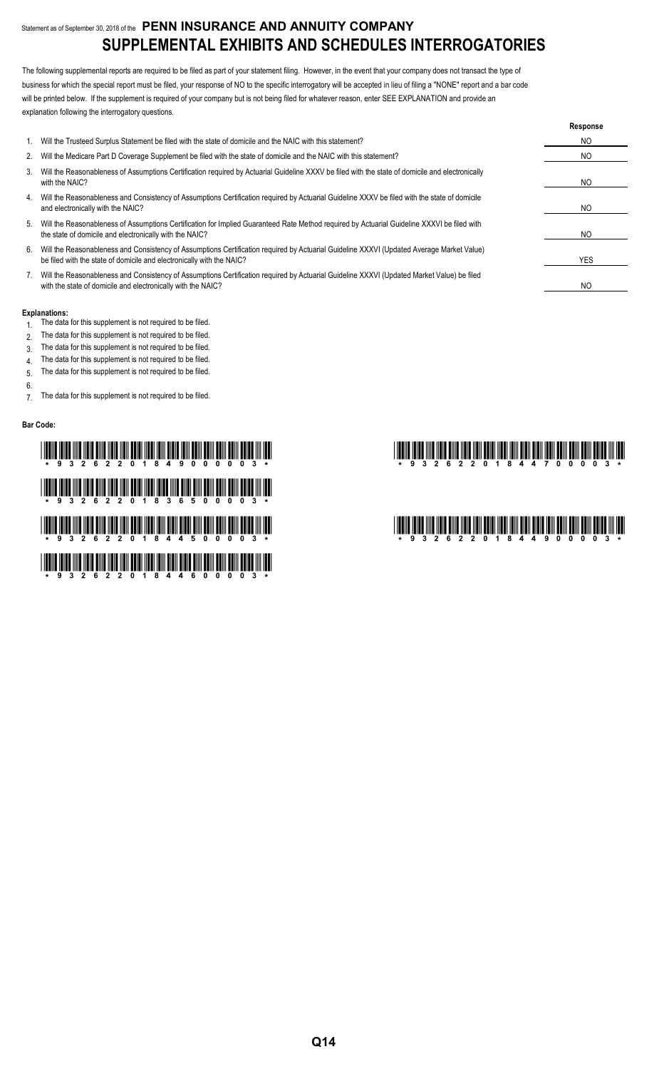Statement as of September 30, 2018 of the **PENN INSURANCE AND ANNUITY COMPANY**

# SUPPLEMENTAL EXHIBITS AND SCHEDULES INTERROGATORIES

The following supplemental reports are required to be filed as part of your statement filing. However, in the event that your company does not transact the type of business for which the special report must be filed, your response of NO to the specific interrogatory will be accepted in lieu of filing a "NONE" report and a bar code will be printed below. If the supplement is required of your company but is not being filed for whatever reason, enter SEE EXPLANATION and provide an explanation following the interrogatory questions.

| | | Response |
|---|---|---|
| 1. | Will the Trusteed Surplus Statement be filed with the state of domicile and the NAIC with this statement? | NO |
| 2. | Will the Medicare Part D Coverage Supplement be filed with the state of domicile and the NAIC with this statement? | NO |
| 3. | Will the Reasonableness of Assumptions Certification required by Actuarial Guideline XXXV be filed with the state of domicile and electronically with the NAIC? | NO |
| 4. | Will the Reasonableness and Consistency of Assumptions Certification required by Actuarial Guideline XXXV be filed with the state of domicile and electronically with the NAIC? | NO |
| 5. | Will the Reasonableness of Assumptions Certification for Implied Guaranteed Rate Method required by Actuarial Guideline XXXVI be filed with the state of domicile and electronically with the NAIC? | NO |
| 6. | Will the Reasonableness and Consistency of Assumptions Certification required by Actuarial Guideline XXXVI (Updated Average Market Value) be filed with the state of domicile and electronically with the NAIC? | YES |
| 7. | Will the Reasonableness and Consistency of Assumptions Certification required by Actuarial Guideline XXXVI (Updated Market Value) be filed with the state of domicile and electronically with the NAIC? | NO |

**Explanations:**

1. The data for this supplement is not required to be filed.
2. The data for this supplement is not required to be filed.
3. The data for this supplement is not required to be filed.
4. The data for this supplement is not required to be filed.
5. The data for this supplement is not required to be filed.
6. 
7. The data for this supplement is not required to be filed.

**Bar Code:**

\* 9 3 2 6 2 2 0 1 8 4 9 0 0 0 0 3 \*

\* 9 3 2 6 2 2 0 1 8 3 6 5 0 0 0 3 \*

\* 9 3 2 6 2 2 0 1 8 4 4 5 0 0 0 3 \*

\* 9 3 2 6 2 2 0 1 8 4 4 6 0 0 0 3 \*

\* 9 3 2 6 2 2 0 1 8 4 4 7 0 0 0 3 \*

\* 9 3 2 6 2 2 0 1 8 4 4 9 0 0 0 3 \*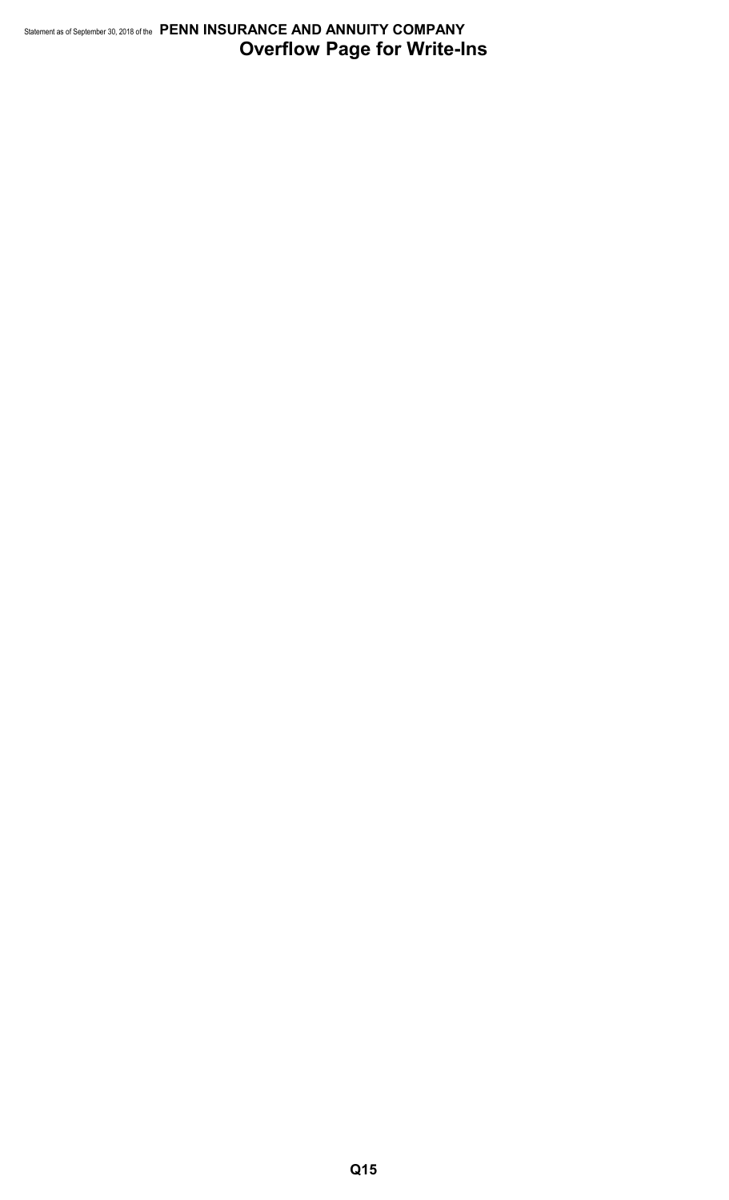# Overflow Page for Write-Ins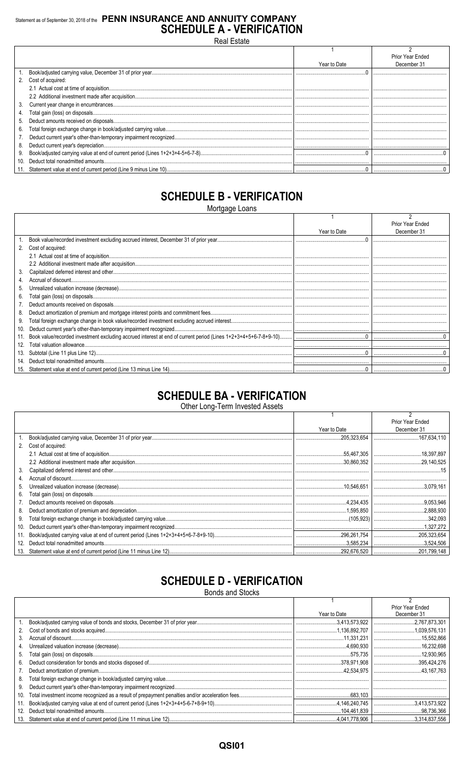Statement as of September 30, 2018 of the **PENN INSURANCE AND ANNUITY COMPANY**

# SCHEDULE A - VERIFICATION

Real Estate

| | | 1<br>Year to Date | 2<br>Prior Year Ended December 31 |
|---|---|---|---|
| 1. | Book/adjusted carrying value, December 31 of prior year | 0 | |
| 2. | Cost of acquired: | | |
| | 2.1 Actual cost at time of acquisition | | |
| | 2.2 Additional investment made after acquisition | | |
| 3. | Current year change in encumbrances | | |
| 4. | Total gain (loss) on disposals | | |
| 5. | Deduct amounts received on disposals | | |
| 6. | Total foreign exchange change in book/adjusted carrying value | | |
| 7. | Deduct current year's other-than-temporary impairment recognized | | |
| 8. | Deduct current year's depreciation | | |
| 9. | Book/adjusted carrying value at end of current period (Lines 1+2+3+4-5+6-7-8) | 0 | 0 |
| 10. | Deduct total nonadmitted amounts | | |
| 11. | Statement value at end of current period (Line 9 minus Line 10) | 0 | 0 |

# SCHEDULE B - VERIFICATION

Mortgage Loans

| | | 1<br>Year to Date | 2<br>Prior Year Ended December 31 |
|---|---|---|---|
| 1. | Book value/recorded investment excluding accrued interest, December 31 of prior year | 0 | |
| 2. | Cost of acquired: | | |
| | 2.1 Actual cost at time of acquisition | | |
| | 2.2 Additional investment made after acquisition | | |
| 3. | Capitalized deferred interest and other | | |
| 4. | Accrual of discount | | |
| 5. | Unrealized valuation increase (decrease) | | |
| 6. | Total gain (loss) on disposals | | |
| 7. | Deduct amounts received on disposals | | |
| 8. | Deduct amortization of premium and mortgage interest points and commitment fees | | |
| 9. | Total foreign exchange change in book value/recorded investment excluding accrued interest | | |
| 10. | Deduct current year's other-than-temporary impairment recognized | | |
| 11. | Book value/recorded investment excluding accrued interest at end of current period (Lines 1+2+3+4+5+6-7-8+9-10) | 0 | 0 |
| 12. | Total valuation allowance | | |
| 13. | Subtotal (Line 11 plus Line 12) | 0 | 0 |
| 14. | Deduct total nonadmitted amounts | | |
| 15. | Statement value at end of current period (Line 13 minus Line 14) | 0 | 0 |

# SCHEDULE BA - VERIFICATION

Other Long-Term Invested Assets

| | | 1<br>Year to Date | 2<br>Prior Year Ended December 31 |
|---|---|---|---|
| 1. | Book/adjusted carrying value, December 31 of prior year | 205,323,654 | 167,634,110 |
| 2. | Cost of acquired: | | |
| | 2.1 Actual cost at time of acquisition | 55,467,305 | 18,397,897 |
| | 2.2 Additional investment made after acquisition | 30,860,352 | 29,140,525 |
| 3. | Capitalized deferred interest and other | | 15 |
| 4. | Accrual of discount | | |
| 5. | Unrealized valuation increase (decrease) | 10,546,651 | 3,079,161 |
| 6. | Total gain (loss) on disposals | | |
| 7. | Deduct amounts received on disposals | 4,234,435 | 9,053,946 |
| 8. | Deduct amortization of premium and depreciation | 1,595,850 | 2,888,930 |
| 9. | Total foreign exchange change in book/adjusted carrying value | (105,923) | 342,093 |
| 10. | Deduct current year's other-than-temporary impairment recognized | | 1,327,272 |
| 11. | Book/adjusted carrying value at end of current period (Lines 1+2+3+4+5+6-7-8+9-10) | 296,261,754 | 205,323,654 |
| 12. | Deduct total nonadmitted amounts | 3,585,234 | 3,524,506 |
| 13. | Statement value at end of current period (Line 11 minus Line 12) | 292,676,520 | 201,799,148 |

# SCHEDULE D - VERIFICATION

Bonds and Stocks

| | | 1<br>Year to Date | 2<br>Prior Year Ended December 31 |
|---|---|---|---|
| 1. | Book/adjusted carrying value of bonds and stocks, December 31 of prior year | 3,413,573,922 | 2,767,873,301 |
| 2. | Cost of bonds and stocks acquired | 1,136,892,707 | 1,039,576,131 |
| 3. | Accrual of discount | 11,331,231 | 15,552,866 |
| 4. | Unrealized valuation increase (decrease) | 4,690,930 | 16,232,698 |
| 5. | Total gain (loss) on disposals | 575,735 | 12,930,965 |
| 6. | Deduct consideration for bonds and stocks disposed of | 378,971,908 | 395,424,276 |
| 7. | Deduct amortization of premium | 42,534,975 | 43,167,763 |
| 8. | Total foreign exchange change in book/adjusted carrying value | | |
| 9. | Deduct current year's other-than-temporary impairment recognized | | |
| 10. | Total investment income recognized as a result of prepayment penalties and/or acceleration fees | 683,103 | |
| 11. | Book/adjusted carrying value at end of current period (Lines 1+2+3+4+5-6-7+8-9+10) | 4,146,240,745 | 3,413,573,922 |
| 12. | Deduct total nonadmitted amounts | 104,461,839 | 98,736,366 |
| 13. | Statement value at end of current period (Line 11 minus Line 12) | 4,041,778,906 | 3,314,837,556 |

QSI01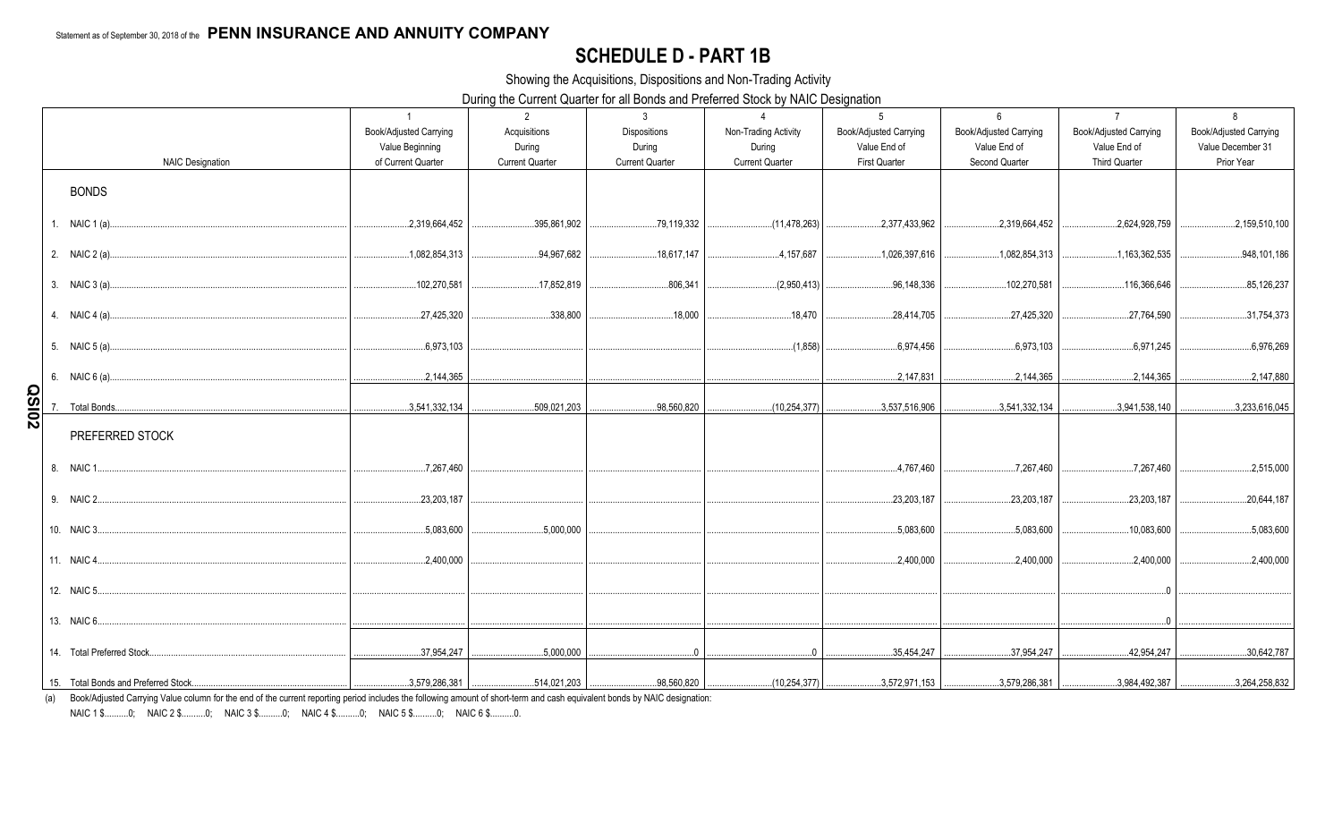Statement as of September 30, 2018 of the **PENN INSURANCE AND ANNUITY COMPANY**

# SCHEDULE D - PART 1B

Showing the Acquisitions, Dispositions and Non-Trading Activity

During the Current Quarter for all Bonds and Preferred Stock by NAIC Designation

| NAIC Designation | 1<br>Book/Adjusted Carrying Value Beginning of Current Quarter | 2<br>Acquisitions During Current Quarter | 3<br>Dispositions During Current Quarter | 4<br>Non-Trading Activity During Current Quarter | 5<br>Book/Adjusted Carrying Value End of First Quarter | 6<br>Book/Adjusted Carrying Value End of Second Quarter | 7<br>Book/Adjusted Carrying Value End of Third Quarter | 8<br>Book/Adjusted Carrying Value December 31 Prior Year |
|---|---|---|---|---|---|---|---|---|
| **BONDS** | | | | | | | | |
| 1. NAIC 1 (a) | 2,319,664,452 | 395,861,902 | 79,119,332 | (11,478,263) | 2,377,433,962 | 2,319,664,452 | 2,624,928,759 | 2,159,510,100 |
| 2. NAIC 2 (a) | 1,082,854,313 | 94,967,682 | 18,617,147 | 4,157,687 | 1,026,397,616 | 1,082,854,313 | 1,163,362,535 | 948,101,186 |
| 3. NAIC 3 (a) | 102,270,581 | 17,852,819 | 806,341 | (2,950,413) | 96,148,336 | 102,270,581 | 116,366,646 | 85,126,237 |
| 4. NAIC 4 (a) | 27,425,320 | 338,800 | 18,000 | 18,470 | 28,414,705 | 27,425,320 | 27,764,590 | 31,754,373 |
| 5. NAIC 5 (a) | 6,973,103 | | | (1,858) | 6,974,456 | 6,973,103 | 6,971,245 | 6,976,269 |
| 6. NAIC 6 (a) | 2,144,365 | | | | 2,147,831 | 2,144,365 | 2,144,365 | 2,147,880 |
| 7. Total Bonds | 3,541,332,134 | 509,021,203 | 98,560,820 | (10,254,377) | 3,537,516,906 | 3,541,332,134 | 3,941,538,140 | 3,233,616,045 |
| **PREFERRED STOCK** | | | | | | | | |
| 8. NAIC 1 | 7,267,460 | | | | 4,767,460 | 7,267,460 | 7,267,460 | 2,515,000 |
| 9. NAIC 2 | 23,203,187 | | | | 23,203,187 | 23,203,187 | 23,203,187 | 20,644,187 |
| 10. NAIC 3 | 5,083,600 | 5,000,000 | | | 5,083,600 | 5,083,600 | 10,083,600 | 5,083,600 |
| 11. NAIC 4 | 2,400,000 | | | | 2,400,000 | 2,400,000 | 2,400,000 | 2,400,000 |
| 12. NAIC 5 | | | | | | | 0 | |
| 13. NAIC 6 | | | | | | | 0 | |
| 14. Total Preferred Stock | 37,954,247 | 5,000,000 | 0 | 0 | 35,454,247 | 37,954,247 | 42,954,247 | 30,642,787 |
| 15. Total Bonds and Preferred Stock | 3,579,286,381 | 514,021,203 | 98,560,820 | (10,254,377) | 3,572,971,153 | 3,579,286,381 | 3,984,492,387 | 3,264,258,832 |

(a) Book/Adjusted Carrying Value column for the end of the current reporting period includes the following amount of short-term and cash equivalent bonds by NAIC designation:
NAIC 1 $..........0; NAIC 2 $..........0; NAIC 3 $..........0; NAIC 4 $..........0; NAIC 5 $..........0; NAIC 6 $..........0.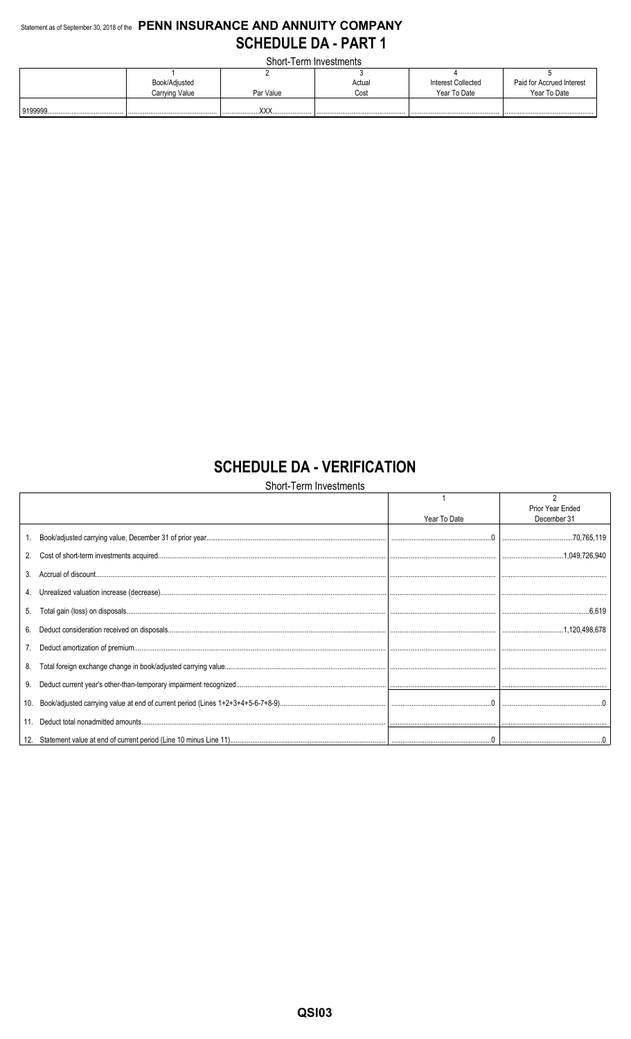Statement as of September 30, 2018 of the **PENN INSURANCE AND ANNUITY COMPANY**

# SCHEDULE DA - PART 1

Short-Term Investments

| | 1 | 2 | 3 | 4 | 5 |
|---|---|---|---|---|---|
| | Book/Adjusted Carrying Value | Par Value | Actual Cost | Interest Collected Year To Date | Paid for Accrued Interest Year To Date |
| 9199999 | | XXX | | | |

# SCHEDULE DA - VERIFICATION

Short-Term Investments

| | 1 | 2 |
|---|---|---|
| | Year To Date | Prior Year Ended December 31 |
| 1. Book/adjusted carrying value, December 31 of prior year | 0 | 70,765,119 |
| 2. Cost of short-term investments acquired | | 1,049,726,940 |
| 3. Accrual of discount | | |
| 4. Unrealized valuation increase (decrease) | | |
| 5. Total gain (loss) on disposals | | 6,619 |
| 6. Deduct consideration received on disposals | | 1,120,498,678 |
| 7. Deduct amortization of premium | | |
| 8. Total foreign exchange change in book/adjusted carrying value | | |
| 9. Deduct current year's other-than-temporary impairment recognized | | |
| 10. Book/adjusted carrying value at end of current period (Lines 1+2+3+4+5-6-7+8-9) | 0 | 0 |
| 11. Deduct total nonadmitted amounts | | |
| 12. Statement value at end of current period (Line 10 minus Line 11) | 0 | 0 |

QSI03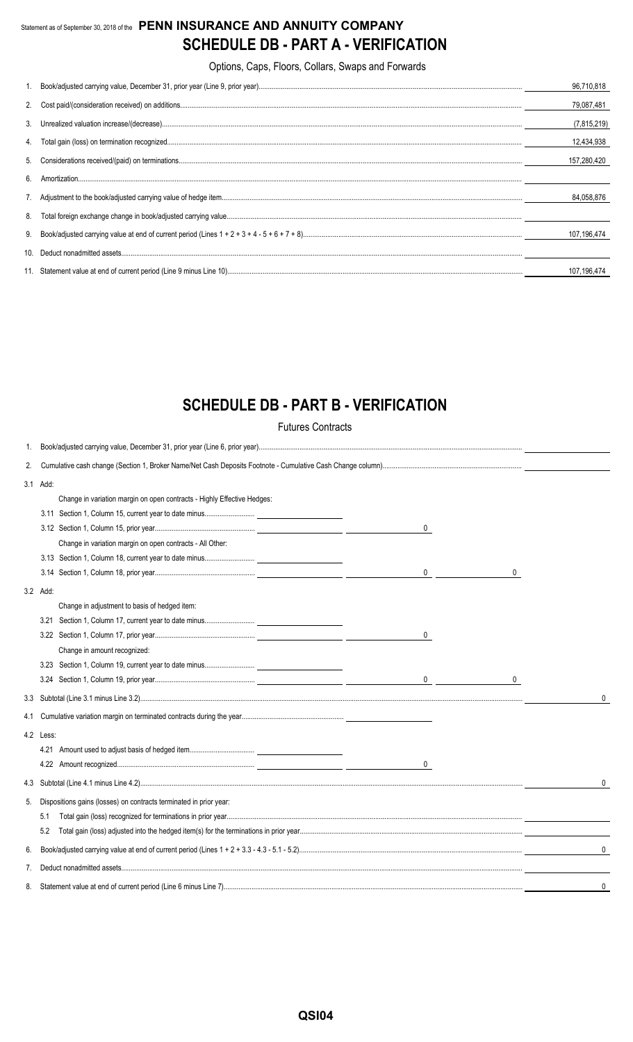Statement as of September 30, 2018 of the **PENN INSURANCE AND ANNUITY COMPANY**

# SCHEDULE DB - PART A - VERIFICATION

Options, Caps, Floors, Collars, Swaps and Forwards

| | | |
|---|---|---|
| 1. | Book/adjusted carrying value, December 31, prior year (Line 9, prior year) | 96,710,818 |
| 2. | Cost paid/(consideration received) on additions | 79,087,481 |
| 3. | Unrealized valuation increase/(decrease) | (7,815,219) |
| 4. | Total gain (loss) on termination recognized | 12,434,938 |
| 5. | Considerations received/(paid) on terminations | 157,280,420 |
| 6. | Amortization | |
| 7. | Adjustment to the book/adjusted carrying value of hedge item | 84,058,876 |
| 8. | Total foreign exchange change in book/adjusted carrying value | |
| 9. | Book/adjusted carrying value at end of current period (Lines 1 + 2 + 3 + 4 - 5 + 6 + 7 + 8) | 107,196,474 |
| 10. | Deduct nonadmitted assets | |
| 11. | Statement value at end of current period (Line 9 minus Line 10) | 107,196,474 |

# SCHEDULE DB - PART B - VERIFICATION

Futures Contracts

| | | | | | |
|---|---|---|---|---|---|
| 1. | Book/adjusted carrying value, December 31, prior year (Line 6, prior year) | | | | |
| 2. | Cumulative cash change (Section 1, Broker Name/Net Cash Deposits Footnote - Cumulative Cash Change column) | | | | |
| 3.1 | Add: | | | | |
| | Change in variation margin on open contracts - Highly Effective Hedges: | | | | |
| | 3.11 Section 1, Column 15, current year to date minus | | | | |
| | 3.12 Section 1, Column 15, prior year | | 0 | | |
| | Change in variation margin on open contracts - All Other: | | | | |
| | 3.13 Section 1, Column 18, current year to date minus | | | | |
| | 3.14 Section 1, Column 18, prior year | | 0 | 0 | |
| 3.2 | Add: | | | | |
| | Change in adjustment to basis of hedged item: | | | | |
| | 3.21 Section 1, Column 17, current year to date minus | | | | |
| | 3.22 Section 1, Column 17, prior year | | 0 | | |
| | Change in amount recognized: | | | | |
| | 3.23 Section 1, Column 19, current year to date minus | | | | |
| | 3.24 Section 1, Column 19, prior year | | 0 | 0 | |
| 3.3 | Subtotal (Line 3.1 minus Line 3.2) | | | | 0 |
| 4.1 | Cumulative variation margin on terminated contracts during the year | | | | |
| 4.2 | Less: | | | | |
| | 4.21 Amount used to adjust basis of hedged item | | | | |
| | 4.22 Amount recognized | | 0 | | |
| 4.3 | Subtotal (Line 4.1 minus Line 4.2) | | | | 0 |
| 5. | Dispositions gains (losses) on contracts terminated in prior year: | | | | |
| | 5.1 Total gain (loss) recognized for terminations in prior year | | | | |
| | 5.2 Total gain (loss) adjusted into the hedged item(s) for the terminations in prior year | | | | |
| 6. | Book/adjusted carrying value at end of current period (Lines 1 + 2 + 3.3 - 4.3 - 5.1 - 5.2) | | | | 0 |
| 7. | Deduct nonadmitted assets | | | | |
| 8. | Statement value at end of current period (Line 6 minus Line 7) | | | | 0 |

QSI04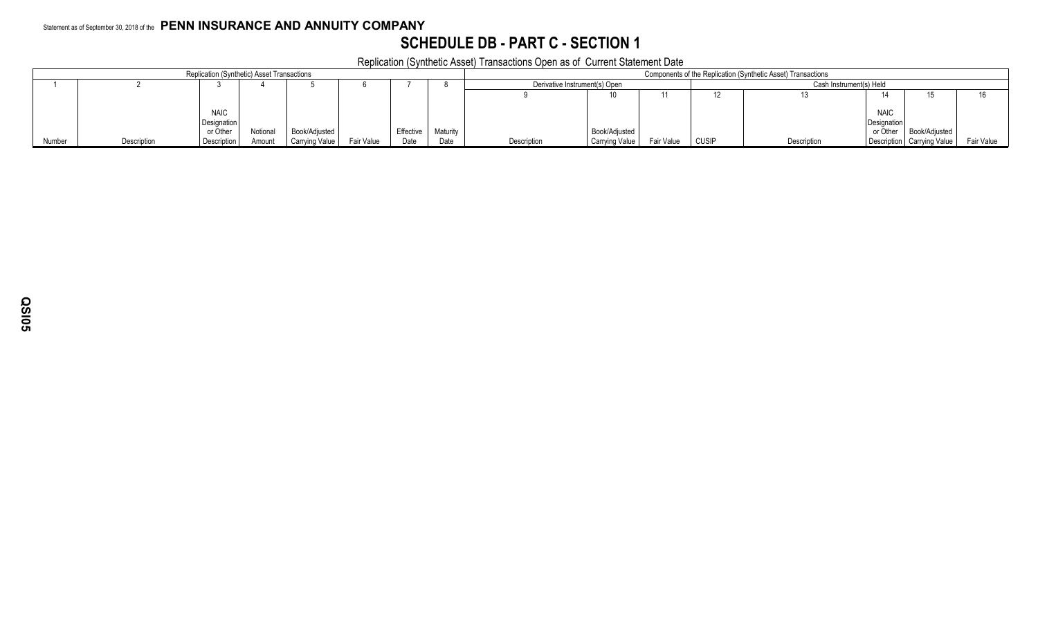Statement as of September 30, 2018 of the **PENN INSURANCE AND ANNUITY COMPANY**

# SCHEDULE DB - PART C - SECTION 1

Replication (Synthetic Asset) Transactions Open as of Current Statement Date

| Replication (Synthetic) Asset Transactions | | | | | | | | Components of the Replication (Synthetic Asset) Transactions | | | | | | | |
|---|---|---|---|---|---|---|---|---|---|---|---|---|---|---|---|
| | | | | | | | | Derivative Instrument(s) Open | | | Cash Instrument(s) Held | | | | |
| 1 | 2 | 3 | 4 | 5 | 6 | 7 | 8 | 9 | 10 | 11 | 12 | 13 | 14 | 15 | 16 |
| Number | Description | NAIC Designation or Other Description | Notional Amount | Book/Adjusted Carrying Value | Fair Value | Effective Date | Maturity Date | Description | Book/Adjusted Carrying Value | Fair Value | CUSIP | Description | NAIC Designation or Other Description | Book/Adjusted Carrying Value | Fair Value |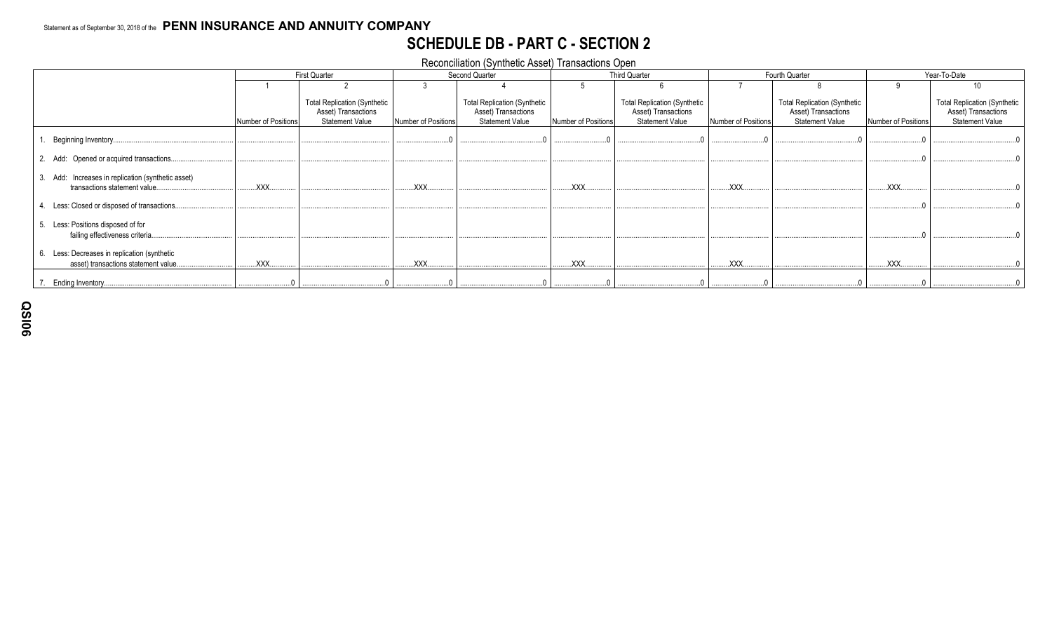Statement as of September 30, 2018 of the **PENN INSURANCE AND ANNUITY COMPANY**

# SCHEDULE DB - PART C - SECTION 2

Reconciliation (Synthetic Asset) Transactions Open

| | First Quarter | | Second Quarter | | Third Quarter | | Fourth Quarter | | Year-To-Date | |
|---|---|---|---|---|---|---|---|---|---|---|
| | 1 | 2 | 3 | 4 | 5 | 6 | 7 | 8 | 9 | 10 |
| | Number of Positions | Total Replication (Synthetic Asset) Transactions Statement Value | Number of Positions | Total Replication (Synthetic Asset) Transactions Statement Value | Number of Positions | Total Replication (Synthetic Asset) Transactions Statement Value | Number of Positions | Total Replication (Synthetic Asset) Transactions Statement Value | Number of Positions | Total Replication (Synthetic Asset) Transactions Statement Value |
| 1. Beginning Inventory | | | 0 | 0 | 0 | 0 | 0 | 0 | 0 | 0 |
| 2. Add: Opened or acquired transactions | | | | | | | | | 0 | 0 |
| 3. Add: Increases in replication (synthetic asset) transactions statement value | XXX | | XXX | | XXX | | XXX | | XXX | 0 |
| 4. Less: Closed or disposed of transactions | | | | | | | | | 0 | 0 |
| 5. Less: Positions disposed of for failing effectiveness criteria | | | | | | | | | 0 | 0 |
| 6. Less: Decreases in replication (synthetic asset) transactions statement value | XXX | | XXX | | XXX | | XXX | | XXX | 0 |
| 7. Ending Inventory | 0 | 0 | 0 | 0 | 0 | 0 | 0 | 0 | 0 | 0 |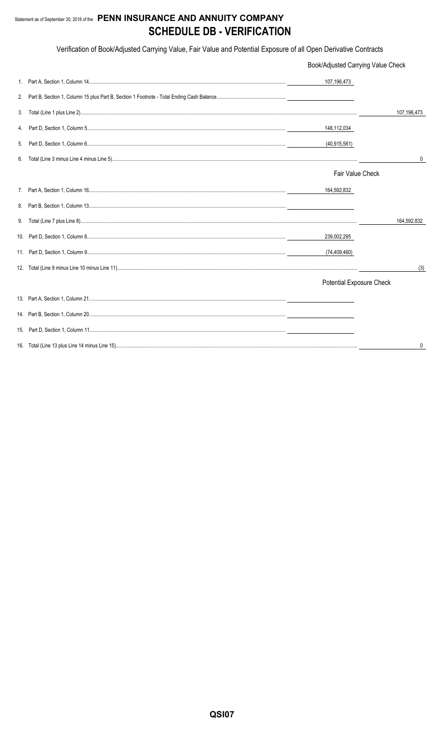Statement as of September 30, 2018 of the **PENN INSURANCE AND ANNUITY COMPANY**

# SCHEDULE DB - VERIFICATION

Verification of Book/Adjusted Carrying Value, Fair Value and Potential Exposure of all Open Derivative Contracts

| | | | |
|---|---|---|---|
| | | **Book/Adjusted Carrying Value Check** | |
| 1. | Part A, Section 1, Column 14 | 107,196,473 | |
| 2. | Part B, Section 1, Column 15 plus Part B, Section 1 Footnote - Total Ending Cash Balance | | |
| 3. | Total (Line 1 plus Line 2) | | 107,196,473 |
| 4. | Part D, Section 1, Column 5 | 148,112,034 | |
| 5. | Part D, Section 1, Column 6 | (40,915,561) | |
| 6. | Total (Line 3 minus Line 4 minus Line 5) | | 0 |
| | | **Fair Value Check** | |
| 7. | Part A, Section 1, Column 16 | 164,592,832 | |
| 8. | Part B, Section 1, Column 13 | | |
| 9. | Total (Line 7 plus Line 8) | | 164,592,832 |
| 10. | Part D, Section 1, Column 8 | 239,002,295 | |
| 11. | Part D, Section 1, Column 9 | (74,409,460) | |
| 12. | Total (Line 9 minus Line 10 minus Line 11) | | (3) |
| | | **Potential Exposure Check** | |
| 13. | Part A, Section 1, Column 21 | | |
| 14. | Part B, Section 1, Column 20 | | |
| 15. | Part D, Section 1, Column 11 | | |
| 16. | Total (Line 13 plus Line 14 minus Line 15) | | 0 |

QSI07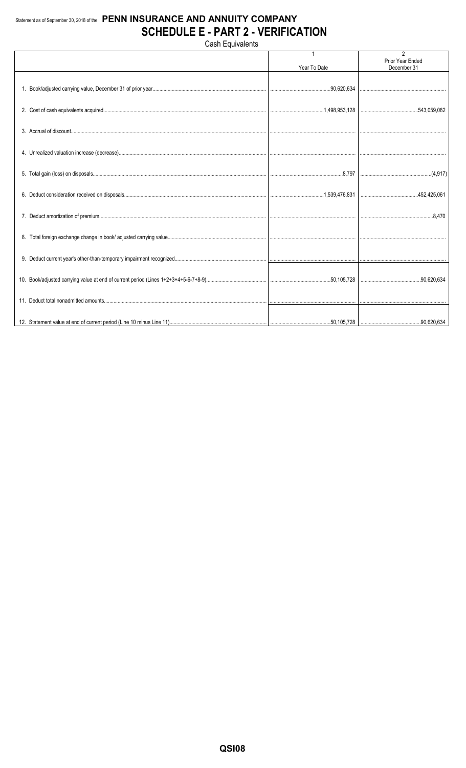Statement as of September 30, 2018 of the **PENN INSURANCE AND ANNUITY COMPANY**

# SCHEDULE E - PART 2 - VERIFICATION

Cash Equivalents

| | 1<br>Year To Date | 2<br>Prior Year Ended December 31 |
|---|---|---|
| 1. Book/adjusted carrying value, December 31 of prior year | 90,620,634 | |
| 2. Cost of cash equivalents acquired | 1,498,953,128 | 543,059,082 |
| 3. Accrual of discount | | |
| 4. Unrealized valuation increase (decrease) | | |
| 5. Total gain (loss) on disposals | 8,797 | (4,917) |
| 6. Deduct consideration received on disposals | 1,539,476,831 | 452,425,061 |
| 7. Deduct amortization of premium | | 8,470 |
| 8. Total foreign exchange change in book/ adjusted carrying value | | |
| 9. Deduct current year's other-than-temporary impairment recognized | | |
| 10. Book/adjusted carrying value at end of current period (Lines 1+2+3+4+5-6-7+8-9) | 50,105,728 | 90,620,634 |
| 11. Deduct total nonadmitted amounts | | |
| 12. Statement value at end of current period (Line 10 minus Line 11) | 50,105,728 | 90,620,634 |

QSI08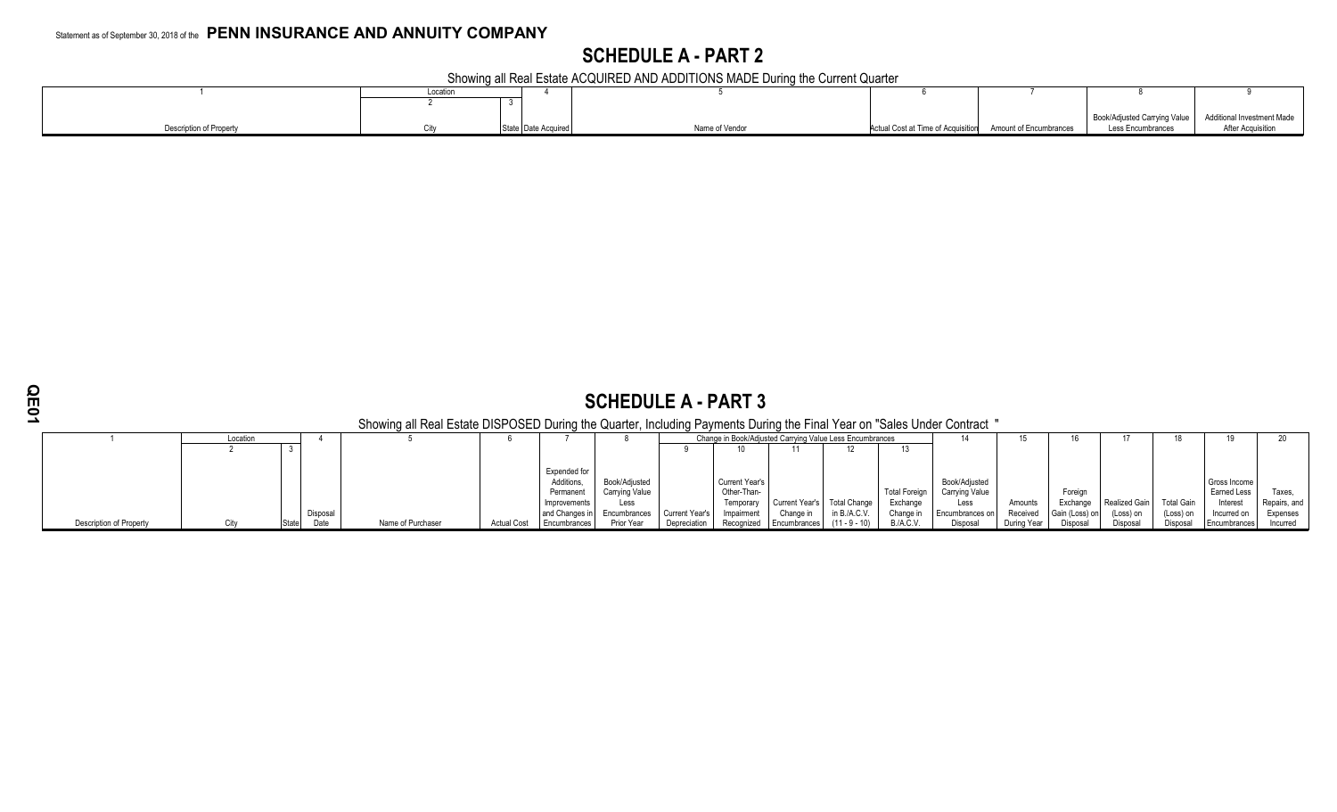Statement as of September 30, 2018 of the **PENN INSURANCE AND ANNUITY COMPANY**

# SCHEDULE A - PART 2

Showing all Real Estate ACQUIRED AND ADDITIONS MADE During the Current Quarter

| 1 | Location | | 4 | 5 | 6 | 7 | 8 | 9 |
|---|---|---|---|---|---|---|---|---|
| | 2 | 3 | | | | | | |
| Description of Property | City | State | Date Acquired | Name of Vendor | Actual Cost at Time of Acquisition | Amount of Encumbrances | Book/Adjusted Carrying Value Less Encumbrances | Additional Investment Made After Acquisition |

# SCHEDULE A - PART 3

Showing all Real Estate DISPOSED During the Quarter, Including Payments During the Final Year on "Sales Under Contract "

| 1 | Location | | 4 | 5 | 6 | 7 | 8 | Change in Book/Adjusted Carrying Value Less Encumbrances | | | | | 14 | 15 | 16 | 17 | 18 | 19 | 20 |
|---|---|---|---|---|---|---|---|---|---|---|---|---|---|---|---|---|---|---|---|
| | 2 | 3 | | | | | | 9 | 10 | 11 | 12 | 13 | | | | | | | |
| Description of Property | City | State | Disposal Date | Name of Purchaser | Actual Cost | Expended for Additions, Permanent Improvements and Changes in Encumbrances | Book/Adjusted Carrying Value Less Encumbrances Prior Year | Current Year's Depreciation | Current Year's Other-Than-Temporary Impairment Recognized | Current Year's Change in Encumbrances | Total Change in B./A.C.V. (11 - 9 - 10) | Total Foreign Exchange Change in B./A.C.V. | Book/Adjusted Carrying Value Less Encumbrances on Disposal | Amounts Received During Year | Foreign Exchange Gain (Loss) on Disposal | Realized Gain (Loss) on Disposal | Total Gain (Loss) on Disposal | Gross Income Earned Less Interest Incurred on Encumbrances | Taxes, Repairs, and Expenses Incurred |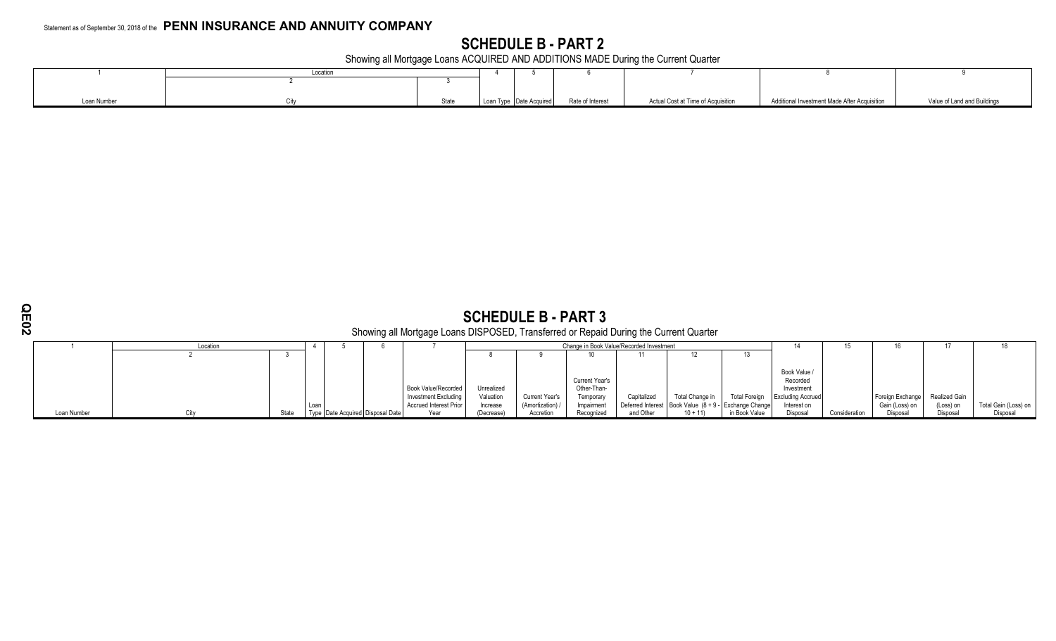Statement as of September 30, 2018 of the **PENN INSURANCE AND ANNUITY COMPANY**

# SCHEDULE B - PART 2

Showing all Mortgage Loans ACQUIRED AND ADDITIONS MADE During the Current Quarter

| 1 | Location | | 4 | 5 | 6 | 7 | 8 | 9 |
|---|---|---|---|---|---|---|---|---|
| | 2 | 3 | | | | | | |
| Loan Number | City | State | Loan Type | Date Acquired | Rate of Interest | Actual Cost at Time of Acquisition | Additional Investment Made After Acquisition | Value of Land and Buildings |

# SCHEDULE B - PART 3

Showing all Mortgage Loans DISPOSED, Transferred or Repaid During the Current Quarter

| 1 | Location | | 4 | 5 | 6 | 7 | Change in Book Value/Recorded Investment | | | | | | 14 | 15 | 16 | 17 | 18 |
|---|---|---|---|---|---|---|---|---|---|---|---|---|---|---|---|---|---|
| | 2 | 3 | | | | | 8 | 9 | 10 | 11 | 12 | 13 | | | | | |
| Loan Number | City | State | Loan Type | Date Acquired | Disposal Date | Book Value/Recorded Investment Excluding Accrued Interest Prior Year | Unrealized Valuation Increase (Decrease) | Current Year's (Amortization) / Accretion | Current Year's Other-Than-Temporary Impairment Recognized | Capitalized Deferred Interest and Other | Total Change in Book Value (8 + 9 - 10 + 11) | Total Foreign Exchange Change in Book Value | Book Value / Recorded Investment Excluding Accrued Interest on Disposal | Consideration | Foreign Exchange Gain (Loss) on Disposal | Realized Gain (Loss) on Disposal | Total Gain (Loss) on Disposal |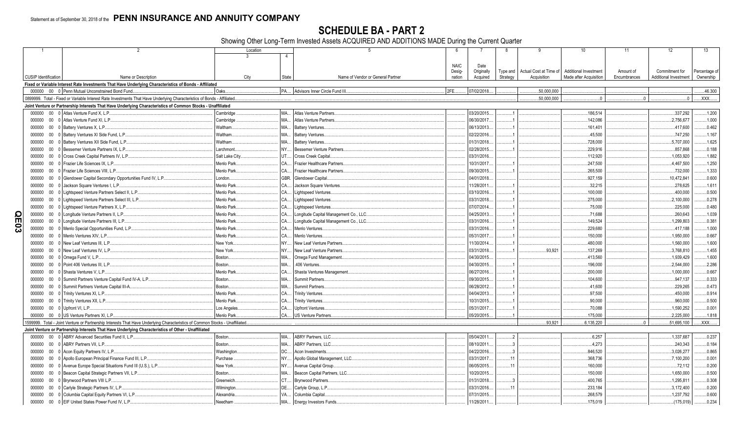Statement as of September 30, 2018 of the **PENN INSURANCE AND ANNUITY COMPANY**

# SCHEDULE BA - PART 2

Showing Other Long-Term Invested Assets ACQUIRED AND ADDITIONS MADE During the Current Quarter

| 1 | 2 | Location 3 | 4 | 5 | 6 | 7 | 8 | 9 | 10 | 11 | 12 | 13 |
|---|---|---|---|---|---|---|---|---|---|---|---|---|
| CUSIP Identification | Name or Description | City | State | Name of Vendor or General Partner | NAIC Designation | Date Originally Acquired | Type and Strategy | Actual Cost at Time of Acquisition | Additional Investment Made after Acquisition | Amount of Encumbrances | Commitment for Additional Investment | Percentage of Ownership |
| **Fixed or Variable Interest Rate Investments That Have Underlying Characteristics of Bonds - Affiliated** | | | | | | | | | | | | |
| 000000 00 0 | Penn Mutual Unconstrained Bond Fund | Oaks | PA | Advisors Inner Circle Fund III | 2FE | 07/02/2018 | | 50,000,000 | | | | 46.300 |
| 0899999. Total - Fixed or Variable Interest Rate Investments That Have Underlying Characteristics of Bonds - Affiliated | | | | | | | | 50,000,000 | 0 | 0 | 0 | XXX |
| **Joint Venture or Partnership Interests That Have Underlying Characteristics of Common Stocks - Unaffiliated** | | | | | | | | | | | | |
| 000000 00 0 | Atlas Venture Fund X, L.P. | Cambridge | MA | Atlas Venture Partners | | 03/20/2015 | 1 | | 186,514 | | 337,292 | 1.200 |
| 000000 00 0 | Atlas Venture Fund XI, L.P. | Cambridge | MA | Atlas Venture Partners | | 06/30/2017 | 1 | | 142,086 | | 2,756,677 | 1.000 |
| 000000 00 0 | Battery Ventures X, L.P. | Waltham | MA | Battery Ventures | | 06/13/2013 | 1 | | 161,401 | | 417,600 | 0.462 |
| 000000 00 0 | Battery Ventures XI Side Fund, L.P. | Waltham | MA | Battery Ventures | | 02/22/2016 | 1 | | 45,500 | | 747,250 | 1.167 |
| 000000 00 0 | Battery Ventures XII Side Fund, L.P. | Waltham | MA | Battery Ventures | | 01/31/2018 | 1 | | 728,000 | | 5,707,000 | 1.625 |
| 000000 00 0 | Bessemer Venture Partners IX, L.P. | Larchmont | NY | Bessemer Venture Partners | | 02/28/2015 | 1 | | 229,916 | | 857,868 | 0.188 |
| 000000 00 0 | Cross Creek Capital Partners IV, L.P. | Salt Lake City | UT | Cross Creek Capital | | 03/31/2016 | | | 112,920 | | 1,053,920 | 1.882 |
| 000000 00 0 | Frazier Life Sciences IX, L.P. | Menlo Park | CA | Frazier Healthcare Partners | | 10/31/2017 | 1 | | 247,500 | | 4,467,500 | 1.250 |
| 000000 00 0 | Frazier Life Sciences VIII, L.P. | Menlo Park | CA | Frazier Healthcare Partners | | 09/30/2015 | 1 | | 265,500 | | 732,000 | 1.333 |
| 000000 00 0 | Glendower Capital Secondary Opportunities Fund IV, L.P. | London | GBR | Glendower Capital | | 04/01/2018 | | | 927,159 | | 10,472,841 | 0.600 |
| 000000 00 0 | Jackson Square Ventures I, L.P. | Menlo Park | CA | Jackson Square Ventures | | 11/28/2011 | 1 | | 32,215 | | 278,625 | 1.611 |
| 000000 00 0 | Lightspeed Venture Partners Select II, L.P. | Menlo Park | CA | Lightspeed Ventures | | 03/10/2016 | 1 | | 100,000 | | 400,000 | 0.500 |
| 000000 00 0 | Lightspeed Venture Partners Select III, L.P. | Menlo Park | CA | Lightspeed Ventures | | 03/31/2018 | 1 | | 275,000 | | 2,100,000 | 0.278 |
| 000000 00 0 | Lightspeed Venture Partners X, L.P. | Menlo Park | CA | Lightspeed Ventures | | 07/07/2014 | 1 | | 75,000 | | 225,000 | 0.480 |
| 000000 00 0 | Longitude Venture Partners II, L.P. | Menlo Park | CA | Longitude Capital Management Co., LLC | | 04/25/2013 | 1 | | 71,688 | | 260,643 | 1.039 |
| 000000 00 0 | Longitude Venture Partners III, L.P. | Menlo Park | CA | Longitude Capital Management Co., LLC | | 03/31/2016 | 1 | | 149,524 | | 1,299,803 | 0.381 |
| 000000 00 0 | Menlo Special Opportunities Fund, L.P. | Menlo Park | CA | Menlo Ventures | | 03/31/2016 | 1 | | 229,680 | | 417,188 | 1.000 |
| 000000 00 0 | Menlo Ventures XIV, L.P. | Menlo Park | CA | Menlo Ventures | | 05/31/2017 | 1 | | 150,000 | | 1,950,000 | 0.667 |
| 000000 00 0 | New Leaf Ventures III, L.P. | New York | NY | New Leaf Venture Partners | | 11/30/2014 | 1 | | 480,000 | | 1,560,000 | 1.600 |
| 000000 00 0 | New Leaf Ventures IV, L.P. | New York | NY | New Leaf Venture Partners | | 03/31/2018 | 1 | 93,921 | 137,269 | | 3,768,810 | 1.455 |
| 000000 00 0 | Omega Fund V, L.P. | Boston | MA | Omega Fund Management | | 04/30/2015 | | | 413,560 | | 1,939,429 | 1.600 |
| 000000 00 0 | Point 406 Ventures III, L.P. | Boston | MA | .406 Ventures | | 04/30/2015 | 1 | | 196,000 | | 2,544,000 | 2.286 |
| 000000 00 0 | Shasta Ventures V, L.P. | Menlo Park | CA | Shasta Ventures Management | | 06/27/2016 | 1 | | 200,000 | | 1,000,000 | 0.667 |
| 000000 00 0 | Summit Partners Venture Capital Fund IV-A, L.P. | Boston | MA | Summit Partners | | 09/30/2015 | 1 | | 104,600 | | 947,137 | 0.333 |
| 000000 00 0 | Summit Partners Venture Capital III-A | Boston | MA | Summit Partners | | 06/28/2012 | 1 | | 41,600 | | 229,265 | 0.473 |
| 000000 00 0 | Trinity Ventures XI, L.P. | Menlo Park | CA | Trinity Ventures | | 04/04/2013 | 1 | | 97,500 | | 450,000 | 0.914 |
| 000000 00 0 | Trinity Ventures XII, L.P. | Menlo Park | CA | Trinity Ventures | | 10/31/2015 | 1 | | 90,000 | | 960,000 | 0.500 |
| 000000 00 0 | Upfront VI, L.P. | Los Angeles | CA | Upfront Ventures | | 05/31/2017 | 1 | | 70,088 | | 1,590,252 | 0.001 |
| 000000 00 0 | US Venture Partners XI, L.P. | Menlo Park | CA | US Venture Partners | | 05/20/2015 | 1 | | 175,000 | | 2,225,000 | 1.818 |
| 1599999. Total - Joint Venture or Partnership Interests That Have Underlying Characteristics of Common Stocks - Unaffiliated | | | | | | | | 93,921 | 6,135,220 | 0 | 51,695,100 | XXX |
| **Joint Venture or Partnership Interests That Have Underlying Characteristics of Other - Unaffiliated** | | | | | | | | | | | | |
| 000000 00 0 | ABRY Advanced Securities Fund II, L.P. | Boston | MA | ABRY Partners, LLC | | 05/04/2011 | 2 | | 6,257 | | 1,337,687 | 0.237 |
| 000000 00 0 | ABRY Partners VII, L.P. | Boston | MA | ABRY Partners, LLC | | 08/10/2011 | 3 | | 4,273 | | 240,343 | 0.184 |
| 000000 00 0 | Acon Equity Partners IV, L.P. | Washington | DC | Acon Investments | | 04/22/2016 | 3 | | 846,520 | | 3,026,277 | 0.865 |
| 000000 00 0 | Apollo European Principal Finance Fund III, L.P. | Purchase | NY | Apollo Global Management, LLC | | 03/31/2017 | 11 | | 368,736 | | 7,100,200 | 0.001 |
| 000000 00 0 | Avenue Europe Special Situations Fund III (U.S.), L.P. | New York | NY | Avenue Capital Group | | 06/05/2015 | 11 | | 160,000 | | 72,112 | 0.200 |
| 000000 00 0 | Beacon Capital Strategic Partners VII, L.P. | Boston | MA | Beacon Capital Partners, LLC | | 10/20/2015 | | | 150,000 | | 1,650,000 | 0.500 |
| 000000 00 0 | Brynwood Partners VIII L.P. | Greenwich | CT | Brynwood Partners | | 01/31/2018 | 3 | | 400,765 | | 1,295,811 | 0.308 |
| 000000 00 0 | Carlyle Strategic Partners IV, L.P. | Wilmington | DE | Carlyle Group, L.P. | | 03/31/2016 | 11 | | 233,184 | | 3,172,400 | 0.200 |
| 000000 00 0 | Columbia Capital Equity Partners VI, L.P. | Alexandria | VA | Columbia Capital | | 07/31/2015 | | | 268,579 | | 1,237,792 | 0.600 |
| 000000 00 0 | EIF United States Power Fund IV, L.P. | Needham | MA | Energy Investors Funds | | 11/28/2011 | | | 175,019 | | (175,019) | 0.234 |

QE03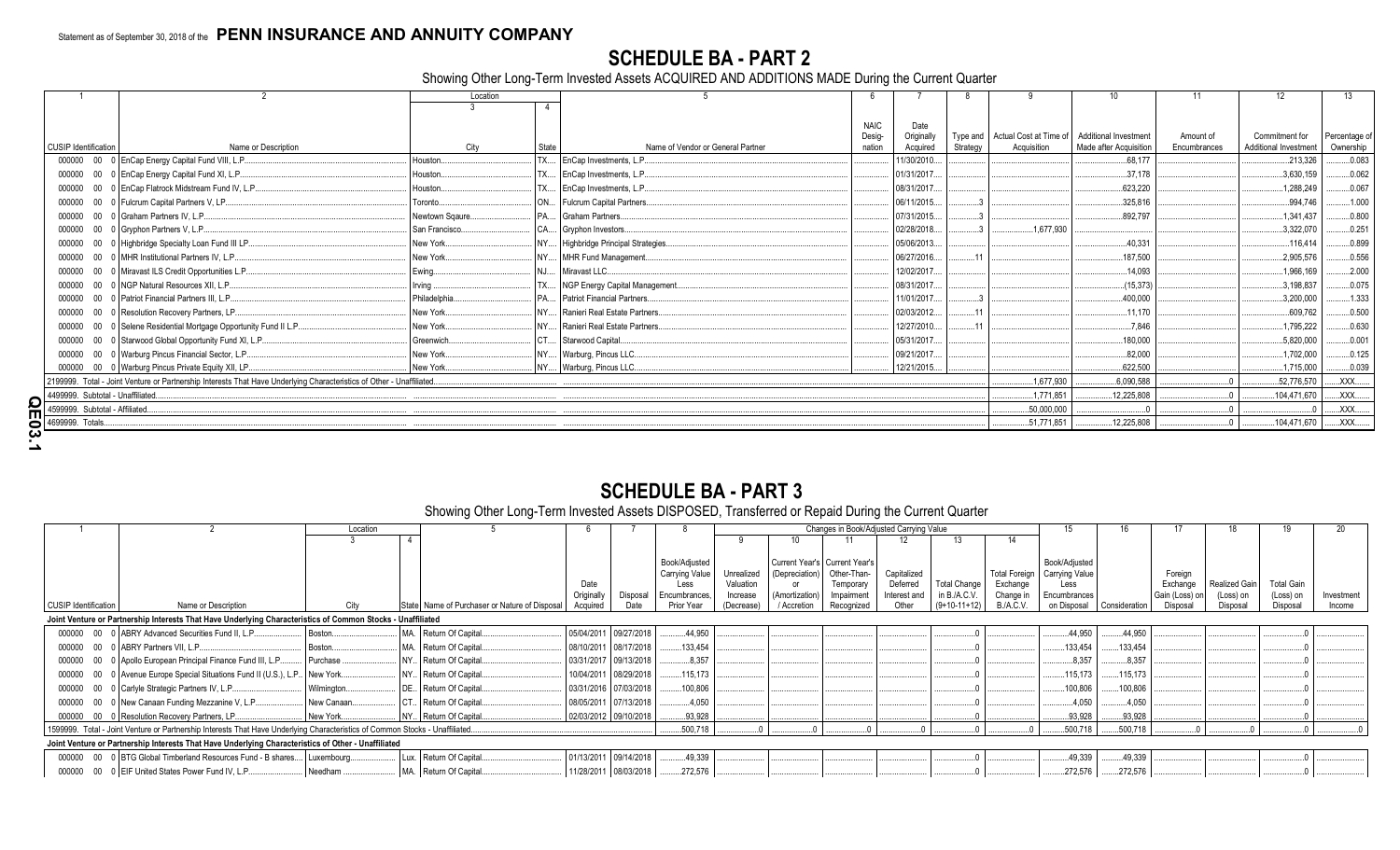Statement as of September 30, 2018 of the **PENN INSURANCE AND ANNUITY COMPANY**

# SCHEDULE BA - PART 2

Showing Other Long-Term Invested Assets ACQUIRED AND ADDITIONS MADE During the Current Quarter

| 1 | 2 | Location 3 | 4 | 5 | 6 | 7 | 8 | 9 | 10 | 11 | 12 | 13 |
|---|---|---|---|---|---|---|---|---|---|---|---|---|
| CUSIP Identification | Name or Description | City | State | Name of Vendor or General Partner | NAIC Designation | Date Originally Acquired | Type and Strategy | Actual Cost at Time of Acquisition | Additional Investment Made after Acquisition | Amount of Encumbrances | Commitment for Additional Investment | Percentage of Ownership |
| 000000 00 0 | EnCap Energy Capital Fund VIII, L.P. | Houston | TX | EnCap Investments, L.P. | | 11/30/2010 | | | 68,177 | | 213,326 | 0.083 |
| 000000 00 0 | EnCap Energy Capital Fund XI, L.P. | Houston | TX | EnCap Investments, L.P. | | 01/31/2017 | | | 37,178 | | 3,630,159 | 0.062 |
| 000000 00 0 | EnCap Flatrock Midstream Fund IV, L.P. | Houston | TX | EnCap Investments, L.P. | | 08/31/2017 | | | 623,220 | | 1,288,249 | 0.067 |
| 000000 00 0 | Fulcrum Capital Partners V, LP. | Toronto | ON | Fulcrum Capital Partners | | 06/11/2015 | 3 | | 325,816 | | 994,746 | 1.000 |
| 000000 00 0 | Graham Partners IV, L.P. | Newtown Sqaure | PA | Graham Partners | | 07/31/2015 | 3 | | 892,797 | | 1,341,437 | 0.800 |
| 000000 00 0 | Gryphon Partners V, L.P. | San Francisco | CA | Gryphon Investors | | 02/28/2018 | 3 | 1,677,930 | | | 3,322,070 | 0.251 |
| 000000 00 0 | Highbridge Specialty Loan Fund III LP | New York | NY | Highbridge Principal Strategies | | 05/06/2013 | | | 40,331 | | 116,414 | 0.899 |
| 000000 00 0 | MHR Institutional Partners IV, L.P. | New York | NY | MHR Fund Management | | 06/27/2016 | 11 | | 187,500 | | 2,905,576 | 0.556 |
| 000000 00 0 | Miravast ILS Credit Opportunities L.P. | Ewing | NJ | Miravast LLC | | 12/02/2017 | | | 14,093 | | 1,966,169 | 2.000 |
| 000000 00 0 | NGP Natural Resources XII, L.P. | Irving | TX | NGP Energy Capital Management | | 08/31/2017 | | | (15,373) | | 3,198,837 | 0.075 |
| 000000 00 0 | Patriot Financial Partners III, L.P. | Philadelphia | PA | Patriot Financial Partners | | 11/01/2017 | 3 | | 400,000 | | 3,200,000 | 1.333 |
| 000000 00 0 | Resolution Recovery Partners, LP. | New York | NY | Ranieri Real Estate Partners | | 02/03/2012 | 11 | | 11,170 | | 609,762 | 0.500 |
| 000000 00 0 | Selene Residential Mortgage Opportunity Fund II L.P. | New York | NY | Ranieri Real Estate Partners | | 12/27/2010 | 11 | | 7,846 | | 1,795,222 | 0.630 |
| 000000 00 0 | Starwood Global Opportunity Fund XI, L.P. | Greenwich | CT | Starwood Capital | | 05/31/2017 | | | 180,000 | | 5,820,000 | 0.001 |
| 000000 00 0 | Warburg Pincus Financial Sector, L.P. | New York | NY | Warburg, Pincus LLC | | 09/21/2017 | | | 82,000 | | 1,702,000 | 0.125 |
| 000000 00 0 | Warburg Pincus Private Equity XII, LP. | New York | NY | Warburg, Pincus LLC | | 12/21/2015 | | | 622,500 | | 1,715,000 | 0.039 |
| 2199999. Total - Joint Venture or Partnership Interests That Have Underlying Characteristics of Other - Unaffiliated | | | | | | | | 1,677,930 | 6,090,588 | 0 | 52,776,570 | XXX |
| 4499999. Subtotal - Unaffiliated | | | | | | | | 1,771,851 | 12,225,808 | 0 | 104,471,670 | XXX |
| 4599999. Subtotal - Affiliated | | | | | | | | 50,000,000 | 0 | 0 | 0 | XXX |
| 4699999. Totals | | | | | | | | 51,771,851 | 12,225,808 | 0 | 104,471,670 | XXX |

# SCHEDULE BA - PART 3

Showing Other Long-Term Invested Assets DISPOSED, Transferred or Repaid During the Current Quarter

| 1 | 2 | Location 3 | 4 | 5 | 6 | 7 | 8 | Changes in Book/Adjusted Carrying Value 9 | 10 | 11 | 12 | 13 | 14 | 15 | 16 | 17 | 18 | 19 | 20 |
|---|---|---|---|---|---|---|---|---|---|---|---|---|---|---|---|---|---|---|---|
| CUSIP Identification | Name or Description | City | State | Name of Purchaser or Nature of Disposal | Date Originally Acquired | Disposal Date | Book/Adjusted Carrying Value Less Encumbrances, Prior Year | Unrealized Valuation Increase (Decrease) | Current Year's (Depreciation) or (Amortization) / Accretion | Current Year's Other-Than-Temporary Impairment Recognized | Capitalized Deferred Interest and Other | Total Change in B./A.C.V. (9+10-11+12) | Total Foreign Exchange Change in B./A.C.V. | Book/Adjusted Carrying Value Less Encumbrances on Disposal | Consideration | Foreign Exchange Gain (Loss) on Disposal | Realized Gain (Loss) on Disposal | Total Gain (Loss) on Disposal | Investment Income |
| **Joint Venture or Partnership Interests That Have Underlying Characteristics of Common Stocks - Unaffiliated** | | | | | | | | | | | | | | | | | | | |
| 000000 00 0 | ABRY Advanced Securities Fund II, L.P. | Boston | MA | Return Of Capital | 05/04/2011 | 09/27/2018 | 44,950 | | | | | 0 | | 44,950 | 44,950 | | | 0 | |
| 000000 00 0 | ABRY Partners VII, L.P. | Boston | MA | Return Of Capital | 08/10/2011 | 08/17/2018 | 133,454 | | | | | 0 | | 133,454 | 133,454 | | | 0 | |
| 000000 00 0 | Apollo European Principal Finance Fund III, L.P. | Purchase | NY | Return Of Capital | 03/31/2017 | 09/13/2018 | 8,357 | | | | | 0 | | 8,357 | 8,357 | | | 0 | |
| 000000 00 0 | Avenue Europe Special Situations Fund II (U.S.), L.P. | New York | NY | Return Of Capital | 10/04/2011 | 08/29/2018 | 115,173 | | | | | 0 | | 115,173 | 115,173 | | | 0 | |
| 000000 00 0 | Carlyle Strategic Partners IV, L.P. | Wilmington | DE | Return Of Capital | 03/31/2016 | 07/03/2018 | 100,806 | | | | | 0 | | 100,806 | 100,806 | | | 0 | |
| 000000 00 0 | New Canaan Funding Mezzanine V, L.P. | New Canaan | CT | Return Of Capital | 08/05/2011 | 07/13/2018 | 4,050 | | | | | 0 | | 4,050 | 4,050 | | | 0 | |
| 000000 00 0 | Resolution Recovery Partners, LP. | New York | NY | Return Of Capital | 02/03/2012 | 09/10/2018 | 93,928 | | | | | 0 | | 93,928 | 93,928 | | | 0 | |
| 1599999. Total - Joint Venture or Partnership Interests That Have Underlying Characteristics of Common Stocks - Unaffiliated | | | | | | | 500,718 | 0 | 0 | 0 | 0 | 0 | 0 | 500,718 | 500,718 | 0 | 0 | 0 | 0 |
| **Joint Venture or Partnership Interests That Have Underlying Characteristics of Other - Unaffiliated** | | | | | | | | | | | | | | | | | | | |
| 000000 00 0 | BTG Global Timberland Resources Fund - B shares | Luxembourg | Lux. | Return Of Capital | 01/13/2011 | 09/14/2018 | 49,339 | | | | | 0 | | 49,339 | 49,339 | | | 0 | |
| 000000 00 0 | EIF United States Power Fund IV, L.P. | Needham | MA | Return Of Capital | 11/28/2011 | 08/03/2018 | 272,576 | | | | | 0 | | 272,576 | 272,576 | | | 0 | |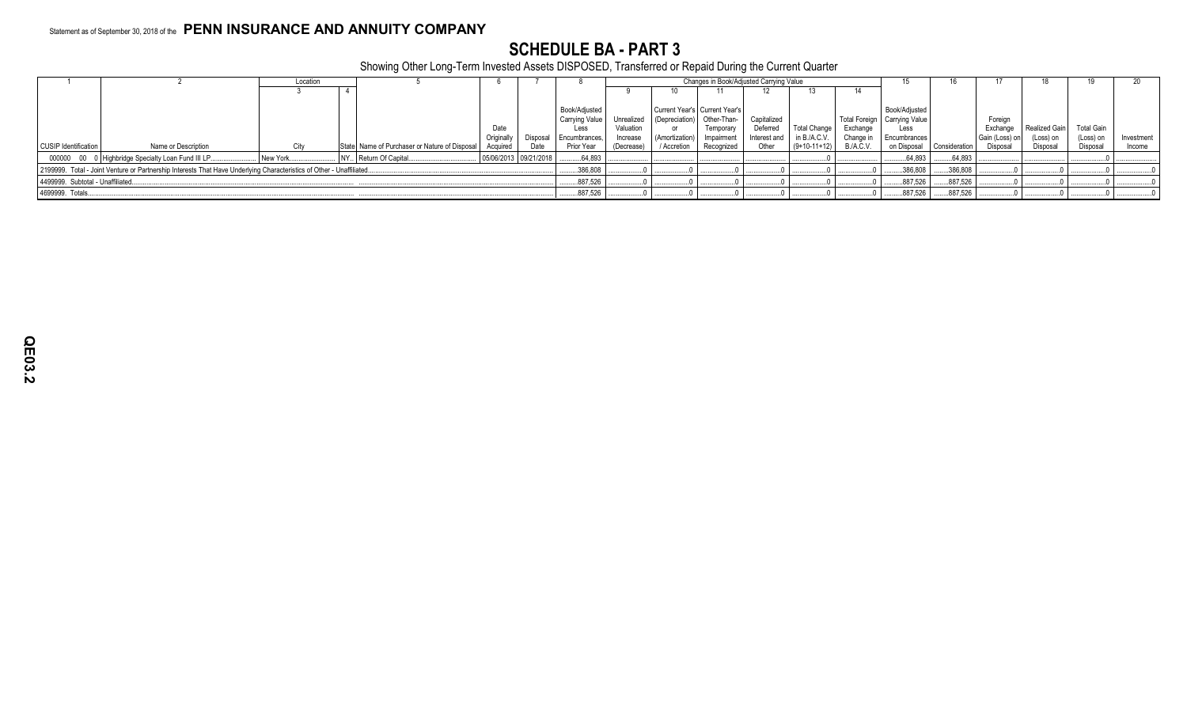Statement as of September 30, 2018 of the **PENN INSURANCE AND ANNUITY COMPANY**

# SCHEDULE BA - PART 3

Showing Other Long-Term Invested Assets DISPOSED, Transferred or Repaid During the Current Quarter

| 1 | 2 | Location | | 5 | 6 | 7 | 8 | Changes in Book/Adjusted Carrying Value | | | | | | 15 | 16 | 17 | 18 | 19 | 20 |
|---|---|---|---|---|---|---|---|---|---|---|---|---|---|---|---|---|---|---|---|
| | | 3 | 4 | | | | | 9 | 10 | 11 | 12 | 13 | 14 | | | | | | |
| CUSIP Identification | Name or Description | City | State | Name of Purchaser or Nature of Disposal | Date Originally Acquired | Disposal Date | Book/Adjusted Carrying Value Less Encumbrances, Prior Year | Unrealized Valuation Increase (Decrease) | Current Year's (Depreciation) or (Amortization) / Accretion | Current Year's Other-Than-Temporary Impairment Recognized | Capitalized Deferred Interest and Other | Total Change in B./A.C.V. (9+10-11+12) | Total Foreign Exchange Change in B./A.C.V. | Book/Adjusted Carrying Value Less Encumbrances on Disposal | Consideration | Foreign Exchange Gain (Loss) on Disposal | Realized Gain (Loss) on Disposal | Total Gain (Loss) on Disposal | Investment Income |
| 000000 00 0 | Highbridge Specialty Loan Fund III LP | New York | NY | Return Of Capital | 05/06/2013 | 09/21/2018 | 64,893 | | | | | 0 | | 64,893 | 64,893 | | | 0 | |
| 2199999. Total - Joint Venture or Partnership Interests That Have Underlying Characteristics of Other - Unaffiliated | | | | | | | 386,808 | 0 | 0 | 0 | 0 | 0 | 0 | 386,808 | 386,808 | 0 | 0 | 0 | 0 |
| 4499999. Subtotal - Unaffiliated | | | | | | | 887,526 | 0 | 0 | 0 | 0 | 0 | 0 | 887,526 | 887,526 | 0 | 0 | 0 | 0 |
| 4699999. Totals | | | | | | | 887,526 | 0 | 0 | 0 | 0 | 0 | 0 | 887,526 | 887,526 | 0 | 0 | 0 | 0 |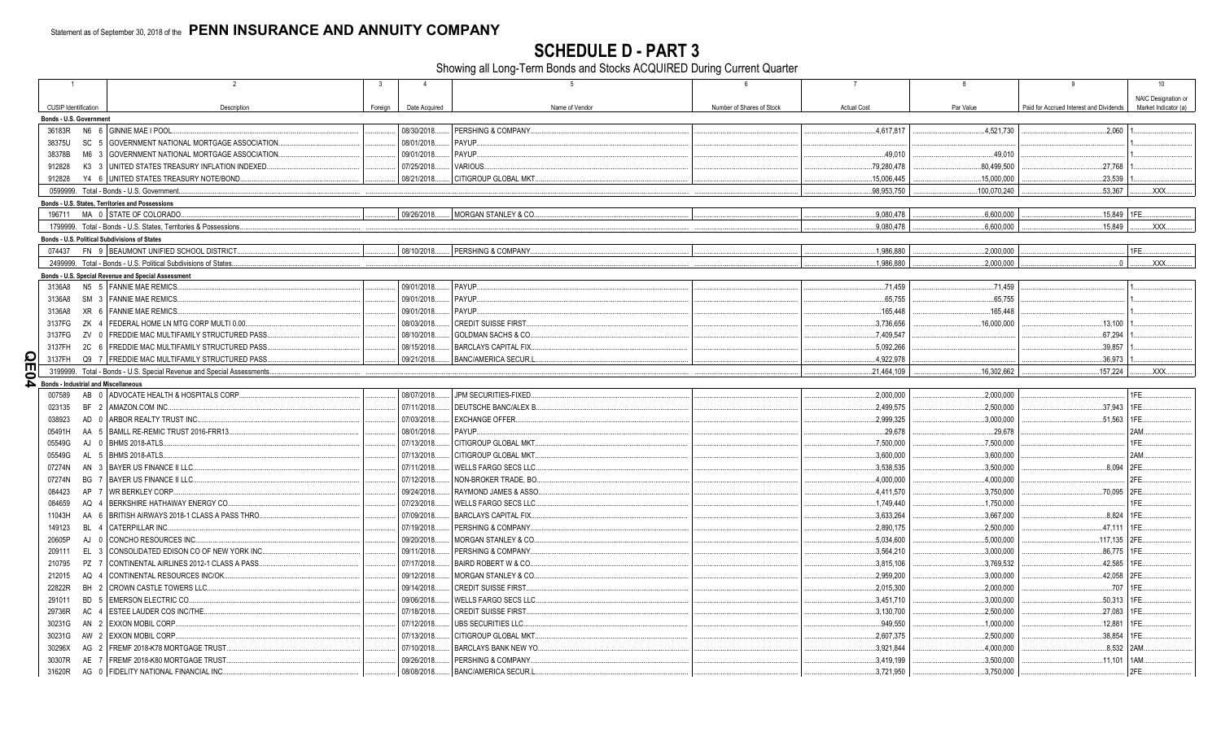Statement as of September 30, 2018 of the **PENN INSURANCE AND ANNUITY COMPANY**

# SCHEDULE D - PART 3

Showing all Long-Term Bonds and Stocks ACQUIRED During Current Quarter

| 1<br>CUSIP Identification | 2<br>Description | 3<br>Foreign | 4<br>Date Acquired | 5<br>Name of Vendor | 6<br>Number of Shares of Stock | 7<br>Actual Cost | 8<br>Par Value | 9<br>Paid for Accrued Interest and Dividends | 10<br>NAIC Designation or Market Indicator (a) |
|---|---|---|---|---|---|---|---|---|---|
| **Bonds - U.S. Government** | | | | | | | | | |
| 36183R N6 6 | GINNIE MAE I POOL | | 08/30/2018 | PERSHING & COMPANY | | 4,617,817 | 4,521,730 | 2,060 | 1 |
| 38375U SC 5 | GOVERNMENT NATIONAL MORTGAGE ASSOCIATION | | 08/01/2018 | PAYUP | | | | | 1 |
| 38378B M6 3 | GOVERNMENT NATIONAL MORTGAGE ASSOCIATION | | 09/01/2018 | PAYUP | | 49,010 | 49,010 | | 1 |
| 912828 K3 3 | UNITED STATES TREASURY INFLATION INDEXED | | 07/25/2018 | VARIOUS | | 79,280,478 | 80,499,500 | 27,768 | 1 |
| 912828 Y4 6 | UNITED STATES TREASURY NOTE/BOND | | 08/21/2018 | CITIGROUP GLOBAL MKT | | 15,006,445 | 15,000,000 | 23,539 | 1 |
| 0599999. Total - Bonds - U.S. Government | | | | | | 98,953,750 | 100,070,240 | 53,367 | XXX |
| **Bonds - U.S. States, Territories and Possessions** | | | | | | | | | |
| 196711 MA 0 | STATE OF COLORADO | | 09/26/2018 | MORGAN STANLEY & CO | | 9,080,478 | 6,600,000 | 15,849 | 1FE |
| 1799999. Total - Bonds - U.S. States, Territories & Possessions | | | | | | 9,080,478 | 6,600,000 | 15,849 | XXX |
| **Bonds - U.S. Political Subdivisions of States** | | | | | | | | | |
| 074437 FN 9 | BEAUMONT UNIFIED SCHOOL DISTRICT | | 08/10/2018 | PERSHING & COMPANY | | 1,986,880 | 2,000,000 | | 1FE |
| 2499999. Total - Bonds - U.S. Political Subdivisions of States | | | | | | 1,986,880 | 2,000,000 | 0 | XXX |
| **Bonds - U.S. Special Revenue and Special Assessment** | | | | | | | | | |
| 3136A8 N5 5 | FANNIE MAE REMICS | | 09/01/2018 | PAYUP | | 71,459 | 71,459 | | 1 |
| 3136A8 SM 3 | FANNIE MAE REMICS | | 09/01/2018 | PAYUP | | 65,755 | 65,755 | | 1 |
| 3136A8 XR 6 | FANNIE MAE REMICS | | 09/01/2018 | PAYUP | | 165,448 | 165,448 | | 1 |
| 3137FG ZK 4 | FEDERAL HOME LN MTG CORP MULTI 0.00 | | 08/03/2018 | CREDIT SUISSE FIRST | | 3,736,656 | 16,000,000 | 13,100 | 1 |
| 3137FG ZV 0 | FREDDIE MAC MULTIFAMILY STRUCTURED PASS | | 08/10/2018 | GOLDMAN SACHS & CO | | 7,409,547 | | 67,294 | 1 |
| 3137FH 2C 6 | FREDDIE MAC MULTIFAMILY STRUCTURED PASS | | 08/15/2018 | BARCLAYS CAPITAL FIX | | 5,092,266 | | 39,857 | 1 |
| 3137FH Q9 7 | FREDDIE MAC MULTIFAMILY STRUCTURED PASS | | 09/21/2018 | BANC/AMERICA SECUR.L | | 4,922,978 | | 36,973 | 1 |
| 3199999. Total - Bonds - U.S. Special Revenue and Special Assessments | | | | | | 21,464,109 | 16,302,662 | 157,224 | XXX |
| **Bonds - Industrial and Miscellaneous** | | | | | | | | | |
| 007589 AB 0 | ADVOCATE HEALTH & HOSPITALS CORP | | 08/07/2018 | JPM SECURITIES-FIXED | | 2,000,000 | 2,000,000 | | 1FE |
| 023135 BF 2 | AMAZON.COM INC | | 07/11/2018 | DEUTSCHE BANC/ALEX B | | 2,499,575 | 2,500,000 | 37,943 | 1FE |
| 038923 AD 0 | ARBOR REALTY TRUST INC | | 07/03/2018 | EXCHANGE OFFER | | 2,999,325 | 3,000,000 | 51,563 | 1FE |
| 05491H AA 5 | BAMLL RE-REMIC TRUST 2016-FRR13 | | 08/01/2018 | PAYUP | | 29,678 | 29,678 | | 2AM |
| 05549G AJ 0 | BHMS 2018-ATLS | | 07/13/2018 | CITIGROUP GLOBAL MKT | | 7,500,000 | 7,500,000 | | 1FE |
| 05549G AL 5 | BHMS 2018-ATLS | | 07/13/2018 | CITIGROUP GLOBAL MKT | | 3,600,000 | 3,600,000 | | 2AM |
| 07274N AN 3 | BAYER US FINANCE II LLC | | 07/11/2018 | WELLS FARGO SECS LLC | | 3,538,535 | 3,500,000 | 8,094 | 2FE |
| 07274N BG 7 | BAYER US FINANCE II LLC | | 07/12/2018 | NON-BROKER TRADE, BO | | 4,000,000 | 4,000,000 | | 2FE |
| 084423 AP 7 | WR BERKLEY CORP | | 09/24/2018 | RAYMOND JAMES & ASSO | | 4,411,570 | 3,750,000 | 70,095 | 2FE |
| 084659 AQ 4 | BERKSHIRE HATHAWAY ENERGY CO | | 07/23/2018 | WELLS FARGO SECS LLC | | 1,749,440 | 1,750,000 | | 1FE |
| 11043H AA 6 | BRITISH AIRWAYS 2018-1 CLASS A PASS THRO | | 07/09/2018 | BARCLAYS CAPITAL FIX | | 3,633,264 | 3,667,000 | 8,824 | 1FE |
| 149123 BL 4 | CATERPILLAR INC | | 07/19/2018 | PERSHING & COMPANY | | 2,890,175 | 2,500,000 | 47,111 | 1FE |
| 20605P AJ 0 | CONCHO RESOURCES INC | | 09/20/2018 | MORGAN STANLEY & CO | | 5,034,600 | 5,000,000 | 117,135 | 2FE |
| 209111 EL 3 | CONSOLIDATED EDISON CO OF NEW YORK INC | | 09/11/2018 | PERSHING & COMPANY | | 3,564,210 | 3,000,000 | 86,775 | 1FE |
| 210795 PZ 7 | CONTINENTAL AIRLINES 2012-1 CLASS A PASS | | 07/17/2018 | BAIRD ROBERT W & CO | | 3,815,106 | 3,769,532 | 42,585 | 1FE |
| 212015 AQ 4 | CONTINENTAL RESOURCES INC/OK | | 09/12/2018 | MORGAN STANLEY & CO | | 2,959,200 | 3,000,000 | 42,058 | 2FE |
| 22822R BH 2 | CROWN CASTLE TOWERS LLC | | 09/14/2018 | CREDIT SUISSE FIRST | | 2,015,300 | 2,000,000 | 707 | 1FE |
| 291011 BD 5 | EMERSON ELECTRIC CO | | 09/06/2018 | WELLS FARGO SECS LLC | | 3,451,710 | 3,000,000 | 50,313 | 1FE |
| 29736R AC 4 | ESTEE LAUDER COS INC/THE | | 07/18/2018 | CREDIT SUISSE FIRST | | 3,130,700 | 2,500,000 | 27,083 | 1FE |
| 30231G AN 2 | EXXON MOBIL CORP | | 07/12/2018 | UBS SECURITIES LLC | | 949,550 | 1,000,000 | 12,881 | 1FE |
| 30231G AW 2 | EXXON MOBIL CORP | | 07/13/2018 | CITIGROUP GLOBAL MKT | | 2,607,375 | 2,500,000 | 38,854 | 1FE |
| 30296X AG 2 | FREMF 2018-K78 MORTGAGE TRUST | | 07/10/2018 | BARCLAYS BANK NEW YO | | 3,921,844 | 4,000,000 | 8,532 | 2AM |
| 30307R AE 7 | FREMF 2018-K80 MORTGAGE TRUST | | 09/26/2018 | PERSHING & COMPANY | | 3,419,199 | 3,500,000 | 11,101 | 1AM |
| 31620R AG 0 | FIDELITY NATIONAL FINANCIAL INC | | 08/08/2018 | BANC/AMERICA SECUR.L | | 3,721,950 | 3,750,000 | | 2FE |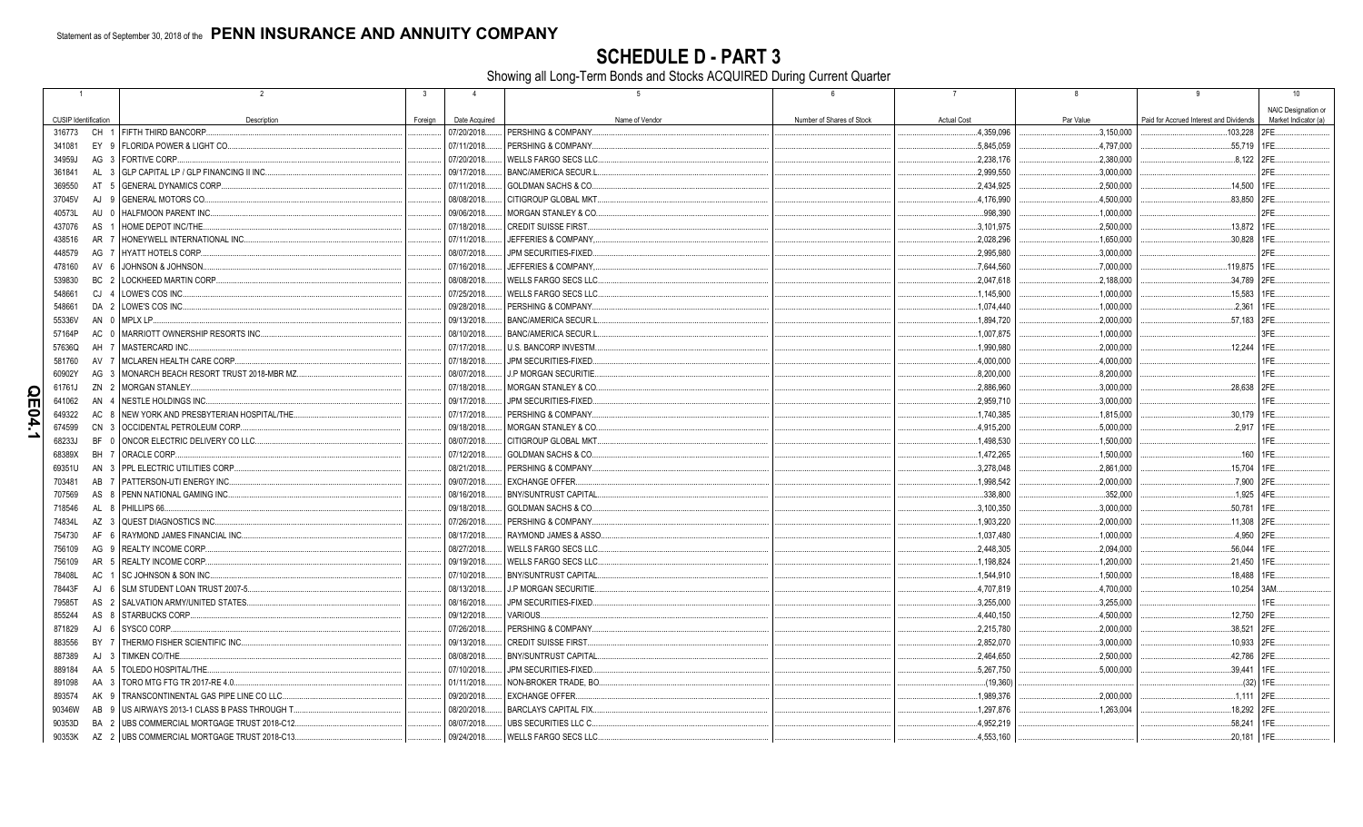Statement as of September 30, 2018 of the **PENN INSURANCE AND ANNUITY COMPANY**

# SCHEDULE D - PART 3

Showing all Long-Term Bonds and Stocks ACQUIRED During Current Quarter

| 1 | 2 | 3 | 4 | 5 | 6 | 7 | 8 | 9 | 10 |
|---|---|---|---|---|---|---|---|---|---|
| CUSIP Identification | Description | Foreign | Date Acquired | Name of Vendor | Number of Shares of Stock | Actual Cost | Par Value | Paid for Accrued Interest and Dividends | NAIC Designation or Market Indicator (a) |
| 316773 CH 1 | FIFTH THIRD BANCORP. | | 07/20/2018 | PERSHING & COMPANY | | 4,359,096 | 3,150,000 | 103,228 | 2FE |
| 341081 EY 9 | FLORIDA POWER & LIGHT CO. | | 07/11/2018 | PERSHING & COMPANY | | 5,845,059 | 4,797,000 | 55,719 | 1FE |
| 34959J AG 3 | FORTIVE CORP. | | 07/20/2018 | WELLS FARGO SECS LLC | | 2,238,176 | 2,380,000 | 8,122 | 2FE |
| 361841 AL 3 | GLP CAPITAL LP / GLP FINANCING II INC. | | 09/17/2018 | BANC/AMERICA SECUR.L | | 2,999,550 | 3,000,000 | | 2FE |
| 369550 AT 5 | GENERAL DYNAMICS CORP. | | 07/11/2018 | GOLDMAN SACHS & CO. | | 2,434,925 | 2,500,000 | 14,500 | 1FE |
| 37045V AJ 9 | GENERAL MOTORS CO. | | 08/08/2018 | CITIGROUP GLOBAL MKT | | 4,176,990 | 4,500,000 | 83,850 | 2FE |
| 40573L AU 0 | HALFMOON PARENT INC. | | 09/06/2018 | MORGAN STANLEY & CO. | | 998,390 | 1,000,000 | | 2FE |
| 437076 AS 1 | HOME DEPOT INC/THE. | | 07/18/2018 | CREDIT SUISSE FIRST | | 3,101,975 | 2,500,000 | 13,872 | 1FE |
| 438516 AR 7 | HONEYWELL INTERNATIONAL INC. | | 07/11/2018 | JEFFERIES & COMPANY | | 2,028,296 | 1,650,000 | 30,828 | 1FE |
| 448579 AG 7 | HYATT HOTELS CORP. | | 08/07/2018 | JPM SECURITIES-FIXED | | 2,995,980 | 3,000,000 | | 2FE |
| 478160 AV 6 | JOHNSON & JOHNSON. | | 07/16/2018 | JEFFERIES & COMPANY | | 7,644,560 | 7,000,000 | 119,875 | 1FE |
| 539830 BC 2 | LOCKHEED MARTIN CORP. | | 08/08/2018 | WELLS FARGO SECS LLC | | 2,047,618 | 2,188,000 | 34,789 | 2FE |
| 548661 CJ 4 | LOWE'S COS INC. | | 07/25/2018 | WELLS FARGO SECS LLC | | 1,145,900 | 1,000,000 | 15,583 | 1FE |
| 548661 DA 2 | LOWE'S COS INC. | | 09/28/2018 | PERSHING & COMPANY | | 1,074,440 | 1,000,000 | 2,361 | 1FE |
| 55336V AN 0 | MPLX LP. | | 09/13/2018 | BANC/AMERICA SECUR.L | | 1,894,720 | 2,000,000 | 57,183 | 2FE |
| 57164P AC 0 | MARRIOTT OWNERSHIP RESORTS INC. | | 08/10/2018 | BANC/AMERICA SECUR.L | | 1,007,875 | 1,000,000 | | 3FE |
| 57636Q AH 7 | MASTERCARD INC. | | 07/17/2018 | U.S. BANCORP INVESTM | | 1,990,980 | 2,000,000 | 12,244 | 1FE |
| 581760 AV 7 | MCLAREN HEALTH CARE CORP. | | 07/18/2018 | JPM SECURITIES-FIXED | | 4,000,000 | 4,000,000 | | 1FE |
| 60902Y AG 3 | MONARCH BEACH RESORT TRUST 2018-MBR MZ. | | 08/07/2018 | J.P MORGAN SECURITIE | | 8,200,000 | 8,200,000 | | 1FE |
| 61761J ZN 2 | MORGAN STANLEY. | | 07/18/2018 | MORGAN STANLEY & CO. | | 2,886,960 | 3,000,000 | 28,638 | 2FE |
| 641062 AN 4 | NESTLE HOLDINGS INC. | | 09/17/2018 | JPM SECURITIES-FIXED | | 2,959,710 | 3,000,000 | | 1FE |
| 649322 AC 8 | NEW YORK AND PRESBYTERIAN HOSPITAL/THE. | | 07/17/2018 | PERSHING & COMPANY | | 1,740,385 | 1,815,000 | 30,179 | 1FE |
| 674599 CN 3 | OCCIDENTAL PETROLEUM CORP. | | 09/18/2018 | MORGAN STANLEY & CO. | | 4,915,200 | 5,000,000 | 2,917 | 1FE |
| 68233J BF 0 | ONCOR ELECTRIC DELIVERY CO LLC. | | 08/07/2018 | CITIGROUP GLOBAL MKT | | 1,498,530 | 1,500,000 | | 1FE |
| 68389X BH 7 | ORACLE CORP. | | 07/12/2018 | GOLDMAN SACHS & CO. | | 1,472,265 | 1,500,000 | 160 | 1FE |
| 69351U AN 3 | PPL ELECTRIC UTILITIES CORP. | | 08/21/2018 | PERSHING & COMPANY | | 3,278,048 | 2,861,000 | 15,704 | 1FE |
| 703481 AB 7 | PATTERSON-UTI ENERGY INC. | | 09/07/2018 | EXCHANGE OFFER | | 1,998,542 | 2,000,000 | 7,900 | 2FE |
| 707569 AS 8 | PENN NATIONAL GAMING INC. | | 08/16/2018 | BNY/SUNTRUST CAPITAL | | 338,800 | 352,000 | 1,925 | 4FE |
| 718546 AL 8 | PHILLIPS 66. | | 09/18/2018 | GOLDMAN SACHS & CO. | | 3,100,350 | 3,000,000 | 50,781 | 1FE |
| 74834L AZ 3 | QUEST DIAGNOSTICS INC. | | 07/26/2018 | PERSHING & COMPANY | | 1,903,220 | 2,000,000 | 11,308 | 2FE |
| 754730 AF 6 | RAYMOND JAMES FINANCIAL INC. | | 08/17/2018 | RAYMOND JAMES & ASSO | | 1,037,480 | 1,000,000 | 4,950 | 2FE |
| 756109 AG 9 | REALTY INCOME CORP. | | 08/27/2018 | WELLS FARGO SECS LLC | | 2,448,305 | 2,094,000 | 56,044 | 1FE |
| 756109 AR 5 | REALTY INCOME CORP. | | 09/19/2018 | WELLS FARGO SECS LLC | | 1,198,824 | 1,200,000 | 21,450 | 1FE |
| 78408L AC 1 | SC JOHNSON & SON INC. | | 07/10/2018 | BNY/SUNTRUST CAPITAL | | 1,544,910 | 1,500,000 | 18,488 | 1FE |
| 78443F AJ 6 | SLM STUDENT LOAN TRUST 2007-5. | | 08/13/2018 | J.P MORGAN SECURITIE | | 4,707,819 | 4,700,000 | 10,254 | 3AM |
| 79585T AS 2 | SALVATION ARMY/UNITED STATES. | | 08/16/2018 | JPM SECURITIES-FIXED | | 3,255,000 | 3,255,000 | | 1FE |
| 855244 AS 8 | STARBUCKS CORP. | | 09/12/2018 | VARIOUS | | 4,440,150 | 4,500,000 | 12,750 | 2FE |
| 871829 AJ 6 | SYSCO CORP. | | 07/26/2018 | PERSHING & COMPANY | | 2,215,780 | 2,000,000 | 38,521 | 2FE |
| 883556 BY 7 | THERMO FISHER SCIENTIFIC INC. | | 09/13/2018 | CREDIT SUISSE FIRST | | 2,852,070 | 3,000,000 | 10,933 | 2FE |
| 887389 AJ 3 | TIMKEN CO/THE. | | 08/08/2018 | BNY/SUNTRUST CAPITAL | | 2,464,650 | 2,500,000 | 42,786 | 2FE |
| 889184 AA 5 | TOLEDO HOSPITAL/THE. | | 07/10/2018 | JPM SECURITIES-FIXED | | 5,267,750 | 5,000,000 | 39,441 | 1FE |
| 891098 AA 3 | TORO MTG FTG TR 2017-RE 4.0. | | 01/11/2018 | NON-BROKER TRADE, BO | | (19,360) | | (32) | 1FE |
| 893574 AK 9 | TRANSCONTINENTAL GAS PIPE LINE CO LLC. | | 09/20/2018 | EXCHANGE OFFER | | 1,989,376 | 2,000,000 | 1,111 | 2FE |
| 90346W AB 9 | US AIRWAYS 2013-1 CLASS B PASS THROUGH T. | | 08/20/2018 | BARCLAYS CAPITAL FIX | | 1,297,876 | 1,263,004 | 18,292 | 2FE |
| 90353D BA 2 | UBS COMMERCIAL MORTGAGE TRUST 2018-C12. | | 08/07/2018 | UBS SECURITIES LLC C | | 4,952,219 | | 58,241 | 1FE |
| 90353K AZ 2 | UBS COMMERCIAL MORTGAGE TRUST 2018-C13. | | 09/24/2018 | WELLS FARGO SECS LLC | | 4,553,160 | | 20,181 | 1FE |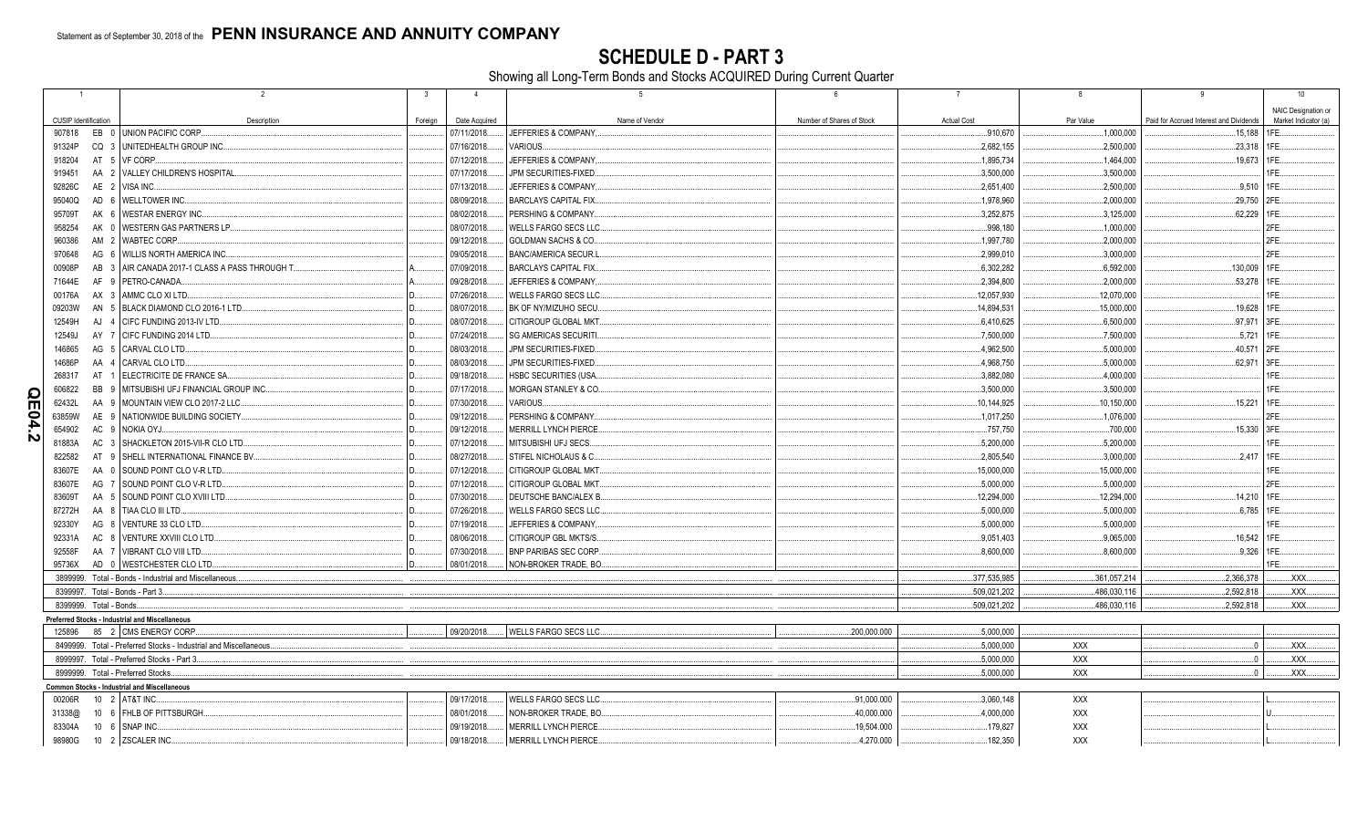Statement as of September 30, 2018 of the **PENN INSURANCE AND ANNUITY COMPANY**

# SCHEDULE D - PART 3

Showing all Long-Term Bonds and Stocks ACQUIRED During Current Quarter

| 1 | 2 | 3 | 4 | 5 | 6 | 7 | 8 | 9 | 10 |
|---|---|---|---|---|---|---|---|---|---|
| CUSIP Identification | Description | Foreign | Date Acquired | Name of Vendor | Number of Shares of Stock | Actual Cost | Par Value | Paid for Accrued Interest and Dividends | NAIC Designation or Market Indicator (a) |
| 907818 EB 0 | UNION PACIFIC CORP. | | 07/11/2018 | JEFFERIES & COMPANY, | | 910,670 | 1,000,000 | 15,188 | 1FE |
| 91324P CQ 3 | UNITEDHEALTH GROUP INC. | | 07/16/2018 | VARIOUS | | 2,682,155 | 2,500,000 | 23,318 | 1FE |
| 918204 AT 5 | VF CORP. | | 07/12/2018 | JEFFERIES & COMPANY, | | 1,895,734 | 1,464,000 | 19,673 | 1FE |
| 919451 AA 2 | VALLEY CHILDREN'S HOSPITAL | | 07/17/2018 | JPM SECURITIES-FIXED | | 3,500,000 | 3,500,000 | | 1FE |
| 92826C AE 2 | VISA INC. | | 07/13/2018 | JEFFERIES & COMPANY, | | 2,651,400 | 2,500,000 | 9,510 | 1FE |
| 95040Q AD 6 | WELLTOWER INC. | | 08/09/2018 | BARCLAYS CAPITAL FIX | | 1,978,960 | 2,000,000 | 29,750 | 2FE |
| 95709T AK 6 | WESTAR ENERGY INC. | | 08/02/2018 | PERSHING & COMPANY | | 3,252,875 | 3,125,000 | 62,229 | 1FE |
| 958254 AK 0 | WESTERN GAS PARTNERS LP | | 08/07/2018 | WELLS FARGO SECS LLC | | 998,180 | 1,000,000 | | 2FE |
| 960386 AM 2 | WABTEC CORP. | | 09/12/2018 | GOLDMAN SACHS & CO | | 1,997,780 | 2,000,000 | | 2FE |
| 970648 AG 6 | WILLIS NORTH AMERICA INC. | | 09/05/2018 | BANC/AMERICA SECUR.L | | 2,999,010 | 3,000,000 | | 2FE |
| 00908P AB 3 | AIR CANADA 2017-1 CLASS A PASS THROUGH T | A | 07/09/2018 | BARCLAYS CAPITAL FIX | | 6,302,282 | 6,592,000 | 130,009 | 1FE |
| 71644E AF 9 | PETRO-CANADA | A | 09/28/2018 | JEFFERIES & COMPANY, | | 2,394,800 | 2,000,000 | 53,278 | 1FE |
| 00176A AX 3 | AMMC CLO XI LTD. | D | 07/26/2018 | WELLS FARGO SECS LLC | | 12,057,930 | 12,070,000 | | 1FE |
| 09203W AN 5 | BLACK DIAMOND CLO 2016-1 LTD | D | 08/07/2018 | BK OF NY/MIZUHO SECU | | 14,894,531 | 15,000,000 | 19,628 | 1FE |
| 12549H AJ 4 | CIFC FUNDING 2013-IV LTD | D | 08/07/2018 | CITIGROUP GLOBAL MKT | | 6,410,625 | 6,500,000 | 97,971 | 3FE |
| 12549J AY 7 | CIFC FUNDING 2014 LTD. | D | 07/24/2018 | SG AMERICAS SECURITI | | 7,500,000 | 7,500,000 | 5,721 | 1FE |
| 146865 AG 5 | CARVAL CLO LTD. | D | 08/03/2018 | JPM SECURITIES-FIXED | | 4,962,500 | 5,000,000 | 40,571 | 2FE |
| 14686P AA 4 | CARVAL CLO LTD. | D | 08/03/2018 | JPM SECURITIES-FIXED | | 4,968,750 | 5,000,000 | 62,971 | 3FE |
| 268317 AT 1 | ELECTRICITE DE FRANCE SA | D | 09/18/2018 | HSBC SECURITIES (USA | | 3,882,080 | 4,000,000 | | 1FE |
| 606822 BB 9 | MITSUBISHI UFJ FINANCIAL GROUP INC. | D | 07/17/2018 | MORGAN STANLEY & CO | | 3,500,000 | 3,500,000 | | 1FE |
| 62432L AA 9 | MOUNTAIN VIEW CLO 2017-2 LLC | D | 07/30/2018 | VARIOUS | | 10,144,925 | 10,150,000 | 15,221 | 1FE |
| 63859W AE 9 | NATIONWIDE BUILDING SOCIETY | D | 09/12/2018 | PERSHING & COMPANY | | 1,017,250 | 1,076,000 | | 2FE |
| 654902 AC 9 | NOKIA OYJ. | D | 09/12/2018 | MERRILL LYNCH PIERCE | | 757,750 | 700,000 | 15,330 | 3FE |
| 81883A AC 3 | SHACKLETON 2015-VII-R CLO LTD | D | 07/12/2018 | MITSUBISHI UFJ SECS | | 5,200,000 | 5,200,000 | | 1FE |
| 822582 AT 9 | SHELL INTERNATIONAL FINANCE BV | D | 08/27/2018 | STIFEL NICHOLAUS & C | | 2,805,540 | 3,000,000 | 2,417 | 1FE |
| 83607E AA 0 | SOUND POINT CLO V-R LTD. | D | 07/12/2018 | CITIGROUP GLOBAL MKT | | 15,000,000 | 15,000,000 | | 1FE |
| 83607E AG 7 | SOUND POINT CLO V-R LTD. | D | 07/12/2018 | CITIGROUP GLOBAL MKT | | 5,000,000 | 5,000,000 | | 2FE |
| 83609T AA 5 | SOUND POINT CLO XVIII LTD | D | 07/30/2018 | DEUTSCHE BANC/ALEX B | | 12,294,000 | 12,294,000 | 14,210 | 1FE |
| 87272H AA 8 | TIAA CLO III LTD. | D | 07/26/2018 | WELLS FARGO SECS LLC | | 5,000,000 | 5,000,000 | 6,785 | 1FE |
| 92330Y AG 8 | VENTURE 33 CLO LTD. | D | 07/19/2018 | JEFFERIES & COMPANY, | | 5,000,000 | 5,000,000 | | 1FE |
| 92331A AC 8 | VENTURE XXVIII CLO LTD. | D | 08/06/2018 | CITIGROUP GBL MKTS/S | | 9,051,403 | 9,065,000 | 16,542 | 1FE |
| 92558F AA 7 | VIBRANT CLO VIII LTD. | D | 07/30/2018 | BNP PARIBAS SEC CORP | | 8,600,000 | 8,600,000 | 9,326 | 1FE |
| 95736X AD 0 | WESTCHESTER CLO LTD. | D | 08/01/2018 | NON-BROKER TRADE, BO | | | | | 1FE |
| 3899999. Total - Bonds - Industrial and Miscellaneous | | | | | | 377,535,985 | 361,057,214 | 2,366,378 | XXX |
| 8399997. Total - Bonds - Part 3 | | | | | | 509,021,202 | 486,030,116 | 2,592,818 | XXX |
| 8399999. Total - Bonds | | | | | | 509,021,202 | 486,030,116 | 2,592,818 | XXX |
| **Preferred Stocks - Industrial and Miscellaneous** | | | | | | | | | |
| 125896 85 2 | CMS ENERGY CORP. | | 09/20/2018 | WELLS FARGO SECS LLC | 200,000.000 | 5,000,000 | | | |
| 8499999. Total - Preferred Stocks - Industrial and Miscellaneous | | | | | | 5,000,000 | XXX | 0 | XXX |
| 8999997. Total - Preferred Stocks - Part 3 | | | | | | 5,000,000 | XXX | 0 | XXX |
| 8999999. Total - Preferred Stocks | | | | | | 5,000,000 | XXX | 0 | XXX |
| **Common Stocks - Industrial and Miscellaneous** | | | | | | | | | |
| 00206R 10 2 | AT&T INC. | | 09/17/2018 | WELLS FARGO SECS LLC | 91,000.000 | 3,060,148 | XXX | | L |
| 31338@ 10 6 | FHLB OF PITTSBURGH | | 08/01/2018 | NON-BROKER TRADE, BO | 40,000.000 | 4,000,000 | XXX | | U |
| 83304A 10 6 | SNAP INC. | | 09/19/2018 | MERRILL LYNCH PIERCE | 19,504.000 | 179,827 | XXX | | L |
| 98980G 10 2 | ZSCALER INC. | | 09/18/2018 | MERRILL LYNCH PIERCE | 4,270.000 | 182,350 | XXX | | L |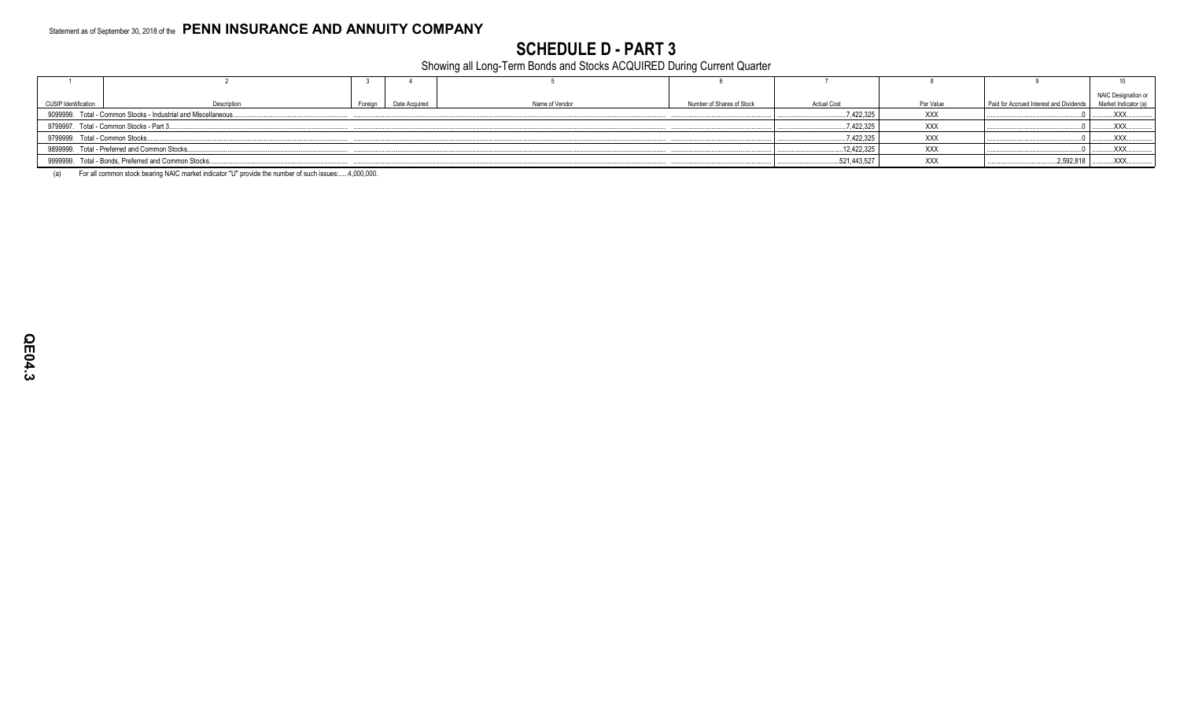Statement as of September 30, 2018 of the **PENN INSURANCE AND ANNUITY COMPANY**

# SCHEDULE D - PART 3

Showing all Long-Term Bonds and Stocks ACQUIRED During Current Quarter

| 1 | 2 | 3 | 4 | 5 | 6 | 7 | 8 | 9 | 10 |
|---|---|---|---|---|---|---|---|---|---|
| CUSIP Identification | Description | Foreign | Date Acquired | Name of Vendor | Number of Shares of Stock | Actual Cost | Par Value | Paid for Accrued Interest and Dividends | NAIC Designation or Market Indicator (a) |
| 9099999. Total - Common Stocks - Industrial and Miscellaneous | | | | | | 7,422,325 | XXX | 0 | XXX |
| 9799997. Total - Common Stocks - Part 3 | | | | | | 7,422,325 | XXX | 0 | XXX |
| 9799999. Total - Common Stocks | | | | | | 7,422,325 | XXX | 0 | XXX |
| 9899999. Total - Preferred and Common Stocks | | | | | | 12,422,325 | XXX | 0 | XXX |
| 9999999. Total - Bonds, Preferred and Common Stocks | | | | | | 521,443,527 | XXX | 2,592,818 | XXX |

(a) For all common stock bearing NAIC market indicator "U" provide the number of such issues:......4,000,000.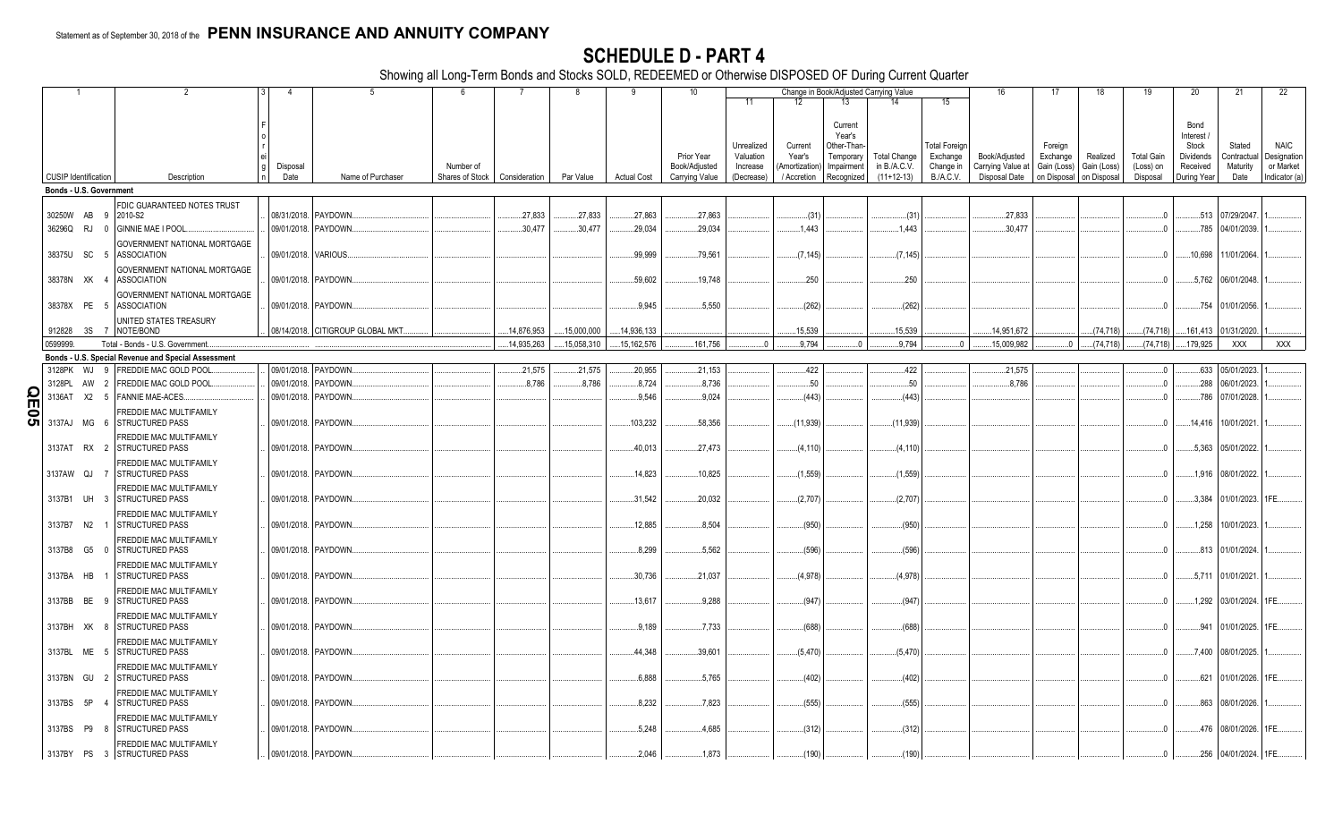Statement as of September 30, 2018 of the **PENN INSURANCE AND ANNUITY COMPANY**

# SCHEDULE D - PART 4

Showing all Long-Term Bonds and Stocks SOLD, REDEEMED or Otherwise DISPOSED OF During Current Quarter

| 1 | 2 | 3 | 4 | 5 | 6 | 7 | 8 | 9 | 10 | Change in Book/Adjusted Carrying Value | | | | | 16 | 17 | 18 | 19 | 20 | 21 | 22 |
|---|---|---|---|---|---|---|---|---|---|---|---|---|---|---|---|---|---|---|---|---|---|
| | | | | | | | | | | 11 | 12 | 13 | 14 | 15 | | | | | | | |
| CUSIP Identification | Description | Foreign | Disposal Date | Name of Purchaser | Number of Shares of Stock | Consideration | Par Value | Actual Cost | Prior Year Book/Adjusted Carrying Value | Unrealized Valuation Increase (Decrease) | Current Year's (Amortization) / Accretion | Current Year's Other-Than-Temporary Impairment Recognized | Total Change in B./A.C.V. (11+12-13) | Total Foreign Exchange Change in B./A.C.V. | Book/Adjusted Carrying Value at Disposal Date | Foreign Exchange Gain (Loss) on Disposal | Realized Gain (Loss) on Disposal | Total Gain (Loss) on Disposal | Bond Interest / Stock Dividends Received During Year | Stated Contractual Maturity Date | NAIC Designation or Market Indicator (a) |
| **Bonds - U.S. Government** | | | | | | | | | | | | | | | | | | | | | |
| 30250W AB 9 | FDIC GUARANTEED NOTES TRUST 2010-S2 | | 08/31/2018 | PAYDOWN | | 27,833 | 27,833 | 27,863 | 27,863 | | (31) | | (31) | | 27,833 | | | 0 | 513 | 07/29/2047 | 1 |
| 36296Q RJ 0 | GINNIE MAE I POOL | | 09/01/2018 | PAYDOWN | | 30,477 | 30,477 | 29,034 | 29,034 | | 1,443 | | 1,443 | | 30,477 | | | 0 | 785 | 04/01/2039 | 1 |
| 38375U SC 5 | GOVERNMENT NATIONAL MORTGAGE ASSOCIATION | | 09/01/2018 | VARIOUS | | | | 99,999 | 79,561 | | (7,145) | | (7,145) | | | | | 0 | 10,698 | 11/01/2064 | 1 |
| 38378N XK 4 | GOVERNMENT NATIONAL MORTGAGE ASSOCIATION | | 09/01/2018 | PAYDOWN | | | | 59,602 | 19,748 | | 250 | | 250 | | | | | 0 | 5,762 | 06/01/2048 | 1 |
| 38378X PE 5 | GOVERNMENT NATIONAL MORTGAGE ASSOCIATION | | 09/01/2018 | PAYDOWN | | | | 9,945 | 5,550 | | (262) | | (262) | | | | | 0 | 754 | 01/01/2056 | 1 |
| 912828 3S 7 | UNITED STATES TREASURY NOTE/BOND | | 08/14/2018 | CITIGROUP GLOBAL MKT | | 14,876,953 | 15,000,000 | 14,936,133 | | | 15,539 | | 15,539 | | 14,951,672 | | (74,718) | (74,718) | 161,413 | 01/31/2020 | 1 |
| 0599999. | Total - Bonds - U.S. Government | | | | | 14,935,263 | 15,058,310 | 15,162,576 | 161,756 | 0 | 9,794 | 0 | 9,794 | 0 | 15,009,982 | 0 | (74,718) | (74,718) | 179,925 | XXX | XXX |
| **Bonds - U.S. Special Revenue and Special Assessment** | | | | | | | | | | | | | | | | | | | | | |
| 3128PK WJ 9 | FREDDIE MAC GOLD POOL | | 09/01/2018 | PAYDOWN | | 21,575 | 21,575 | 20,955 | 21,153 | | 422 | | 422 | | 21,575 | | | 0 | 633 | 05/01/2023 | 1 |
| 3128PL AW 2 | FREDDIE MAC GOLD POOL | | 09/01/2018 | PAYDOWN | | 8,786 | 8,786 | 8,724 | 8,736 | | 50 | | 50 | | 8,786 | | | 0 | 288 | 06/01/2023 | 1 |
| 3136AT X2 5 | FANNIE MAE-ACES | | 09/01/2018 | PAYDOWN | | | | 9,546 | 9,024 | | (443) | | (443) | | | | | 0 | 786 | 07/01/2028 | 1 |
| 3137AJ MG 6 | FREDDIE MAC MULTIFAMILY STRUCTURED PASS | | 09/01/2018 | PAYDOWN | | | | 103,232 | 58,356 | | (11,939) | | (11,939) | | | | | 0 | 14,416 | 10/01/2021 | 1 |
| 3137AT RX 2 | FREDDIE MAC MULTIFAMILY STRUCTURED PASS | | 09/01/2018 | PAYDOWN | | | | 40,013 | 27,473 | | (4,110) | | (4,110) | | | | | 0 | 5,363 | 05/01/2022 | 1 |
| 3137AW QJ 7 | FREDDIE MAC MULTIFAMILY STRUCTURED PASS | | 09/01/2018 | PAYDOWN | | | | 14,823 | 10,825 | | (1,559) | | (1,559) | | | | | 0 | 1,916 | 08/01/2022 | 1 |
| 3137B1 UH 3 | FREDDIE MAC MULTIFAMILY STRUCTURED PASS | | 09/01/2018 | PAYDOWN | | | | 31,542 | 20,032 | | (2,707) | | (2,707) | | | | | 0 | 3,384 | 01/01/2023 | 1FE |
| 3137B7 N2 1 | FREDDIE MAC MULTIFAMILY STRUCTURED PASS | | 09/01/2018 | PAYDOWN | | | | 12,885 | 8,504 | | (950) | | (950) | | | | | 0 | 1,258 | 10/01/2023 | 1 |
| 3137B8 G5 0 | FREDDIE MAC MULTIFAMILY STRUCTURED PASS | | 09/01/2018 | PAYDOWN | | | | 8,299 | 5,562 | | (596) | | (596) | | | | | 0 | 813 | 01/01/2024 | 1 |
| 3137BA HB 1 | FREDDIE MAC MULTIFAMILY STRUCTURED PASS | | 09/01/2018 | PAYDOWN | | | | 30,736 | 21,037 | | (4,978) | | (4,978) | | | | | 0 | 5,711 | 01/01/2021 | 1 |
| 3137BB BE 9 | FREDDIE MAC MULTIFAMILY STRUCTURED PASS | | 09/01/2018 | PAYDOWN | | | | 13,617 | 9,288 | | (947) | | (947) | | | | | 0 | 1,292 | 03/01/2024 | 1FE |
| 3137BH XK 8 | FREDDIE MAC MULTIFAMILY STRUCTURED PASS | | 09/01/2018 | PAYDOWN | | | | 9,189 | 7,733 | | (688) | | (688) | | | | | 0 | 941 | 01/01/2025 | 1FE |
| 3137BL ME 5 | FREDDIE MAC MULTIFAMILY STRUCTURED PASS | | 09/01/2018 | PAYDOWN | | | | 44,348 | 39,601 | | (5,470) | | (5,470) | | | | | 0 | 7,400 | 08/01/2025 | 1 |
| 3137BN GU 2 | FREDDIE MAC MULTIFAMILY STRUCTURED PASS | | 09/01/2018 | PAYDOWN | | | | 6,888 | 5,765 | | (402) | | (402) | | | | | 0 | 621 | 01/01/2026 | 1FE |
| 3137BS 5P 4 | FREDDIE MAC MULTIFAMILY STRUCTURED PASS | | 09/01/2018 | PAYDOWN | | | | 8,232 | 7,823 | | (555) | | (555) | | | | | 0 | 863 | 08/01/2026 | 1 |
| 3137BS P9 8 | FREDDIE MAC MULTIFAMILY STRUCTURED PASS | | 09/01/2018 | PAYDOWN | | | | 5,248 | 4,685 | | (312) | | (312) | | | | | 0 | 476 | 08/01/2026 | 1FE |
| 3137BY PS 3 | FREDDIE MAC MULTIFAMILY STRUCTURED PASS | | 09/01/2018 | PAYDOWN | | | | 2,046 | 1,873 | | (190) | | (190) | | | | | 0 | 256 | 04/01/2024 | 1FE |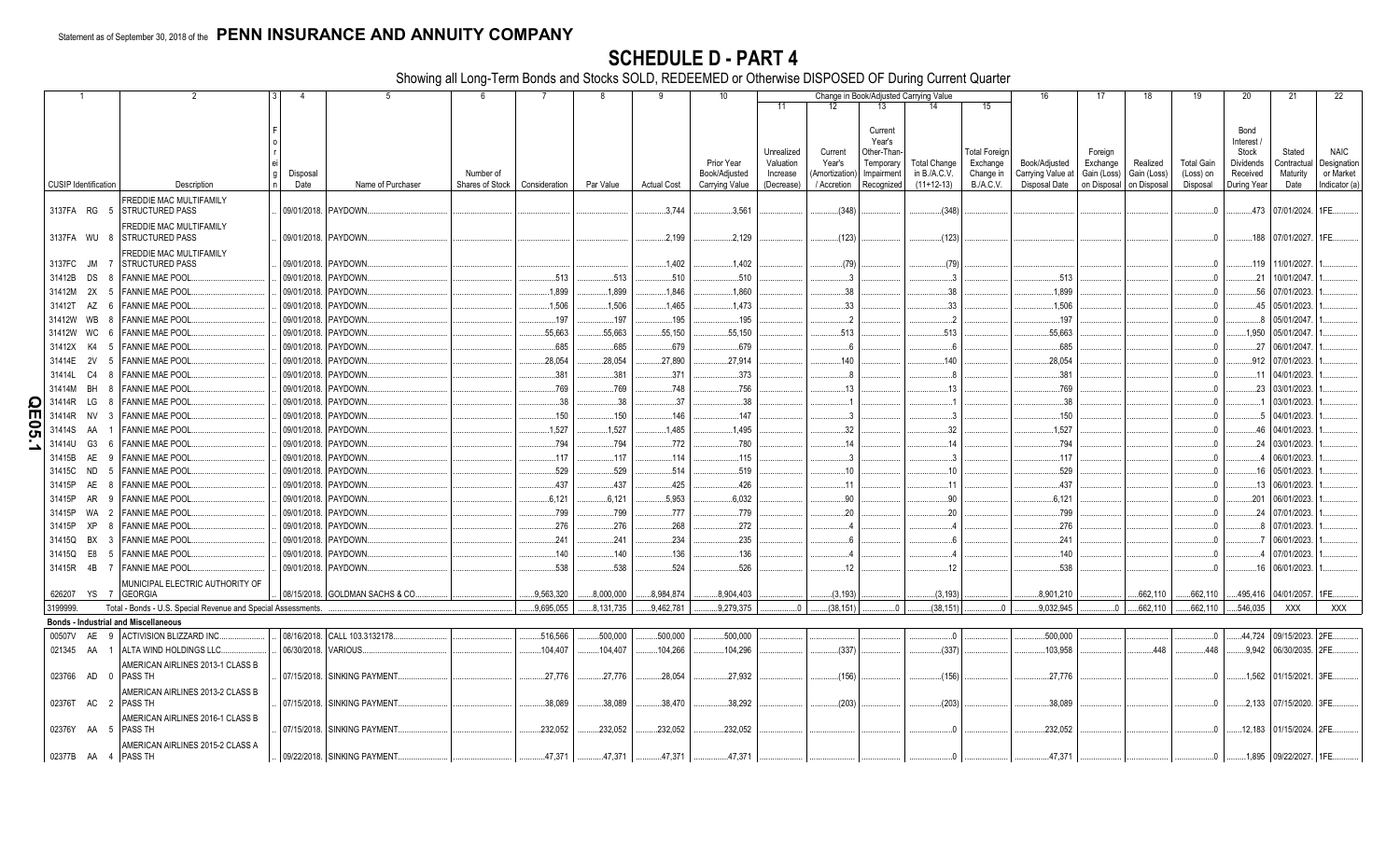Statement as of September 30, 2018 of the **PENN INSURANCE AND ANNUITY COMPANY**

# SCHEDULE D - PART 4

Showing all Long-Term Bonds and Stocks SOLD, REDEEMED or Otherwise DISPOSED OF During Current Quarter

| 1 CUSIP Identification | 2 Description | 3 Foreign | 4 Disposal Date | 5 Name of Purchaser | 6 Number of Shares of Stock | 7 Consideration | 8 Par Value | 9 Actual Cost | 10 Prior Year Book/Adjusted Carrying Value | 11 Unrealized Valuation Increase (Decrease) | 12 Current Year's (Amortization) / Accretion | 13 Current Year's Other-Than-Temporary Impairment Recognized | 14 Total Change in B./A.C.V. (11+12-13) | 15 Total Foreign Exchange Change in B./A.C.V. | 16 Book/Adjusted Carrying Value at Disposal Date | 17 Foreign Exchange Gain (Loss) on Disposal | 18 Realized Gain (Loss) on Disposal | 19 Total Gain (Loss) on Disposal | 20 Bond Interest / Stock Dividends Received During Year | 21 Stated Contractual Maturity Date | 22 NAIC Designation or Market Indicator (a) |
|---|---|---|---|---|---|---|---|---|---|---|---|---|---|---|---|---|---|---|---|---|---|
| 3137FA RG 5 | FREDDIE MAC MULTIFAMILY STRUCTURED PASS | | 09/01/2018. | PAYDOWN. | | | | 3,744 | 3,561 | | (348) | | (348) | | | | | 0 | 473 | 07/01/2024. | 1FE. |
| 3137FA WU 8 | FREDDIE MAC MULTIFAMILY STRUCTURED PASS | | 09/01/2018. | PAYDOWN. | | | | 2,199 | 2,129 | | (123) | | (123) | | | | | 0 | 188 | 07/01/2027. | 1FE. |
| 3137FC JM 7 | FREDDIE MAC MULTIFAMILY STRUCTURED PASS | | 09/01/2018. | PAYDOWN. | | | | 1,402 | 1,402 | | (79) | | (79) | | | | | 0 | 119 | 11/01/2027. | 1. |
| 31412B DS 8 | FANNIE MAE POOL. | | 09/01/2018. | PAYDOWN. | | 513 | 513 | 510 | 510 | | 3 | | 3 | | 513 | | | 0 | 21 | 10/01/2047. | 1. |
| 31412M 2X 5 | FANNIE MAE POOL. | | 09/01/2018. | PAYDOWN. | | 1,899 | 1,899 | 1,846 | 1,860 | | 38 | | 38 | | 1,899 | | | 0 | 56 | 07/01/2023. | 1. |
| 31412T AZ 6 | FANNIE MAE POOL. | | 09/01/2018. | PAYDOWN. | | 1,506 | 1,506 | 1,465 | 1,473 | | 33 | | 33 | | 1,506 | | | 0 | 45 | 05/01/2023. | 1. |
| 31412W WB 8 | FANNIE MAE POOL. | | 09/01/2018. | PAYDOWN. | | 197 | 197 | 195 | 195 | | 2 | | 2 | | 197 | | | 0 | 8 | 05/01/2047. | 1. |
| 31412W WC 6 | FANNIE MAE POOL. | | 09/01/2018. | PAYDOWN. | | 55,663 | 55,663 | 55,150 | 55,150 | | 513 | | 513 | | 55,663 | | | 0 | 1,950 | 05/01/2047. | 1. |
| 31412X K4 5 | FANNIE MAE POOL. | | 09/01/2018. | PAYDOWN. | | 685 | 685 | 679 | 679 | | 6 | | 6 | | 685 | | | 0 | 27 | 06/01/2047. | 1. |
| 31414E 2V 5 | FANNIE MAE POOL. | | 09/01/2018. | PAYDOWN. | | 28,054 | 28,054 | 27,890 | 27,914 | | 140 | | 140 | | 28,054 | | | 0 | 912 | 07/01/2023. | 1. |
| 31414L C4 8 | FANNIE MAE POOL. | | 09/01/2018. | PAYDOWN. | | 381 | 381 | 371 | 373 | | 8 | | 8 | | 381 | | | 0 | 11 | 04/01/2023. | 1. |
| 31414M BH 8 | FANNIE MAE POOL. | | 09/01/2018. | PAYDOWN. | | 769 | 769 | 748 | 756 | | 13 | | 13 | | 769 | | | 0 | 23 | 03/01/2023. | 1. |
| 31414R LG 8 | FANNIE MAE POOL. | | 09/01/2018. | PAYDOWN. | | 38 | 38 | 37 | 38 | | 1 | | 1 | | 38 | | | 0 | 1 | 03/01/2023. | 1. |
| 31414R NV 3 | FANNIE MAE POOL. | | 09/01/2018. | PAYDOWN. | | 150 | 150 | 146 | 147 | | 3 | | 3 | | 150 | | | 0 | 5 | 04/01/2023. | 1. |
| 31414S AA 1 | FANNIE MAE POOL. | | 09/01/2018. | PAYDOWN. | | 1,527 | 1,527 | 1,485 | 1,495 | | 32 | | 32 | | 1,527 | | | 0 | 46 | 04/01/2023. | 1. |
| 31414U G3 6 | FANNIE MAE POOL. | | 09/01/2018. | PAYDOWN. | | 794 | 794 | 772 | 780 | | 14 | | 14 | | 794 | | | 0 | 24 | 03/01/2023. | 1. |
| 31415B AE 9 | FANNIE MAE POOL. | | 09/01/2018. | PAYDOWN. | | 117 | 117 | 114 | 115 | | 3 | | 3 | | 117 | | | 0 | 4 | 06/01/2023. | 1. |
| 31415C ND 5 | FANNIE MAE POOL. | | 09/01/2018. | PAYDOWN. | | 529 | 529 | 514 | 519 | | 10 | | 10 | | 529 | | | 0 | 16 | 05/01/2023. | 1. |
| 31415P AE 8 | FANNIE MAE POOL. | | 09/01/2018. | PAYDOWN. | | 437 | 437 | 425 | 426 | | 11 | | 11 | | 437 | | | 0 | 13 | 06/01/2023. | 1. |
| 31415P AR 9 | FANNIE MAE POOL. | | 09/01/2018. | PAYDOWN. | | 6,121 | 6,121 | 5,953 | 6,032 | | 90 | | 90 | | 6,121 | | | 0 | 201 | 06/01/2023. | 1. |
| 31415P WA 2 | FANNIE MAE POOL. | | 09/01/2018. | PAYDOWN. | | 799 | 799 | 777 | 779 | | 20 | | 20 | | 799 | | | 0 | 24 | 07/01/2023. | 1. |
| 31415P XP 8 | FANNIE MAE POOL. | | 09/01/2018. | PAYDOWN. | | 276 | 276 | 268 | 272 | | 4 | | 4 | | 276 | | | 0 | 8 | 07/01/2023. | 1. |
| 31415Q BX 3 | FANNIE MAE POOL. | | 09/01/2018. | PAYDOWN. | | 241 | 241 | 234 | 235 | | 6 | | 6 | | 241 | | | 0 | 7 | 06/01/2023. | 1. |
| 31415Q E8 5 | FANNIE MAE POOL. | | 09/01/2018. | PAYDOWN. | | 140 | 140 | 136 | 136 | | 4 | | 4 | | 140 | | | 0 | 4 | 07/01/2023. | 1. |
| 31415R 4B 7 | FANNIE MAE POOL. | | 09/01/2018. | PAYDOWN. | | 538 | 538 | 524 | 526 | | 12 | | 12 | | 538 | | | 0 | 16 | 06/01/2023. | 1. |
| 626207 YS 7 | MUNICIPAL ELECTRIC AUTHORITY OF GEORGIA | | 08/15/2018. | GOLDMAN SACHS & CO. | | 9,563,320 | 8,000,000 | 8,984,874 | 8,904,403 | | (3,193) | | (3,193) | | 8,901,210 | | 662,110 | 662,110 | 495,416 | 04/01/2057. | 1FE. |
| 3199999. | Total - Bonds - U.S. Special Revenue and Special Assessments. | | | | | 9,695,055 | 8,131,735 | 9,462,781 | 9,279,375 | 0 | (38,151) | 0 | (38,151) | 0 | 9,032,945 | 0 | 662,110 | 662,110 | 546,035 | XXX | XXX |
| **Bonds - Industrial and Miscellaneous** | | | | | | | | | | | | | | | | | | | | | |
| 00507V AE 9 | ACTIVISION BLIZZARD INC. | | 08/16/2018. | CALL 103.3132178. | | 516,566 | 500,000 | 500,000 | 500,000 | | | | 0 | | 500,000 | | | 0 | 44,724 | 09/15/2023. | 2FE. |
| 021345 AA 1 | ALTA WIND HOLDINGS LLC. | | 06/30/2018. | VARIOUS. | | 104,407 | 104,407 | 104,266 | 104,296 | | (337) | | (337) | | 103,958 | | 448 | 448 | 9,942 | 06/30/2035. | 2FE. |
| 023766 AD 0 | AMERICAN AIRLINES 2013-1 CLASS B PASS TH | | 07/15/2018. | SINKING PAYMENT. | | 27,776 | 27,776 | 28,054 | 27,932 | | (156) | | (156) | | 27,776 | | | 0 | 1,562 | 01/15/2021. | 3FE. |
| 02376T AC 2 | AMERICAN AIRLINES 2013-2 CLASS B PASS TH | | 07/15/2018. | SINKING PAYMENT. | | 38,089 | 38,089 | 38,470 | 38,292 | | (203) | | (203) | | 38,089 | | | 0 | 2,133 | 07/15/2020. | 3FE. |
| 02376Y AA 5 | AMERICAN AIRLINES 2016-1 CLASS B PASS TH | | 07/15/2018. | SINKING PAYMENT. | | 232,052 | 232,052 | 232,052 | 232,052 | | | | 0 | | 232,052 | | | 0 | 12,183 | 01/15/2024. | 2FE. |
| 02377B AA 4 | AMERICAN AIRLINES 2015-2 CLASS A PASS TH | | 09/22/2018. | SINKING PAYMENT. | | 47,371 | 47,371 | 47,371 | 47,371 | | | | 0 | | 47,371 | | | 0 | 1,895 | 09/22/2027. | 1FE. |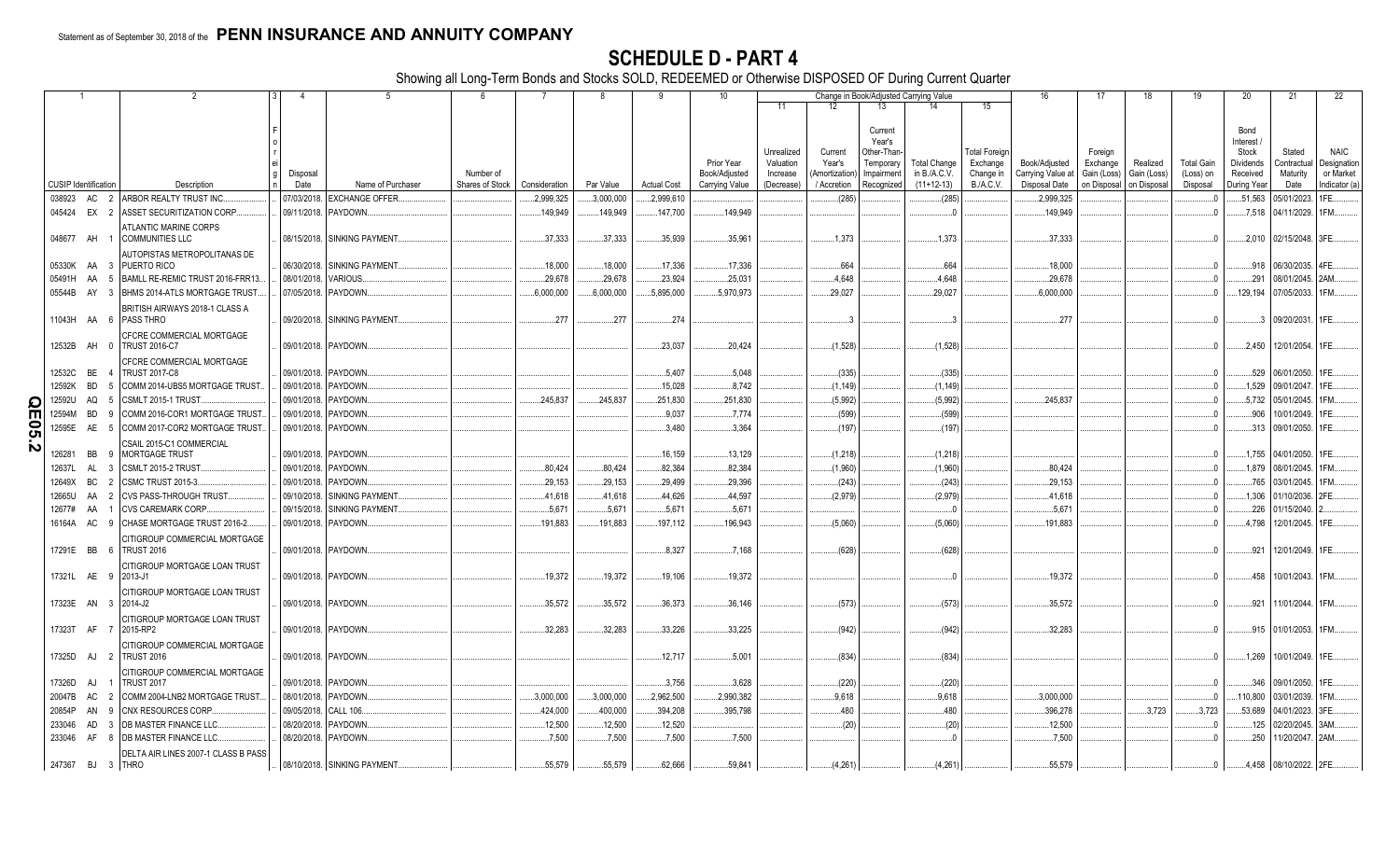Statement as of September 30, 2018 of the **PENN INSURANCE AND ANNUITY COMPANY**

# SCHEDULE D - PART 4

Showing all Long-Term Bonds and Stocks SOLD, REDEEMED or Otherwise DISPOSED OF During Current Quarter

| 1 | 2 | 3 | 4 | 5 | 6 | 7 | 8 | 9 | 10 | 11 | 12 | 13 | 14 | 15 | 16 | 17 | 18 | 19 | 20 | 21 | 22 |
|---|---|---|---|---|---|---|---|---|---|---|---|---|---|---|---|---|---|---|---|---|---|
| | | | | | | | | | | Change in Book/Adjusted Carrying Value | | | | | | | | | | | |
| CUSIP Identification | Description | Foreign | Disposal Date | Name of Purchaser | Number of Shares of Stock | Consideration | Par Value | Actual Cost | Prior Year Book/Adjusted Carrying Value | Unrealized Valuation Increase (Decrease) | Current Year's (Amortization) / Accretion | Current Year's Other-Than-Temporary Impairment Recognized | Total Change in B./A.C.V. (11+12-13) | Total Foreign Exchange Change in B./A.C.V. | Book/Adjusted Carrying Value at Disposal Date | Foreign Exchange Gain (Loss) on Disposal | Realized Gain (Loss) on Disposal | Total Gain (Loss) on Disposal | Bond Interest / Stock Dividends Received During Year | Stated Contractual Maturity Date | NAIC Designation or Market Indicator (a) |
| 038923 AC 2 | ARBOR REALTY TRUST INC. | | 07/03/2018 | EXCHANGE OFFER | | 2,999,325 | 3,000,000 | 2,999,610 | | | (285) | | (285) | | 2,999,325 | | | 0 | 51,563 | 05/01/2023 | 1FE |
| 045424 EX 2 | ASSET SECURITIZATION CORP. | | 09/11/2018 | PAYDOWN | | 149,949 | 149,949 | 147,700 | 149,949 | | | | 0 | | 149,949 | | | 0 | 7,518 | 04/11/2029 | 1FM |
| 048677 AH 1 | ATLANTIC MARINE CORPS COMMUNITIES LLC | | 08/15/2018 | SINKING PAYMENT | | 37,333 | 37,333 | 35,939 | 35,961 | | 1,373 | | 1,373 | | 37,333 | | | 0 | 2,010 | 02/15/2048 | 3FE |
| 05330K AA 3 | AUTOPISTAS METROPOLITANAS DE PUERTO RICO | | 06/30/2018 | SINKING PAYMENT | | 18,000 | 18,000 | 17,336 | 17,336 | | 664 | | 664 | | 18,000 | | | 0 | 918 | 06/30/2035 | 4FE |
| 05491H AA 5 | BAMLL RE-REMIC TRUST 2016-FRR13 | | 08/01/2018 | VARIOUS | | 29,678 | 29,678 | 23,924 | 25,031 | | 4,648 | | 4,648 | | 29,678 | | | 0 | 291 | 08/01/2045 | 2AM |
| 05544B AY 3 | BHMS 2014-ATLS MORTGAGE TRUST | | 07/05/2018 | PAYDOWN | | 6,000,000 | 6,000,000 | 5,895,000 | 5,970,973 | | 29,027 | | 29,027 | | 6,000,000 | | | 0 | 129,194 | 07/05/2033 | 1FM |
| 11043H AA 6 | BRITISH AIRWAYS 2018-1 CLASS A PASS THRO | | 09/20/2018 | SINKING PAYMENT | | 277 | 277 | 274 | | | 3 | | 3 | | 277 | | | 0 | 3 | 09/20/2031 | 1FE |
| 12532B AH 0 | CFCRE COMMERCIAL MORTGAGE TRUST 2016-C7 | | 09/01/2018 | PAYDOWN | | | | 23,037 | 20,424 | | (1,528) | | (1,528) | | | | | 0 | 2,450 | 12/01/2054 | 1FE |
| 12532C BE 4 | CFCRE COMMERCIAL MORTGAGE TRUST 2017-C8 | | 09/01/2018 | PAYDOWN | | | | 5,407 | 5,048 | | (335) | | (335) | | | | | 0 | 529 | 06/01/2050 | 1FE |
| 12592K BD 5 | COMM 2014-UBS5 MORTGAGE TRUST | | 09/01/2018 | PAYDOWN | | | | 15,028 | 8,742 | | (1,149) | | (1,149) | | | | | 0 | 1,529 | 09/01/2047 | 1FE |
| 12592U AQ 5 | CSMLT 2015-1 TRUST | | 09/01/2018 | PAYDOWN | | 245,837 | 245,837 | 251,830 | 251,830 | | (5,992) | | (5,992) | | 245,837 | | | 0 | 5,732 | 05/01/2045 | 1FM |
| 12594M BD 9 | COMM 2016-COR1 MORTGAGE TRUST | | 09/01/2018 | PAYDOWN | | | | 9,037 | 7,774 | | (599) | | (599) | | | | | 0 | 906 | 10/01/2049 | 1FE |
| 12595E AE 5 | COMM 2017-COR2 MORTGAGE TRUST | | 09/01/2018 | PAYDOWN | | | | 3,480 | 3,364 | | (197) | | (197) | | | | | 0 | 313 | 09/01/2050 | 1FE |
| 126281 BB 9 | CSAIL 2015-C1 COMMERCIAL MORTGAGE TRUST | | 09/01/2018 | PAYDOWN | | | | 16,159 | 13,129 | | (1,218) | | (1,218) | | | | | 0 | 1,755 | 04/01/2050 | 1FE |
| 12637L AL 3 | CSMLT 2015-2 TRUST | | 09/01/2018 | PAYDOWN | | 80,424 | 80,424 | 82,384 | 82,384 | | (1,960) | | (1,960) | | 80,424 | | | 0 | 1,879 | 08/01/2045 | 1FM |
| 12649X BC 2 | CSMC TRUST 2015-3 | | 09/01/2018 | PAYDOWN | | 29,153 | 29,153 | 29,499 | 29,396 | | (243) | | (243) | | 29,153 | | | 0 | 765 | 03/01/2045 | 1FM |
| 12665U AA 2 | CVS PASS-THROUGH TRUST | | 09/10/2018 | SINKING PAYMENT | | 41,618 | 41,618 | 44,626 | 44,597 | | (2,979) | | (2,979) | | 41,618 | | | 0 | 1,306 | 01/10/2036 | 2FE |
| 12677# AA 1 | CVS CAREMARK CORP. | | 09/15/2018 | SINKING PAYMENT | | 5,671 | 5,671 | 5,671 | 5,671 | | | | 0 | | 5,671 | | | 0 | 226 | 01/15/2040 | 2 |
| 16164A AC 9 | CHASE MORTGAGE TRUST 2016-2 | | 09/01/2018 | PAYDOWN | | 191,883 | 191,883 | 197,112 | 196,943 | | (5,060) | | (5,060) | | 191,883 | | | 0 | 4,798 | 12/01/2045 | 1FE |
| 17291E BB 6 | CITIGROUP COMMERCIAL MORTGAGE TRUST 2016 | | 09/01/2018 | PAYDOWN | | | | 8,327 | 7,168 | | (628) | | (628) | | | | | 0 | 921 | 12/01/2049 | 1FE |
| 17321L AE 9 | CITIGROUP MORTGAGE LOAN TRUST 2013-J1 | | 09/01/2018 | PAYDOWN | | 19,372 | 19,372 | 19,106 | 19,372 | | | | 0 | | 19,372 | | | 0 | 458 | 10/01/2043 | 1FM |
| 17323E AN 3 | CITIGROUP MORTGAGE LOAN TRUST 2014-J2 | | 09/01/2018 | PAYDOWN | | 35,572 | 35,572 | 36,373 | 36,146 | | (573) | | (573) | | 35,572 | | | 0 | 921 | 11/01/2044 | 1FM |
| 17323T AF 7 | CITIGROUP MORTGAGE LOAN TRUST 2015-RP2 | | 09/01/2018 | PAYDOWN | | 32,283 | 32,283 | 33,226 | 33,225 | | (942) | | (942) | | 32,283 | | | 0 | 915 | 01/01/2053 | 1FM |
| 17325D AJ 2 | CITIGROUP COMMERCIAL MORTGAGE TRUST 2016 | | 09/01/2018 | PAYDOWN | | | | 12,717 | 5,001 | | (834) | | (834) | | | | | 0 | 1,269 | 10/01/2049 | 1FE |
| 17326D AJ 1 | CITIGROUP COMMERCIAL MORTGAGE TRUST 2017 | | 09/01/2018 | PAYDOWN | | | | 3,756 | 3,628 | | (220) | | (220) | | | | | 0 | 346 | 09/01/2050 | 1FE |
| 20047B AC 2 | COMM 2004-LNB2 MORTGAGE TRUST | | 08/01/2018 | PAYDOWN | | 3,000,000 | 3,000,000 | 2,962,500 | 2,990,382 | | 9,618 | | 9,618 | | 3,000,000 | | | 0 | 110,800 | 03/01/2039 | 1FM |
| 20854P AN 9 | CNX RESOURCES CORP | | 09/05/2018 | CALL 106 | | 424,000 | 400,000 | 394,208 | 395,798 | | 480 | | 480 | | 396,278 | | 3,723 | 3,723 | 53,689 | 04/01/2023 | 3FE |
| 233046 AD 3 | DB MASTER FINANCE LLC | | 08/20/2018 | PAYDOWN | | 12,500 | 12,500 | 12,520 | | | (20) | | (20) | | 12,500 | | | 0 | 125 | 02/20/2045 | 3AM |
| 233046 AF 8 | DB MASTER FINANCE LLC | | 08/20/2018 | PAYDOWN | | 7,500 | 7,500 | 7,500 | 7,500 | | | | 0 | | 7,500 | | | 0 | 250 | 11/20/2047 | 2AM |
| 247367 BJ 3 | DELTA AIR LINES 2007-1 CLASS B PASS THRO | | 08/10/2018 | SINKING PAYMENT | | 55,579 | 55,579 | 62,666 | 59,841 | | (4,261) | | (4,261) | | 55,579 | | | 0 | 4,458 | 08/10/2022 | 2FE |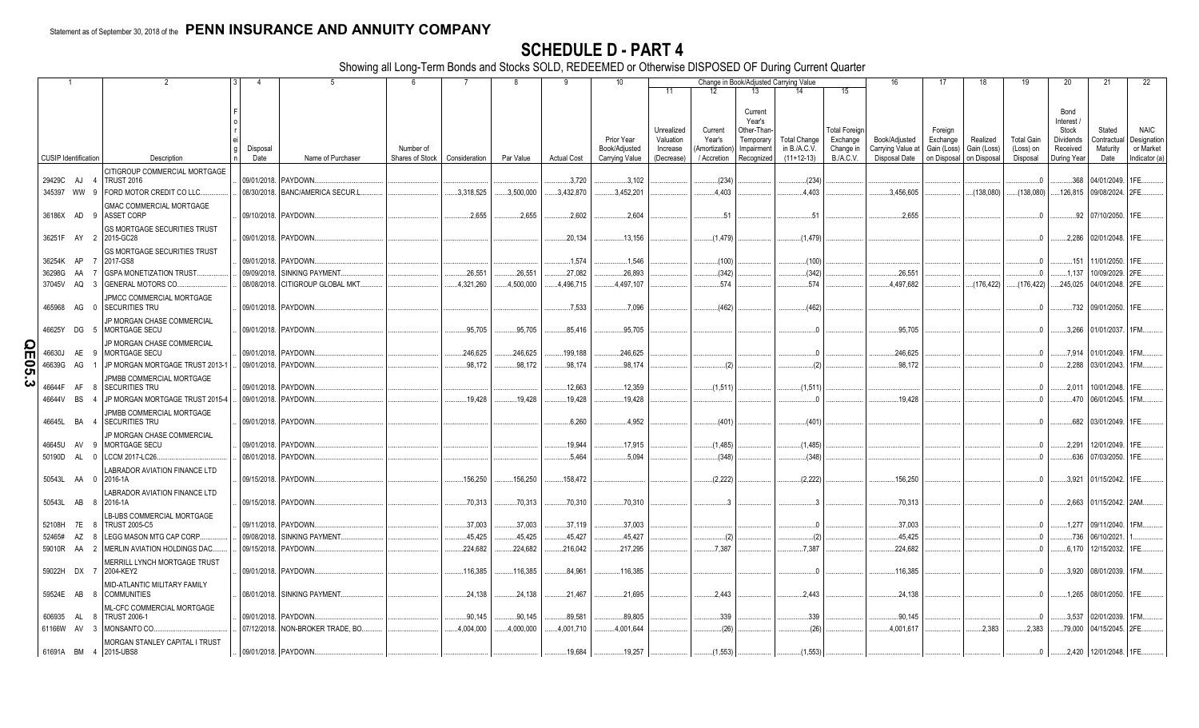Statement as of September 30, 2018 of the **PENN INSURANCE AND ANNUITY COMPANY**

# SCHEDULE D - PART 4

Showing all Long-Term Bonds and Stocks SOLD, REDEEMED or Otherwise DISPOSED OF During Current Quarter

| 1 | 2 | 3 | 4 | 5 | 6 | 7 | 8 | 9 | 10 | 11 | 12 | 13 | 14 | 15 | 16 | 17 | 18 | 19 | 20 | 21 | 22 |
|---|---|---|---|---|---|---|---|---|---|---|---|---|---|---|---|---|---|---|---|---|---|
| | | | | | | | | | | Change in Book/Adjusted Carrying Value | | | | | | | | | | | |
| CUSIP Identification | Description | Foreign | Disposal Date | Name of Purchaser | Number of Shares of Stock | Consideration | Par Value | Actual Cost | Prior Year Book/Adjusted Carrying Value | Unrealized Valuation Increase (Decrease) | Current Year's (Amortization) / Accretion | Current Year's Other-Than-Temporary Impairment Recognized | Total Change in B./A.C.V. (11+12-13) | Total Foreign Exchange Change in B./A.C.V. | Book/Adjusted Carrying Value at Disposal Date | Foreign Exchange Gain (Loss) on Disposal | Realized Gain (Loss) on Disposal | Total Gain (Loss) on Disposal | Bond Interest / Stock Dividends Received During Year | Stated Contractual Maturity Date | NAIC Designation or Market Indicator (a) |
| 29429C AJ 4 | CITIGROUP COMMERCIAL MORTGAGE TRUST 2016 | | 09/01/2018. | PAYDOWN. | | | | 3,720 | 3,102 | | (234) | | (234) | | | | | 0 | 368 | 04/01/2049. | 1FE. |
| 345397 WW 9 | FORD MOTOR CREDIT CO LLC. | | 08/30/2018. | BANC/AMERICA SECUR.L. | | 3,318,525 | 3,500,000 | 3,432,870 | 3,452,201 | | 4,403 | | 4,403 | | 3,456,605 | | (138,080) | (138,080) | 126,815 | 09/08/2024. | 2FE. |
| 36186X AD 9 | GMAC COMMERCIAL MORTGAGE ASSET CORP | | 09/10/2018. | PAYDOWN. | | 2,655 | 2,655 | 2,602 | 2,604 | | 51 | | 51 | | 2,655 | | | 0 | 92 | 07/10/2050. | 1FE. |
| 36251F AY 2 | GS MORTGAGE SECURITIES TRUST 2015-GC28 | | 09/01/2018. | PAYDOWN. | | | | 20,134 | 13,156 | | (1,479) | | (1,479) | | | | | 0 | 2,286 | 02/01/2048. | 1FE. |
| 36254K AP 7 | GS MORTGAGE SECURITIES TRUST 2017-GS8 | | 09/01/2018. | PAYDOWN. | | | | 1,574 | 1,546 | | (100) | | (100) | | | | | 0 | 151 | 11/01/2050. | 1FE. |
| 36298G AA 7 | GSPA MONETIZATION TRUST. | | 09/09/2018. | SINKING PAYMENT. | | 26,551 | 26,551 | 27,082 | 26,893 | | (342) | | (342) | | 26,551 | | | 0 | 1,137 | 10/09/2029. | 2FE. |
| 37045V AQ 3 | GENERAL MOTORS CO. | | 08/08/2018. | CITIGROUP GLOBAL MKT. | | 4,321,260 | 4,500,000 | 4,496,715 | 4,497,107 | | 574 | | 574 | | 4,497,682 | | (176,422) | (176,422) | 245,025 | 04/01/2048. | 2FE. |
| 465968 AG 0 | JPMCC COMMERCIAL MORTGAGE SECURITIES TRU | | 09/01/2018. | PAYDOWN. | | | | 7,533 | 7,096 | | (462) | | (462) | | | | | 0 | 732 | 09/01/2050. | 1FE. |
| 46625Y DG 5 | JP MORGAN CHASE COMMERCIAL MORTGAGE SECU | | 09/01/2018. | PAYDOWN. | | 95,705 | 95,705 | 85,416 | 95,705 | | | | 0 | | 95,705 | | | 0 | 3,266 | 01/01/2037. | 1FM. |
| 46630J AE 9 | JP MORGAN CHASE COMMERCIAL MORTGAGE SECU | | 09/01/2018. | PAYDOWN. | | 246,625 | 246,625 | 199,188 | 246,625 | | | | 0 | | 246,625 | | | 0 | 7,914 | 01/01/2049. | 1FM. |
| 46639G AG 1 | JP MORGAN MORTGAGE TRUST 2013-1 | | 09/01/2018. | PAYDOWN. | | 98,172 | 98,172 | 98,174 | 98,174 | | (2) | | (2) | | 98,172 | | | 0 | 2,288 | 03/01/2043. | 1FM. |
| 46644F AF 8 | JPMBB COMMERCIAL MORTGAGE SECURITIES TRU | | 09/01/2018. | PAYDOWN. | | | | 12,663 | 12,359 | | (1,511) | | (1,511) | | | | | 0 | 2,011 | 10/01/2048. | 1FE. |
| 46644V BS 4 | JP MORGAN MORTGAGE TRUST 2015-4 | | 09/01/2018. | PAYDOWN. | | 19,428 | 19,428 | 19,428 | 19,428 | | | | 0 | | 19,428 | | | 0 | 470 | 06/01/2045. | 1FM. |
| 46645L BA 4 | JPMBB COMMERCIAL MORTGAGE SECURITIES TRU | | 09/01/2018. | PAYDOWN. | | | | 6,260 | 4,952 | | (401) | | (401) | | | | | 0 | 682 | 03/01/2049. | 1FE. |
| 46645U AV 9 | JP MORGAN CHASE COMMERCIAL MORTGAGE SECU | | 09/01/2018. | PAYDOWN. | | | | 19,944 | 17,915 | | (1,485) | | (1,485) | | | | | 0 | 2,291 | 12/01/2049. | 1FE. |
| 50190D AL 0 | LCCM 2017-LC26. | | 08/01/2018. | PAYDOWN. | | | | 5,464 | 5,094 | | (348) | | (348) | | | | | 0 | 636 | 07/03/2050. | 1FE. |
| 50543L AA 0 | LABRADOR AVIATION FINANCE LTD 2016-1A | | 09/15/2018. | PAYDOWN. | | 156,250 | 156,250 | 158,472 | | | (2,222) | | (2,222) | | 156,250 | | | 0 | 3,921 | 01/15/2042. | 1FE. |
| 50543L AB 8 | LABRADOR AVIATION FINANCE LTD 2016-1A | | 09/15/2018. | PAYDOWN. | | 70,313 | 70,313 | 70,310 | 70,310 | | 3 | | 3 | | 70,313 | | | 0 | 2,663 | 01/15/2042. | 2AM. |
| 52108H 7E 8 | LB-UBS COMMERCIAL MORTGAGE TRUST 2005-C5 | | 09/11/2018. | PAYDOWN. | | 37,003 | 37,003 | 37,119 | 37,003 | | | | 0 | | 37,003 | | | 0 | 1,277 | 09/11/2040. | 1FM. |
| 52465# AZ 8 | LEGG MASON MTG CAP CORP. | | 09/08/2018. | SINKING PAYMENT. | | 45,425 | 45,425 | 45,427 | 45,427 | | (2) | | (2) | | 45,425 | | | 0 | 736 | 06/10/2021. | 1. |
| 59010R AA 2 | MERLIN AVIATION HOLDINGS DAC. | | 09/15/2018. | PAYDOWN. | | 224,682 | 224,682 | 216,042 | 217,295 | | 7,387 | | 7,387 | | 224,682 | | | 0 | 6,170 | 12/15/2032. | 1FE. |
| 59022H DX 7 | MERRILL LYNCH MORTGAGE TRUST 2004-KEY2 | | 09/01/2018. | PAYDOWN. | | 116,385 | 116,385 | 84,961 | 116,385 | | | | 0 | | 116,385 | | | 0 | 3,920 | 08/01/2039. | 1FM. |
| 59524E AB 8 | MID-ATLANTIC MILITARY FAMILY COMMUNITIES | | 08/01/2018. | SINKING PAYMENT. | | 24,138 | 24,138 | 21,467 | 21,695 | | 2,443 | | 2,443 | | 24,138 | | | 0 | 1,265 | 08/01/2050. | 1FE. |
| 606935 AL 8 | ML-CFC COMMERCIAL MORTGAGE TRUST 2006-1 | | 09/01/2018. | PAYDOWN. | | 90,145 | 90,145 | 89,581 | 89,805 | | 339 | | 339 | | 90,145 | | | 0 | 3,537 | 02/01/2039. | 1FM. |
| 61166W AV 3 | MONSANTO CO. | | 07/12/2018. | NON-BROKER TRADE, BO. | | 4,004,000 | 4,000,000 | 4,001,710 | 4,001,644 | | (26) | | (26) | | 4,001,617 | | 2,383 | 2,383 | 79,000 | 04/15/2045. | 2FE. |
| 61691A BM 4 | MORGAN STANLEY CAPITAL I TRUST 2015-UBS8 | | 09/01/2018. | PAYDOWN. | | | | 19,684 | 19,257 | | (1,553) | | (1,553) | | | | | 0 | 2,420 | 12/01/2048. | 1FE. |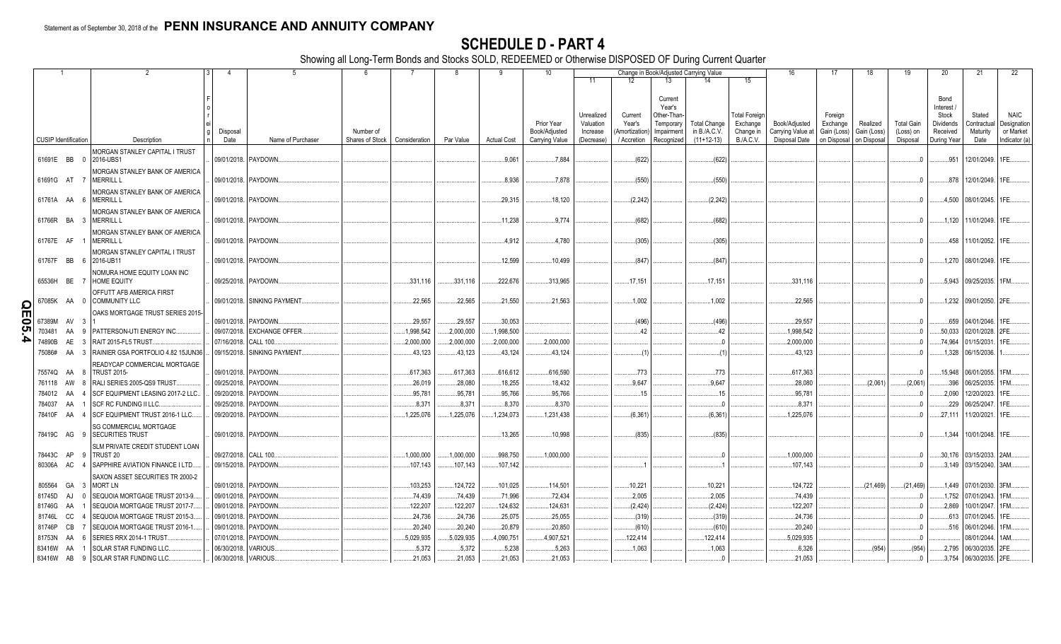Statement as of September 30, 2018 of the **PENN INSURANCE AND ANNUITY COMPANY**

# SCHEDULE D - PART 4

Showing all Long-Term Bonds and Stocks SOLD, REDEEMED or Otherwise DISPOSED OF During Current Quarter

| 1 CUSIP Identification | 2 Description | 3 Foreign | 4 Disposal Date | 5 Name of Purchaser | 6 Number of Shares of Stock | 7 Consideration | 8 Par Value | 9 Actual Cost | 10 Prior Year Book/Adjusted Carrying Value | 11 Unrealized Valuation Increase (Decrease) | 12 Current Year's (Amortization) / Accretion | 13 Current Year's Other-Than-Temporary Impairment Recognized | 14 Total Change in B./A.C.V. (11+12-13) | 15 Total Foreign Exchange Change in B./A.C.V. | 16 Book/Adjusted Carrying Value at Disposal Date | 17 Foreign Exchange Gain (Loss) on Disposal | 18 Realized Gain (Loss) on Disposal | 19 Total Gain (Loss) on Disposal | 20 Bond Interest / Stock Dividends Received During Year | 21 Stated Contractual Maturity Date | 22 NAIC Designation or Market Indicator (a) |
|---|---|---|---|---|---|---|---|---|---|---|---|---|---|---|---|---|---|---|---|---|---|
| 61691E BB 0 | MORGAN STANLEY CAPITAL I TRUST 2016-UBS1 | | 09/01/2018 | PAYDOWN | | | | 9,061 | 7,884 | | (622) | | (622) | | | | | 0 | 951 | 12/01/2049 | 1FE |
| 61691G AT 7 | MORGAN STANLEY BANK OF AMERICA MERRILL L | | 09/01/2018 | PAYDOWN | | | | 8,936 | 7,878 | | (550) | | (550) | | | | | 0 | 878 | 12/01/2049 | 1FE |
| 61761A AA 6 | MORGAN STANLEY BANK OF AMERICA MERRILL L | | 09/01/2018 | PAYDOWN | | | | 29,315 | 18,120 | | (2,242) | | (2,242) | | | | | 0 | 4,500 | 08/01/2045 | 1FE |
| 61766R BA 3 | MORGAN STANLEY BANK OF AMERICA MERRILL L | | 09/01/2018 | PAYDOWN | | | | 11,238 | 9,774 | | (682) | | (682) | | | | | 0 | 1,120 | 11/01/2049 | 1FE |
| 61767E AF 1 | MORGAN STANLEY BANK OF AMERICA MERRILL L | | 09/01/2018 | PAYDOWN | | | | 4,912 | 4,780 | | (305) | | (305) | | | | | 0 | 458 | 11/01/2052 | 1FE |
| 61767F BB 6 | MORGAN STANLEY CAPITAL I TRUST 2016-UB11 | | 09/01/2018 | PAYDOWN | | | | 12,599 | 10,499 | | (847) | | (847) | | | | | 0 | 1,270 | 08/01/2049 | 1FE |
| 65536H BE 7 | NOMURA HOME EQUITY LOAN INC HOME EQUITY | | 09/25/2018 | PAYDOWN | | 331,116 | 331,116 | 222,676 | 313,965 | | 17,151 | | 17,151 | | 331,116 | | | 0 | 5,943 | 09/25/2035 | 1FM |
| 67085K AA 0 | OFFUTT AFB AMERICA FIRST COMMUNITY LLC | | 09/01/2018 | SINKING PAYMENT | | 22,565 | 22,565 | 21,550 | 21,563 | | 1,002 | | 1,002 | | 22,565 | | | 0 | 1,232 | 09/01/2050 | 2FE |
| 67389M AV 3 | OAKS MORTGAGE TRUST SERIES 2015-1 | | 09/01/2018 | PAYDOWN | | 29,557 | 29,557 | 30,053 | | | (496) | | (496) | | 29,557 | | | 0 | 659 | 04/01/2046 | 1FE |
| 703481 AA 9 | PATTERSON-UTI ENERGY INC | | 09/07/2018 | EXCHANGE OFFER | | 1,998,542 | 2,000,000 | 1,998,500 | | | 42 | | 42 | | 1,998,542 | | | 0 | 50,033 | 02/01/2028 | 2FE |
| 74890B AE 3 | RAIT 2015-FL5 TRUST | | 07/16/2018 | CALL 100 | | 2,000,000 | 2,000,000 | 2,000,000 | 2,000,000 | | | | 0 | | 2,000,000 | | | 0 | 74,964 | 01/15/2031 | 1FE |
| 75086# AA 3 | RAINIER GSA PORTFOLIO 4.82 15JUN36 | | 09/15/2018 | SINKING PAYMENT | | 43,123 | 43,123 | 43,124 | 43,124 | | (1) | | (1) | | 43,123 | | | 0 | 1,328 | 06/15/2036 | 1 |
| 75574Q AA 8 | READYCAP COMMERCIAL MORTGAGE TRUST 2015- | | 09/01/2018 | PAYDOWN | | 617,363 | 617,363 | 616,612 | 616,590 | | 773 | | 773 | | 617,363 | | | 0 | 15,948 | 06/01/2055 | 1FM |
| 761118 AW 8 | RALI SERIES 2005-QS9 TRUST | | 09/25/2018 | PAYDOWN | | 26,019 | 28,080 | 18,255 | 18,432 | | 9,647 | | 9,647 | | 28,080 | | (2,061) | (2,061) | 396 | 06/25/2035 | 1FM |
| 784012 AA 4 | SCF EQUIPMENT LEASING 2017-2 LLC | | 09/20/2018 | PAYDOWN | | 95,781 | 95,781 | 95,766 | 95,766 | | 15 | | 15 | | 95,781 | | | 0 | 2,090 | 12/20/2023 | 1FE |
| 784037 AA 1 | SCF RC FUNDING II LLC | | 09/25/2018 | PAYDOWN | | 8,371 | 8,371 | 8,370 | 8,370 | | | | 0 | | 8,371 | | | 0 | 229 | 06/25/2047 | 1FE |
| 78410F AA 4 | SCF EQUIPMENT TRUST 2016-1 LLC | | 09/20/2018 | PAYDOWN | | 1,225,076 | 1,225,076 | 1,234,073 | 1,231,438 | | (6,361) | | (6,361) | | 1,225,076 | | | 0 | 27,111 | 11/20/2021 | 1FE |
| 78419C AG 9 | SG COMMERCIAL MORTGAGE SECURITIES TRUST | | 09/01/2018 | PAYDOWN | | | | 13,265 | 10,998 | | (835) | | (835) | | | | | 0 | 1,344 | 10/01/2048 | 1FE |
| 78443C AP 9 | SLM PRIVATE CREDIT STUDENT LOAN TRUST 20 | | 09/27/2018 | CALL 100 | | 1,000,000 | 1,000,000 | 998,750 | 1,000,000 | | | | 0 | | 1,000,000 | | | 0 | 30,176 | 03/15/2033 | 2AM |
| 80306A AC 4 | SAPPHIRE AVIATION FINANCE I LTD | | 09/15/2018 | PAYDOWN | | 107,143 | 107,143 | 107,142 | | | 1 | | 1 | | 107,143 | | | 0 | 3,149 | 03/15/2040 | 3AM |
| 805564 GA 3 | SAXON ASSET SECURITIES TR 2000-2 MORT LN | | 09/01/2018 | PAYDOWN | | 103,253 | 124,722 | 101,025 | 114,501 | | 10,221 | | 10,221 | | 124,722 | | (21,469) | (21,469) | 1,449 | 07/01/2030 | 3FM |
| 81745D AJ 0 | SEQUOIA MORTGAGE TRUST 2013-9 | | 09/01/2018 | PAYDOWN | | 74,439 | 74,439 | 71,996 | 72,434 | | 2,005 | | 2,005 | | 74,439 | | | 0 | 1,752 | 07/01/2043 | 1FM |
| 81746G AA 1 | SEQUOIA MORTGAGE TRUST 2017-7 | | 09/01/2018 | PAYDOWN | | 122,207 | 122,207 | 124,632 | 124,631 | | (2,424) | | (2,424) | | 122,207 | | | 0 | 2,869 | 10/01/2047 | 1FM |
| 81746L CC 4 | SEQUOIA MORTGAGE TRUST 2015-3 | | 09/01/2018 | PAYDOWN | | 24,736 | 24,736 | 25,075 | 25,055 | | (319) | | (319) | | 24,736 | | | 0 | 613 | 07/01/2045 | 1FE |
| 81746P CB 7 | SEQUOIA MORTGAGE TRUST 2016-1 | | 09/01/2018 | PAYDOWN | | 20,240 | 20,240 | 20,879 | 20,850 | | (610) | | (610) | | 20,240 | | | 0 | 516 | 06/01/2046 | 1FM |
| 81753N AA 6 | SERIES RRX 2014-1 TRUST | | 07/01/2018 | PAYDOWN | | 5,029,935 | 5,029,935 | 4,090,751 | 4,907,521 | | 122,414 | | 122,414 | | 5,029,935 | | | 0 | | 08/01/2044 | 1AM |
| 83416W AA 1 | SOLAR STAR FUNDING LLC | | 06/30/2018 | VARIOUS | | 5,372 | 5,372 | 5,238 | 5,263 | | 1,063 | | 1,063 | | 6,326 | | (954) | (954) | 2,795 | 06/30/2035 | 2FE |
| 83416W AB 9 | SOLAR STAR FUNDING LLC | | 06/30/2018 | VARIOUS | | 21,053 | 21,053 | 21,053 | 21,053 | | | | 0 | | 21,053 | | | 0 | 3,754 | 06/30/2035 | 2FE |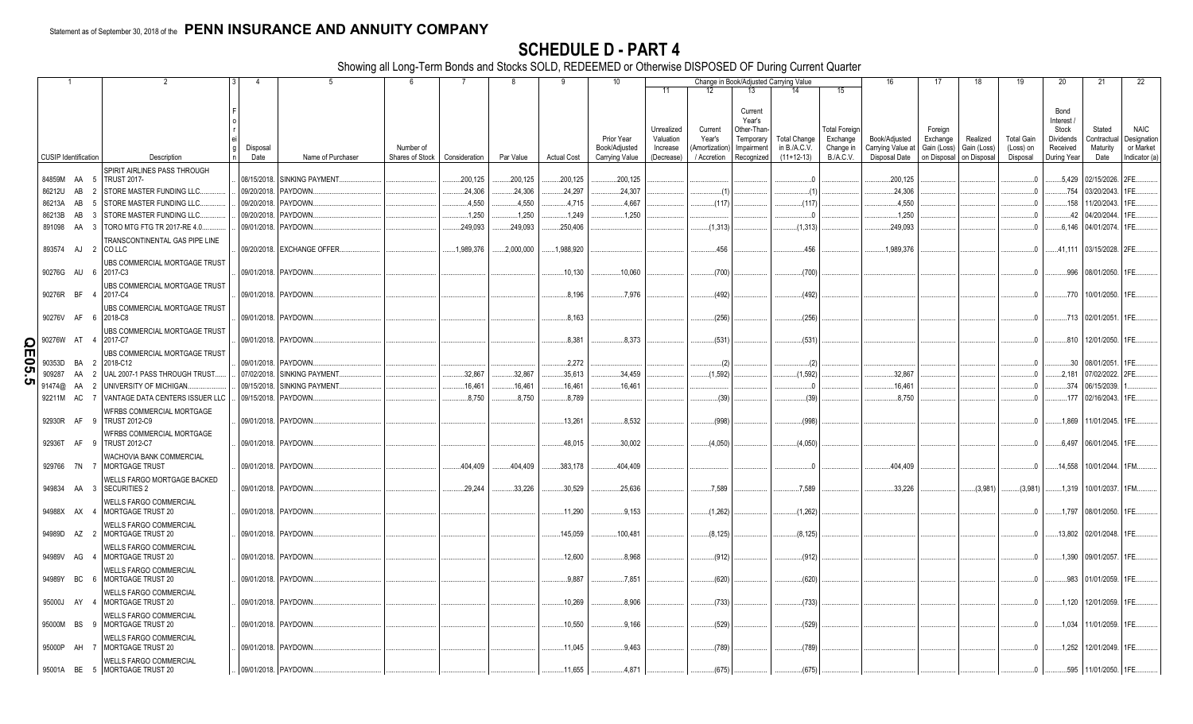Statement as of September 30, 2018 of the **PENN INSURANCE AND ANNUITY COMPANY**

# SCHEDULE D - PART 4

Showing all Long-Term Bonds and Stocks SOLD, REDEEMED or Otherwise DISPOSED OF During Current Quarter

| 1 | 2 | 3 | 4 | 5 | 6 | 7 | 8 | 9 | 10 | 11 | 12 | 13 | 14 | 15 | 16 | 17 | 18 | 19 | 20 | 21 | 22 |
|---|---|---|---|---|---|---|---|---|---|---|---|---|---|---|---|---|---|---|---|---|---|
| | | | | | | | | | | Change in Book/Adjusted Carrying Value | | | | | | | | | | | |
| CUSIP Identification | Description | Foreign | Disposal Date | Name of Purchaser | Number of Shares of Stock | Consideration | Par Value | Actual Cost | Prior Year Book/Adjusted Carrying Value | Unrealized Valuation Increase (Decrease) | Current Year's (Amortization) / Accretion | Current Year's Other-Than-Temporary Impairment Recognized | Total Change in B./A.C.V. (11+12-13) | Total Foreign Exchange Change in B./A.C.V. | Book/Adjusted Carrying Value at Disposal Date | Foreign Exchange Gain (Loss) on Disposal | Realized Gain (Loss) on Disposal | Total Gain (Loss) on Disposal | Bond Interest / Stock Dividends Received During Year | Stated Contractual Maturity Date | NAIC Designation or Market Indicator (a) |
| 84859M AA 5 | SPIRIT AIRLINES PASS THROUGH TRUST 2017- | | 08/15/2018. | SINKING PAYMENT. | | 200,125 | 200,125 | 200,125 | 200,125 | | | | 0 | | 200,125 | | | 0 | 5,429 | 02/15/2026. | 2FE. |
| 86212U AB 2 | STORE MASTER FUNDING LLC. | | 09/20/2018. | PAYDOWN. | | 24,306 | 24,306 | 24,297 | 24,307 | | (1) | | (1) | | 24,306 | | | 0 | 754 | 03/20/2043. | 1FE. |
| 86213A AB 5 | STORE MASTER FUNDING LLC. | | 09/20/2018. | PAYDOWN. | | 4,550 | 4,550 | 4,715 | 4,667 | | (117) | | (117) | | 4,550 | | | 0 | 158 | 11/20/2043. | 1FE. |
| 86213B AB 3 | STORE MASTER FUNDING LLC. | | 09/20/2018. | PAYDOWN. | | 1,250 | 1,250 | 1,249 | 1,250 | | | | 0 | | 1,250 | | | 0 | 42 | 04/20/2044. | 1FE. |
| 891098 AA 3 | TORO MTG FTG TR 2017-RE 4.0. | | 09/01/2018. | PAYDOWN. | | 249,093 | 249,093 | 250,406 | | | (1,313) | | (1,313) | | 249,093 | | | 0 | 6,146 | 04/01/2074. | 1FE. |
| 893574 AJ 2 | TRANSCONTINENTAL GAS PIPE LINE CO LLC | | 09/20/2018. | EXCHANGE OFFER. | | 1,989,376 | 2,000,000 | 1,988,920 | | | 456 | | 456 | | 1,989,376 | | | 0 | 41,111 | 03/15/2028. | 2FE. |
| 90276G AU 6 | UBS COMMERCIAL MORTGAGE TRUST 2017-C3 | | 09/01/2018. | PAYDOWN. | | | | 10,130 | 10,060 | | (700) | | (700) | | | | | 0 | 996 | 08/01/2050. | 1FE. |
| 90276R BF 4 | UBS COMMERCIAL MORTGAGE TRUST 2017-C4 | | 09/01/2018. | PAYDOWN. | | | | 8,196 | 7,976 | | (492) | | (492) | | | | | 0 | 770 | 10/01/2050. | 1FE. |
| 90276V AF 6 | UBS COMMERCIAL MORTGAGE TRUST 2018-C8 | | 09/01/2018. | PAYDOWN. | | | | 8,163 | | | (256) | | (256) | | | | | 0 | 713 | 02/01/2051. | 1FE. |
| 90276W AT 4 | UBS COMMERCIAL MORTGAGE TRUST 2017-C7 | | 09/01/2018. | PAYDOWN. | | | | 8,381 | 8,373 | | (531) | | (531) | | | | | 0 | 810 | 12/01/2050. | 1FE. |
| 90353D BA 2 | UBS COMMERCIAL MORTGAGE TRUST 2018-C12 | | 09/01/2018. | PAYDOWN. | | | | 2,272 | | | (2) | | (2) | | | | | 0 | 30 | 08/01/2051. | 1FE. |
| 909287 AA 2 | UAL 2007-1 PASS THROUGH TRUST. | | 07/02/2018. | SINKING PAYMENT. | | 32,867 | 32,867 | 35,613 | 34,459 | | (1,592) | | (1,592) | | 32,867 | | | 0 | 2,181 | 07/02/2022. | 2FE. |
| 91474@ AA 2 | UNIVERSITY OF MICHIGAN. | | 09/15/2018. | SINKING PAYMENT. | | 16,461 | 16,461 | 16,461 | 16,461 | | | | 0 | | 16,461 | | | 0 | 374 | 06/15/2039. | 1. |
| 92211M AC 7 | VANTAGE DATA CENTERS ISSUER LLC | | 09/15/2018. | PAYDOWN. | | 8,750 | 8,750 | 8,789 | | | (39) | | (39) | | 8,750 | | | 0 | 177 | 02/16/2043. | 1FE. |
| 92930R AF 9 | WFRBS COMMERCIAL MORTGAGE TRUST 2012-C9 | | 09/01/2018. | PAYDOWN. | | | | 13,261 | 8,532 | | (998) | | (998) | | | | | 0 | 1,869 | 11/01/2045. | 1FE. |
| 92936T AF 9 | WFRBS COMMERCIAL MORTGAGE TRUST 2012-C7 | | 09/01/2018. | PAYDOWN. | | | | 48,015 | 30,002 | | (4,050) | | (4,050) | | | | | 0 | 6,497 | 06/01/2045. | 1FE. |
| 929766 7N 7 | WACHOVIA BANK COMMERCIAL MORTGAGE TRUST | | 09/01/2018. | PAYDOWN. | | 404,409 | 404,409 | 383,178 | 404,409 | | | | 0 | | 404,409 | | | 0 | 14,558 | 10/01/2044. | 1FM. |
| 949834 AA 3 | WELLS FARGO MORTGAGE BACKED SECURITIES 2 | | 09/01/2018. | PAYDOWN. | | 29,244 | 33,226 | 30,529 | 25,636 | | 7,589 | | 7,589 | | 33,226 | | (3,981) | (3,981) | 1,319 | 10/01/2037. | 1FM. |
| 94988X AX 4 | WELLS FARGO COMMERCIAL MORTGAGE TRUST 20 | | 09/01/2018. | PAYDOWN. | | | | 11,290 | 9,153 | | (1,262) | | (1,262) | | | | | 0 | 1,797 | 08/01/2050. | 1FE. |
| 94989D AZ 2 | WELLS FARGO COMMERCIAL MORTGAGE TRUST 20 | | 09/01/2018. | PAYDOWN. | | | | 145,059 | 100,481 | | (8,125) | | (8,125) | | | | | 0 | 13,802 | 02/01/2048. | 1FE. |
| 94989V AG 4 | WELLS FARGO COMMERCIAL MORTGAGE TRUST 20 | | 09/01/2018. | PAYDOWN. | | | | 12,600 | 8,968 | | (912) | | (912) | | | | | 0 | 1,390 | 09/01/2057. | 1FE. |
| 94989Y BC 6 | WELLS FARGO COMMERCIAL MORTGAGE TRUST 20 | | 09/01/2018. | PAYDOWN. | | | | 9,887 | 7,851 | | (620) | | (620) | | | | | 0 | 983 | 01/01/2059. | 1FE. |
| 95000J AY 4 | WELLS FARGO COMMERCIAL MORTGAGE TRUST 20 | | 09/01/2018. | PAYDOWN. | | | | 10,269 | 8,906 | | (733) | | (733) | | | | | 0 | 1,120 | 12/01/2059. | 1FE. |
| 95000M BS 9 | WELLS FARGO COMMERCIAL MORTGAGE TRUST 20 | | 09/01/2018. | PAYDOWN. | | | | 10,550 | 9,166 | | (529) | | (529) | | | | | 0 | 1,034 | 11/01/2059. | 1FE. |
| 95000P AH 7 | WELLS FARGO COMMERCIAL MORTGAGE TRUST 20 | | 09/01/2018. | PAYDOWN. | | | | 11,045 | 9,463 | | (789) | | (789) | | | | | 0 | 1,252 | 12/01/2049. | 1FE. |
| 95001A BE 5 | WELLS FARGO COMMERCIAL MORTGAGE TRUST 20 | | 09/01/2018. | PAYDOWN. | | | | 11,655 | 4,871 | | (675) | | (675) | | | | | 0 | 595 | 11/01/2050. | 1FE. |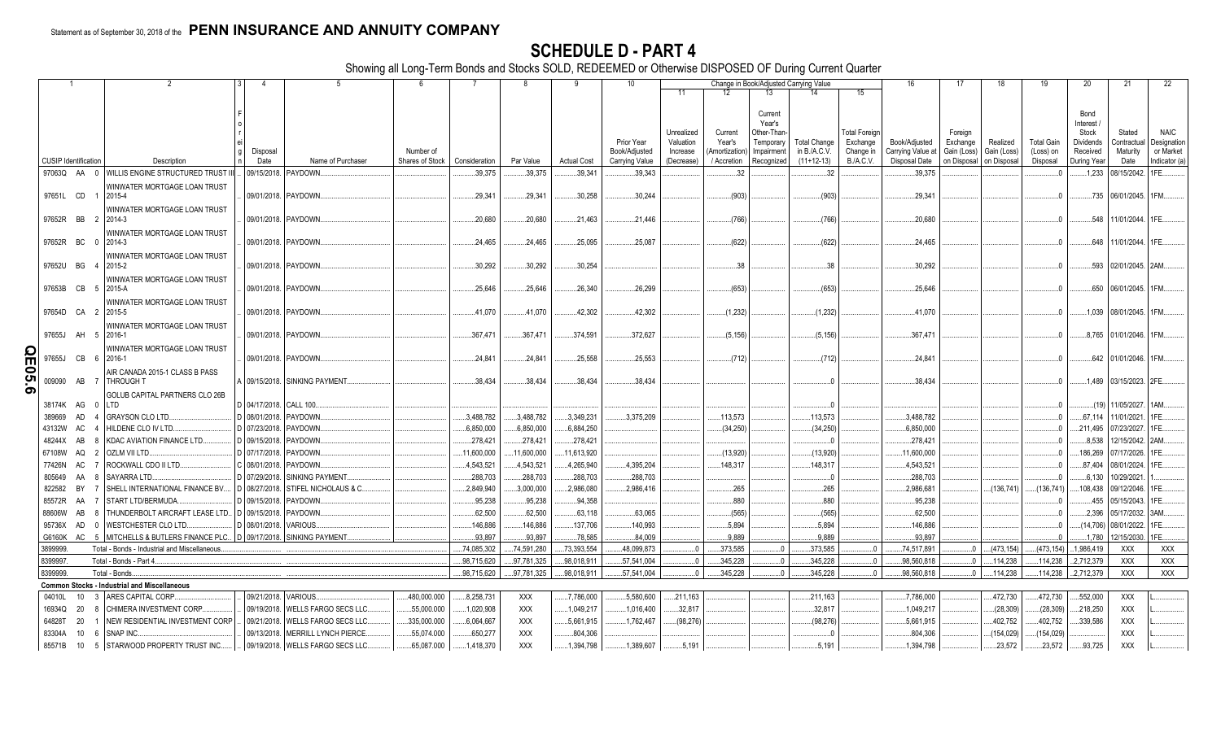Statement as of September 30, 2018 of the **PENN INSURANCE AND ANNUITY COMPANY**

# SCHEDULE D - PART 4

Showing all Long-Term Bonds and Stocks SOLD, REDEEMED or Otherwise DISPOSED OF During Current Quarter

| 1 CUSIP Identification | 2 Description | 3 Foreign | 4 Disposal Date | 5 Name of Purchaser | 6 Number of Shares of Stock | 7 Consideration | 8 Par Value | 9 Actual Cost | 10 Prior Year Book/Adjusted Carrying Value | 11 Unrealized Valuation Increase (Decrease) | 12 Current Year's (Amortization) / Accretion | 13 Current Year's Other-Than-Temporary Impairment Recognized | 14 Total Change in B./A.C.V. (11+12-13) | 15 Total Foreign Exchange Change in B./A.C.V. | 16 Book/Adjusted Carrying Value at Disposal Date | 17 Foreign Exchange Gain (Loss) on Disposal | 18 Realized Gain (Loss) on Disposal | 19 Total Gain (Loss) on Disposal | 20 Bond Interest / Stock Dividends Received During Year | 21 Stated Contractual Maturity Date | 22 NAIC Designation or Market Indicator (a) |
|---|---|---|---|---|---|---|---|---|---|---|---|---|---|---|---|---|---|---|---|---|---|
| 97063Q AA 0 | WILLIS ENGINE STRUCTURED TRUST III | | 09/15/2018 | PAYDOWN | | 39,375 | 39,375 | 39,341 | 39,343 | | 32 | | 32 | | 39,375 | | | 0 | 1,233 | 08/15/2042 | 1FE |
| 97651L CD 1 | WINWATER MORTGAGE LOAN TRUST 2015-4 | | 09/01/2018 | PAYDOWN | | 29,341 | 29,341 | 30,258 | 30,244 | | (903) | | (903) | | 29,341 | | | 0 | 735 | 06/01/2045 | 1FM |
| 97652R BB 2 | WINWATER MORTGAGE LOAN TRUST 2014-3 | | 09/01/2018 | PAYDOWN | | 20,680 | 20,680 | 21,463 | 21,446 | | (766) | | (766) | | 20,680 | | | 0 | 548 | 11/01/2044 | 1FE |
| 97652R BC 0 | WINWATER MORTGAGE LOAN TRUST 2014-3 | | 09/01/2018 | PAYDOWN | | 24,465 | 24,465 | 25,095 | 25,087 | | (622) | | (622) | | 24,465 | | | 0 | 648 | 11/01/2044 | 1FE |
| 97652U BG 4 | WINWATER MORTGAGE LOAN TRUST 2015-2 | | 09/01/2018 | PAYDOWN | | 30,292 | 30,292 | 30,254 | | | 38 | | 38 | | 30,292 | | | 0 | 593 | 02/01/2045 | 2AM |
| 97653B CB 5 | WINWATER MORTGAGE LOAN TRUST 2015-A | | 09/01/2018 | PAYDOWN | | 25,646 | 25,646 | 26,340 | 26,299 | | (653) | | (653) | | 25,646 | | | 0 | 650 | 06/01/2045 | 1FM |
| 97654D CA 2 | WINWATER MORTGAGE LOAN TRUST 2015-5 | | 09/01/2018 | PAYDOWN | | 41,070 | 41,070 | 42,302 | 42,302 | | (1,232) | | (1,232) | | 41,070 | | | 0 | 1,039 | 08/01/2045 | 1FM |
| 97655J AH 5 | WINWATER MORTGAGE LOAN TRUST 2016-1 | | 09/01/2018 | PAYDOWN | | 367,471 | 367,471 | 374,591 | 372,627 | | (5,156) | | (5,156) | | 367,471 | | | 0 | 8,765 | 01/01/2046 | 1FM |
| 97655J CB 6 | WINWATER MORTGAGE LOAN TRUST 2016-1 | | 09/01/2018 | PAYDOWN | | 24,841 | 24,841 | 25,558 | 25,553 | | (712) | | (712) | | 24,841 | | | 0 | 642 | 01/01/2046 | 1FM |
| 009090 AB 7 | AIR CANADA 2015-1 CLASS B PASS THROUGH T | A | 09/15/2018 | SINKING PAYMENT | | 38,434 | 38,434 | 38,434 | 38,434 | | | | 0 | | 38,434 | | | 0 | 1,489 | 03/15/2023 | 2FE |
| 38174K AG 0 | GOLUB CAPITAL PARTNERS CLO 26B LTD | D | 04/17/2018 | CALL 100 | | | | | | | | | 0 | | | | | 0 | (19) | 11/05/2027 | 1AM |
| 389669 AD 4 | GRAYSON CLO LTD | D | 08/01/2018 | PAYDOWN | | 3,488,782 | 3,488,782 | 3,349,231 | 3,375,209 | | 113,573 | | 113,573 | | 3,488,782 | | | 0 | 67,114 | 11/01/2021 | 1FE |
| 43132W AC 4 | HILDENE CLO IV LTD | D | 07/23/2018 | PAYDOWN | | 6,850,000 | 6,850,000 | 6,884,250 | | | (34,250) | | (34,250) | | 6,850,000 | | | 0 | 211,495 | 07/23/2027 | 1FE |
| 48244X AB 8 | KDAC AVIATION FINANCE LTD | D | 09/15/2018 | PAYDOWN | | 278,421 | 278,421 | 278,421 | | | | | 0 | | 278,421 | | | 0 | 8,538 | 12/15/2042 | 2AM |
| 67108W AQ 2 | OZLM VII LTD | D | 07/17/2018 | PAYDOWN | | 11,600,000 | 11,600,000 | 11,613,920 | | | (13,920) | | (13,920) | | 11,600,000 | | | 0 | 186,269 | 07/17/2026 | 1FE |
| 77426N AC 7 | ROCKWALL CDO II LTD | C | 08/01/2018 | PAYDOWN | | 4,543,521 | 4,543,521 | 4,265,940 | 4,395,204 | | 148,317 | | 148,317 | | 4,543,521 | | | 0 | 87,404 | 08/01/2024 | 1FE |
| 805649 AA 8 | SAYARRA LTD | D | 07/29/2018 | SINKING PAYMENT | | 288,703 | 288,703 | 288,703 | 288,703 | | | | 0 | | 288,703 | | | 0 | 6,130 | 10/29/2021 | 1 |
| 822582 BY 7 | SHELL INTERNATIONAL FINANCE BV | D | 08/27/2018 | STIFEL NICHOLAUS & C | | 2,849,940 | 3,000,000 | 2,986,080 | 2,986,416 | | 265 | | 265 | | 2,986,681 | | (136,741) | (136,741) | 108,438 | 09/12/2046 | 1FE |
| 85572R AA 7 | START LTD/BERMUDA | D | 09/15/2018 | PAYDOWN | | 95,238 | 95,238 | 94,358 | | | 880 | | 880 | | 95,238 | | | 0 | 455 | 05/15/2043 | 1FE |
| 88606W AB 8 | THUNDERBOLT AIRCRAFT LEASE LTD | D | 09/15/2018 | PAYDOWN | | 62,500 | 62,500 | 63,118 | 63,065 | | (565) | | (565) | | 62,500 | | | 0 | 2,396 | 05/17/2032 | 3AM |
| 95736X AD 0 | WESTCHESTER CLO LTD | D | 08/01/2018 | VARIOUS | | 146,886 | 146,886 | 137,706 | 140,993 | | 5,894 | | 5,894 | | 146,886 | | | 0 | (14,706) | 08/01/2022 | 1FE |
| G6160K AC 5 | MITCHELLS & BUTLERS FINANCE PLC | D | 09/17/2018 | SINKING PAYMENT | | 93,897 | 93,897 | 78,585 | 84,009 | | 9,889 | | 9,889 | | 93,897 | | | 0 | 1,780 | 12/15/2030 | 1FE |
| 3899999. | Total - Bonds - Industrial and Miscellaneous | | | | | 74,085,302 | 74,591,280 | 73,393,554 | 48,099,873 | 0 | 373,585 | 0 | 373,585 | 0 | 74,517,891 | 0 | (473,154) | (473,154) | 1,986,419 | XXX | XXX |
| 8399997. | Total - Bonds - Part 4 | | | | | 98,715,620 | 97,781,325 | 98,018,911 | 57,541,004 | 0 | 345,228 | 0 | 345,228 | 0 | 98,560,818 | 0 | 114,238 | 114,238 | 2,712,379 | XXX | XXX |
| 8399999. | Total - Bonds | | | | | 98,715,620 | 97,781,325 | 98,018,911 | 57,541,004 | 0 | 345,228 | 0 | 345,228 | 0 | 98,560,818 | 0 | 114,238 | 114,238 | 2,712,379 | XXX | XXX |
| | **Common Stocks - Industrial and Miscellaneous** | | | | | | | | | | | | | | | | | | | | |
| 04010L 10 3 | ARES CAPITAL CORP | | 09/21/2018 | VARIOUS | 480,000.000 | 8,258,731 | XXX | 7,786,000 | 5,580,600 | 211,163 | | | 211,163 | | 7,786,000 | | 472,730 | 472,730 | 552,000 | XXX | L |
| 16934Q 20 8 | CHIMERA INVESTMENT CORP | | 09/19/2018 | WELLS FARGO SECS LLC | 55,000.000 | 1,020,908 | XXX | 1,049,217 | 1,016,400 | 32,817 | | | 32,817 | | 1,049,217 | | (28,309) | (28,309) | 218,250 | XXX | L |
| 64828T 20 1 | NEW RESIDENTIAL INVESTMENT CORP | | 09/21/2018 | WELLS FARGO SECS LLC | 335,000.000 | 6,064,667 | XXX | 5,661,915 | 1,762,467 | (98,276) | | | (98,276) | | 5,661,915 | | 402,752 | 402,752 | 339,586 | XXX | L |
| 83304A 10 6 | SNAP INC | | 09/13/2018 | MERRILL LYNCH PIERCE | 55,074.000 | 650,277 | XXX | 804,306 | | | | | 0 | | 804,306 | | (154,029) | (154,029) | | XXX | L |
| 85571B 10 5 | STARWOOD PROPERTY TRUST INC | | 09/19/2018 | WELLS FARGO SECS LLC | 65,087.000 | 1,418,370 | XXX | 1,394,798 | 1,389,607 | 5,191 | | | 5,191 | | 1,394,798 | | 23,572 | 23,572 | 93,725 | XXX | L |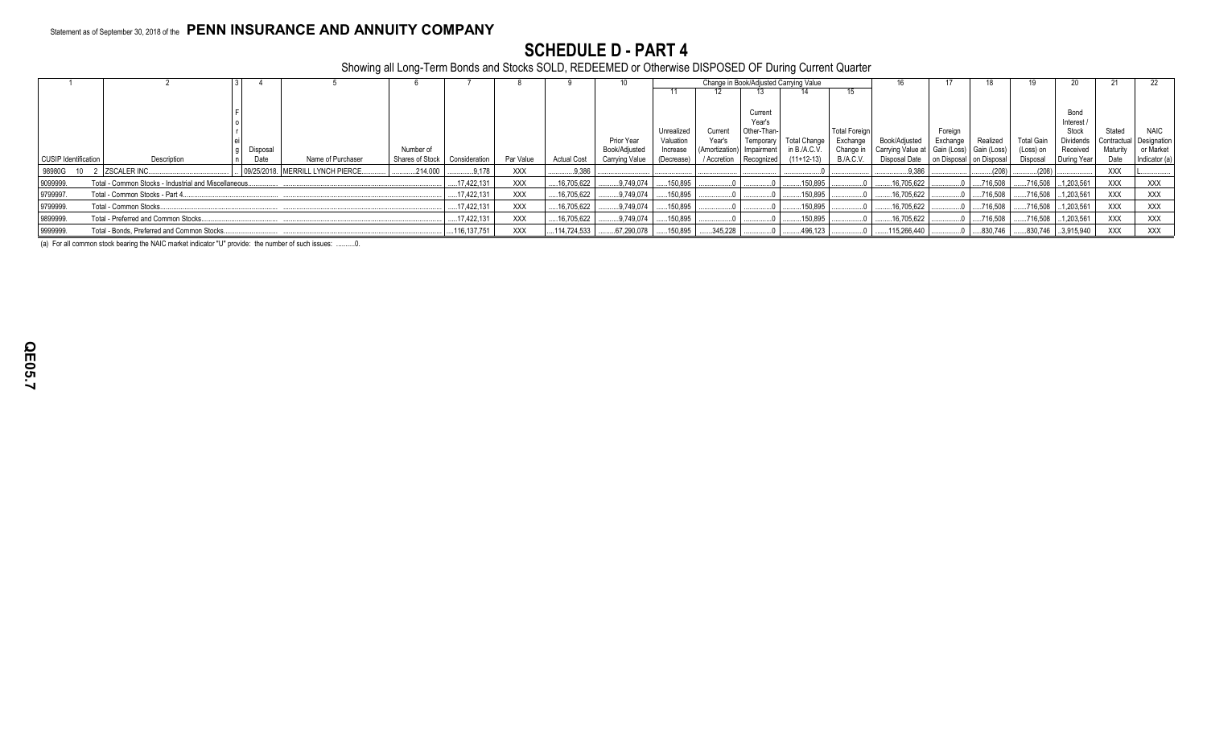Statement as of September 30, 2018 of the **PENN INSURANCE AND ANNUITY COMPANY**

# SCHEDULE D - PART 4

Showing all Long-Term Bonds and Stocks SOLD, REDEEMED or Otherwise DISPOSED OF During Current Quarter

| 1 | 2 | 3 | 4 | 5 | 6 | 7 | 8 | 9 | 10 | Change in Book/Adjusted Carrying Value | | | | | 16 | 17 | 18 | 19 | 20 | 21 | 22 |
|---|---|---|---|---|---|---|---|---|---|---|---|---|---|---|---|---|---|---|---|---|---|
| | | | | | | | | | | 11 | 12 | 13 | 14 | 15 | | | | | | | |
| CUSIP Identification | Description | Foreign | Disposal Date | Name of Purchaser | Number of Shares of Stock | Consideration | Par Value | Actual Cost | Prior Year Book/Adjusted Carrying Value | Unrealized Valuation Increase (Decrease) | Current Year's (Amortization) / Accretion | Current Year's Other-Than-Temporary Impairment Recognized | Total Change in B./A.C.V. (11+12-13) | Total Foreign Exchange Change in B./A.C.V. | Book/Adjusted Carrying Value at Disposal Date | Foreign Exchange Gain (Loss) on Disposal | Realized Gain (Loss) on Disposal | Total Gain (Loss) on Disposal | Bond Interest / Stock Dividends Received During Year | Stated Contractual Maturity Date | NAIC Designation or Market Indicator (a) |
| 98980G 10 2 | ZSCALER INC. | | 09/25/2018. | MERRILL LYNCH PIERCE. | 214.000 | 9,178 | XXX | 9,386 | | | | | 0 | | 9,386 | | (208) | (208) | | XXX | L |
| 9099999. | Total - Common Stocks - Industrial and Miscellaneous | | | | | 17,422,131 | XXX | 16,705,622 | 9,749,074 | 150,895 | 0 | 0 | 150,895 | 0 | 16,705,622 | 0 | 716,508 | 716,508 | 1,203,561 | XXX | XXX |
| 9799997. | Total - Common Stocks - Part 4 | | | | | 17,422,131 | XXX | 16,705,622 | 9,749,074 | 150,895 | 0 | 0 | 150,895 | 0 | 16,705,622 | 0 | 716,508 | 716,508 | 1,203,561 | XXX | XXX |
| 9799999. | Total - Common Stocks | | | | | 17,422,131 | XXX | 16,705,622 | 9,749,074 | 150,895 | 0 | 0 | 150,895 | 0 | 16,705,622 | 0 | 716,508 | 716,508 | 1,203,561 | XXX | XXX |
| 9899999. | Total - Preferred and Common Stocks | | | | | 17,422,131 | XXX | 16,705,622 | 9,749,074 | 150,895 | 0 | 0 | 150,895 | 0 | 16,705,622 | 0 | 716,508 | 716,508 | 1,203,561 | XXX | XXX |
| 9999999. | Total - Bonds, Preferred and Common Stocks | | | | | 116,137,751 | XXX | 114,724,533 | 67,290,078 | 150,895 | 345,228 | 0 | 496,123 | 0 | 115,266,440 | 0 | 830,746 | 830,746 | 3,915,940 | XXX | XXX |

(a) For all common stock bearing the NAIC market indicator "U" provide: the number of such issues: ..........0.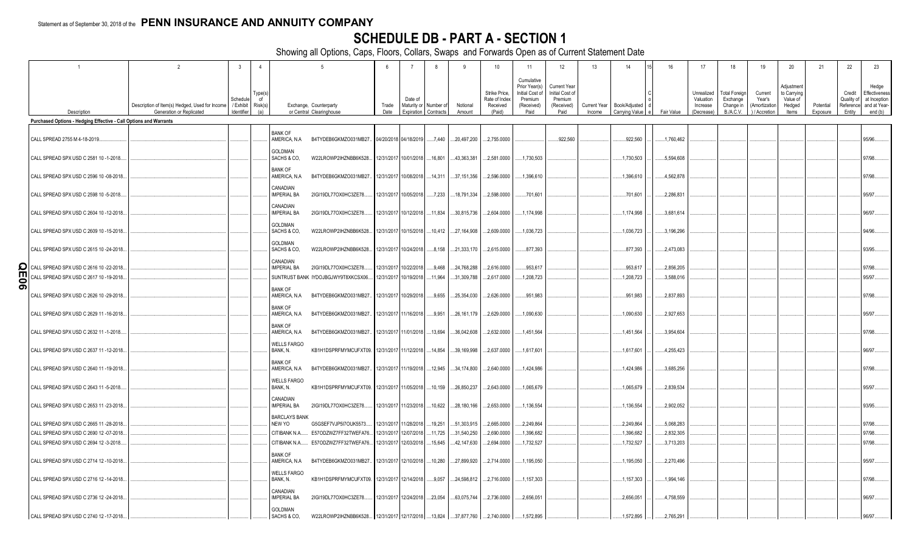Statement as of September 30, 2018 of the **PENN INSURANCE AND ANNUITY COMPANY**

# SCHEDULE DB - PART A - SECTION 1

Showing all Options, Caps, Floors, Collars, Swaps and Forwards Open as of Current Statement Date

| 1 | 2 | 3 | 4 | 5 | | 6 | 7 | 8 | 9 | 10 | 11 | 12 | 13 | 14 | 15 | 16 | 17 | 18 | 19 | 20 | 21 | 22 | 23 |
|---|---|---|---|---|---|---|---|---|---|---|---|---|---|---|---|---|---|---|---|---|---|---|---|
| Description | Description of Item(s) Hedged, Used for Income Generation or Replicated | Schedule / Exhibit Identifier | Type(s) of Risk(s) (a) | Exchange, Counterparty or Central Clearinghouse | | Trade Date | Date of Maturity or Expiration | Number of Contracts | Notional Amount | Strike Price, Rate of Index Received (Paid) | Cumulative Prior Year(s) Initial Cost of Premium (Received) Paid | Current Year Initial Cost of Premium (Received) Paid | Current Year Income | Book/Adjusted Carrying Value | Code | Fair Value | Unrealized Valuation Increase (Decrease) | Total Foreign Exchange Change in B./A.C.V. | Current Year's (Amortization) / Accretion | Adjustment to Carrying Value of Hedged Items | Potential Exposure | Credit Quality of Reference Entity | Hedge Effectiveness at Inception and at Year-end (b) |
| **Purchased Options - Hedging Effective - Call Options and Warrants** | | | | | | | | | | | | | | | | | | | | | | | |
| CALL SPREAD 2755 M 4-18-2019 | | | | BANK OF AMERICA, N.A | B4TYDEB6GKMZO031MB27 | 04/20/2018 | 04/18/2019 | 7,440 | 20,497,200 | 2,755.0000 | | 922,560 | | 922,560 | | 1,760,462 | | | | | | | 95/96 |
| CALL SPREAD SPX USD C 2581 10 -1-2018 | | | | GOLDMAN SACHS & CO, | W22LROWP2IHZNBB6K528 | 12/31/2017 | 10/01/2018 | 16,801 | 43,363,381 | 2,581.0000 | 1,730,503 | | | 1,730,503 | | 5,594,608 | | | | | | | 97/98 |
| CALL SPREAD SPX USD C 2596 10 -08-2018 | | | | BANK OF AMERICA, N.A | B4TYDEB6GKMZO031MB27 | 12/31/2017 | 10/08/2018 | 14,311 | 37,151,356 | 2,596.0000 | 1,396,610 | | | 1,396,610 | | 4,562,878 | | | | | | | 97/98 |
| CALL SPREAD SPX USD C 2598 10 -5-2018 | | | | CANADIAN IMPERIAL BA | 2IGI19DL77OX0HC3ZE78 | 12/31/2017 | 10/05/2018 | 7,233 | 18,791,334 | 2,598.0000 | 701,601 | | | 701,601 | | 2,286,831 | | | | | | | 95/97 |
| CALL SPREAD SPX USD C 2604 10 -12-2018 | | | | CANADIAN IMPERIAL BA | 2IGI19DL77OX0HC3ZE78 | 12/31/2017 | 10/12/2018 | 11,834 | 30,815,736 | 2,604.0000 | 1,174,998 | | | 1,174,998 | | 3,681,614 | | | | | | | 96/97 |
| CALL SPREAD SPX USD C 2609 10 -15-2018 | | | | GOLDMAN SACHS & CO, | W22LROWP2IHZNBB6K528 | 12/31/2017 | 10/15/2018 | 10,412 | 27,164,908 | 2,609.0000 | 1,036,723 | | | 1,036,723 | | 3,196,296 | | | | | | | 94/96 |
| CALL SPREAD SPX USD C 2615 10 -24-2018 | | | | GOLDMAN SACHS & CO, | W22LROWP2IHZNBB6K528 | 12/31/2017 | 10/24/2018 | 8,158 | 21,333,170 | 2,615.0000 | 877,393 | | | 877,393 | | 2,473,083 | | | | | | | 93/95 |
| CALL SPREAD SPX USD C 2616 10 -22-2018 | | | | CANADIAN IMPERIAL BA | 2IGI19DL77OX0HC3ZE78 | 12/31/2017 | 10/22/2018 | 9,468 | 24,768,288 | 2,616.0000 | 953,617 | | | 953,617 | | 2,856,205 | | | | | | | 97/98 |
| CALL SPREAD SPX USD C 2617 10 -19-2018 | | | | SUNTRUST BANK | IYDOJBGJWY9T8XKCSX06 | 12/31/2017 | 10/19/2018 | 11,964 | 31,309,788 | 2,617.0000 | 1,208,723 | | | 1,208,723 | | 3,588,016 | | | | | | | 95/97 |
| CALL SPREAD SPX USD C 2626 10 -29-2018 | | | | BANK OF AMERICA, N.A | B4TYDEB6GKMZO031MB27 | 12/31/2017 | 10/29/2018 | 9,655 | 25,354,030 | 2,626.0000 | 951,983 | | | 951,983 | | 2,837,893 | | | | | | | 97/98 |
| CALL SPREAD SPX USD C 2629 11 -16-2018 | | | | BANK OF AMERICA, N.A | B4TYDEB6GKMZO031MB27 | 12/31/2017 | 11/16/2018 | 9,951 | 26,161,179 | 2,629.0000 | 1,090,630 | | | 1,090,630 | | 2,927,653 | | | | | | | 95/97 |
| CALL SPREAD SPX USD C 2632 11 -1-2018 | | | | BANK OF AMERICA, N.A | B4TYDEB6GKMZO031MB27 | 12/31/2017 | 11/01/2018 | 13,694 | 36,042,608 | 2,632.0000 | 1,451,564 | | | 1,451,564 | | 3,954,604 | | | | | | | 97/98 |
| CALL SPREAD SPX USD C 2637 11 -12-2018 | | | | WELLS FARGO BANK, N. | KB1H1DSPRFMYMCUFXT09 | 12/31/2017 | 11/12/2018 | 14,854 | 39,169,998 | 2,637.0000 | 1,617,601 | | | 1,617,601 | | 4,255,423 | | | | | | | 96/97 |
| CALL SPREAD SPX USD C 2640 11 -19-2018 | | | | BANK OF AMERICA, N.A | B4TYDEB6GKMZO031MB27 | 12/31/2017 | 11/19/2018 | 12,945 | 34,174,800 | 2,640.0000 | 1,424,986 | | | 1,424,986 | | 3,685,256 | | | | | | | 97/98 |
| CALL SPREAD SPX USD C 2643 11 -5-2018 | | | | WELLS FARGO BANK, N. | KB1H1DSPRFMYMCUFXT09 | 12/31/2017 | 11/05/2018 | 10,159 | 26,850,237 | 2,643.0000 | 1,065,679 | | | 1,065,679 | | 2,839,534 | | | | | | | 95/97 |
| CALL SPREAD SPX USD C 2653 11 -23-2018 | | | | CANADIAN IMPERIAL BA | 2IGI19DL77OX0HC3ZE78 | 12/31/2017 | 11/23/2018 | 10,622 | 28,180,166 | 2,653.0000 | 1,136,554 | | | 1,136,554 | | 2,902,052 | | | | | | | 93/95 |
| CALL SPREAD SPX USD C 2665 11 -28-2018 | | | | BARCLAYS BANK NEW YO | G5GSEF7VJP5I7OUK5573 | 12/31/2017 | 11/28/2018 | 19,251 | 51,303,915 | 2,665.0000 | 2,249,864 | | | 2,249,864 | | 5,068,283 | | | | | | | 97/98 |
| CALL SPREAD SPX USD C 2690 12 -07-2018 | | | | CITIBANK N.A. | E57ODZWZ7FF32TWEFA76 | 12/31/2017 | 12/07/2018 | 11,725 | 31,540,250 | 2,690.0000 | 1,396,682 | | | 1,396,682 | | 2,832,305 | | | | | | | 97/98 |
| CALL SPREAD SPX USD C 2694 12 -3-2018 | | | | CITIBANK N.A. | E57ODZWZ7FF32TWEFA76 | 12/31/2017 | 12/03/2018 | 15,645 | 42,147,630 | 2,694.0000 | 1,732,527 | | | 1,732,527 | | 3,713,203 | | | | | | | 97/98 |
| CALL SPREAD SPX USD C 2714 12 -10-2018 | | | | BANK OF AMERICA, N.A | B4TYDEB6GKMZO031MB27 | 12/31/2017 | 12/10/2018 | 10,280 | 27,899,920 | 2,714.0000 | 1,195,050 | | | 1,195,050 | | 2,270,496 | | | | | | | 95/97 |
| CALL SPREAD SPX USD C 2716 12 -14-2018 | | | | WELLS FARGO BANK, N. | KB1H1DSPRFMYMCUFXT09 | 12/31/2017 | 12/14/2018 | 9,057 | 24,598,812 | 2,716.0000 | 1,157,303 | | | 1,157,303 | | 1,994,146 | | | | | | | 97/98 |
| CALL SPREAD SPX USD C 2736 12 -24-2018 | | | | CANADIAN IMPERIAL BA | 2IGI19DL77OX0HC3ZE78 | 12/31/2017 | 12/24/2018 | 23,054 | 63,075,744 | 2,736.0000 | 2,656,051 | | | 2,656,051 | | 4,758,559 | | | | | | | 96/97 |
| CALL SPREAD SPX USD C 2740 12 -17-2018 | | | | GOLDMAN SACHS & CO, | W22LROWP2IHZNBB6K528 | 12/31/2017 | 12/17/2018 | 13,824 | 37,877,760 | 2,740.0000 | 1,572,895 | | | 1,572,895 | | 2,765,291 | | | | | | | 96/97 |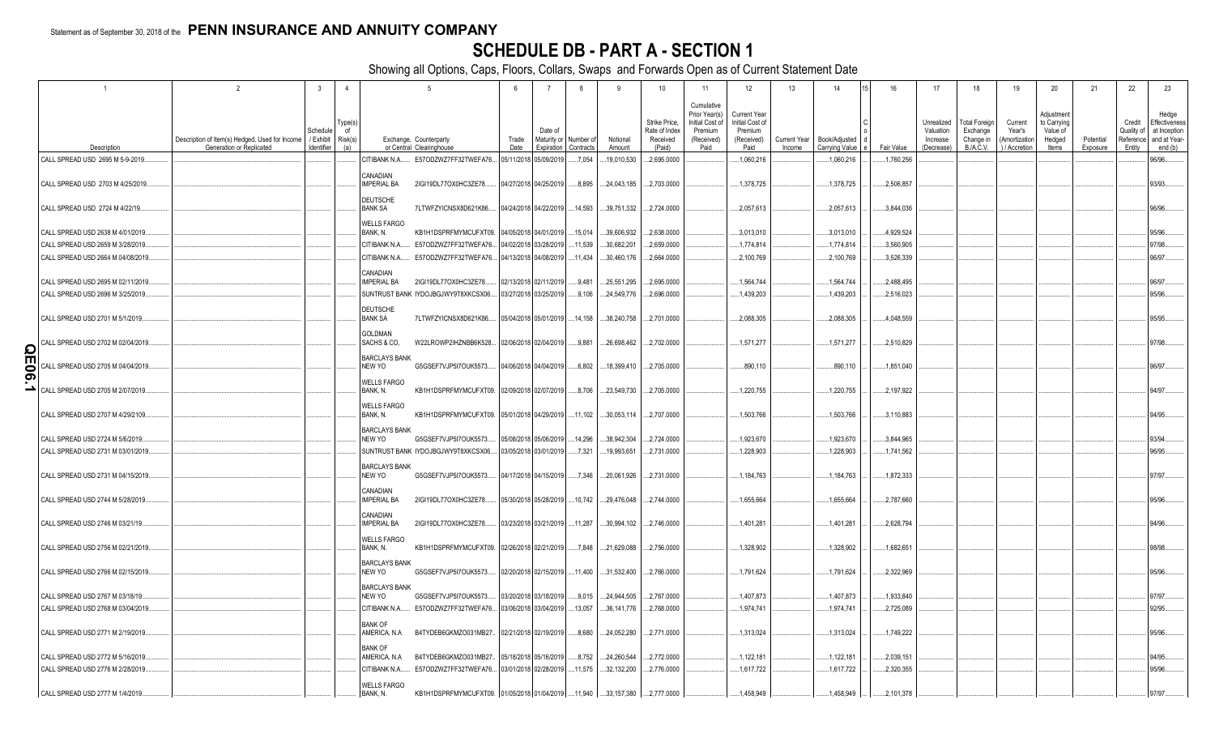Statement as of September 30, 2018 of the **PENN INSURANCE AND ANNUITY COMPANY**

# SCHEDULE DB - PART A - SECTION 1

Showing all Options, Caps, Floors, Collars, Swaps and Forwards Open as of Current Statement Date

| 1 | 2 | 3 | 4 | 5 | | 6 | 7 | 8 | 9 | 10 | 11 | 12 | 13 | 14 | 15 | 16 | 17 | 18 | 19 | 20 | 21 | 22 | 23 |
|---|---|---|---|---|---|---|---|---|---|---|---|---|---|---|---|---|---|---|---|---|---|---|---|
| Description | Description of Item(s) Hedged, Used for Income Generation or Replicated | Schedule / Exhibit Identifier | Type(s) of Risk(s) (a) | Exchange, Counterparty or Central Clearinghouse | | Trade Date | Date of Maturity or Expiration | Number of Contracts | Notional Amount | Strike Price, Rate of Index Received (Paid) | Cumulative Prior Year(s) Initial Cost of Premium (Received) Paid | Current Year Initial Cost of Premium (Received) Paid | Current Year Income | Book/Adjusted Carrying Value | Code | Fair Value | Unrealized Valuation Increase (Decrease) | Total Foreign Exchange Change in B./A.C.V. | Current Year's (Amortization) / Accretion | Adjustment to Carrying Value of Hedged Items | Potential Exposure | Credit Quality of Reference Entity | Hedge Effectiveness at Inception and at Year-end (b) |
| CALL SPREAD USD 2695 M 5-9-2019 | | | | CITIBANK N.A. | E57ODZWZ7FF32TWEFA76 | 05/11/2018 | 05/09/2019 | 7,054 | 19,010,530 | 2,695.0000 | | 1,060,216 | | 1,060,216 | | 1,760,256 | | | | | | | 96/96 |
| CALL SPREAD USD 2703 M 4/25/2019 | | | | CANADIAN IMPERIAL BA | 2IGI19DL77OX0HC3ZE78 | 04/27/2018 | 04/25/2019 | 8,895 | 24,043,185 | 2,703.0000 | | 1,378,725 | | 1,378,725 | | 2,506,857 | | | | | | | 93/93 |
| CALL SPREAD USD 2724 M 4/22/19 | | | | DEUTSCHE BANK SA | 7LTWFZYICNSX8D621K86 | 04/24/2018 | 04/22/2019 | 14,593 | 39,751,332 | 2,724.0000 | | 2,057,613 | | 2,057,613 | | 3,844,036 | | | | | | | 96/96 |
| CALL SPREAD USD 2638 M 4/01/2019 | | | | WELLS FARGO BANK, N. | KB1H1DSPRFMYMCUFXT09 | 04/05/2018 | 04/01/2019 | 15,014 | 39,606,932 | 2,638.0000 | | 3,013,010 | | 3,013,010 | | 4,929,524 | | | | | | | 95/96 |
| CALL SPREAD USD 2659 M 3/28/2019 | | | | CITIBANK N.A. | E57ODZWZ7FF32TWEFA76 | 04/02/2018 | 03/28/2019 | 11,539 | 30,682,201 | 2,659.0000 | | 1,774,814 | | 1,774,814 | | 3,560,905 | | | | | | | 97/98 |
| CALL SPREAD USD 2664 M 04/08/2019 | | | | CITIBANK N.A. | E57ODZWZ7FF32TWEFA76 | 04/13/2018 | 04/08/2019 | 11,434 | 30,460,176 | 2,664.0000 | | 2,100,769 | | 2,100,769 | | 3,526,339 | | | | | | | 96/97 |
| CALL SPREAD USD 2695 M 02/11/2019 | | | | CANADIAN IMPERIAL BA | 2IGI19DL77OX0HC3ZE78 | 02/13/2018 | 02/11/2019 | 9,481 | 25,551,295 | 2,695.0000 | | 1,564,744 | | 1,564,744 | | 2,488,495 | | | | | | | 96/97 |
| CALL SPREAD USD 2696 M 3/25/2019 | | | | SUNTRUST BANK | IYDOJBGJWY9T8XKCSX06 | 03/27/2018 | 03/25/2019 | 9,106 | 24,549,776 | 2,696.0000 | | 1,439,203 | | 1,439,203 | | 2,516,023 | | | | | | | 95/96 |
| CALL SPREAD USD 2701 M 5/1/2019 | | | | DEUTSCHE BANK SA | 7LTWFZYICNSX8D621K86 | 05/04/2018 | 05/01/2019 | 14,158 | 38,240,758 | 2,701.0000 | | 2,088,305 | | 2,088,305 | | 4,048,559 | | | | | | | 95/95 |
| CALL SPREAD USD 2702 M 02/04/2019 | | | | GOLDMAN SACHS & CO, | W22LROWP2IHZNBB6K528 | 02/06/2018 | 02/04/2019 | 9,881 | 26,698,462 | 2,702.0000 | | 1,571,277 | | 1,571,277 | | 2,510,829 | | | | | | | 97/98 |
| CALL SPREAD USD 2705 M 04/04/2019 | | | | BARCLAYS BANK NEW YO | G5GSEF7VJP5I7OUK5573 | 04/06/2018 | 04/04/2019 | 6,802 | 18,399,410 | 2,705.0000 | | 890,110 | | 890,110 | | 1,851,040 | | | | | | | 96/97 |
| CALL SPREAD USD 2705 M 2/07/2019 | | | | WELLS FARGO BANK, N. | KB1H1DSPRFMYMCUFXT09 | 02/09/2018 | 02/07/2019 | 8,706 | 23,549,730 | 2,705.0000 | | 1,220,755 | | 1,220,755 | | 2,197,922 | | | | | | | 94/97 |
| CALL SPREAD USD 2707 M 4/29/2109 | | | | WELLS FARGO BANK, N. | KB1H1DSPRFMYMCUFXT09 | 05/01/2018 | 04/29/2019 | 11,102 | 30,053,114 | 2,707.0000 | | 1,503,766 | | 1,503,766 | | 3,110,883 | | | | | | | 94/95 |
| CALL SPREAD USD 2724 M 5/6/2019 | | | | BARCLAYS BANK NEW YO | G5GSEF7VJP5I7OUK5573 | 05/08/2018 | 05/06/2019 | 14,296 | 38,942,304 | 2,724.0000 | | 1,923,670 | | 1,923,670 | | 3,844,965 | | | | | | | 93/94 |
| CALL SPREAD USD 2731 M 03/01/2019 | | | | SUNTRUST BANK | IYDOJBGJWY9T8XKCSX06 | 03/05/2018 | 03/01/2019 | 7,321 | 19,993,651 | 2,731.0000 | | 1,228,903 | | 1,228,903 | | 1,741,562 | | | | | | | 96/95 |
| CALL SPREAD USD 2731 M 04/15/2019 | | | | BARCLAYS BANK NEW YO | G5GSEF7VJP5I7OUK5573 | 04/17/2018 | 04/15/2019 | 7,346 | 20,061,926 | 2,731.0000 | | 1,184,763 | | 1,184,763 | | 1,872,333 | | | | | | | 97/97 |
| CALL SPREAD USD 2744 M 5/28/2019 | | | | CANADIAN IMPERIAL BA | 2IGI19DL77OX0HC3ZE78 | 05/30/2018 | 05/28/2019 | 10,742 | 29,476,048 | 2,744.0000 | | 1,655,664 | | 1,655,664 | | 2,787,660 | | | | | | | 95/96 |
| CALL SPREAD USD 2746 M 03/21/19 | | | | CANADIAN IMPERIAL BA | 2IGI19DL77OX0HC3ZE78 | 03/23/2018 | 03/21/2019 | 11,287 | 30,994,102 | 2,746.0000 | | 1,401,281 | | 1,401,281 | | 2,628,794 | | | | | | | 94/96 |
| CALL SPREAD USD 2756 M 02/21/2019 | | | | WELLS FARGO BANK, N. | KB1H1DSPRFMYMCUFXT09 | 02/26/2018 | 02/21/2019 | 7,848 | 21,629,088 | 2,756.0000 | | 1,328,902 | | 1,328,902 | | 1,682,651 | | | | | | | 98/98 |
| CALL SPREAD USD 2766 M 02/15/2019 | | | | BARCLAYS BANK NEW YO | G5GSEF7VJP5I7OUK5573 | 02/20/2018 | 02/15/2019 | 11,400 | 31,532,400 | 2,766.0000 | | 1,791,624 | | 1,791,624 | | 2,322,969 | | | | | | | 95/96 |
| CALL SPREAD USD 2767 M 03/18/19 | | | | BARCLAYS BANK NEW YO | G5GSEF7VJP5I7OUK5573 | 03/20/2018 | 03/18/2019 | 9,015 | 24,944,505 | 2,767.0000 | | 1,407,873 | | 1,407,873 | | 1,933,840 | | | | | | | 97/97 |
| CALL SPREAD USD 2768 M 03/04/2019 | | | | CITIBANK N.A. | E57ODZWZ7FF32TWEFA76 | 03/06/2018 | 03/04/2019 | 13,057 | 36,141,776 | 2,768.0000 | | 1,974,741 | | 1,974,741 | | 2,725,089 | | | | | | | 92/95 |
| CALL SPREAD USD 2771 M 2/19/2019 | | | | BANK OF AMERICA, N.A | B4TYDEB6GKMZO031MB27 | 02/21/2018 | 02/19/2019 | 8,680 | 24,052,280 | 2,771.0000 | | 1,313,024 | | 1,313,024 | | 1,749,222 | | | | | | | 95/96 |
| CALL SPREAD USD 2772 M 5/16/2019 | | | | BANK OF AMERICA, N.A | B4TYDEB6GKMZO031MB27 | 05/18/2018 | 05/16/2019 | 8,752 | 24,260,544 | 2,772.0000 | | 1,122,181 | | 1,122,181 | | 2,039,151 | | | | | | | 94/95 |
| CALL SPREAD USD 2776 M 2/28/2019 | | | | CITIBANK N.A. | E57ODZWZ7FF32TWEFA76 | 03/01/2018 | 02/28/2019 | 11,575 | 32,132,200 | 2,776.0000 | | 1,617,722 | | 1,617,722 | | 2,320,355 | | | | | | | 95/96 |
| CALL SPREAD USD 2777 M 1/4/2019 | | | | WELLS FARGO BANK, N. | KB1H1DSPRFMYMCUFXT09 | 01/05/2018 | 01/04/2019 | 11,940 | 33,157,380 | 2,777.0000 | | 1,458,949 | | 1,458,949 | | 2,101,378 | | | | | | | 97/97 |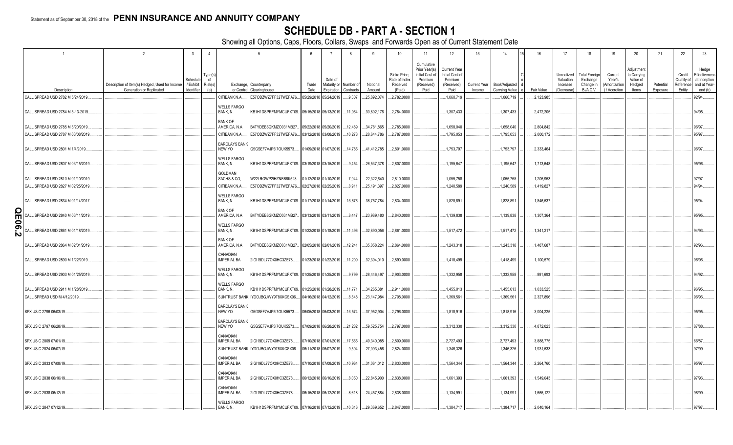Statement as of September 30, 2018 of the **PENN INSURANCE AND ANNUITY COMPANY**

# SCHEDULE DB - PART A - SECTION 1

Showing all Options, Caps, Floors, Collars, Swaps and Forwards Open as of Current Statement Date

| 1 | 2 | 3 | 4 | 5 | | 6 | 7 | 8 | 9 | 10 | 11 | 12 | 13 | 14 | 15 | 16 | 17 | 18 | 19 | 20 | 21 | 22 | 23 |
|---|---|---|---|---|---|---|---|---|---|---|---|---|---|---|---|---|---|---|---|---|---|---|---|
| Description | Description of Item(s) Hedged, Used for Income Generation or Replicated | Schedule / Exhibit Identifier | Type(s) of Risk(s) (a) | Exchange, Counterparty or Central Clearinghouse | | Trade Date | Date of Maturity or Expiration | Number of Contracts | Notional Amount | Strike Price, Rate of Index Received (Paid) | Cumulative Prior Year(s) Initial Cost of Premium (Received) Paid | Current Year Initial Cost of Premium (Received) Paid | Current Year Income | Book/Adjusted Carrying Value | Code | Fair Value | Unrealized Valuation Increase (Decrease) | Total Foreign Exchange Change in B./A.C.V. | Current Year's (Amortization) / Accretion | Adjustment to Carrying Value of Hedged Items | Potential Exposure | Credit Quality of Reference Entity | Hedge Effectiveness at Inception and at Year-end (b) |
| CALL SPREAD USD 2782 M 5/24/2019 | | | | CITIBANK N.A. | E57ODZWZ7FF32TWEFA76 | 05/29/2018 | 05/24/2019 | 9,307 | 25,892,074 | 2,782.0000 | | 1,060,719 | | 1,060,719 | | 2,123,985 | | | | | | | 92/94 |
| CALL SPREAD USD 2784 M 5-13-2019 | | | | WELLS FARGO BANK, N. | KB1H1DSPRFMYMCUFXT09 | 05/15/2018 | 05/13/2019 | 11,064 | 30,802,176 | 2,784.0000 | | 1,307,433 | | 1,307,433 | | 2,472,205 | | | | | | | 94/95 |
| CALL SPREAD USD 2785 M 5/20/2019 | | | | BANK OF AMERICA, N.A | B4TYDEB6GKMZO031MB27 | 05/22/2018 | 05/20/2019 | 12,489 | 34,781,865 | 2,785.0000 | | 1,658,040 | | 1,658,040 | | 2,804,842 | | | | | | | 96/97 |
| CALL SPREAD USD 2787 M 03/08/2019 | | | | CITIBANK N.A. | E57ODZWZ7FF32TWEFA76 | 03/12/2018 | 03/08/2019 | 10,278 | 28,644,786 | 2,787.0000 | | 1,795,053 | | 1,795,053 | | 2,000,172 | | | | | | | 95/97 |
| CALL SPREAD USD 2801 M 1/4/2019 | | | | BARCLAYS BANK NEW YO | G5GSEF7VJP5I7OUK5573 | 01/09/2018 | 01/07/2019 | 14,785 | 41,412,785 | 2,801.0000 | | 1,753,797 | | 1,753,797 | | 2,333,464 | | | | | | | 96/97 |
| CALL SPREAD USD 2807 M 03/15/2019 | | | | WELLS FARGO BANK, N. | KB1H1DSPRFMYMCUFXT09 | 03/19/2018 | 03/15/2019 | 9,454 | 26,537,378 | 2,807.0000 | | 1,195,647 | | 1,195,647 | | 1,713,648 | | | | | | | 95/96 |
| CALL SPREAD USD 2810 M 01/10/2019 | | | | GOLDMAN SACHS & CO, | W22LROWP2IHZNBB6K528 | 01/12/2018 | 01/10/2019 | 7,944 | 22,322,640 | 2,810.0000 | | 1,055,758 | | 1,055,758 | | 1,205,953 | | | | | | | 97/97 |
| CALL SPREAD USD 2827 M 02/25/2019 | | | | CITIBANK N.A. | E57ODZWZ7FF32TWEFA76 | 02/27/2018 | 02/25/2019 | 8,911 | 25,191,397 | 2,827.0000 | | 1,240,589 | | 1,240,589 | | 1,419,827 | | | | | | | 94/94 |
| CALL SPREAD USD 2834 M 01/14/2017 | | | | WELLS FARGO BANK, N. | KB1H1DSPRFMYMCUFXT09 | 01/17/2018 | 01/14/2019 | 13,676 | 38,757,784 | 2,834.0000 | | 1,828,891 | | 1,828,891 | | 1,846,537 | | | | | | | 95/94 |
| CALL SPREAD USD 2840 M 03/11/2019 | | | | BANK OF AMERICA, N.A | B4TYDEB6GKMZO031MB27 | 03/13/2018 | 03/11/2019 | 8,447 | 23,989,480 | 2,840.0000 | | 1,139,838 | | 1,139,838 | | 1,307,364 | | | | | | | 95/95 |
| CALL SPREAD USD 2861 M 01/18/2019 | | | | WELLS FARGO BANK, N. | KB1H1DSPRFMYMCUFXT09 | 01/22/2018 | 01/18/2019 | 11,496 | 32,890,056 | 2,861.0000 | | 1,517,472 | | 1,517,472 | | 1,341,217 | | | | | | | 94/93 |
| CALL SPREAD USD 2864 M 02/01/2019 | | | | BANK OF AMERICA, N.A | B4TYDEB6GKMZO031MB27 | 02/05/2018 | 02/01/2019 | 12,241 | 35,058,224 | 2,864.0000 | | 1,243,318 | | 1,243,318 | | 1,487,687 | | | | | | | 92/96 |
| CALL SPREAD USD 2890 M 1/22/2019 | | | | CANADIAN IMPERIAL BA | 2IGI19DL77OX0HC3ZE78 | 01/23/2018 | 01/22/2019 | 11,209 | 32,394,010 | 2,890.0000 | | 1,418,499 | | 1,418,499 | | 1,100,579 | | | | | | | 96/96 |
| CALL SPREAD USD 2903 M 01/25/2019 | | | | WELLS FARGO BANK, N. | KB1H1DSPRFMYMCUFXT09 | 01/25/2018 | 01/25/2019 | 9,799 | 28,446,497 | 2,903.0000 | | 1,332,958 | | 1,332,958 | | 891,693 | | | | | | | 94/92 |
| CALL SPREAD USD 2911 M 1/28/2019 | | | | WELLS FARGO BANK, N. | KB1H1DSPRFMYMCUFXT09 | 01/25/2018 | 01/28/2019 | 11,771 | 34,265,381 | 2,911.0000 | | 1,455,013 | | 1,455,013 | | 1,033,525 | | | | | | | 96/95 |
| CALL SPREAD USD M 4/12/2019 | | | | SUNTRUST BANK | IYDOJBGJWY9T8XKCSX06 | 04/16/2018 | 04/12/2019 | 8,548 | 23,147,984 | 2,708.0000 | | 1,369,561 | | 1,369,561 | | 2,327,896 | | | | | | | 96/96 |
| SPX US C 2796 06/03/19 | | | | BARCLAYS BANK NEW YO | G5GSEF7VJP5I7OUK5573 | 06/05/2018 | 06/03/2019 | 13,574 | 37,952,904 | 2,796.0000 | | 1,818,916 | | 1,818,916 | | 3,004,225 | | | | | | | 95/95 |
| SPX US C 2797 06/28/19 | | | | BARCLAYS BANK NEW YO | G5GSEF7VJP5I7OUK5573 | 07/09/2018 | 06/28/2019 | 21,282 | 59,525,754 | 2,797.0000 | | 3,312,330 | | 3,312,330 | | 4,872,023 | | | | | | | 87/88 |
| SPX US C 2809 07/01/19 | | | | CANADIAN IMPERIAL BA | 2IGI19DL77OX0HC3ZE78 | 07/10/2018 | 07/01/2019 | 17,565 | 49,340,085 | 2,809.0000 | | 2,727,493 | | 2,727,493 | | 3,888,775 | | | | | | | 86/87 |
| SPX US C 2824 06/07/19 | | | | SUNTRUST BANK | IYDOJBGJWY9T8XKCSX06 | 06/11/2018 | 06/07/2019 | 9,594 | 27,093,456 | 2,824.0000 | | 1,346,326 | | 1,346,326 | | 1,931,533 | | | | | | | 97/99 |
| SPX US C 2833 07/08/19 | | | | CANADIAN IMPERIAL BA | 2IGI19DL77OX0HC3ZE78 | 07/10/2018 | 07/08/2019 | 10,964 | 31,061,012 | 2,833.0000 | | 1,564,344 | | 1,564,344 | | 2,264,760 | | | | | | | 95/97 |
| SPX US C 2838 06/10/19 | | | | CANADIAN IMPERIAL BA | 2IGI19DL77OX0HC3ZE78 | 06/12/2018 | 06/10/2019 | 8,050 | 22,845,900 | 2,838.0000 | | 1,061,393 | | 1,061,393 | | 1,549,043 | | | | | | | 97/96 |
| SPX US C 2838 06/12/19 | | | | CANADIAN IMPERIAL BA | 2IGI19DL77OX0HC3ZE78 | 06/15/2018 | 06/12/2019 | 8,618 | 24,457,884 | 2,838.0000 | | 1,134,991 | | 1,134,991 | | 1,665,122 | | | | | | | 98/99 |
| SPX US C 2847 07/12/19 | | | | WELLS FARGO BANK, N. | KB1H1DSPRFMYMCUFXT09 | 07/16/2018 | 07/12/2019 | 10,316 | 29,369,652 | 2,847.0000 | | 1,384,717 | | 1,384,717 | | 2,040,164 | | | | | | | 97/97 |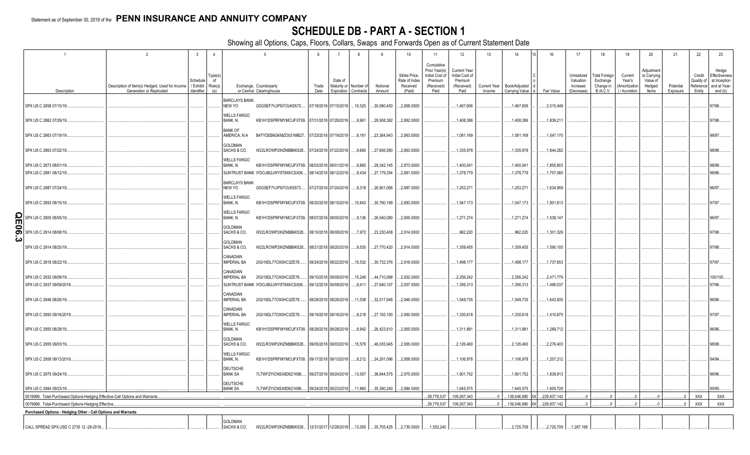Statement as of September 30, 2018 of the **PENN INSURANCE AND ANNUITY COMPANY**

# SCHEDULE DB - PART A - SECTION 1

Showing all Options, Caps, Floors, Collars, Swaps and Forwards Open as of Current Statement Date

| 1 | 2 | 3 | 4 | 5 | | 6 | 7 | 8 | 9 | 10 | 11 | 12 | 13 | 14 | 15 | 16 | 17 | 18 | 19 | 20 | 21 | 22 | 23 |
|---|---|---|---|---|---|---|---|---|---|---|---|---|---|---|---|---|---|---|---|---|---|---|---|
| Description | Description of Item(s) Hedged, Used for Income Generation or Replicated | Schedule / Exhibit Identifier | Type(s) of Risk(s) (a) | Exchange, Counterparty or Central Clearinghouse | | Trade Date | Date of Maturity or Expiration | Number of Contracts | Notional Amount | Strike Price, Rate of Index Received (Paid) | Cumulative Prior Year(s) Initial Cost of Premium (Received) Paid | Current Year Initial Cost of Premium (Received) Paid | Current Year Income | Book/Adjusted Carrying Value | Code | Fair Value | Unrealized Valuation Increase (Decrease) | Total Foreign Exchange Change in B./A.C.V. | Current Year's (Amortization) / Accretion | Adjustment to Carrying Value of Hedged Items | Potential Exposure | Credit Quality of Reference Entity | Hedge Effectiveness at Inception and at Year-end (b) |
| SPX US C 2858 07/15/19 | | | | BARCLAYS BANK NEW YO | G5GSEF7VJP5I7OUK5573 | 07/18/2018 | 07/15/2019 | 10,525 | 30,080,450 | 2,858.0000 | | 1,467,606 | | 1,467,606 | | 2,015,449 | | | | | | | 97/98 |
| SPX US C 2862 07/29/19 | | | | WELLS FARGO BANK, N. | KB1H1DSPRFMYMCUFXT09 | 07/31/2018 | 07/29/2019 | 9,961 | 28,508,382 | 2,862.0000 | | 1,408,386 | | 1,408,386 | | 1,939,211 | | | | | | | 97/98 |
| SPX US C 2863 07/19/19 | | | | BANK OF AMERICA, N.A | B4TYDEB6GKMZO031MB27 | 07/23/2018 | 07/19/2019 | 8,161 | 23,364,943 | 2,863.0000 | | 1,081,169 | | 1,081,169 | | 1,547,170 | | | | | | | 98/97 |
| SPX US C 2863 07/22/19 | | | | GOLDMAN SACHS & CO, | W22LROWP2IHZNBB6K528 | 07/24/2018 | 07/22/2019 | 9,660 | 27,656,580 | 2,863.0000 | | 1,335,978 | | 1,335,978 | | 1,844,282 | | | | | | | 98/98 |
| SPX US C 2873 08/01/19 | | | | WELLS FARGO BANK, N. | KB1H1DSPRFMYMCUFXT09 | 08/03/2018 | 08/01/2019 | 9,865 | 28,342,145 | 2,873.0000 | | 1,400,041 | | 1,400,041 | | 1,855,803 | | | | | | | 98/98 |
| SPX US C 2881 08/12/19 | | | | SUNTRUST BANK | IYDOJBGJWY9T8XKCSX06 | 08/14/2018 | 08/12/2019 | 9,434 | 27,179,354 | 2,881.0000 | | 1,378,779 | | 1,378,779 | | 1,757,060 | | | | | | | 96/96 |
| SPX US C 2887 07/24/19 | | | | BARCLAYS BANK NEW YO | G5GSEF7VJP5I7OUK5573 | 07/27/2018 | 07/24/2019 | 9,318 | 26,901,066 | 2,887.0000 | | 1,253,271 | | 1,253,271 | | 1,634,959 | | | | | | | 96/97 |
| SPX US C 2893 08/15/19 | | | | WELLS FARGO BANK, N. | KB1H1DSPRFMYMCUFXT09 | 08/20/2018 | 08/15/2019 | 10,643 | 30,790,199 | 2,893.0000 | | 1,547,173 | | 1,547,173 | | 1,901,813 | | | | | | | 97/97 |
| SPX US C 2905 08/05/19 | | | | WELLS FARGO BANK, N. | KB1H1DSPRFMYMCUFXT09 | 08/07/2018 | 08/05/2019 | 9,136 | 26,540,080 | 2,905.0000 | | 1,271,274 | | 1,271,274 | | 1,538,147 | | | | | | | 96/97 |
| SPX US C 2914 08/08/19 | | | | GOLDMAN SACHS & CO, | W22LROWP2IHZNBB6K528 | 08/10/2018 | 08/08/2019 | 7,972 | 23,230,408 | 2,914.0000 | | 962,220 | | 962,220 | | 1,301,329 | | | | | | | 97/98 |
| SPX US C 2914 08/20/19 | | | | GOLDMAN SACHS & CO, | W22LROWP2IHZNBB6K528 | 08/21/2018 | 08/20/2019 | 9,530 | 27,770,420 | 2,914.0000 | | 1,359,455 | | 1,359,455 | | 1,590,105 | | | | | | | 97/98 |
| SPX US C 2918 08/22/19 | | | | CANADIAN IMPERIAL BA | 2IGI19DL77OX0HC3ZE78 | 08/24/2018 | 08/22/2019 | 10,532 | 30,732,376 | 2,918.0000 | | 1,498,177 | | 1,498,177 | | 1,737,653 | | | | | | | 97/97 |
| SPX US C 2932 09/09/19 | | | | CANADIAN IMPERIAL BA | 2IGI19DL77OX0HC3ZE78 | 09/10/2018 | 09/09/2019 | 15,249 | 44,710,068 | 2,932.0000 | | 2,256,242 | | 2,256,242 | | 2,471,779 | | | | | | | 100/100 |
| SPX US C 2937 09/09/2019 | | | | SUNTRUST BANK | IYDOJBGJWY9T8XKCSX06 | 09/12/2018 | 09/09/2019 | 9,411 | 27,640,107 | 2,937.0000 | | 1,356,313 | | 1,356,313 | | 1,496,037 | | | | | | | 97/96 |
| SPX US C 2946 08/26/19 | | | | CANADIAN IMPERIAL BA | 2IGI19DL77OX0HC3ZE78 | 08/28/2018 | 08/26/2019 | 11,038 | 32,517,948 | 2,946.0000 | | 1,549,735 | | 1,549,735 | | 1,643,935 | | | | | | | 96/96 |
| SPX US C 2950 09/16/2019 | | | | CANADIAN IMPERIAL BA | 2IGI19DL77OX0HC3ZE78 | 09/19/2018 | 09/16/2019 | 9,218 | 27,193,100 | 2,950.0000 | | 1,330,618 | | 1,330,618 | | 1,410,875 | | | | | | | 97/97 |
| SPX US C 2955 08/28/19 | | | | WELLS FARGO BANK, N. | KB1H1DSPRFMYMCUFXT09 | 08/29/2018 | 08/28/2019 | 8,942 | 26,423,610 | 2,955.0000 | | 1,311,881 | | 1,311,881 | | 1,289,712 | | | | | | | 96/96 |
| SPX US C 2955 09/03/19 | | | | GOLDMAN SACHS & CO, | W22LROWP2IHZNBB6K528 | 09/05/2018 | 09/03/2019 | 15,579 | 46,035,945 | 2,955.0000 | | 2,126,460 | | 2,126,460 | | 2,276,403 | | | | | | | 98/98 |
| SPX US C 2958 09/13/2019 | | | | WELLS FARGO BANK, N. | KB1H1DSPRFMYMCUFXT09 | 09/17/2018 | 09/13/2019 | 8,212 | 24,291,096 | 2,958.0000 | | 1,106,978 | | 1,106,978 | | 1,207,212 | | | | | | | 94/94 |
| SPX US C 2975 09/24/19 | | | | DEUTSCHE BANK SA | 7LTWFZYICNSX8D621K86 | 09/27/2018 | 09/24/2019 | 13,057 | 38,844,575 | 2,975.0000 | | 1,901,752 | | 1,901,752 | | 1,839,913 | | | | | | | 96/96 |
| SPX US C 2984 09/23/19 | | | | DEUTSCHE BANK SA | 7LTWFZYICNSX8D621K86 | 09/24/2018 | 09/23/2019 | 11,860 | 35,390,240 | 2,984.0000 | | 1,645,575 | | 1,645,575 | | 1,605,728 | | | | | | | 95/95 |
| 0019999. Total-Purchased Options-Hedging Effective-Call Options and Warrants | | | | | | | | | | | 29,779,537 | 109,267,343 | 0 | 139,046,880 | XX | 229,937,142 | 0 | 0 | 0 | 0 | 0 | XXX | XXX |
| 0079999. Total-Purchased Options-Hedging Effective | | | | | | | | | | | 29,779,537 | 109,267,343 | 0 | 139,046,880 | XX | 229,937,142 | 0 | 0 | 0 | 0 | 0 | XXX | XXX |
| **Purchased Options - Hedging Other - Call Options and Warrants** | | | | | | | | | | | | | | | | | | | | | | | |
| CALL SPREAD SPX USD C 2735 12 -28-2018 | | | | GOLDMAN SACHS & CO, | W22LROWP2IHZNBB6K528 | 12/31/2017 | 12/28/2018 | 13,055 | 35,705,425 | 2,735.0000 | 1,552,240 | | | 2,725,709 | | 2,725,709 | 1,287,168 | | | | | | |

QE06.3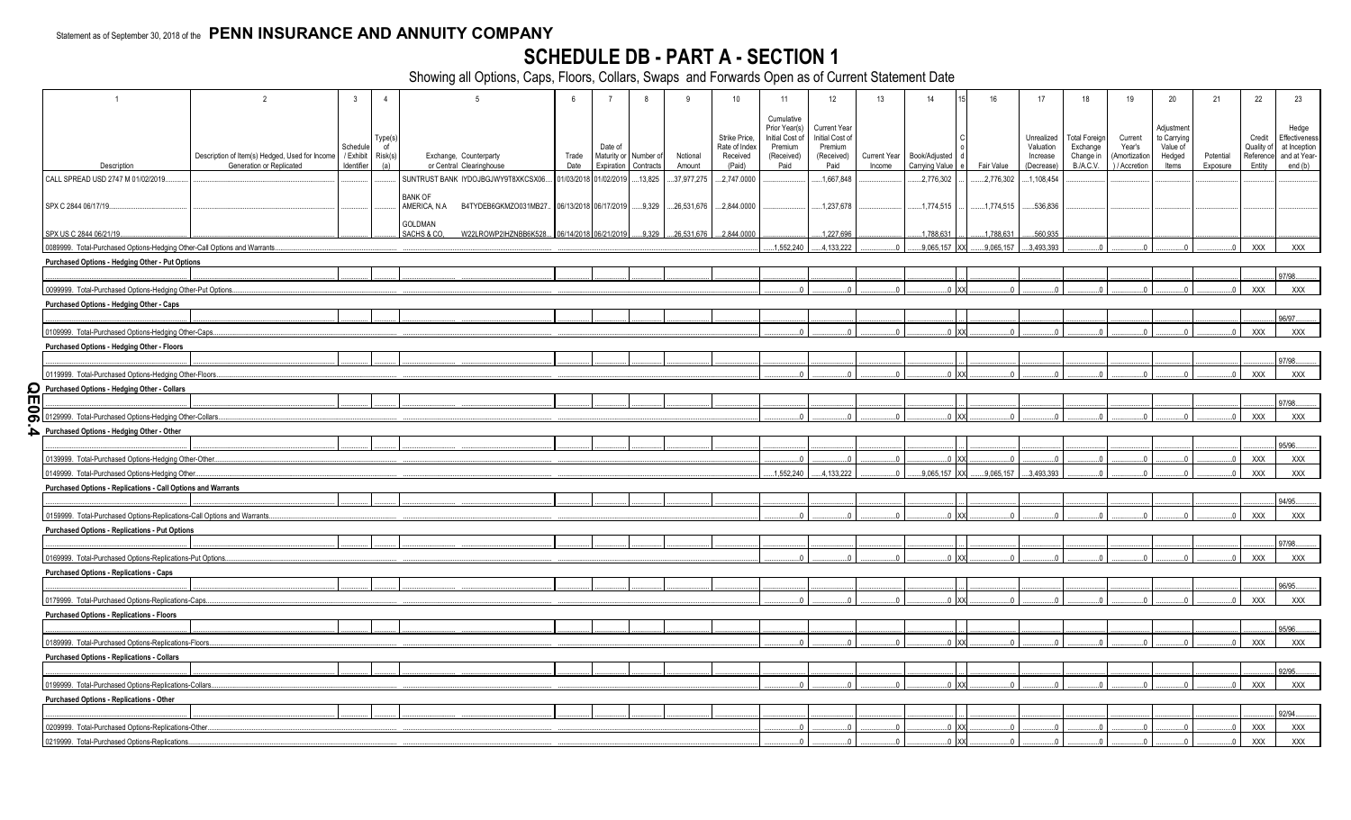Statement as of September 30, 2018 of the **PENN INSURANCE AND ANNUITY COMPANY**

# SCHEDULE DB - PART A - SECTION 1

Showing all Options, Caps, Floors, Collars, Swaps and Forwards Open as of Current Statement Date

| 1 | 2 | 3 | 4 | 5 | | 6 | 7 | 8 | 9 | 10 | 11 | 12 | 13 | 14 | 15 | 16 | 17 | 18 | 19 | 20 | 21 | 22 | 23 |
|---|---|---|---|---|---|---|---|---|---|---|---|---|---|---|---|---|---|---|---|---|---|---|---|
| Description | Description of Item(s) Hedged, Used for Income Generation or Replicated | Schedule / Exhibit Identifier | Type(s) of Risk(s) (a) | Exchange, Counterparty or Central Clearinghouse | | Trade Date | Date of Maturity or Expiration | Number of Contracts | Notional Amount | Strike Price, Rate of Index Received (Paid) | Cumulative Prior Year(s) Initial Cost of Premium (Received) Paid | Current Year Initial Cost of Premium (Received) Paid | Current Year Income | Book/Adjusted Carrying Value | Code | Fair Value | Unrealized Valuation Increase (Decrease) | Total Foreign Exchange Change in B./A.C.V. | Current Year's (Amortization) / Accretion | Adjustment to Carrying Value of Hedged Items | Potential Exposure | Credit Quality of Reference Entity | Hedge Effectiveness at Inception and at Year-end (b) |
| CALL SPREAD USD 2747 M 01/02/2019 | | | | SUNTRUST BANK | IYDOJBGJWY9T8XKCSX06 | 01/03/2018 | 01/02/2019 | 13,825 | 37,977,275 | 2,747.0000 | | 1,667,848 | | 2,776,302 | | 2,776,302 | 1,108,454 | | | | | | |
| SPX C 2844 06/17/19 | | | | BANK OF AMERICA, N.A | B4TYDEB6GKMZO031MB27 | 06/13/2018 | 06/17/2019 | 9,329 | 26,531,676 | 2,844.0000 | | 1,237,678 | | 1,774,515 | | 1,774,515 | 536,836 | | | | | | |
| SPX US C 2844 06/21/19 | | | | GOLDMAN SACHS & CO, | W22LROWP2IHZNBB6K528 | 06/14/2018 | 06/21/2019 | 9,329 | 26,531,676 | 2,844.0000 | | 1,227,696 | | 1,788,631 | | 1,788,631 | 560,935 | | | | | | |
| 0089999. Total-Purchased Options-Hedging Other-Call Options and Warrants | | | | | | | | | | | 1,552,240 | 4,133,222 | 0 | 9,065,157 | XX | 9,065,157 | 3,493,393 | 0 | 0 | 0 | 0 | XXX | XXX |
| **Purchased Options - Hedging Other - Put Options** | | | | | | | | | | | | | | | | | | | | | | | |
| | | | | | | | | | | | | | | | | | | | | | | | 97/98 |
| 0099999. Total-Purchased Options-Hedging Other-Put Options | | | | | | | | | | | 0 | 0 | 0 | 0 | XX | 0 | 0 | 0 | 0 | 0 | 0 | XXX | XXX |
| **Purchased Options - Hedging Other - Caps** | | | | | | | | | | | | | | | | | | | | | | | |
| | | | | | | | | | | | | | | | | | | | | | | | 96/97 |
| 0109999. Total-Purchased Options-Hedging Other-Caps | | | | | | | | | | | 0 | 0 | 0 | 0 | XX | 0 | 0 | 0 | 0 | 0 | 0 | XXX | XXX |
| **Purchased Options - Hedging Other - Floors** | | | | | | | | | | | | | | | | | | | | | | | |
| | | | | | | | | | | | | | | | | | | | | | | | 97/98 |
| 0119999. Total-Purchased Options-Hedging Other-Floors | | | | | | | | | | | 0 | 0 | 0 | 0 | XX | 0 | 0 | 0 | 0 | 0 | 0 | XXX | XXX |
| **Purchased Options - Hedging Other - Collars** | | | | | | | | | | | | | | | | | | | | | | | |
| | | | | | | | | | | | | | | | | | | | | | | | 97/98 |
| 0129999. Total-Purchased Options-Hedging Other-Collars | | | | | | | | | | | 0 | 0 | 0 | 0 | XX | 0 | 0 | 0 | 0 | 0 | 0 | XXX | XXX |
| **Purchased Options - Hedging Other - Other** | | | | | | | | | | | | | | | | | | | | | | | |
| | | | | | | | | | | | | | | | | | | | | | | | 95/96 |
| 0139999. Total-Purchased Options-Hedging Other-Other | | | | | | | | | | | 0 | 0 | 0 | 0 | XX | 0 | 0 | 0 | 0 | 0 | 0 | XXX | XXX |
| 0149999. Total-Purchased Options-Hedging Other | | | | | | | | | | | 1,552,240 | 4,133,222 | 0 | 9,065,157 | XX | 9,065,157 | 3,493,393 | 0 | 0 | 0 | 0 | XXX | XXX |
| **Purchased Options - Replications - Call Options and Warrants** | | | | | | | | | | | | | | | | | | | | | | | |
| | | | | | | | | | | | | | | | | | | | | | | | 94/95 |
| 0159999. Total-Purchased Options-Replications-Call Options and Warrants | | | | | | | | | | | 0 | 0 | 0 | 0 | XX | 0 | 0 | 0 | 0 | 0 | 0 | XXX | XXX |
| **Purchased Options - Replications - Put Options** | | | | | | | | | | | | | | | | | | | | | | | |
| | | | | | | | | | | | | | | | | | | | | | | | 97/98 |
| 0169999. Total-Purchased Options-Replications-Put Options | | | | | | | | | | | 0 | 0 | 0 | 0 | XX | 0 | 0 | 0 | 0 | 0 | 0 | XXX | XXX |
| **Purchased Options - Replications - Caps** | | | | | | | | | | | | | | | | | | | | | | | |
| | | | | | | | | | | | | | | | | | | | | | | | 96/95 |
| 0179999. Total-Purchased Options-Replications-Caps | | | | | | | | | | | 0 | 0 | 0 | 0 | XX | 0 | 0 | 0 | 0 | 0 | 0 | XXX | XXX |
| **Purchased Options - Replications - Floors** | | | | | | | | | | | | | | | | | | | | | | | |
| | | | | | | | | | | | | | | | | | | | | | | | 95/96 |
| 0189999. Total-Purchased Options-Replications-Floors | | | | | | | | | | | 0 | 0 | 0 | 0 | XX | 0 | 0 | 0 | 0 | 0 | 0 | XXX | XXX |
| **Purchased Options - Replications - Collars** | | | | | | | | | | | | | | | | | | | | | | | |
| | | | | | | | | | | | | | | | | | | | | | | | 92/95 |
| 0199999. Total-Purchased Options-Replications-Collars | | | | | | | | | | | 0 | 0 | 0 | 0 | XX | 0 | 0 | 0 | 0 | 0 | 0 | XXX | XXX |
| **Purchased Options - Replications - Other** | | | | | | | | | | | | | | | | | | | | | | | |
| | | | | | | | | | | | | | | | | | | | | | | | 92/94 |
| 0209999. Total-Purchased Options-Replications-Other | | | | | | | | | | | 0 | 0 | 0 | 0 | XX | 0 | 0 | 0 | 0 | 0 | 0 | XXX | XXX |
| 0219999. Total-Purchased Options-Replications | | | | | | | | | | | 0 | 0 | 0 | 0 | XX | 0 | 0 | 0 | 0 | 0 | 0 | XXX | XXX |

QE06.4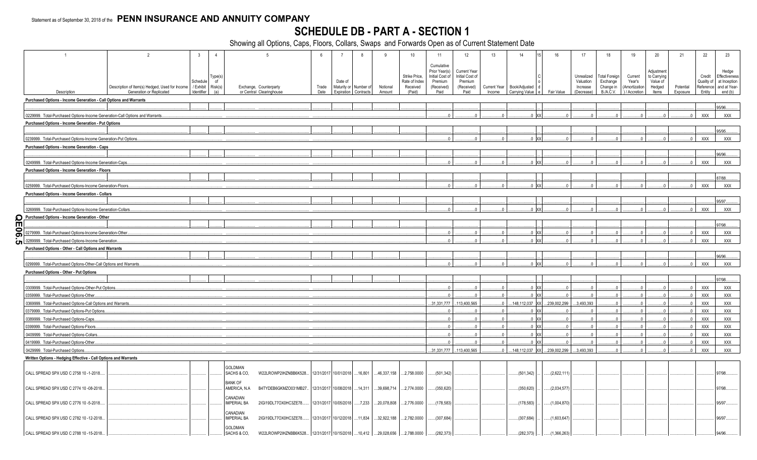Statement as of September 30, 2018 of the **PENN INSURANCE AND ANNUITY COMPANY**

# SCHEDULE DB - PART A - SECTION 1

Showing all Options, Caps, Floors, Collars, Swaps and Forwards Open as of Current Statement Date

| 1 | 2 | 3 | 4 | 5 | | 6 | 7 | 8 | 9 | 10 | 11 | 12 | 13 | 14 | 15 | 16 | 17 | 18 | 19 | 20 | 21 | 22 | 23 |
|---|---|---|---|---|---|---|---|---|---|---|---|---|---|---|---|---|---|---|---|---|---|---|---|
| Description | Description of Item(s) Hedged, Used for Income Generation or Replicated | Schedule / Exhibit Identifier | Type(s) of Risk(s) (a) | Exchange, Counterparty or Central Clearinghouse | | Trade Date | Date of Maturity or Expiration | Number of Contracts | Notional Amount | Strike Price, Rate of Index Received (Paid) | Cumulative Prior Year(s) Initial Cost of Premium (Received) Paid | Current Year Initial Cost of Premium (Received) Paid | Current Year Income | Book/Adjusted Carrying Value | Code | Fair Value | Unrealized Valuation Increase (Decrease) | Total Foreign Exchange Change in B./A.C.V. | Current Year's (Amortization) / Accretion | Adjustment to Carrying Value of Hedged Items | Potential Exposure | Credit Quality of Reference Entity | Hedge Effectiveness at Inception and at Year-end (b) |
| **Purchased Options - Income Generation - Call Options and Warrants** | | | | | | | | | | | | | | | | | | | | | | | |
| | | | | | | | | | | | | | | | | | | | | | | | 95/96. |
| 0229999. Total-Purchased Options-Income Generation-Call Options and Warrants | | | | | | | | | | | 0 | 0 | 0 | 0 | XX | 0 | 0 | 0 | 0 | 0 | 0 | XXX | XXX |
| **Purchased Options - Income Generation - Put Options** | | | | | | | | | | | | | | | | | | | | | | | |
| | | | | | | | | | | | | | | | | | | | | | | | 95/95. |
| 0239999. Total-Purchased Options-Income Generation-Put Options | | | | | | | | | | | 0 | 0 | 0 | 0 | XX | 0 | 0 | 0 | 0 | 0 | 0 | XXX | XXX |
| **Purchased Options - Income Generation - Caps** | | | | | | | | | | | | | | | | | | | | | | | |
| | | | | | | | | | | | | | | | | | | | | | | | 96/96. |
| 0249999. Total-Purchased Options-Income Generation-Caps | | | | | | | | | | | 0 | 0 | 0 | 0 | XX | 0 | 0 | 0 | 0 | 0 | 0 | XXX | XXX |
| **Purchased Options - Income Generation - Floors** | | | | | | | | | | | | | | | | | | | | | | | |
| | | | | | | | | | | | | | | | | | | | | | | | 87/88. |
| 0259999. Total-Purchased Options-Income Generation-Floors | | | | | | | | | | | 0 | 0 | 0 | 0 | XX | 0 | 0 | 0 | 0 | 0 | 0 | XXX | XXX |
| **Purchased Options - Income Generation - Collars** | | | | | | | | | | | | | | | | | | | | | | | |
| | | | | | | | | | | | | | | | | | | | | | | | 95/97. |
| 0269999. Total-Purchased Options-Income Generation-Collars | | | | | | | | | | | 0 | 0 | 0 | 0 | XX | 0 | 0 | 0 | 0 | 0 | 0 | XXX | XXX |
| **Purchased Options - Income Generation - Other** | | | | | | | | | | | | | | | | | | | | | | | |
| | | | | | | | | | | | | | | | | | | | | | | | 97/98. |
| 0279999. Total-Purchased Options-Income Generation-Other | | | | | | | | | | | 0 | 0 | 0 | 0 | XX | 0 | 0 | 0 | 0 | 0 | 0 | XXX | XXX |
| 0289999. Total-Purchased Options-Income Generation | | | | | | | | | | | 0 | 0 | 0 | 0 | XX | 0 | 0 | 0 | 0 | 0 | 0 | XXX | XXX |
| **Purchased Options - Other - Call Options and Warrants** | | | | | | | | | | | | | | | | | | | | | | | |
| | | | | | | | | | | | | | | | | | | | | | | | 96/96. |
| 0299999. Total-Purchased Options-Other-Call Options and Warrants | | | | | | | | | | | 0 | 0 | 0 | 0 | XX | 0 | 0 | 0 | 0 | 0 | 0 | XXX | XXX |
| **Purchased Options - Other - Put Options** | | | | | | | | | | | | | | | | | | | | | | | |
| | | | | | | | | | | | | | | | | | | | | | | | 97/98. |
| 0309999. Total-Purchased Options-Other-Put Options | | | | | | | | | | | 0 | 0 | 0 | 0 | XX | 0 | 0 | 0 | 0 | 0 | 0 | XXX | XXX |
| 0359999. Total-Purchased Options-Other | | | | | | | | | | | 0 | 0 | 0 | 0 | XX | 0 | 0 | 0 | 0 | 0 | 0 | XXX | XXX |
| 0369999. Total-Purchased Options-Call Options and Warrants | | | | | | | | | | | 31,331,777 | 113,400,565 | 0 | 148,112,037 | XX | 239,002,299 | 3,493,393 | 0 | 0 | 0 | 0 | XXX | XXX |
| 0379999. Total-Purchased Options-Put Options | | | | | | | | | | | 0 | 0 | 0 | 0 | XX | 0 | 0 | 0 | 0 | 0 | 0 | XXX | XXX |
| 0389999. Total-Purchased Options-Caps | | | | | | | | | | | 0 | 0 | 0 | 0 | XX | 0 | 0 | 0 | 0 | 0 | 0 | XXX | XXX |
| 0399999. Total-Purchased Options-Floors | | | | | | | | | | | 0 | 0 | 0 | 0 | XX | 0 | 0 | 0 | 0 | 0 | 0 | XXX | XXX |
| 0409999. Total-Purchased Options-Collars | | | | | | | | | | | 0 | 0 | 0 | 0 | XX | 0 | 0 | 0 | 0 | 0 | 0 | XXX | XXX |
| 0419999. Total-Purchased Options-Other | | | | | | | | | | | 0 | 0 | 0 | 0 | XX | 0 | 0 | 0 | 0 | 0 | 0 | XXX | XXX |
| 0429999. Total-Purchased Options | | | | | | | | | | | 31,331,777 | 113,400,565 | 0 | 148,112,037 | XX | 239,002,299 | 3,493,393 | 0 | 0 | 0 | 0 | XXX | XXX |
| **Written Options - Hedging Effective - Call Options and Warrants** | | | | | | | | | | | | | | | | | | | | | | | |
| CALL SPREAD SPX USD C 2758 10 -1-2018 | | | | GOLDMAN SACHS & CO, | W22LROWP2IHZNBB6K528 | 12/31/2017 | 10/01/2018 | 16,801 | 46,337,158 | 2,758.0000 | (501,342) | | | (501,342) | | (2,622,111) | | | | | | | 97/98. |
| CALL SPREAD SPX USD C 2774 10 -08-2018 | | | | BANK OF AMERICA, N.A | B4TYDEB6GKMZO031MB27 | 12/31/2017 | 10/08/2018 | 14,311 | 39,698,714 | 2,774.0000 | (350,620) | | | (350,620) | | (2,034,577) | | | | | | | 97/98. |
| CALL SPREAD SPX USD C 2776 10 -5-2018 | | | | CANADIAN IMPERIAL BA | 2IGI19DL77OX0HC3ZE78 | 12/31/2017 | 10/05/2018 | 7,233 | 20,078,808 | 2,776.0000 | (178,583) | | | (178,583) | | (1,004,870) | | | | | | | 95/97. |
| CALL SPREAD SPX USD C 2782 10 -12-2018 | | | | CANADIAN IMPERIAL BA | 2IGI19DL77OX0HC3ZE78 | 12/31/2017 | 10/12/2018 | 11,834 | 32,922,188 | 2,782.0000 | (307,684) | | | (307,684) | | (1,603,647) | | | | | | | 96/97. |
| CALL SPREAD SPX USD C 2788 10 -15-2018 | | | | GOLDMAN SACHS & CO, | W22LROWP2IHZNBB6K528 | 12/31/2017 | 10/15/2018 | 10,412 | 29,028,656 | 2,788.0000 | (282,373) | | | (282,373) | | (1,366,263) | | | | | | | 94/96. |

QE06.5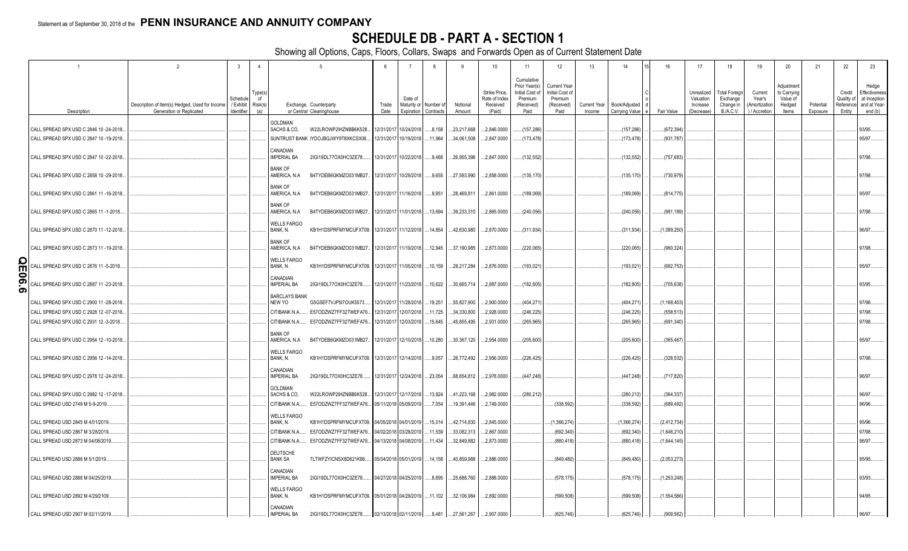Statement as of September 30, 2018 of the **PENN INSURANCE AND ANNUITY COMPANY**

# SCHEDULE DB - PART A - SECTION 1

Showing all Options, Caps, Floors, Collars, Swaps and Forwards Open as of Current Statement Date

| 1 Description | 2 Description of Item(s) Hedged, Used for Income Generation or Replicated | 3 Schedule / Exhibit Identifier | 4 Type(s) of Risk(s) (a) | 5 Exchange, Counterparty or Central Clearinghouse | | 6 Trade Date | 7 Date of Maturity or Expiration | 8 Number of Contracts | 9 Notional Amount | 10 Strike Price, Rate of Index Received (Paid) | 11 Cumulative Prior Year(s) Initial Cost of Premium (Received) Paid | 12 Current Year Initial Cost of Premium (Received) Paid | 13 Current Year Income | 14 Book/Adjusted Carrying Value | 15 Code | 16 Fair Value | 17 Unrealized Valuation Increase (Decrease) | 18 Total Foreign Exchange Change in B./A.C.V. | 19 Current Year's (Amortization) / Accretion | 20 Adjustment to Carrying Value of Hedged Items | 21 Potential Exposure | 22 Credit Quality of Reference Entity | 23 Hedge Effectiveness at Inception and at Year-end (b) |
|---|---|---|---|---|---|---|---|---|---|---|---|---|---|---|---|---|---|---|---|---|---|---|---|
| CALL SPREAD SPX USD C 2846 10 -24-2018 | | | | GOLDMAN SACHS & CO, | W22LROWP2IHZNBB6K528 | 12/31/2017 | 10/24/2018 | 8,158 | 23,217,668 | 2,846.0000 | (157,286) | | | (157,286) | | (672,394) | | | | | | | 93/95 |
| CALL SPREAD SPX USD C 2847 10 -19-2018 | | | | SUNTRUST BANK | IYDOJBGJWY9T8XKCSX06 | 12/31/2017 | 10/19/2018 | 11,964 | 34,061,508 | 2,847.0000 | (173,478) | | | (173,478) | | (931,787) | | | | | | | 95/97 |
| CALL SPREAD SPX USD C 2847 10 -22-2018 | | | | CANADIAN IMPERIAL BA | 2IGI19DL77OX0HC3ZE78 | 12/31/2017 | 10/22/2018 | 9,468 | 26,955,396 | 2,847.0000 | (132,552) | | | (132,552) | | (757,683) | | | | | | | 97/98 |
| CALL SPREAD SPX USD C 2858 10 -29-2018 | | | | BANK OF AMERICA, N.A | B4TYDEB6GKMZO031MB27 | 12/31/2017 | 10/29/2018 | 9,655 | 27,593,990 | 2,858.0000 | (135,170) | | | (135,170) | | (730,979) | | | | | | | 97/98 |
| CALL SPREAD SPX USD C 2861 11 -16-2018 | | | | BANK OF AMERICA, N.A | B4TYDEB6GKMZO031MB27 | 12/31/2017 | 11/16/2018 | 9,951 | 28,469,811 | 2,861.0000 | (189,069) | | | (189,069) | | (814,775) | | | | | | | 95/97 |
| CALL SPREAD SPX USD C 2865 11 -1-2018 | | | | BANK OF AMERICA, N.A | B4TYDEB6GKMZO031MB27 | 12/31/2017 | 11/01/2018 | 13,694 | 39,233,310 | 2,865.0000 | (240,056) | | | (240,056) | | (981,189) | | | | | | | 97/98 |
| CALL SPREAD SPX USD C 2870 11 -12-2018 | | | | WELLS FARGO BANK, N. | KB1H1DSPRFMYMCUFXT09 | 12/31/2017 | 11/12/2018 | 14,854 | 42,630,980 | 2,870.0000 | (311,934) | | | (311,934) | | (1,089,250) | | | | | | | 96/97 |
| CALL SPREAD SPX USD C 2873 11 -19-2018 | | | | BANK OF AMERICA, N.A | B4TYDEB6GKMZO031MB27 | 12/31/2017 | 11/19/2018 | 12,945 | 37,190,985 | 2,873.0000 | (220,065) | | | (220,065) | | (960,324) | | | | | | | 97/98 |
| CALL SPREAD SPX USD C 2876 11 -5-2018 | | | | WELLS FARGO BANK, N. | KB1H1DSPRFMYMCUFXT09 | 12/31/2017 | 11/05/2018 | 10,159 | 29,217,284 | 2,876.0000 | (193,021) | | | (193,021) | | (662,753) | | | | | | | 95/97 |
| CALL SPREAD SPX USD C 2887 11 -23-2018 | | | | CANADIAN IMPERIAL BA | 2IGI19DL77OX0HC3ZE78 | 12/31/2017 | 11/23/2018 | 10,622 | 30,665,714 | 2,887.0000 | (182,805) | | | (182,805) | | (705,638) | | | | | | | 93/95 |
| CALL SPREAD SPX USD C 2900 11 -28-2018 | | | | BARCLAYS BANK NEW YO | G5GSEF7VJP5I7OUK5573 | 12/31/2017 | 11/28/2018 | 19,251 | 55,827,900 | 2,900.0000 | (404,271) | | | (404,271) | | (1,168,453) | | | | | | | 97/98 |
| CALL SPREAD SPX USD C 2928 12 -07-2018 | | | | CITIBANK N.A. | E57ODZWZ7FF32TWEFA76 | 12/31/2017 | 12/07/2018 | 11,725 | 34,330,800 | 2,928.0000 | (246,225) | | | (246,225) | | (558,513) | | | | | | | 97/98 |
| CALL SPREAD SPX USD C 2931 12 -3-2018 | | | | CITIBANK N.A. | E57ODZWZ7FF32TWEFA76 | 12/31/2017 | 12/03/2018 | 15,645 | 45,855,495 | 2,931.0000 | (265,965) | | | (265,965) | | (691,340) | | | | | | | 97/98 |
| CALL SPREAD SPX USD C 2954 12 -10-2018 | | | | BANK OF AMERICA, N.A | B4TYDEB6GKMZO031MB27 | 12/31/2017 | 12/10/2018 | 10,280 | 30,367,120 | 2,954.0000 | (205,600) | | | (205,600) | | (365,467) | | | | | | | 95/97 |
| CALL SPREAD SPX USD C 2956 12 -14-2018 | | | | WELLS FARGO BANK, N. | KB1H1DSPRFMYMCUFXT09 | 12/31/2017 | 12/14/2018 | 9,057 | 26,772,492 | 2,956.0000 | (226,425) | | | (226,425) | | (328,532) | | | | | | | 97/98 |
| CALL SPREAD SPX USD C 2978 12 -24-2018 | | | | CANADIAN IMPERIAL BA | 2IGI19DL77OX0HC3ZE78 | 12/31/2017 | 12/24/2018 | 23,054 | 68,654,812 | 2,978.0000 | (447,248) | | | (447,248) | | (717,820) | | | | | | | 96/97 |
| CALL SPREAD SPX USD C 2982 12 -17-2018 | | | | GOLDMAN SACHS & CO, | W22LROWP2IHZNBB6K528 | 12/31/2017 | 12/17/2018 | 13,824 | 41,223,168 | 2,982.0000 | (280,212) | | | (280,212) | | (364,337) | | | | | | | 96/97 |
| CALL SPREAD USD 2749 M 5-9-2019 | | | | CITIBANK N.A. | E57ODZWZ7FF32TWEFA76 | 05/11/2018 | 05/09/2019 | 7,054 | 19,391,446 | 2,749.0000 | | (338,592) | | (338,592) | | (689,492) | | | | | | | 96/96 |
| CALL SPREAD USD 2845 M 4/01/2019 | | | | WELLS FARGO BANK, N. | KB1H1DSPRFMYMCUFXT09 | 04/05/2018 | 04/01/2019 | 15,014 | 42,714,830 | 2,845.0000 | | (1,366,274) | | (1,366,274) | | (2,412,734) | | | | | | | 95/96 |
| CALL SPREAD USD 2867 M 3/28/2019 | | | | CITIBANK N.A. | E57ODZWZ7FF32TWEFA76 | 04/02/2018 | 03/28/2019 | 11,539 | 33,082,313 | 2,867.0000 | | (692,340) | | (692,340) | | (1,646,210) | | | | | | | 97/98 |
| CALL SPREAD USD 2873 M 04/08/2019 | | | | CITIBANK N.A. | E57ODZWZ7FF32TWEFA76 | 04/13/2018 | 04/08/2019 | 11,434 | 32,849,882 | 2,873.0000 | | (880,418) | | (880,418) | | (1,644,145) | | | | | | | 96/97 |
| CALL SPREAD USD 2886 M 5/1/2019 | | | | DEUTSCHE BANK SA | 7LTWFZYICNSX8D621K86 | 05/04/2018 | 05/01/2019 | 14,158 | 40,859,988 | 2,886.0000 | | (849,480) | | (849,480) | | (2,053,273) | | | | | | | 95/95 |
| CALL SPREAD USD 2888 M 04/25/2019 | | | | CANADIAN IMPERIAL BA | 2IGI19DL77OX0HC3ZE78 | 04/27/2018 | 04/25/2019 | 8,895 | 25,688,760 | 2,888.0000 | | (578,175) | | (578,175) | | (1,253,248) | | | | | | | 93/93 |
| CALL SPREAD USD 2892 M 4/29/2109 | | | | WELLS FARGO BANK, N. | KB1H1DSPRFMYMCUFXT09 | 05/01/2018 | 04/29/2019 | 11,102 | 32,106,984 | 2,892.0000 | | (599,508) | | (599,508) | | (1,554,586) | | | | | | | 94/95 |
| CALL SPREAD USD 2907 M 02/11/2019 | | | | CANADIAN IMPERIAL BA | 2IGI19DL77OX0HC3ZE78 | 02/13/2018 | 02/11/2019 | 9,481 | 27,561,267 | 2,907.0000 | | (625,746) | | (625,746) | | (909,562) | | | | | | | 96/97 |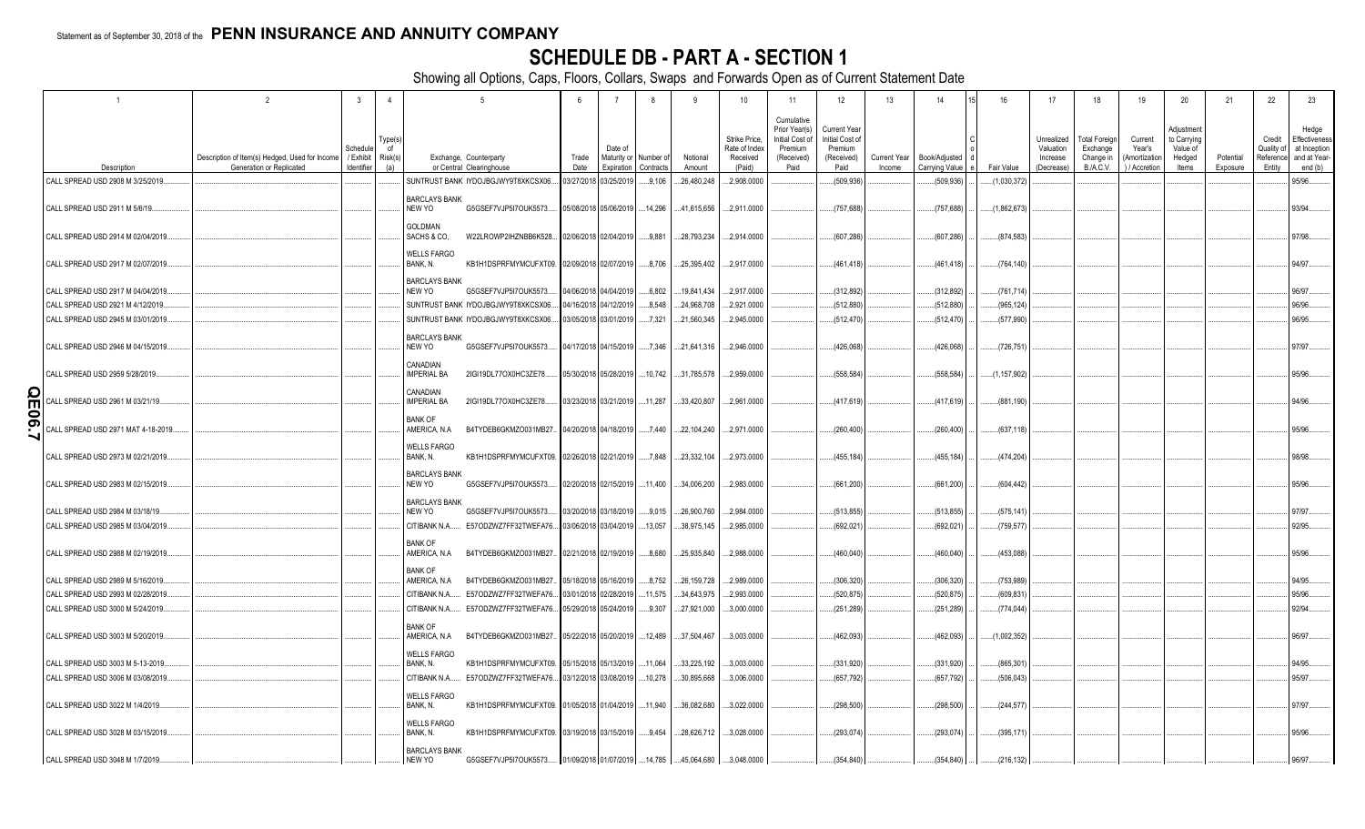Statement as of September 30, 2018 of the **PENN INSURANCE AND ANNUITY COMPANY**

# SCHEDULE DB - PART A - SECTION 1

Showing all Options, Caps, Floors, Collars, Swaps and Forwards Open as of Current Statement Date

| 1 | 2 | 3 | 4 | 5 | | 6 | 7 | 8 | 9 | 10 | 11 | 12 | 13 | 14 | 15 | 16 | 17 | 18 | 19 | 20 | 21 | 22 | 23 |
|---|---|---|---|---|---|---|---|---|---|---|---|---|---|---|---|---|---|---|---|---|---|---|---|
| Description | Description of Item(s) Hedged, Used for Income Generation or Replicated | Schedule / Exhibit Identifier | Type(s) of Risk(s) (a) | Exchange, Counterparty or Central Clearinghouse | | Trade Date | Date of Maturity or Expiration | Number of Contracts | Notional Amount | Strike Price, Rate of Index Received (Paid) | Cumulative Prior Year(s) Initial Cost of Premium (Received) Paid | Current Year Initial Cost of Premium (Received) Paid | Current Year Income | Book/Adjusted Carrying Value | Code | Fair Value | Unrealized Valuation Increase (Decrease) | Total Foreign Exchange Change in B./A.C.V. | Current Year's (Amortization) / Accretion | Adjustment to Carrying Value of Hedged Items | Potential Exposure | Credit Quality of Reference Entity | Hedge Effectiveness at Inception and at Year-end (b) |
| CALL SPREAD USD 2908 M 3/25/2019 | | | | SUNTRUST BANK | IYDOJBGJWY9T8XKCSX06 | 03/27/2018 | 03/25/2019 | 9,106 | 26,480,248 | 2,908.0000 | | (509,936) | | (509,936) | | (1,030,372) | | | | | | | 95/96 |
| CALL SPREAD USD 2911 M 5/6/19 | | | | BARCLAYS BANK NEW YO | G5GSEF7VJP5I7OUK5573 | 05/08/2018 | 05/06/2019 | 14,296 | 41,615,656 | 2,911.0000 | | (757,688) | | (757,688) | | (1,862,673) | | | | | | | 93/94 |
| CALL SPREAD USD 2914 M 02/04/2019 | | | | GOLDMAN SACHS & CO, | W22LROWP2IHZNBB6K528 | 02/06/2018 | 02/04/2019 | 9,881 | 28,793,234 | 2,914.0000 | | (607,286) | | (607,286) | | (874,583) | | | | | | | 97/98 |
| CALL SPREAD USD 2917 M 02/07/2019 | | | | WELLS FARGO BANK, N. | KB1H1DSPRFMYMCUFXT09 | 02/09/2018 | 02/07/2019 | 8,706 | 25,395,402 | 2,917.0000 | | (461,418) | | (461,418) | | (764,140) | | | | | | | 94/97 |
| CALL SPREAD USD 2917 M 04/04/2019 | | | | BARCLAYS BANK NEW YO | G5GSEF7VJP5I7OUK5573 | 04/06/2018 | 04/04/2019 | 6,802 | 19,841,434 | 2,917.0000 | | (312,892) | | (312,892) | | (761,714) | | | | | | | 96/97 |
| CALL SPREAD USD 2921 M 4/12/2019 | | | | SUNTRUST BANK | IYDOJBGJWY9T8XKCSX06 | 04/16/2018 | 04/12/2019 | 8,548 | 24,968,708 | 2,921.0000 | | (512,880) | | (512,880) | | (965,124) | | | | | | | 95/96 |
| CALL SPREAD USD 2945 M 03/01/2019 | | | | SUNTRUST BANK | IYDOJBGJWY9T8XKCSX06 | 03/05/2018 | 03/01/2019 | 7,321 | 21,560,345 | 2,945.0000 | | (512,470) | | (512,470) | | (577,990) | | | | | | | 96/95 |
| CALL SPREAD USD 2946 M 04/15/2019 | | | | BARCLAYS BANK NEW YO | G5GSEF7VJP5I7OUK5573 | 04/17/2018 | 04/15/2019 | 7,346 | 21,641,316 | 2,946.0000 | | (426,068) | | (426,068) | | (726,751) | | | | | | | 97/97 |
| CALL SPREAD USD 2959 5/28/2019 | | | | CANADIAN IMPERIAL BA | 2IGI19DL77OX0HC3ZE78 | 05/30/2018 | 05/28/2019 | 10,742 | 31,785,578 | 2,959.0000 | | (558,584) | | (558,584) | | (1,157,902) | | | | | | | 95/96 |
| CALL SPREAD USD 2961 M 03/21/19 | | | | CANADIAN IMPERIAL BA | 2IGI19DL77OX0HC3ZE78 | 03/23/2018 | 03/21/2019 | 11,287 | 33,420,807 | 2,961.0000 | | (417,619) | | (417,619) | | (881,190) | | | | | | | 94/96 |
| CALL SPREAD USD 2971 MAT 4-18-2019 | | | | BANK OF AMERICA, N.A | B4TYDEB6GKMZO031MB27 | 04/20/2018 | 04/18/2019 | 7,440 | 22,104,240 | 2,971.0000 | | (260,400) | | (260,400) | | (637,118) | | | | | | | 95/96 |
| CALL SPREAD USD 2973 M 02/21/2019 | | | | WELLS FARGO BANK, N. | KB1H1DSPRFMYMCUFXT09 | 02/26/2018 | 02/21/2019 | 7,848 | 23,332,104 | 2,973.0000 | | (455,184) | | (455,184) | | (474,204) | | | | | | | 98/98 |
| CALL SPREAD USD 2983 M 02/15/2019 | | | | BARCLAYS BANK NEW YO | G5GSEF7VJP5I7OUK5573 | 02/20/2018 | 02/15/2019 | 11,400 | 34,006,200 | 2,983.0000 | | (661,200) | | (661,200) | | (604,442) | | | | | | | 95/96 |
| CALL SPREAD USD 2984 M 03/18/19 | | | | BARCLAYS BANK NEW YO | G5GSEF7VJP5I7OUK5573 | 03/20/2018 | 03/18/2019 | 9,015 | 26,900,760 | 2,984.0000 | | (513,855) | | (513,855) | | (575,141) | | | | | | | 97/97 |
| CALL SPREAD USD 2985 M 03/04/2019 | | | | CITIBANK N.A. | E57ODZWZ7FF32TWEFA76 | 03/06/2018 | 03/04/2019 | 13,057 | 38,975,145 | 2,985.0000 | | (692,021) | | (692,021) | | (759,577) | | | | | | | 92/95 |
| CALL SPREAD USD 2988 M 02/19/2019 | | | | BANK OF AMERICA, N.A | B4TYDEB6GKMZO031MB27 | 02/21/2018 | 02/19/2019 | 8,680 | 25,935,840 | 2,988.0000 | | (460,040) | | (460,040) | | (453,088) | | | | | | | 95/96 |
| CALL SPREAD USD 2989 M 5/16/2019 | | | | BANK OF AMERICA, N.A | B4TYDEB6GKMZO031MB27 | 05/18/2018 | 05/16/2019 | 8,752 | 26,159,728 | 2,989.0000 | | (306,320) | | (306,320) | | (753,989) | | | | | | | 94/95 |
| CALL SPREAD USD 2993 M 02/28/2019 | | | | CITIBANK N.A. | E57ODZWZ7FF32TWEFA76 | 03/01/2018 | 02/28/2019 | 11,575 | 34,643,975 | 2,993.0000 | | (520,875) | | (520,875) | | (609,831) | | | | | | | 95/96 |
| CALL SPREAD USD 3000 M 5/24/2019 | | | | CITIBANK N.A. | E57ODZWZ7FF32TWEFA76 | 05/29/2018 | 05/24/2019 | 9,307 | 27,921,000 | 3,000.0000 | | (251,289) | | (251,289) | | (774,044) | | | | | | | 92/94 |
| CALL SPREAD USD 3003 M 5/20/2019 | | | | BANK OF AMERICA, N.A | B4TYDEB6GKMZO031MB27 | 05/22/2018 | 05/20/2019 | 12,489 | 37,504,467 | 3,003.0000 | | (462,093) | | (462,093) | | (1,002,352) | | | | | | | 96/97 |
| CALL SPREAD USD 3003 M 5-13-2019 | | | | WELLS FARGO BANK, N. | KB1H1DSPRFMYMCUFXT09 | 05/15/2018 | 05/13/2019 | 11,064 | 33,225,192 | 3,003.0000 | | (331,920) | | (331,920) | | (865,301) | | | | | | | 94/95 |
| CALL SPREAD USD 3006 M 03/08/2019 | | | | CITIBANK N.A. | E57ODZWZ7FF32TWEFA76 | 03/12/2018 | 03/08/2019 | 10,278 | 30,895,668 | 3,006.0000 | | (657,792) | | (657,792) | | (506,043) | | | | | | | 95/97 |
| CALL SPREAD USD 3022 M 1/4/2019 | | | | WELLS FARGO BANK, N. | KB1H1DSPRFMYMCUFXT09 | 01/05/2018 | 01/04/2019 | 11,940 | 36,082,680 | 3,022.0000 | | (298,500) | | (298,500) | | (244,577) | | | | | | | 97/97 |
| CALL SPREAD USD 3028 M 03/15/2019 | | | | WELLS FARGO BANK, N. | KB1H1DSPRFMYMCUFXT09 | 03/19/2018 | 03/15/2019 | 9,454 | 28,626,712 | 3,028.0000 | | (293,074) | | (293,074) | | (395,171) | | | | | | | 95/96 |
| CALL SPREAD USD 3048 M 1/7/2019 | | | | BARCLAYS BANK NEW YO | G5GSEF7VJP5I7OUK5573 | 01/09/2018 | 01/07/2019 | 14,785 | 45,064,680 | 3,048.0000 | | (354,840) | | (354,840) | | (216,132) | | | | | | | 96/97 |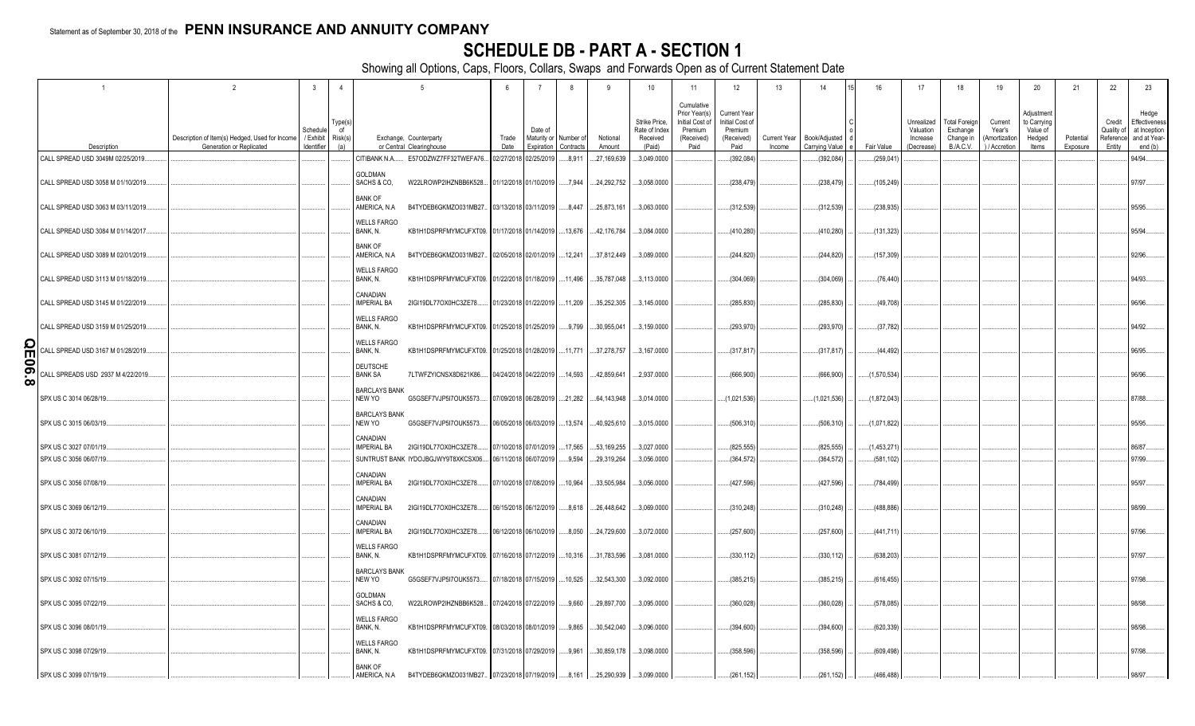Statement as of September 30, 2018 of the **PENN INSURANCE AND ANNUITY COMPANY**

# SCHEDULE DB - PART A - SECTION 1

Showing all Options, Caps, Floors, Collars, Swaps and Forwards Open as of Current Statement Date

| 1 Description | 2 Description of Item(s) Hedged, Used for Income Generation or Replicated | 3 Schedule / Exhibit Identifier | 4 Type(s) of Risk(s) (a) | 5 Exchange, Counterparty or Central Clearinghouse | | 6 Trade Date | 7 Date of Maturity or Expiration | 8 Number of Contracts | 9 Notional Amount | 10 Strike Price, Rate of Index Received (Paid) | 11 Cumulative Prior Year(s) Initial Cost of Premium (Received) Paid | 12 Current Year Initial Cost of Premium (Received) Paid | 13 Current Year Income | 14 Book/Adjusted Carrying Value | 15 Code | 16 Fair Value | 17 Unrealized Valuation Increase (Decrease) | 18 Total Foreign Exchange Change in B./A.C.V. | 19 Current Year's (Amortization) / Accretion | 20 Adjustment to Carrying Value of Hedged Items | 21 Potential Exposure | 22 Credit Quality of Reference Entity | 23 Hedge Effectiveness at Inception and at Year-end (b) |
|---|---|---|---|---|---|---|---|---|---|---|---|---|---|---|---|---|---|---|---|---|---|---|---|
| CALL SPREAD USD 3049M 02/25/2019 | | | | CITIBANK N.A. | E57ODZWZ7FF32TWEFA76 | 02/27/2018 | 02/25/2019 | 8,911 | 27,169,639 | 3,049.0000 | | (392,084) | | (392,084) | | (259,041) | | | | | | | 94/94 |
| CALL SPREAD USD 3058 M 01/10/2019 | | | | GOLDMAN SACHS & CO, | W22LROWP2IHZNBB6K528 | 01/12/2018 | 01/10/2019 | 7,944 | 24,292,752 | 3,058.0000 | | (238,479) | | (238,479) | | (105,249) | | | | | | | 97/97 |
| CALL SPREAD USD 3063 M 03/11/2019 | | | | BANK OF AMERICA, N.A | B4TYDEB6GKMZO031MB27 | 03/13/2018 | 03/11/2019 | 8,447 | 25,873,161 | 3,063.0000 | | (312,539) | | (312,539) | | (238,935) | | | | | | | 95/95 |
| CALL SPREAD USD 3084 M 01/14/2017 | | | | WELLS FARGO BANK, N. | KB1H1DSPRFMYMCUFXT09 | 01/17/2018 | 01/14/2019 | 13,676 | 42,176,784 | 3,084.0000 | | (410,280) | | (410,280) | | (131,323) | | | | | | | 95/94 |
| CALL SPREAD USD 3089 M 02/01/2019 | | | | BANK OF AMERICA, N.A | B4TYDEB6GKMZO031MB27 | 02/05/2018 | 02/01/2019 | 12,241 | 37,812,449 | 3,089.0000 | | (244,820) | | (244,820) | | (157,309) | | | | | | | 92/96 |
| CALL SPREAD USD 3113 M 01/18/2019 | | | | WELLS FARGO BANK, N. | KB1H1DSPRFMYMCUFXT09 | 01/22/2018 | 01/18/2019 | 11,496 | 35,787,048 | 3,113.0000 | | (304,069) | | (304,069) | | (76,440) | | | | | | | 94/93 |
| CALL SPREAD USD 3145 M 01/22/2019 | | | | CANADIAN IMPERIAL BA | 2IGI19DL77OX0HC3ZE78 | 01/23/2018 | 01/22/2019 | 11,209 | 35,252,305 | 3,145.0000 | | (285,830) | | (285,830) | | (49,708) | | | | | | | 96/96 |
| CALL SPREAD USD 3159 M 01/25/2019 | | | | WELLS FARGO BANK, N. | KB1H1DSPRFMYMCUFXT09 | 01/25/2018 | 01/25/2019 | 9,799 | 30,955,041 | 3,159.0000 | | (293,970) | | (293,970) | | (37,782) | | | | | | | 94/92 |
| CALL SPREAD USD 3167 M 01/28/2019 | | | | WELLS FARGO BANK, N. | KB1H1DSPRFMYMCUFXT09 | 01/25/2018 | 01/28/2019 | 11,771 | 37,278,757 | 3,167.0000 | | (317,817) | | (317,817) | | (44,492) | | | | | | | 96/95 |
| CALL SPREADS USD 2937 M 4/22/2019 | | | | DEUTSCHE BANK SA | 7LTWFZYICNSX8D621K86 | 04/24/2018 | 04/22/2019 | 14,593 | 42,859,641 | 2,937.0000 | | (666,900) | | (666,900) | | (1,570,534) | | | | | | | 96/96 |
| SPX US C 3014 06/28/19 | | | | BARCLAYS BANK NEW YO | G5GSEF7VJP5I7OUK5573 | 07/09/2018 | 06/28/2019 | 21,282 | 64,143,948 | 3,014.0000 | | (1,021,536) | | (1,021,536) | | (1,872,043) | | | | | | | 87/88 |
| SPX US C 3015 06/03/19 | | | | BARCLAYS BANK NEW YO | G5GSEF7VJP5I7OUK5573 | 06/05/2018 | 06/03/2019 | 13,574 | 40,925,610 | 3,015.0000 | | (506,310) | | (506,310) | | (1,071,822) | | | | | | | 95/95 |
| SPX US C 3027 07/01/19 | | | | CANADIAN IMPERIAL BA | 2IGI19DL77OX0HC3ZE78 | 07/10/2018 | 07/01/2019 | 17,565 | 53,169,255 | 3,027.0000 | | (825,555) | | (825,555) | | (1,453,271) | | | | | | | 86/87 |
| SPX US C 3056 06/07/19 | | | | SUNTRUST BANK | IYDOJBGJWY9T8XKCSX06 | 06/11/2018 | 06/07/2019 | 9,594 | 29,319,264 | 3,056.0000 | | (364,572) | | (364,572) | | (581,102) | | | | | | | 97/99 |
| SPX US C 3056 07/08/19 | | | | CANADIAN IMPERIAL BA | 2IGI19DL77OX0HC3ZE78 | 07/10/2018 | 07/08/2019 | 10,964 | 33,505,984 | 3,056.0000 | | (427,596) | | (427,596) | | (784,499) | | | | | | | 95/97 |
| SPX US C 3069 06/12/19 | | | | CANADIAN IMPERIAL BA | 2IGI19DL77OX0HC3ZE78 | 06/15/2018 | 06/12/2019 | 8,618 | 26,448,642 | 3,069.0000 | | (310,248) | | (310,248) | | (488,886) | | | | | | | 98/99 |
| SPX US C 3072 06/10/19 | | | | CANADIAN IMPERIAL BA | 2IGI19DL77OX0HC3ZE78 | 06/12/2018 | 06/10/2019 | 8,050 | 24,729,600 | 3,072.0000 | | (257,600) | | (257,600) | | (441,711) | | | | | | | 97/96 |
| SPX US C 3081 07/12/19 | | | | WELLS FARGO BANK, N. | KB1H1DSPRFMYMCUFXT09 | 07/16/2018 | 07/12/2019 | 10,316 | 31,783,596 | 3,081.0000 | | (330,112) | | (330,112) | | (638,203) | | | | | | | 97/97 |
| SPX US C 3092 07/15/19 | | | | BARCLAYS BANK NEW YO | G5GSEF7VJP5I7OUK5573 | 07/18/2018 | 07/15/2019 | 10,525 | 32,543,300 | 3,092.0000 | | (385,215) | | (385,215) | | (616,455) | | | | | | | 97/98 |
| SPX US C 3095 07/22/19 | | | | GOLDMAN SACHS & CO, | W22LROWP2IHZNBB6K528 | 07/24/2018 | 07/22/2019 | 9,660 | 29,897,700 | 3,095.0000 | | (360,028) | | (360,028) | | (578,085) | | | | | | | 98/98 |
| SPX US C 3096 08/01/19 | | | | WELLS FARGO BANK, N. | KB1H1DSPRFMYMCUFXT09 | 08/03/2018 | 08/01/2019 | 9,865 | 30,542,040 | 3,096.0000 | | (394,600) | | (394,600) | | (620,339) | | | | | | | 98/98 |
| SPX US C 3098 07/29/19 | | | | WELLS FARGO BANK, N. | KB1H1DSPRFMYMCUFXT09 | 07/31/2018 | 07/29/2019 | 9,961 | 30,859,178 | 3,098.0000 | | (358,596) | | (358,596) | | (609,498) | | | | | | | 97/98 |
| SPX US C 3099 07/19/19 | | | | BANK OF AMERICA, N.A | B4TYDEB6GKMZO031MB27 | 07/23/2018 | 07/19/2019 | 8,161 | 25,290,939 | 3,099.0000 | | (261,152) | | (261,152) | | (466,488) | | | | | | | 98/97 |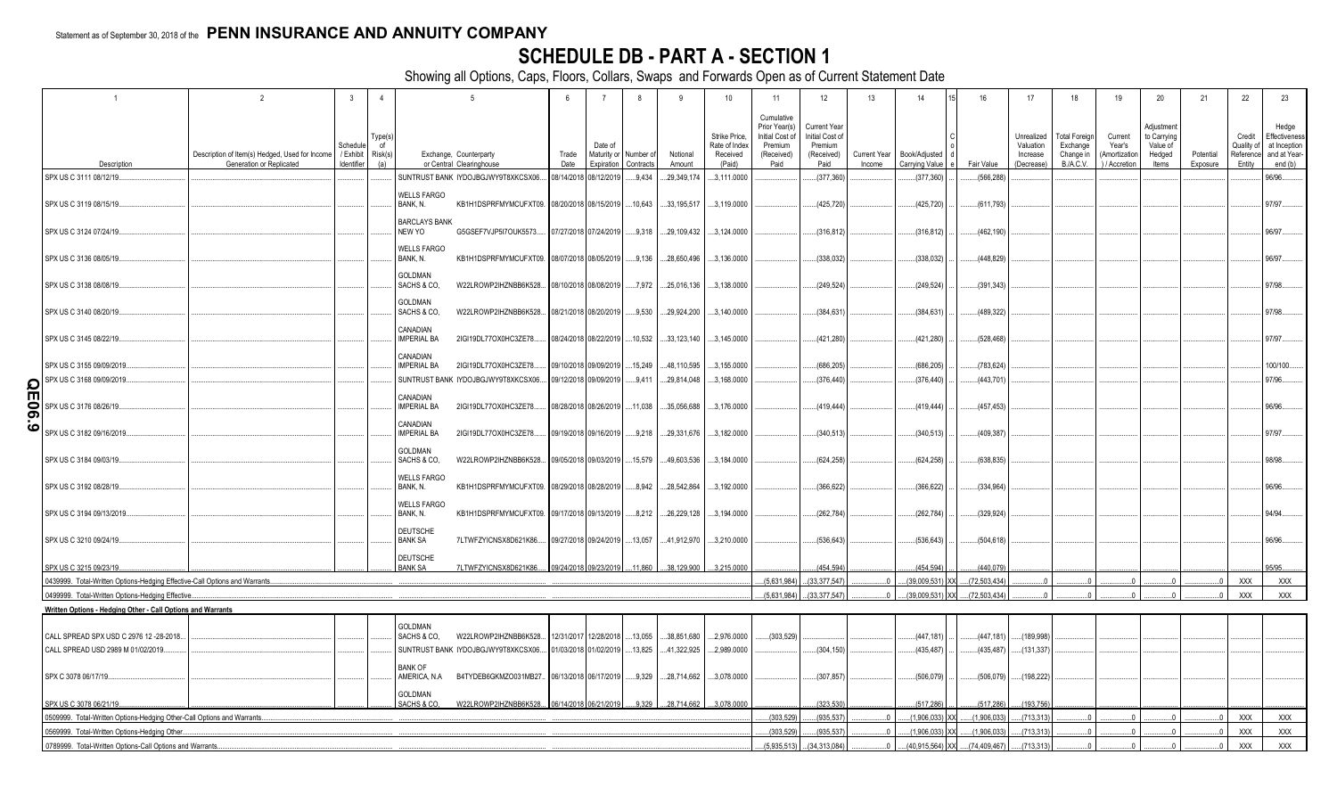Statement as of September 30, 2018 of the **PENN INSURANCE AND ANNUITY COMPANY**

# SCHEDULE DB - PART A - SECTION 1

Showing all Options, Caps, Floors, Collars, Swaps and Forwards Open as of Current Statement Date

| 1 | 2 | 3 | 4 | 5 | | 6 | 7 | 8 | 9 | 10 | 11 | 12 | 13 | 14 | 15 | 16 | 17 | 18 | 19 | 20 | 21 | 22 | 23 |
|---|---|---|---|---|---|---|---|---|---|---|---|---|---|---|---|---|---|---|---|---|---|---|---|
| Description | Description of Item(s) Hedged, Used for Income Generation or Replicated | Schedule / Exhibit Identifier | Type(s) of Risk(s) (a) | Exchange, Counterparty or Central Clearinghouse | | Trade Date | Date of Maturity or Expiration | Number of Contracts | Notional Amount | Strike Price, Rate of Index Received (Paid) | Cumulative Prior Year(s) Initial Cost of Premium (Received) Paid | Current Year Initial Cost of Premium (Received) Paid | Current Year Income | Book/Adjusted Carrying Value | Code | Fair Value | Unrealized Valuation Increase (Decrease) | Total Foreign Exchange Change in B./A.C.V. | Current Year's (Amortization) / Accretion | Adjustment to Carrying Value of Hedged Items | Potential Exposure | Credit Quality of Reference Entity | Hedge Effectiveness at Inception and at Year-end (b) |
| SPX US C 3111 08/12/19 | | | | SUNTRUST BANK | IYDOJBGJWY9T8XKCSX06 | 08/14/2018 | 08/12/2019 | 9,434 | 29,349,174 | 3,111.0000 | | (377,360) | | (377,360) | | (566,288) | | | | | | | 96/96 |
| SPX US C 3119 08/15/19 | | | | WELLS FARGO BANK, N. | KB1H1DSPRFMYMCUFXT09 | 08/20/2018 | 08/15/2019 | 10,643 | 33,195,517 | 3,119.0000 | | (425,720) | | (425,720) | | (611,793) | | | | | | | 97/97 |
| SPX US C 3124 07/24/19 | | | | BARCLAYS BANK NEW YO | G5GSEF7VJP5I7OUK5573 | 07/27/2018 | 07/24/2019 | 9,318 | 29,109,432 | 3,124.0000 | | (316,812) | | (316,812) | | (462,190) | | | | | | | 96/97 |
| SPX US C 3136 08/05/19 | | | | WELLS FARGO BANK, N. | KB1H1DSPRFMYMCUFXT09 | 08/07/2018 | 08/05/2019 | 9,136 | 28,650,496 | 3,136.0000 | | (338,032) | | (338,032) | | (448,829) | | | | | | | 96/97 |
| SPX US C 3138 08/08/19 | | | | GOLDMAN SACHS & CO, | W22LROWP2IHZNBB6K528 | 08/10/2018 | 08/08/2019 | 7,972 | 25,016,136 | 3,138.0000 | | (249,524) | | (249,524) | | (391,343) | | | | | | | 97/98 |
| SPX US C 3140 08/20/19 | | | | GOLDMAN SACHS & CO, | W22LROWP2IHZNBB6K528 | 08/21/2018 | 08/20/2019 | 9,530 | 29,924,200 | 3,140.0000 | | (384,631) | | (384,631) | | (489,322) | | | | | | | 97/98 |
| SPX US C 3145 08/22/19 | | | | CANADIAN IMPERIAL BA | 2IGI19DL77OX0HC3ZE78 | 08/24/2018 | 08/22/2019 | 10,532 | 33,123,140 | 3,145.0000 | | (421,280) | | (421,280) | | (528,468) | | | | | | | 97/97 |
| SPX US C 3155 09/09/2019 | | | | CANADIAN IMPERIAL BA | 2IGI19DL77OX0HC3ZE78 | 09/10/2018 | 09/09/2019 | 15,249 | 48,110,595 | 3,155.0000 | | (686,205) | | (686,205) | | (783,624) | | | | | | | 100/100 |
| SPX US C 3168 09/09/2019 | | | | SUNTRUST BANK | IYDOJBGJWY9T8XKCSX06 | 09/12/2018 | 09/09/2019 | 9,411 | 29,814,048 | 3,168.0000 | | (376,440) | | (376,440) | | (443,701) | | | | | | | 97/96 |
| SPX US C 3176 08/26/19 | | | | CANADIAN IMPERIAL BA | 2IGI19DL77OX0HC3ZE78 | 08/28/2018 | 08/26/2019 | 11,038 | 35,056,688 | 3,176.0000 | | (419,444) | | (419,444) | | (457,453) | | | | | | | 96/96 |
| SPX US C 3182 09/16/2019 | | | | CANADIAN IMPERIAL BA | 2IGI19DL77OX0HC3ZE78 | 09/19/2018 | 09/16/2019 | 9,218 | 29,331,676 | 3,182.0000 | | (340,513) | | (340,513) | | (409,387) | | | | | | | 97/97 |
| SPX US C 3184 09/03/19 | | | | GOLDMAN SACHS & CO, | W22LROWP2IHZNBB6K528 | 09/05/2018 | 09/03/2019 | 15,579 | 49,603,536 | 3,184.0000 | | (624,258) | | (624,258) | | (638,835) | | | | | | | 98/98 |
| SPX US C 3192 08/28/19 | | | | WELLS FARGO BANK, N. | KB1H1DSPRFMYMCUFXT09 | 08/29/2018 | 08/28/2019 | 8,942 | 28,542,864 | 3,192.0000 | | (366,622) | | (366,622) | | (334,964) | | | | | | | 96/96 |
| SPX US C 3194 09/13/2019 | | | | WELLS FARGO BANK, N. | KB1H1DSPRFMYMCUFXT09 | 09/17/2018 | 09/13/2019 | 8,212 | 26,229,128 | 3,194.0000 | | (262,784) | | (262,784) | | (329,924) | | | | | | | 94/94 |
| SPX US C 3210 09/24/19 | | | | DEUTSCHE BANK SA | 7LTWFZYICNSX8D621K86 | 09/27/2018 | 09/24/2019 | 13,057 | 41,912,970 | 3,210.0000 | | (536,643) | | (536,643) | | (504,618) | | | | | | | 96/96 |
| SPX US C 3215 09/23/19 | | | | DEUTSCHE BANK SA | 7LTWFZYICNSX8D621K86 | 09/24/2018 | 09/23/2019 | 11,860 | 38,129,900 | 3,215.0000 | | (454,594) | | (454,594) | | (440,079) | | | | | | | 95/95 |
| 0439999. Total-Written Options-Hedging Effective-Call Options and Warrants | | | | | | | | | | | (5,631,984) | (33,377,547) | 0 | (39,009,531) | XX | (72,503,434) | 0 | 0 | 0 | 0 | 0 | XXX | XXX |
| 0499999. Total-Written Options-Hedging Effective | | | | | | | | | | | (5,631,984) | (33,377,547) | 0 | (39,009,531) | XX | (72,503,434) | 0 | 0 | 0 | 0 | 0 | XXX | XXX |
| **Written Options - Hedging Other - Call Options and Warrants** | | | | | | | | | | | | | | | | | | | | | | | |
| CALL SPREAD SPX USD C 2976 12 -28-2018 | | | | GOLDMAN SACHS & CO, | W22LROWP2IHZNBB6K528 | 12/31/2017 | 12/28/2018 | 13,055 | 38,851,680 | 2,976.0000 | (303,529) | | | (447,181) | | (447,181) | (189,998) | | | | | | |
| CALL SPREAD USD 2989 M 01/02/2019 | | | | SUNTRUST BANK | IYDOJBGJWY9T8XKCSX06 | 01/03/2018 | 01/02/2019 | 13,825 | 41,322,925 | 2,989.0000 | | (304,150) | | (435,487) | | (435,487) | (131,337) | | | | | | |
| SPX C 3078 06/17/19 | | | | BANK OF AMERICA, N.A | B4TYDEB6GKMZO031MB27 | 06/13/2018 | 06/17/2019 | 9,329 | 28,714,662 | 3,078.0000 | | (307,857) | | (506,079) | | (506,079) | (198,222) | | | | | | |
| SPX US C 3078 06/21/19 | | | | GOLDMAN SACHS & CO, | W22LROWP2IHZNBB6K528 | 06/14/2018 | 06/21/2019 | 9,329 | 28,714,662 | 3,078.0000 | | (323,530) | | (517,286) | | (517,286) | (193,756) | | | | | | |
| 0509999. Total-Written Options-Hedging Other-Call Options and Warrants | | | | | | | | | | | (303,529) | (935,537) | 0 | (1,906,033) | XX | (1,906,033) | (713,313) | 0 | 0 | 0 | 0 | XXX | XXX |
| 0569999. Total-Written Options-Hedging Other | | | | | | | | | | | (303,529) | (935,537) | 0 | (1,906,033) | XX | (1,906,033) | (713,313) | 0 | 0 | 0 | 0 | XXX | XXX |
| 0789999. Total-Written Options-Call Options and Warrants | | | | | | | | | | | (5,935,513) | (34,313,084) | 0 | (40,915,564) | XX | (74,409,467) | (713,313) | 0 | 0 | 0 | 0 | XXX | XXX |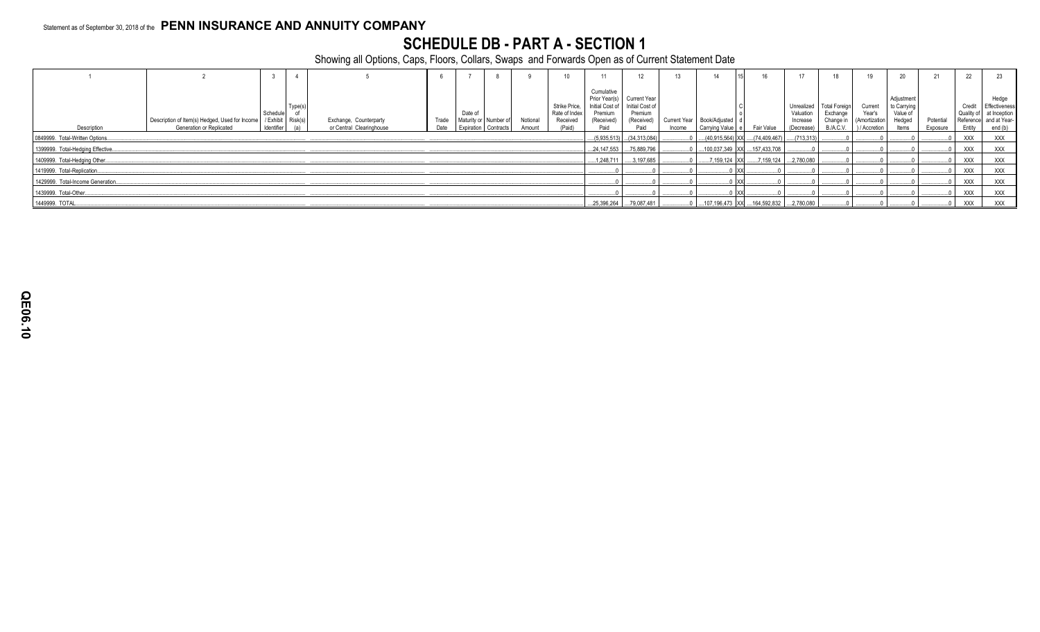Statement as of September 30, 2018 of the **PENN INSURANCE AND ANNUITY COMPANY**

# SCHEDULE DB - PART A - SECTION 1

Showing all Options, Caps, Floors, Collars, Swaps and Forwards Open as of Current Statement Date

| 1 | 2 | 3 | 4 | 5 | 6 | 7 | 8 | 9 | 10 | 11 | 12 | 13 | 14 | 15 | 16 | 17 | 18 | 19 | 20 | 21 | 22 | 23 |
|---|---|---|---|---|---|---|---|---|---|---|---|---|---|---|---|---|---|---|---|---|---|---|
| Description | Description of Item(s) Hedged, Used for Income Generation or Replicated | Schedule / Exhibit Identifier | Type(s) of Risk(s) (a) | Exchange, Counterparty or Central Clearinghouse | Trade Date | Date of Maturity or Expiration | Number of Contracts | Notional Amount | Strike Price, Rate of Index Received (Paid) | Cumulative Prior Year(s) Initial Cost of Premium (Received) Paid | Current Year Initial Cost of Premium (Received) Paid | Current Year Income | Book/Adjusted Carrying Value | Code | Fair Value | Unrealized Valuation Increase (Decrease) | Total Foreign Exchange Change in B./A.C.V. | Current Year's (Amortization) / Accretion | Adjustment to Carrying Value of Hedged Items | Potential Exposure | Credit Quality of Reference Entity | Hedge Effectiveness at Inception and at Year-end (b) |
| 0849999. Total-Written Options | | | | | | | | | | (5,935,513) | (34,313,084) | 0 | (40,915,564) | XX | (74,409,467) | (713,313) | 0 | 0 | 0 | 0 | XXX | XXX |
| 1399999. Total-Hedging Effective | | | | | | | | | | 24,147,553 | 75,889,796 | 0 | 100,037,349 | XX | 157,433,708 | 0 | 0 | 0 | 0 | 0 | XXX | XXX |
| 1409999. Total-Hedging Other | | | | | | | | | | 1,248,711 | 3,197,685 | 0 | 7,159,124 | XX | 7,159,124 | 2,780,080 | 0 | 0 | 0 | 0 | XXX | XXX |
| 1419999. Total-Replication | | | | | | | | | | 0 | 0 | 0 | 0 | XX | 0 | 0 | 0 | 0 | 0 | 0 | XXX | XXX |
| 1429999. Total-Income Generation | | | | | | | | | | 0 | 0 | 0 | 0 | XX | 0 | 0 | 0 | 0 | 0 | 0 | XXX | XXX |
| 1439999. Total-Other | | | | | | | | | | 0 | 0 | 0 | 0 | XX | 0 | 0 | 0 | 0 | 0 | 0 | XXX | XXX |
| 1449999. TOTAL | | | | | | | | | | 25,396,264 | 79,087,481 | 0 | 107,196,473 | XX | 164,592,832 | 2,780,080 | 0 | 0 | 0 | 0 | XXX | XXX |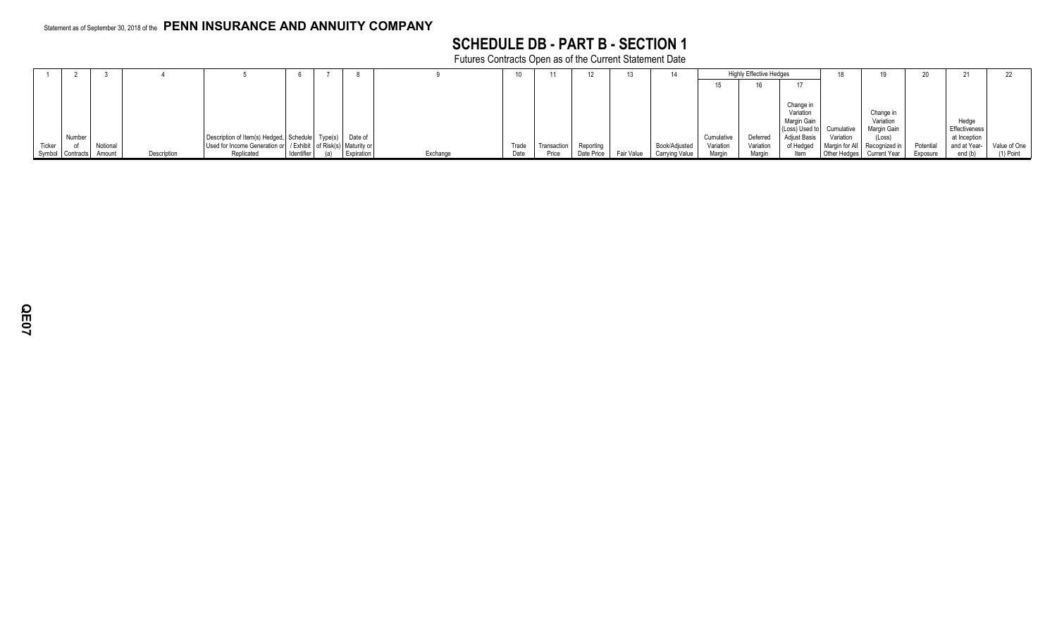Statement as of September 30, 2018 of the **PENN INSURANCE AND ANNUITY COMPANY**

# SCHEDULE DB - PART B - SECTION 1

Futures Contracts Open as of the Current Statement Date

| 1 | 2 | 3 | 4 | 5 | 6 | 7 | 8 | 9 | 10 | 11 | 12 | 13 | 14 | Highly Effective Hedges | | | 18 | 19 | 20 | 21 | 22 |
|---|---|---|---|---|---|---|---|---|---|---|---|---|---|---|---|---|---|---|---|---|---|
| | | | | | | | | | | | | | | 15 | 16 | 17 | | | | | |
| Ticker Symbol | Number of Contracts | Notional Amount | Description | Description of Item(s) Hedged, Used for Income Generation or Replicated | Schedule / Exhibit Identifier | Type(s) of Risk(s) (a) | Date of Maturity or Expiration | Exchange | Trade Date | Transaction Price | Reporting Date Price | Fair Value | Book/Adjusted Carrying Value | Cumulative Variation Margin | Deferred Variation Margin | Change in Variation Margin Gain (Loss) Used to Adjust Basis of Hedged Item | Cumulative Variation Margin for All Other Hedges | Change in Variation Margin Gain (Loss) Recognized in Current Year | Potential Exposure | Hedge Effectiveness at Inception and at Year-end (b) | Value of One (1) Point |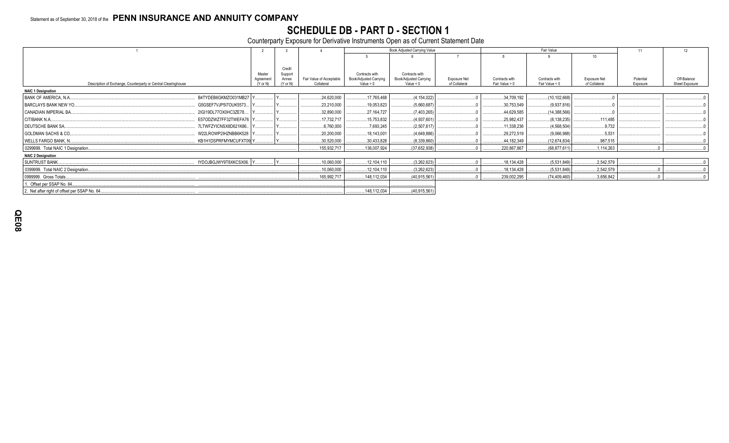Statement as of September 30, 2018 of the **PENN INSURANCE AND ANNUITY COMPANY**

# SCHEDULE DB - PART D - SECTION 1

Counterparty Exposure for Derivative Instruments Open as of Current Statement Date

| 1 | | 2 | 3 | 4 | Book Adjusted Carrying Value | | | Fair Value | | | 11 | 12 |
|---|---|---|---|---|---|---|---|---|---|---|---|---|
| | | | | | 5 | 6 | 7 | 8 | 9 | 10 | | |
| Description of Exchange, Counterparty or Central Clearinghouse | | Master Agreement (Y or N) | Credit Support Annex (Y or N) | Fair Value of Acceptable Collateral | Contracts with Book/Adjusted Carrying Value > 0 | Contracts with Book/Adjusted Carrying Value < 0 | Exposure Net of Collateral | Contracts with Fair Value > 0 | Contracts with Fair Value < 0 | Exposure Net of Collateral | Potential Exposure | Off-Balance Sheet Exposure |
| **NAIC 1 Designation** | | | | | | | | | | | | |
| BANK OF AMERICA, N.A. | B4TYDEB6GKMZO031MB27 | Y | Y | 24,620,000 | 17,765,468 | (4,154,022) | 0 | 34,709,192 | (10,102,668) | 0 | | 0 |
| BARCLAYS BANK NEW YO | G5GSEF7VJP5I7OUK5573 | Y | Y | 23,210,000 | 19,053,823 | (5,660,687) | 0 | 30,753,549 | (9,937,816) | 0 | | 0 |
| CANADIAN IMPERIAL BA | 2IGI19DL77OX0HC3ZE78 | Y | Y | 32,890,000 | 27,164,727 | (7,403,265) | 0 | 44,629,585 | (14,388,566) | 0 | | 0 |
| CITIBANK N.A. | E57ODZWZ7FF32TWEFA76 | Y | Y | 17,732,717 | 15,753,832 | (4,937,601) | 0 | 25,982,437 | (8,138,235) | 111,485 | | 0 |
| DEUTSCHE BANK SA | 7LTWFZYICNSX8D621K86 | Y | Y | 6,760,000 | 7,693,245 | (2,507,617) | 0 | 11,338,236 | (4,568,504) | 9,732 | | 0 |
| GOLDMAN SACHS & CO | W22LROWP2IHZNBB6K528 | Y | Y | 20,200,000 | 18,143,001 | (4,649,886) | 0 | 29,272,519 | (9,066,988) | 5,531 | | 0 |
| WELLS FARGO BANK, N. | KB1H1DSPRFMYMCUFXT09 | Y | Y | 30,520,000 | 30,433,828 | (8,339,860) | 0 | 44,182,349 | (12,674,834) | 987,515 | | 0 |
| 0299999. Total NAIC 1 Designation | | | | 155,932,717 | 136,007,924 | (37,652,938) | 0 | 220,867,867 | (68,877,611) | 1,114,263 | 0 | 0 |
| **NAIC 2 Designation** | | | | | | | | | | | | |
| SUNTRUST BANK | IYDOJBGJWY9T8XKCSX06 | Y | Y | 10,060,000 | 12,104,110 | (3,262,623) | 0 | 18,134,428 | (5,531,849) | 2,542,579 | | 0 |
| 0399999. Total NAIC 2 Designation | | | | 10,060,000 | 12,104,110 | (3,262,623) | 0 | 18,134,428 | (5,531,849) | 2,542,579 | 0 | 0 |
| 0999999. Gross Totals | | | | 165,992,717 | 148,112,034 | (40,915,561) | 0 | 239,002,295 | (74,409,460) | 3,656,842 | 0 | 0 |
| 1. Offset per SSAP No. 64 | | | | | | | | | | | | |
| 2. Net after right of offset per SSAP No. 64 | | | | | 148,112,034 | (40,915,561) | | | | | | |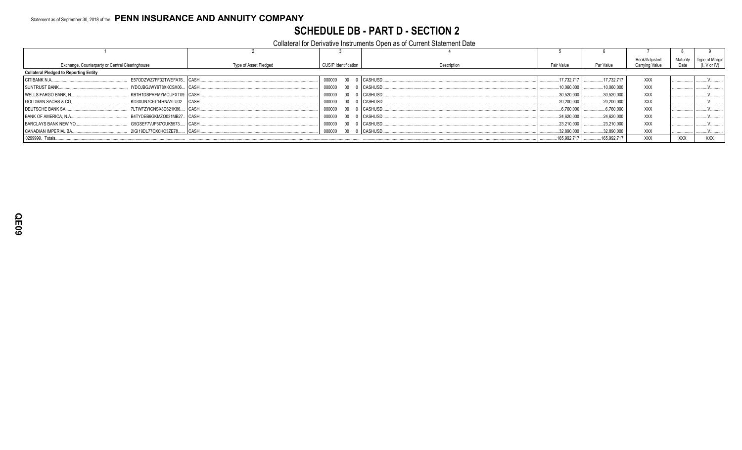Statement as of September 30, 2018 of the **PENN INSURANCE AND ANNUITY COMPANY**

# SCHEDULE DB - PART D - SECTION 2

Collateral for Derivative Instruments Open as of Current Statement Date

| 1 | | 2 | 3 | 4 | 5 | 6 | 7 | 8 | 9 |
|---|---|---|---|---|---|---|---|---|---|
| Exchange, Counterparty or Central Clearinghouse | | Type of Asset Pledged | CUSIP Identification | Description | Fair Value | Par Value | Book/Adjusted Carrying Value | Maturity Date | Type of Margin (I, V or IV) |
| **Collateral Pledged to Reporting Entity** | | | | | | | | | |
| CITIBANK N.A. | E57ODZWZ7FF32TWEFA76 | CASH | 000000 00 0 | CASHUSD | 17,732,717 | 17,732,717 | XXX | | V |
| SUNTRUST BANK | IYDOJBGJWY9T8XKCSX06 | CASH | 000000 00 0 | CASHUSD | 10,060,000 | 10,060,000 | XXX | | V |
| WELLS FARGO BANK, N. | KB1H1DSPRFMYMCUFXT09 | CASH | 000000 00 0 | CASHUSD | 30,520,000 | 30,520,000 | XXX | | V |
| GOLDMAN SACHS & CO. | KD3XUN7C6T14HNAYLU02 | CASH | 000000 00 0 | CASHUSD | 20,200,000 | 20,200,000 | XXX | | V |
| DEUTSCHE BANK SA | 7LTWFZYICNSX8D621K86 | CASH | 000000 00 0 | CASHUSD | 6,760,000 | 6,760,000 | XXX | | V |
| BANK OF AMERICA, N.A. | B4TYDEB6GKMZO031MB27 | CASH | 000000 00 0 | CASHUSD | 24,620,000 | 24,620,000 | XXX | | V |
| BARCLAYS BANK NEW YO | G5GSEF7VJP5I7OUK5573 | CASH | 000000 00 0 | CASHUSD | 23,210,000 | 23,210,000 | XXX | | V |
| CANADIAN IMPERIAL BA | 2IGI19DL77OX0HC3ZE78 | CASH | 000000 00 0 | CASHUSD | 32,890,000 | 32,890,000 | XXX | | V |
| 0299999. Totals | | | | | 165,992,717 | 165,992,717 | XXX | XXX | XXX |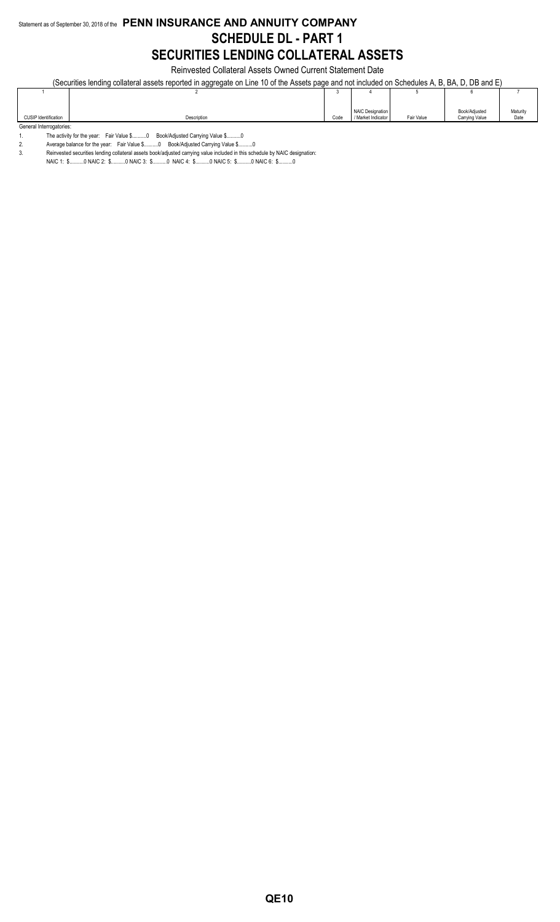Statement as of September 30, 2018 of the **PENN INSURANCE AND ANNUITY COMPANY**

# SCHEDULE DL - PART 1

# SECURITIES LENDING COLLATERAL ASSETS

Reinvested Collateral Assets Owned Current Statement Date

(Securities lending collateral assets reported in aggregate on Line 10 of the Assets page and not included on Schedules A, B, BA, D, DB and E)

| 1 | 2 | 3 | 4 | 5 | 6 | 7 |
|---|---|---|---|---|---|---|
| CUSIP Identification | Description | Code | NAIC Designation / Market Indicator | Fair Value | Book/Adjusted Carrying Value | Maturity Date |

General Interrogatories:

1. The activity for the year: Fair Value $..........0 Book/Adjusted Carrying Value $..........0
2. Average balance for the year: Fair Value $..........0 Book/Adjusted Carrying Value $..........0
3. Reinvested securities lending collateral assets book/adjusted carrying value included in this schedule by NAIC designation:

   NAIC 1: $..........0 NAIC 2: $..........0 NAIC 3: $..........0 NAIC 4: $..........0 NAIC 5: $..........0 NAIC 6: $..........0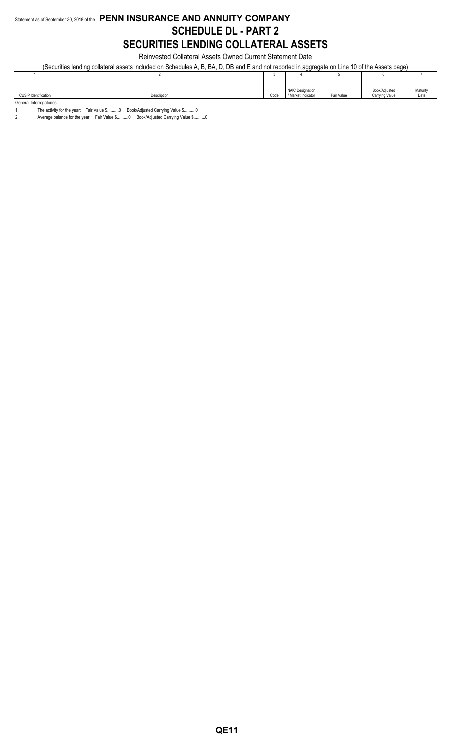Statement as of September 30, 2018 of the **PENN INSURANCE AND ANNUITY COMPANY**

# SCHEDULE DL - PART 2

# SECURITIES LENDING COLLATERAL ASSETS

Reinvested Collateral Assets Owned Current Statement Date

(Securities lending collateral assets included on Schedules A, B, BA, D, DB and E and not reported in aggregate on Line 10 of the Assets page)

| 1 | 2 | 3 | 4 | 5 | 6 | 7 |
|---|---|---|---|---|---|---|
| CUSIP Identification | Description | Code | NAIC Designation / Market Indicator | Fair Value | Book/Adjusted Carrying Value | Maturity Date |

General Interrogatories:

1. The activity for the year: Fair Value $..........0 Book/Adjusted Carrying Value $..........0
2. Average balance for the year: Fair Value $..........0 Book/Adjusted Carrying Value $..........0

QE11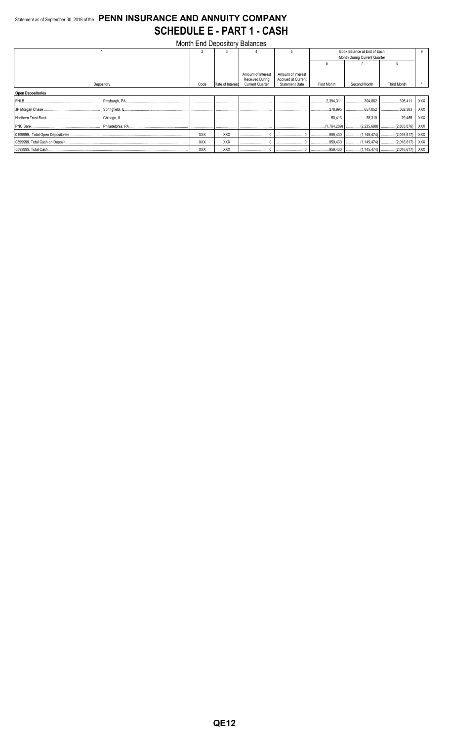Statement as of September 30, 2018 of the **PENN INSURANCE AND ANNUITY COMPANY**

# SCHEDULE E - PART 1 - CASH

Month End Depository Balances

| 1 | | 2 | 3 | 4 | 5 | Book Balance at End of Each Month During Current Quarter | | | 9 |
|---|---|---|---|---|---|---|---|---|---|
| | | | | | | 6 | 7 | 8 | |
| Depository | | Code | Rate of Interest | Amount of Interest Received During Current Quarter | Amount of Interest Accrued at Current Statement Date | First Month | Second Month | Third Month | * |
| **Open Depositories** | | | | | | | | | |
| FHLB | Pittsburgh, PA | | | | | 2,394,311 | 394,862 | 395,411 | XXX |
| JP Morgan Chase | Springfield, IL | | | | | 278,995 | 657,052 | 362,383 | XXX |
| Northern Trust Bank | Chicago, IL | | | | | 50,413 | 38,310 | 29,465 | XXX |
| PNC Bank | Philadelphia, PA | | | | | (1,764,289) | (2,235,698) | (2,803,876) | XXX |
| 0199999. Total Open Depositories | | XXX | XXX | 0 | 0 | 959,430 | (1,145,474) | (2,016,617) | XXX |
| 0399999. Total Cash on Deposit | | XXX | XXX | 0 | 0 | 959,430 | (1,145,474) | (2,016,617) | XXX |
| 0599999. Total Cash | | XXX | XXX | 0 | 0 | 959,430 | (1,145,474) | (2,016,617) | XXX |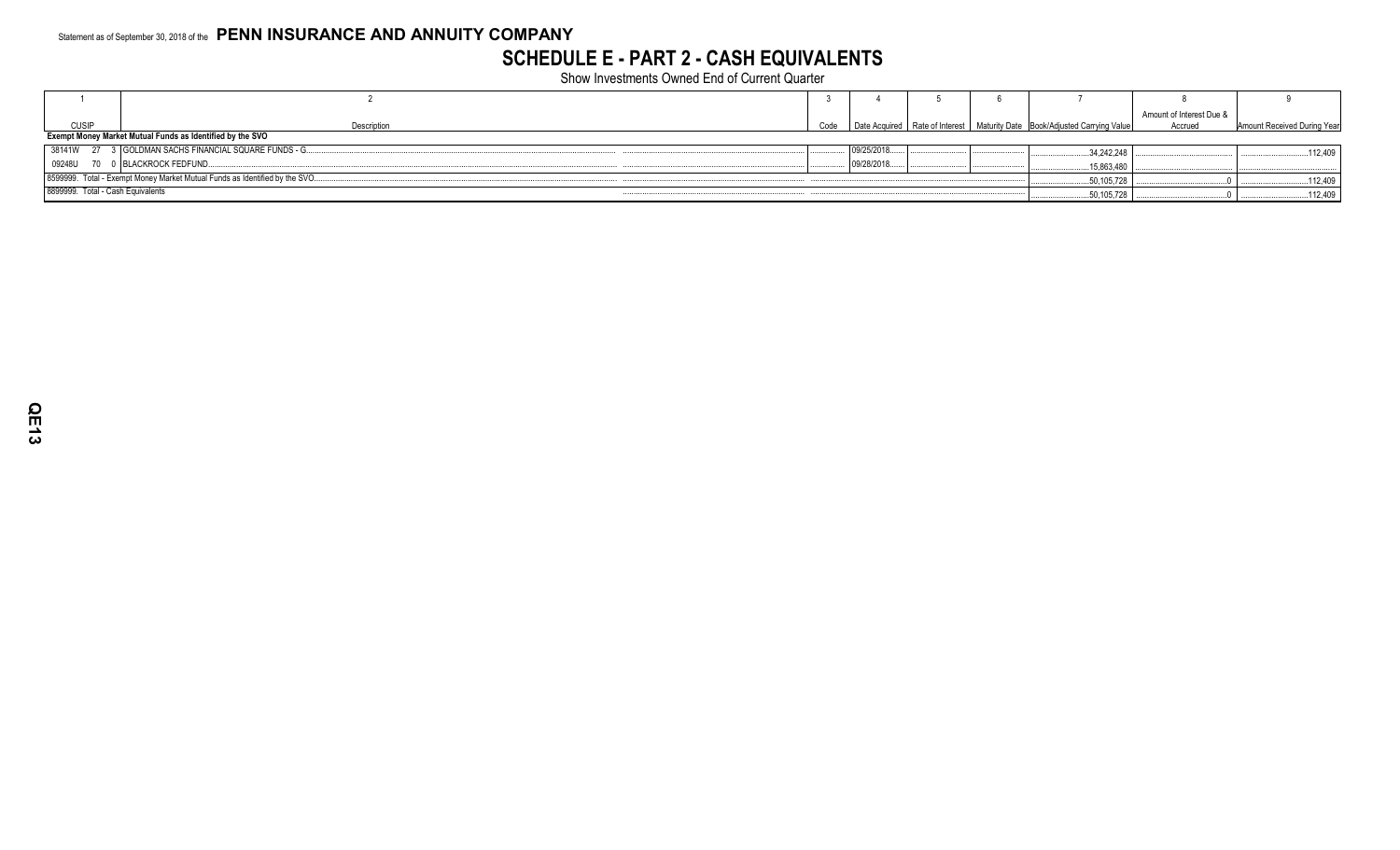Statement as of September 30, 2018 of the **PENN INSURANCE AND ANNUITY COMPANY**

# SCHEDULE E - PART 2 - CASH EQUIVALENTS

Show Investments Owned End of Current Quarter

| 1 | 2 | 3 | 4 | 5 | 6 | 7 | 8 | 9 |
|---|---|---|---|---|---|---|---|---|
| CUSIP | Description | Code | Date Acquired | Rate of Interest | Maturity Date | Book/Adjusted Carrying Value | Amount of Interest Due & Accrued | Amount Received During Year |
| **Exempt Money Market Mutual Funds as Identified by the SVO** | | | | | | | | |
| 38141W 27 3 | GOLDMAN SACHS FINANCIAL SQUARE FUNDS - G | | 09/25/2018 | | | 34,242,248 | | 112,409 |
| 09248U 70 0 | BLACKROCK FEDFUND | | 09/28/2018 | | | 15,863,480 | | |
| 8599999. Total - Exempt Money Market Mutual Funds as Identified by the SVO | | | | | | 50,105,728 | 0 | 112,409 |
| 8899999. Total - Cash Equivalents | | | | | | 50,105,728 | 0 | 112,409 |